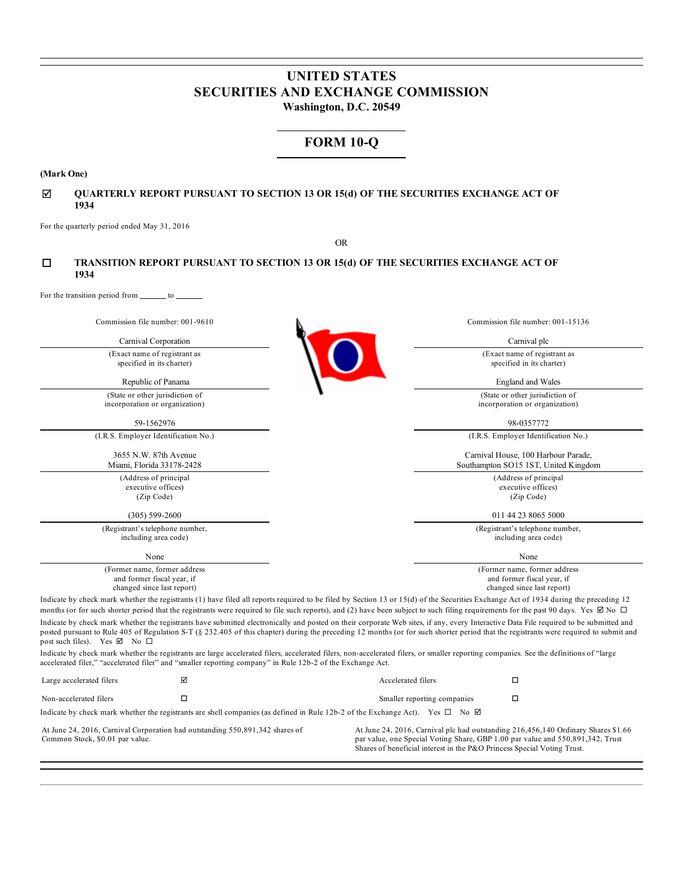# UNITED STATES
# SECURITIES AND EXCHANGE COMMISSION
**Washington, D.C. 20549**

## FORM 10-Q

**(Mark One)**

☑ **QUARTERLY REPORT PURSUANT TO SECTION 13 OR 15(d) OF THE SECURITIES EXCHANGE ACT OF 1934**

For the quarterly period ended May 31, 2016

OR

☐ **TRANSITION REPORT PURSUANT TO SECTION 13 OR 15(d) OF THE SECURITIES EXCHANGE ACT OF 1934**

For the transition period from \_\_\_\_\_\_ to \_\_\_\_\_\_

| Commission file number: 001-9610 | Commission file number: 001-15136 |
|---|---|
| Carnival Corporation | Carnival plc |
| (Exact name of registrant as specified in its charter) | (Exact name of registrant as specified in its charter) |
| Republic of Panama | England and Wales |
| (State or other jurisdiction of incorporation or organization) | (State or other jurisdiction of incorporation or organization) |
| 59-1562976 | 98-0357772 |
| (I.R.S. Employer Identification No.) | (I.R.S. Employer Identification No.) |
| 3655 N.W. 87th Avenue<br>Miami, Florida 33178-2428 | Carnival House, 100 Harbour Parade,<br>Southampton SO15 1ST, United Kingdom |
| (Address of principal executive offices) (Zip Code) | (Address of principal executive offices) (Zip Code) |
| (305) 599-2600 | 011 44 23 8065 5000 |
| (Registrant's telephone number, including area code) | (Registrant's telephone number, including area code) |
| None | None |
| (Former name, former address and former fiscal year, if changed since last report) | (Former name, former address and former fiscal year, if changed since last report) |

Indicate by check mark whether the registrants (1) have filed all reports required to be filed by Section 13 or 15(d) of the Securities Exchange Act of 1934 during the preceding 12 months (or for such shorter period that the registrants were required to file such reports), and (2) have been subject to such filing requirements for the past 90 days. Yes ☑ No ☐

Indicate by check mark whether the registrants have submitted electronically and posted on their corporate Web sites, if any, every Interactive Data File required to be submitted and posted pursuant to Rule 405 of Regulation S-T (§ 232.405 of this chapter) during the preceding 12 months (or for such shorter period that the registrants were required to submit and post such files). Yes ☑ No ☐

Indicate by check mark whether the registrants are large accelerated filers, accelerated filers, non-accelerated filers, or smaller reporting companies. See the definitions of "large accelerated filer," "accelerated filer" and "smaller reporting company" in Rule 12b-2 of the Exchange Act.

| | | | |
|---|---|---|---|
| Large accelerated filers | ☑ | Accelerated filers | ☐ |
| Non-accelerated filers | ☐ | Smaller reporting companies | ☐ |

Indicate by check mark whether the registrants are shell companies (as defined in Rule 12b-2 of the Exchange Act). Yes ☐ No ☑

At June 24, 2016, Carnival Corporation had outstanding 550,891,342 shares of Common Stock, $0.01 par value.

At June 24, 2016, Carnival plc had outstanding 216,456,140 Ordinary Shares $1.66 par value, one Special Voting Share, GBP 1.00 par value and 550,891,342, Trust Shares of beneficial interest in the P&O Princess Special Voting Trust.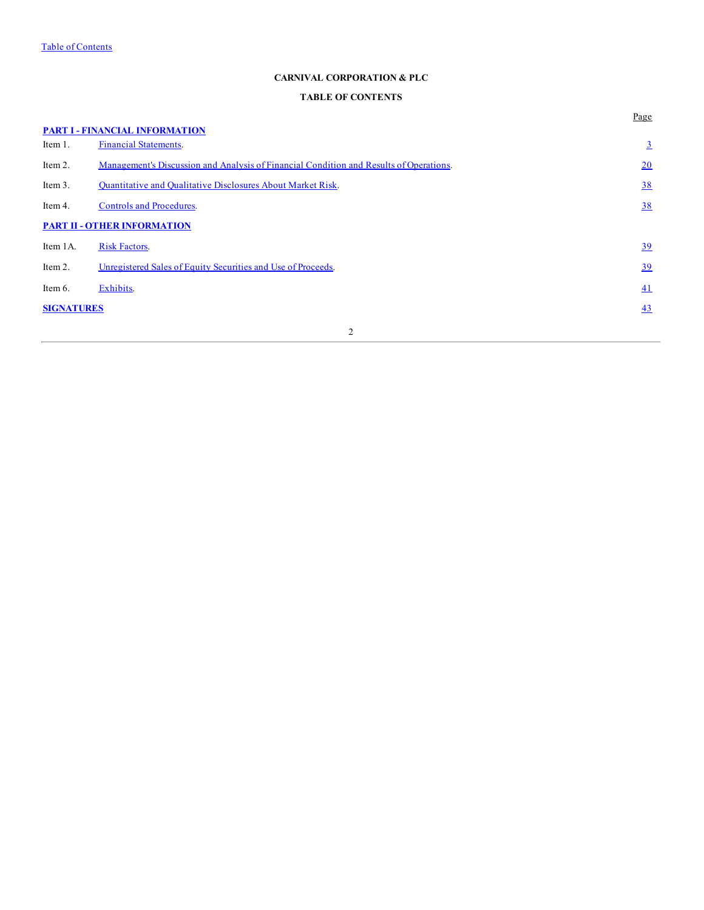**CARNIVAL CORPORATION & PLC**

**TABLE OF CONTENTS**

| | | Page |
|---|---|---|
| **PART I - FINANCIAL INFORMATION** | | |
| Item 1. | Financial Statements. | 3 |
| Item 2. | Management's Discussion and Analysis of Financial Condition and Results of Operations. | 20 |
| Item 3. | Quantitative and Qualitative Disclosures About Market Risk. | 38 |
| Item 4. | Controls and Procedures. | 38 |
| **PART II - OTHER INFORMATION** | | |
| Item 1A. | Risk Factors. | 39 |
| Item 2. | Unregistered Sales of Equity Securities and Use of Proceeds. | 39 |
| Item 6. | Exhibits. | 41 |
| **SIGNATURES** | | 43 |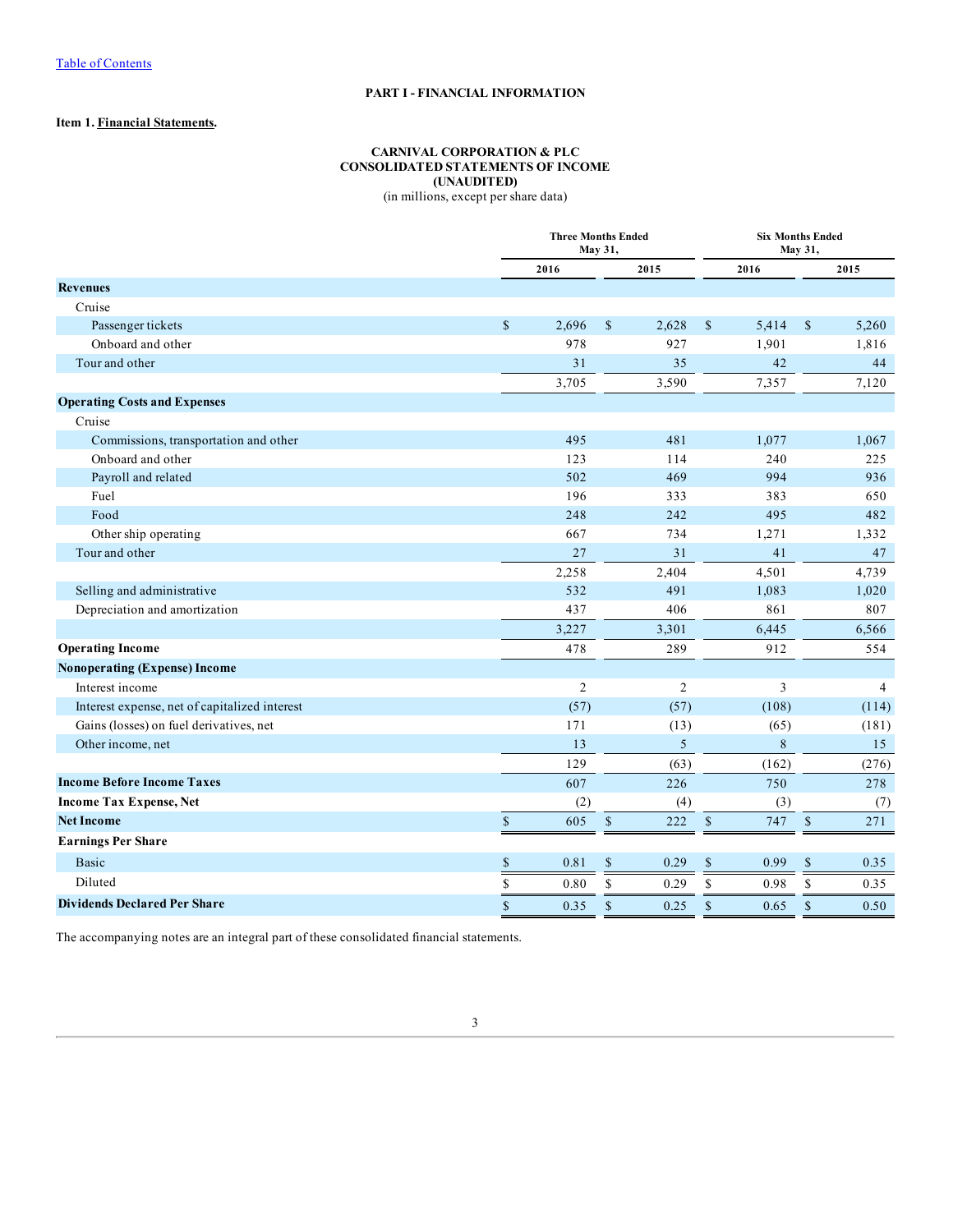# PART I - FINANCIAL INFORMATION

**Item 1. Financial Statements.**

**CARNIVAL CORPORATION & PLC**
**CONSOLIDATED STATEMENTS OF INCOME**
**(UNAUDITED)**
(in millions, except per share data)

| | Three Months Ended May 31, | | Six Months Ended May 31, | |
|---|---|---|---|---|
| | 2016 | 2015 | 2016 | 2015 |
| **Revenues** | | | | |
| Cruise | | | | |
| Passenger tickets | $ 2,696 | $ 2,628 | $ 5,414 | $ 5,260 |
| Onboard and other | 978 | 927 | 1,901 | 1,816 |
| Tour and other | 31 | 35 | 42 | 44 |
| | 3,705 | 3,590 | 7,357 | 7,120 |
| **Operating Costs and Expenses** | | | | |
| Cruise | | | | |
| Commissions, transportation and other | 495 | 481 | 1,077 | 1,067 |
| Onboard and other | 123 | 114 | 240 | 225 |
| Payroll and related | 502 | 469 | 994 | 936 |
| Fuel | 196 | 333 | 383 | 650 |
| Food | 248 | 242 | 495 | 482 |
| Other ship operating | 667 | 734 | 1,271 | 1,332 |
| Tour and other | 27 | 31 | 41 | 47 |
| | 2,258 | 2,404 | 4,501 | 4,739 |
| Selling and administrative | 532 | 491 | 1,083 | 1,020 |
| Depreciation and amortization | 437 | 406 | 861 | 807 |
| | 3,227 | 3,301 | 6,445 | 6,566 |
| **Operating Income** | 478 | 289 | 912 | 554 |
| **Nonoperating (Expense) Income** | | | | |
| Interest income | 2 | 2 | 3 | 4 |
| Interest expense, net of capitalized interest | (57) | (57) | (108) | (114) |
| Gains (losses) on fuel derivatives, net | 171 | (13) | (65) | (181) |
| Other income, net | 13 | 5 | 8 | 15 |
| | 129 | (63) | (162) | (276) |
| **Income Before Income Taxes** | 607 | 226 | 750 | 278 |
| **Income Tax Expense, Net** | (2) | (4) | (3) | (7) |
| **Net Income** | $ 605 | $ 222 | $ 747 | $ 271 |
| **Earnings Per Share** | | | | |
| Basic | $ 0.81 | $ 0.29 | $ 0.99 | $ 0.35 |
| Diluted | $ 0.80 | $ 0.29 | $ 0.98 | $ 0.35 |
| **Dividends Declared Per Share** | $ 0.35 | $ 0.25 | $ 0.65 | $ 0.50 |

The accompanying notes are an integral part of these consolidated financial statements.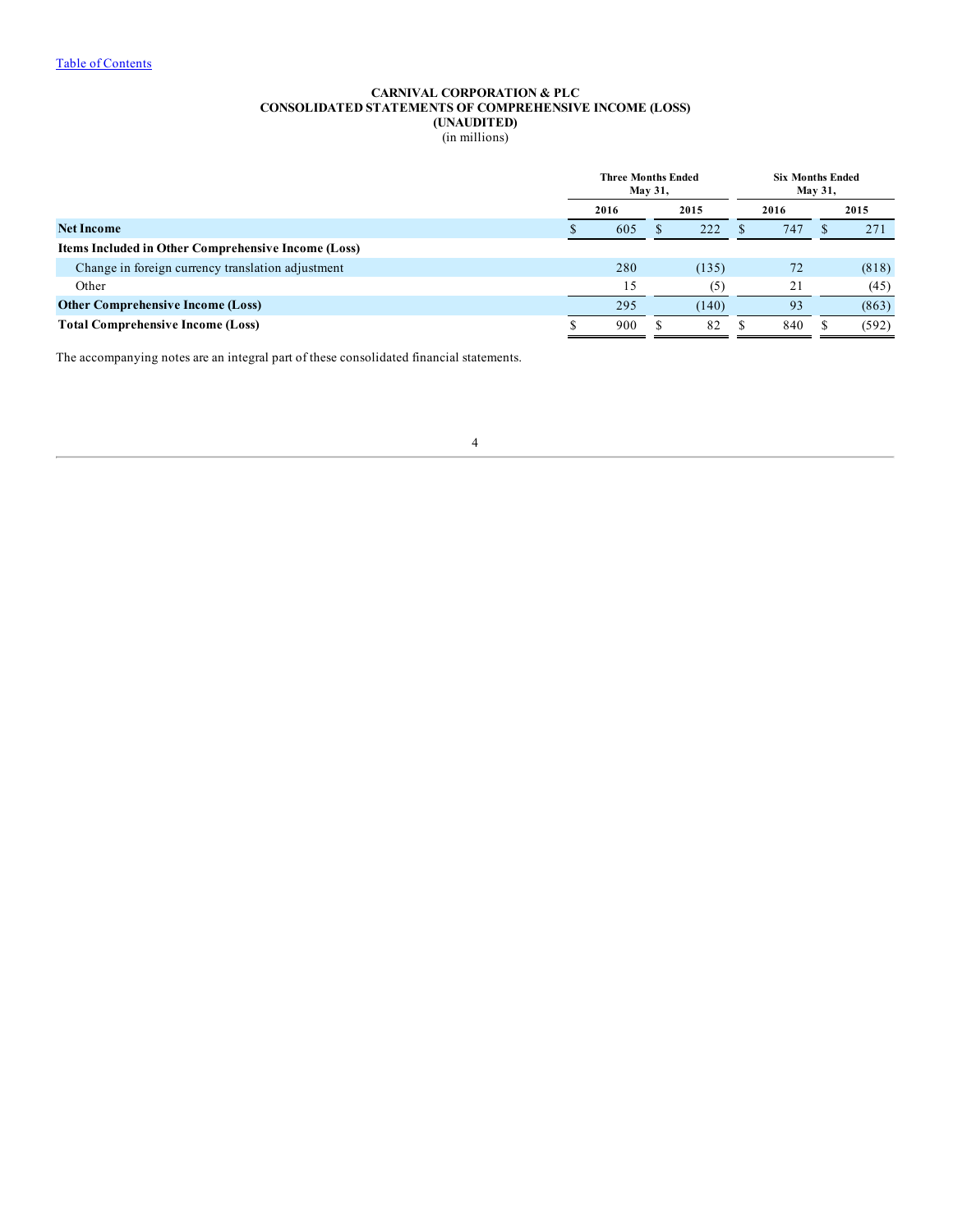Table of Contents

# CARNIVAL CORPORATION & PLC
## CONSOLIDATED STATEMENTS OF COMPREHENSIVE INCOME (LOSS)
## (UNAUDITED)
(in millions)

| | Three Months Ended May 31, | | Six Months Ended May 31, | |
|---|---|---|---|---|
| | 2016 | 2015 | 2016 | 2015 |
| **Net Income** | $ 605 | $ 222 | $ 747 | $ 271 |
| **Items Included in Other Comprehensive Income (Loss)** | | | | |
| Change in foreign currency translation adjustment | 280 | (135) | 72 | (818) |
| Other | 15 | (5) | 21 | (45) |
| **Other Comprehensive Income (Loss)** | 295 | (140) | 93 | (863) |
| **Total Comprehensive Income (Loss)** | $ 900 | $ 82 | $ 840 | $ (592) |

The accompanying notes are an integral part of these consolidated financial statements.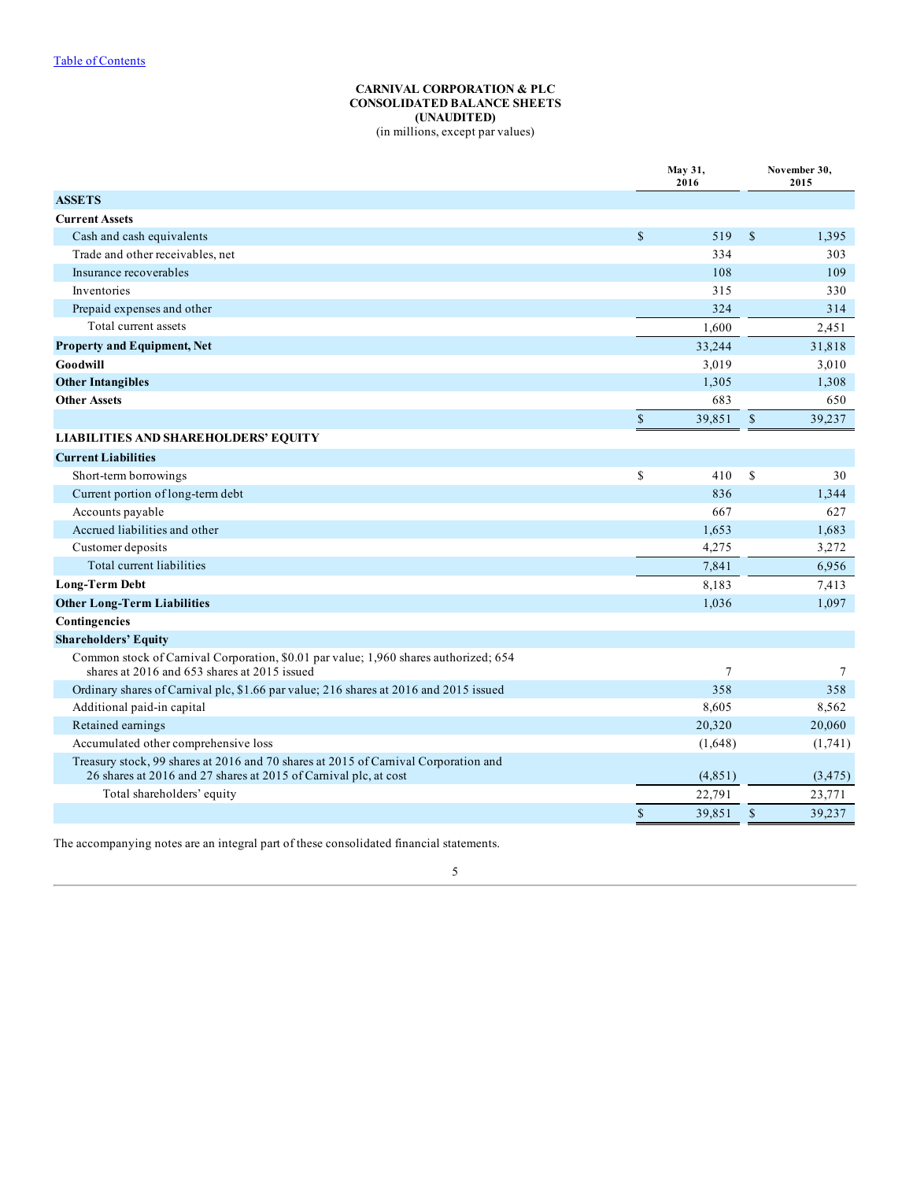Table of Contents

**CARNIVAL CORPORATION & PLC**
**CONSOLIDATED BALANCE SHEETS**
**(UNAUDITED)**
(in millions, except par values)

| | May 31, 2016 | November 30, 2015 |
|---|---|---|
| **ASSETS** | | |
| **Current Assets** | | |
| Cash and cash equivalents | $ 519 | $ 1,395 |
| Trade and other receivables, net | 334 | 303 |
| Insurance recoverables | 108 | 109 |
| Inventories | 315 | 330 |
| Prepaid expenses and other | 324 | 314 |
| Total current assets | 1,600 | 2,451 |
| **Property and Equipment, Net** | 33,244 | 31,818 |
| **Goodwill** | 3,019 | 3,010 |
| **Other Intangibles** | 1,305 | 1,308 |
| **Other Assets** | 683 | 650 |
| | $ 39,851 | $ 39,237 |
| **LIABILITIES AND SHAREHOLDERS' EQUITY** | | |
| **Current Liabilities** | | |
| Short-term borrowings | $ 410 | $ 30 |
| Current portion of long-term debt | 836 | 1,344 |
| Accounts payable | 667 | 627 |
| Accrued liabilities and other | 1,653 | 1,683 |
| Customer deposits | 4,275 | 3,272 |
| Total current liabilities | 7,841 | 6,956 |
| **Long-Term Debt** | 8,183 | 7,413 |
| **Other Long-Term Liabilities** | 1,036 | 1,097 |
| **Contingencies** | | |
| **Shareholders' Equity** | | |
| Common stock of Carnival Corporation, $0.01 par value; 1,960 shares authorized; 654 shares at 2016 and 653 shares at 2015 issued | 7 | 7 |
| Ordinary shares of Carnival plc, $1.66 par value; 216 shares at 2016 and 2015 issued | 358 | 358 |
| Additional paid-in capital | 8,605 | 8,562 |
| Retained earnings | 20,320 | 20,060 |
| Accumulated other comprehensive loss | (1,648) | (1,741) |
| Treasury stock, 99 shares at 2016 and 70 shares at 2015 of Carnival Corporation and 26 shares at 2016 and 27 shares at 2015 of Carnival plc, at cost | (4,851) | (3,475) |
| Total shareholders' equity | 22,791 | 23,771 |
| | $ 39,851 | $ 39,237 |

The accompanying notes are an integral part of these consolidated financial statements.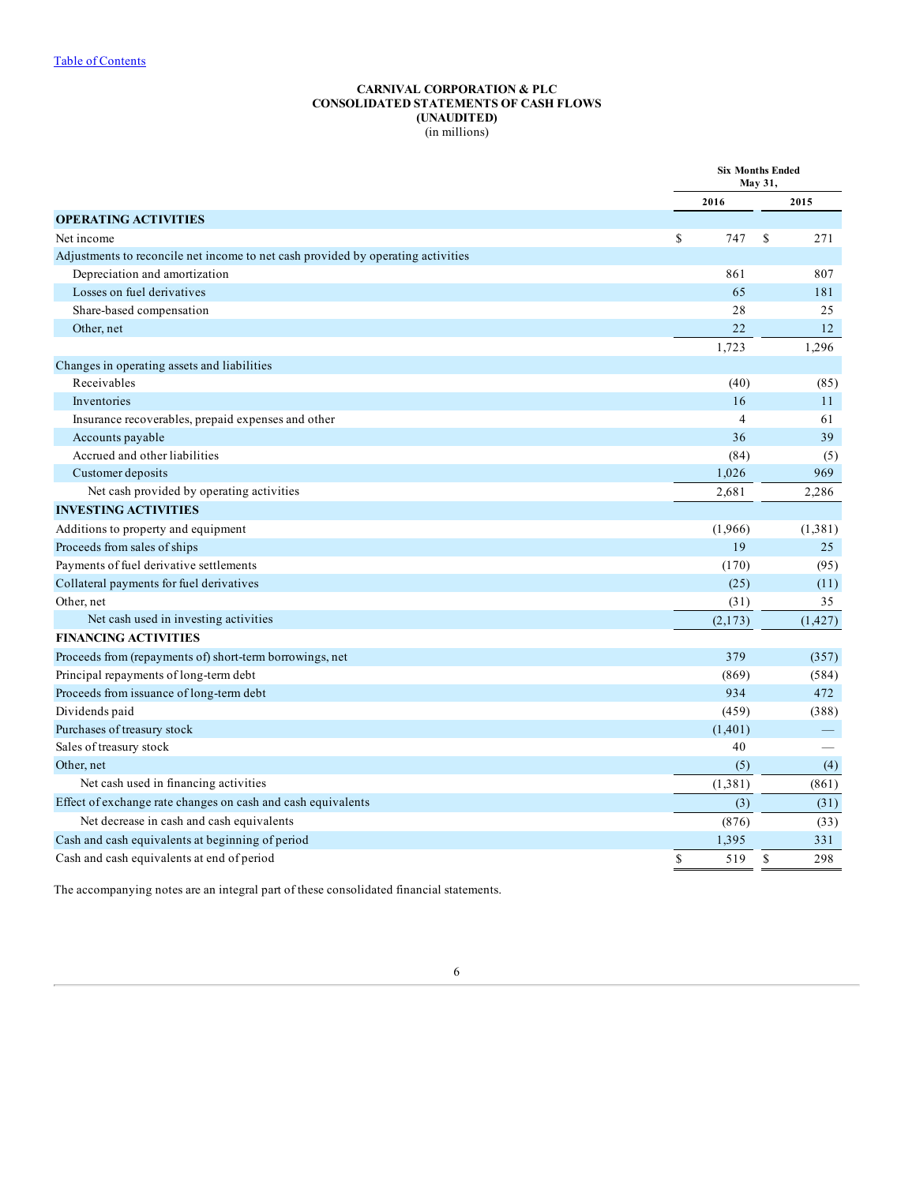[Table of Contents](#)

**CARNIVAL CORPORATION & PLC**
**CONSOLIDATED STATEMENTS OF CASH FLOWS**
**(UNAUDITED)**
(in millions)

| | Six Months Ended May 31, | |
|---|---|---|
| | **2016** | **2015** |
| **OPERATING ACTIVITIES** | | |
| Net income | $ 747 | $ 271 |
| Adjustments to reconcile net income to net cash provided by operating activities | | |
| Depreciation and amortization | 861 | 807 |
| Losses on fuel derivatives | 65 | 181 |
| Share-based compensation | 28 | 25 |
| Other, net | 22 | 12 |
| | 1,723 | 1,296 |
| Changes in operating assets and liabilities | | |
| Receivables | (40) | (85) |
| Inventories | 16 | 11 |
| Insurance recoverables, prepaid expenses and other | 4 | 61 |
| Accounts payable | 36 | 39 |
| Accrued and other liabilities | (84) | (5) |
| Customer deposits | 1,026 | 969 |
| Net cash provided by operating activities | 2,681 | 2,286 |
| **INVESTING ACTIVITIES** | | |
| Additions to property and equipment | (1,966) | (1,381) |
| Proceeds from sales of ships | 19 | 25 |
| Payments of fuel derivative settlements | (170) | (95) |
| Collateral payments for fuel derivatives | (25) | (11) |
| Other, net | (31) | 35 |
| Net cash used in investing activities | (2,173) | (1,427) |
| **FINANCING ACTIVITIES** | | |
| Proceeds from (repayments of) short-term borrowings, net | 379 | (357) |
| Principal repayments of long-term debt | (869) | (584) |
| Proceeds from issuance of long-term debt | 934 | 472 |
| Dividends paid | (459) | (388) |
| Purchases of treasury stock | (1,401) | — |
| Sales of treasury stock | 40 | — |
| Other, net | (5) | (4) |
| Net cash used in financing activities | (1,381) | (861) |
| Effect of exchange rate changes on cash and cash equivalents | (3) | (31) |
| Net decrease in cash and cash equivalents | (876) | (33) |
| Cash and cash equivalents at beginning of period | 1,395 | 331 |
| Cash and cash equivalents at end of period | $ 519 | $ 298 |

The accompanying notes are an integral part of these consolidated financial statements.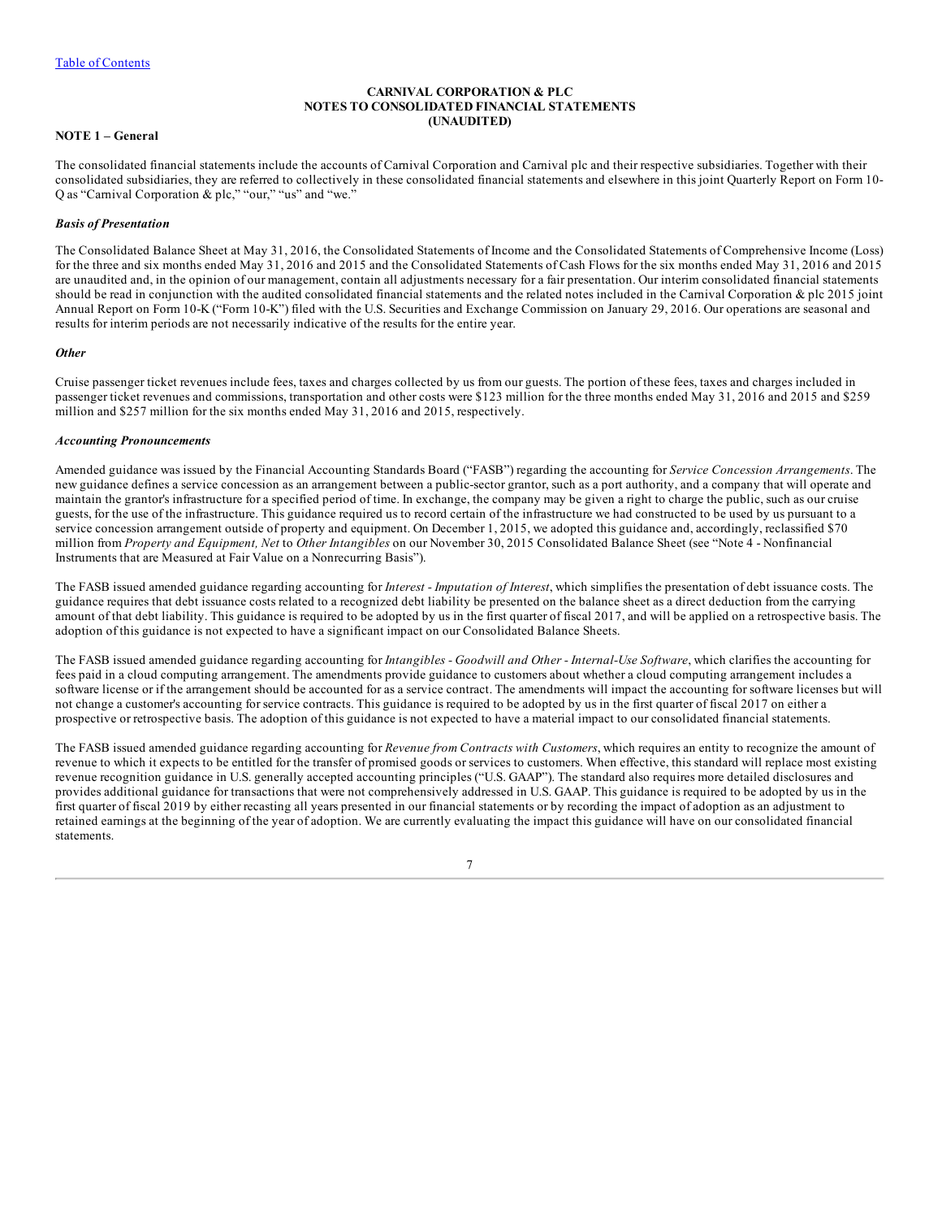CARNIVAL CORPORATION & PLC
NOTES TO CONSOLIDATED FINANCIAL STATEMENTS
(UNAUDITED)

**NOTE 1 – General**

The consolidated financial statements include the accounts of Carnival Corporation and Carnival plc and their respective subsidiaries. Together with their consolidated subsidiaries, they are referred to collectively in these consolidated financial statements and elsewhere in this joint Quarterly Report on Form 10-Q as "Carnival Corporation & plc," "our," "us" and "we."

***Basis of Presentation***

The Consolidated Balance Sheet at May 31, 2016, the Consolidated Statements of Income and the Consolidated Statements of Comprehensive Income (Loss) for the three and six months ended May 31, 2016 and 2015 and the Consolidated Statements of Cash Flows for the six months ended May 31, 2016 and 2015 are unaudited and, in the opinion of our management, contain all adjustments necessary for a fair presentation. Our interim consolidated financial statements should be read in conjunction with the audited consolidated financial statements and the related notes included in the Carnival Corporation & plc 2015 joint Annual Report on Form 10-K ("Form 10-K") filed with the U.S. Securities and Exchange Commission on January 29, 2016. Our operations are seasonal and results for interim periods are not necessarily indicative of the results for the entire year.

***Other***

Cruise passenger ticket revenues include fees, taxes and charges collected by us from our guests. The portion of these fees, taxes and charges included in passenger ticket revenues and commissions, transportation and other costs were $123 million for the three months ended May 31, 2016 and 2015 and $259 million and $257 million for the six months ended May 31, 2016 and 2015, respectively.

***Accounting Pronouncements***

Amended guidance was issued by the Financial Accounting Standards Board ("FASB") regarding the accounting for *Service Concession Arrangements*. The new guidance defines a service concession as an arrangement between a public-sector grantor, such as a port authority, and a company that will operate and maintain the grantor's infrastructure for a specified period of time. In exchange, the company may be given a right to charge the public, such as our cruise guests, for the use of the infrastructure. This guidance required us to record certain of the infrastructure we had constructed to be used by us pursuant to a service concession arrangement outside of property and equipment. On December 1, 2015, we adopted this guidance and, accordingly, reclassified $70 million from *Property and Equipment, Net* to *Other Intangibles* on our November 30, 2015 Consolidated Balance Sheet (see "Note 4 - Nonfinancial Instruments that are Measured at Fair Value on a Nonrecurring Basis").

The FASB issued amended guidance regarding accounting for *Interest - Imputation of Interest*, which simplifies the presentation of debt issuance costs. The guidance requires that debt issuance costs related to a recognized debt liability be presented on the balance sheet as a direct deduction from the carrying amount of that debt liability. This guidance is required to be adopted by us in the first quarter of fiscal 2017, and will be applied on a retrospective basis. The adoption of this guidance is not expected to have a significant impact on our Consolidated Balance Sheets.

The FASB issued amended guidance regarding accounting for *Intangibles - Goodwill and Other - Internal-Use Software*, which clarifies the accounting for fees paid in a cloud computing arrangement. The amendments provide guidance to customers about whether a cloud computing arrangement includes a software license or if the arrangement should be accounted for as a service contract. The amendments will impact the accounting for software licenses but will not change a customer's accounting for service contracts. This guidance is required to be adopted by us in the first quarter of fiscal 2017 on either a prospective or retrospective basis. The adoption of this guidance is not expected to have a material impact to our consolidated financial statements.

The FASB issued amended guidance regarding accounting for *Revenue from Contracts with Customers*, which requires an entity to recognize the amount of revenue to which it expects to be entitled for the transfer of promised goods or services to customers. When effective, this standard will replace most existing revenue recognition guidance in U.S. generally accepted accounting principles ("U.S. GAAP"). The standard also requires more detailed disclosures and provides additional guidance for transactions that were not comprehensively addressed in U.S. GAAP. This guidance is required to be adopted by us in the first quarter of fiscal 2019 by either recasting all years presented in our financial statements or by recording the impact of adoption as an adjustment to retained earnings at the beginning of the year of adoption. We are currently evaluating the impact this guidance will have on our consolidated financial statements.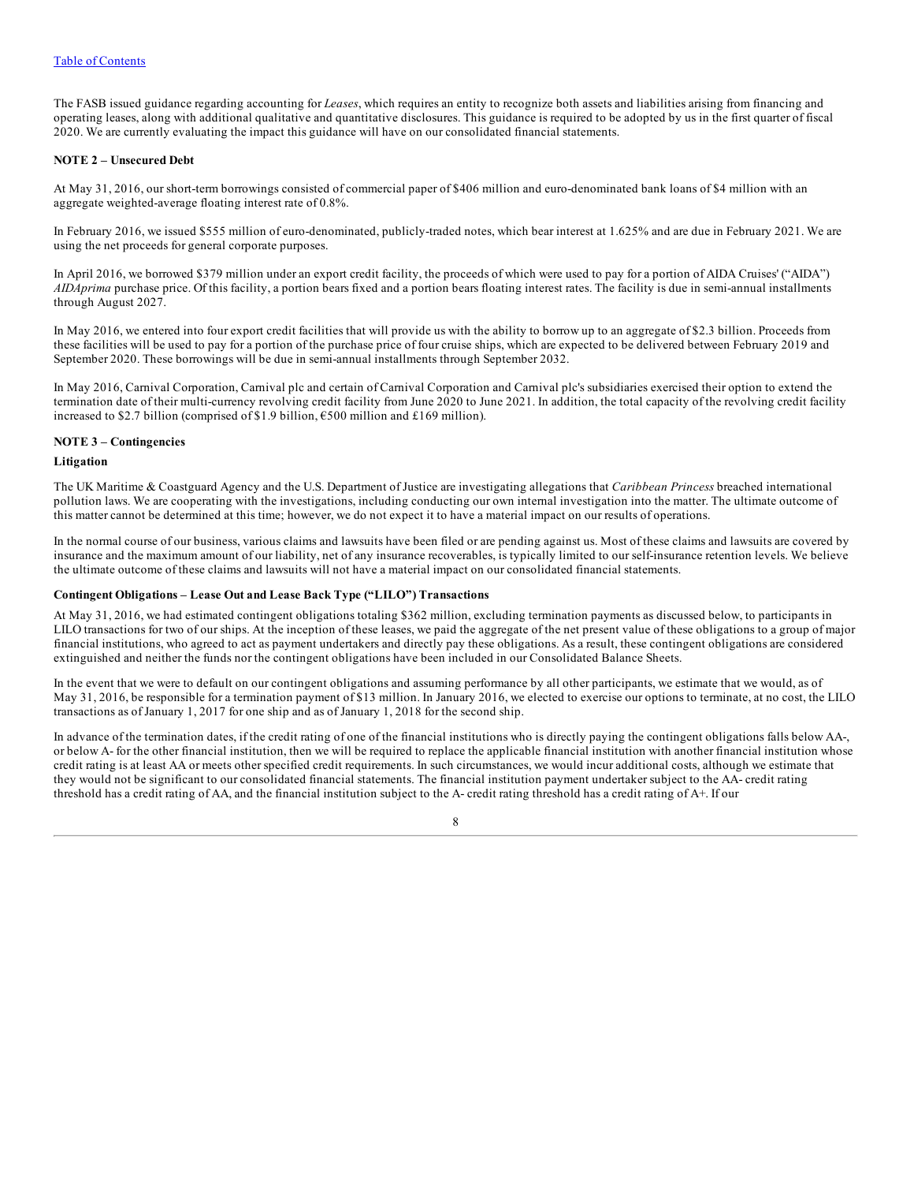The FASB issued guidance regarding accounting for *Leases*, which requires an entity to recognize both assets and liabilities arising from financing and operating leases, along with additional qualitative and quantitative disclosures. This guidance is required to be adopted by us in the first quarter of fiscal 2020. We are currently evaluating the impact this guidance will have on our consolidated financial statements.

**NOTE 2 – Unsecured Debt**

At May 31, 2016, our short-term borrowings consisted of commercial paper of $406 million and euro-denominated bank loans of $4 million with an aggregate weighted-average floating interest rate of 0.8%.

In February 2016, we issued $555 million of euro-denominated, publicly-traded notes, which bear interest at 1.625% and are due in February 2021. We are using the net proceeds for general corporate purposes.

In April 2016, we borrowed $379 million under an export credit facility, the proceeds of which were used to pay for a portion of AIDA Cruises' ("AIDA") *AIDAprima* purchase price. Of this facility, a portion bears fixed and a portion bears floating interest rates. The facility is due in semi-annual installments through August 2027.

In May 2016, we entered into four export credit facilities that will provide us with the ability to borrow up to an aggregate of $2.3 billion. Proceeds from these facilities will be used to pay for a portion of the purchase price of four cruise ships, which are expected to be delivered between February 2019 and September 2020. These borrowings will be due in semi-annual installments through September 2032.

In May 2016, Carnival Corporation, Carnival plc and certain of Carnival Corporation and Carnival plc's subsidiaries exercised their option to extend the termination date of their multi-currency revolving credit facility from June 2020 to June 2021. In addition, the total capacity of the revolving credit facility increased to $2.7 billion (comprised of $1.9 billion, €500 million and £169 million).

**NOTE 3 – Contingencies**

**Litigation**

The UK Maritime & Coastguard Agency and the U.S. Department of Justice are investigating allegations that *Caribbean Princess* breached international pollution laws. We are cooperating with the investigations, including conducting our own internal investigation into the matter. The ultimate outcome of this matter cannot be determined at this time; however, we do not expect it to have a material impact on our results of operations.

In the normal course of our business, various claims and lawsuits have been filed or are pending against us. Most of these claims and lawsuits are covered by insurance and the maximum amount of our liability, net of any insurance recoverables, is typically limited to our self-insurance retention levels. We believe the ultimate outcome of these claims and lawsuits will not have a material impact on our consolidated financial statements.

**Contingent Obligations – Lease Out and Lease Back Type ("LILO") Transactions**

At May 31, 2016, we had estimated contingent obligations totaling $362 million, excluding termination payments as discussed below, to participants in LILO transactions for two of our ships. At the inception of these leases, we paid the aggregate of the net present value of these obligations to a group of major financial institutions, who agreed to act as payment undertakers and directly pay these obligations. As a result, these contingent obligations are considered extinguished and neither the funds nor the contingent obligations have been included in our Consolidated Balance Sheets.

In the event that we were to default on our contingent obligations and assuming performance by all other participants, we estimate that we would, as of May 31, 2016, be responsible for a termination payment of $13 million. In January 2016, we elected to exercise our options to terminate, at no cost, the LILO transactions as of January 1, 2017 for one ship and as of January 1, 2018 for the second ship.

In advance of the termination dates, if the credit rating of one of the financial institutions who is directly paying the contingent obligations falls below AA-, or below A- for the other financial institution, then we will be required to replace the applicable financial institution with another financial institution whose credit rating is at least AA or meets other specified credit requirements. In such circumstances, we would incur additional costs, although we estimate that they would not be significant to our consolidated financial statements. The financial institution payment undertaker subject to the AA- credit rating threshold has a credit rating of AA, and the financial institution subject to the A- credit rating threshold has a credit rating of A+. If our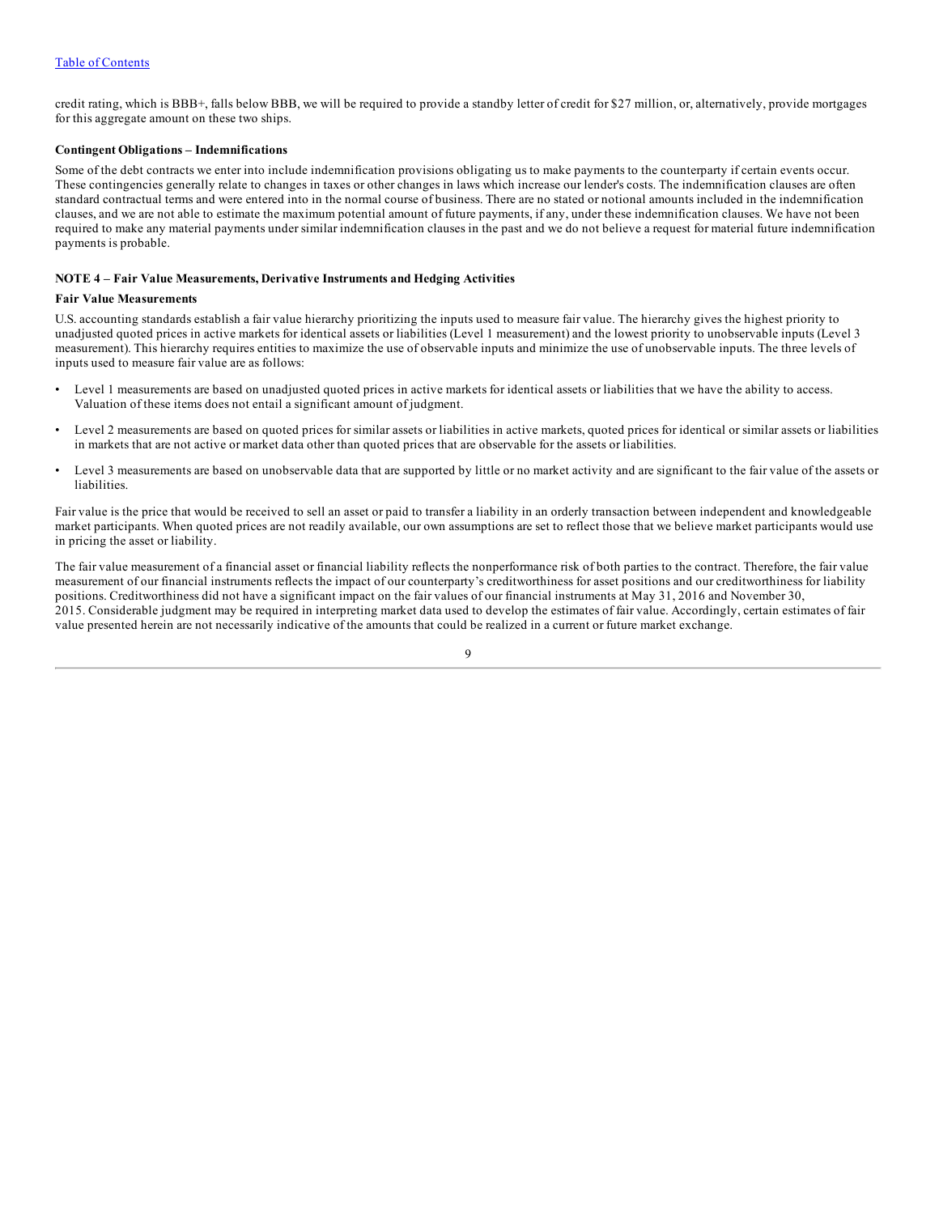credit rating, which is BBB+, falls below BBB, we will be required to provide a standby letter of credit for $27 million, or, alternatively, provide mortgages for this aggregate amount on these two ships.

**Contingent Obligations – Indemnifications**

Some of the debt contracts we enter into include indemnification provisions obligating us to make payments to the counterparty if certain events occur. These contingencies generally relate to changes in taxes or other changes in laws which increase our lender's costs. The indemnification clauses are often standard contractual terms and were entered into in the normal course of business. There are no stated or notional amounts included in the indemnification clauses, and we are not able to estimate the maximum potential amount of future payments, if any, under these indemnification clauses. We have not been required to make any material payments under similar indemnification clauses in the past and we do not believe a request for material future indemnification payments is probable.

## NOTE 4 – Fair Value Measurements, Derivative Instruments and Hedging Activities

**Fair Value Measurements**

U.S. accounting standards establish a fair value hierarchy prioritizing the inputs used to measure fair value. The hierarchy gives the highest priority to unadjusted quoted prices in active markets for identical assets or liabilities (Level 1 measurement) and the lowest priority to unobservable inputs (Level 3 measurement). This hierarchy requires entities to maximize the use of observable inputs and minimize the use of unobservable inputs. The three levels of inputs used to measure fair value are as follows:

- Level 1 measurements are based on unadjusted quoted prices in active markets for identical assets or liabilities that we have the ability to access. Valuation of these items does not entail a significant amount of judgment.
- Level 2 measurements are based on quoted prices for similar assets or liabilities in active markets, quoted prices for identical or similar assets or liabilities in markets that are not active or market data other than quoted prices that are observable for the assets or liabilities.
- Level 3 measurements are based on unobservable data that are supported by little or no market activity and are significant to the fair value of the assets or liabilities.

Fair value is the price that would be received to sell an asset or paid to transfer a liability in an orderly transaction between independent and knowledgeable market participants. When quoted prices are not readily available, our own assumptions are set to reflect those that we believe market participants would use in pricing the asset or liability.

The fair value measurement of a financial asset or financial liability reflects the nonperformance risk of both parties to the contract. Therefore, the fair value measurement of our financial instruments reflects the impact of our counterparty's creditworthiness for asset positions and our creditworthiness for liability positions. Creditworthiness did not have a significant impact on the fair values of our financial instruments at May 31, 2016 and November 30, 2015. Considerable judgment may be required in interpreting market data used to develop the estimates of fair value. Accordingly, certain estimates of fair value presented herein are not necessarily indicative of the amounts that could be realized in a current or future market exchange.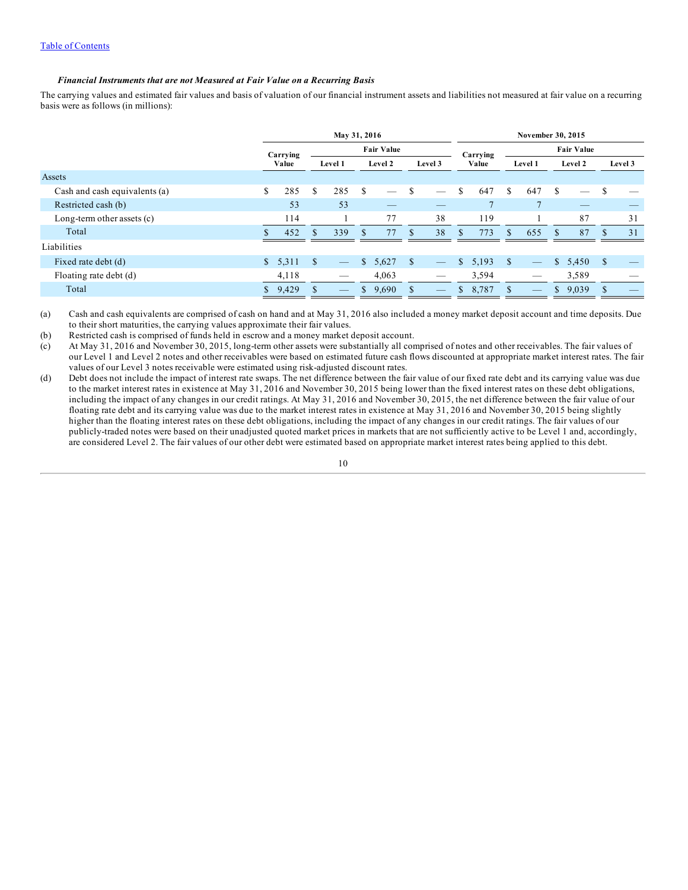### *Financial Instruments that are not Measured at Fair Value on a Recurring Basis*

The carrying values and estimated fair values and basis of valuation of our financial instrument assets and liabilities not measured at fair value on a recurring basis were as follows (in millions):

| | May 31, 2016 | | | | November 30, 2015 | | | |
|---|---|---|---|---|---|---|---|---|
| | Carrying Value | Fair Value | | | Carrying Value | Fair Value | | |
| | | Level 1 | Level 2 | Level 3 | | Level 1 | Level 2 | Level 3 |
| **Assets** | | | | | | | | |
| Cash and cash equivalents (a) | $ 285 | $ 285 | $ — | $ — | $ 647 | $ 647 | $ — | $ — |
| Restricted cash (b) | 53 | 53 | — | — | 7 | 7 | — | — |
| Long-term other assets (c) | 114 | 1 | 77 | 38 | 119 | 1 | 87 | 31 |
| Total | $ 452 | $ 339 | $ 77 | $ 38 | $ 773 | $ 655 | $ 87 | $ 31 |
| **Liabilities** | | | | | | | | |
| Fixed rate debt (d) | $ 5,311 | $ — | $ 5,627 | $ — | $ 5,193 | $ — | $ 5,450 | $ — |
| Floating rate debt (d) | 4,118 | — | 4,063 | — | 3,594 | — | 3,589 | — |
| Total | $ 9,429 | $ — | $ 9,690 | $ — | $ 8,787 | $ — | $ 9,039 | $ — |

(a) Cash and cash equivalents are comprised of cash on hand and at May 31, 2016 also included a money market deposit account and time deposits. Due to their short maturities, the carrying values approximate their fair values.

(b) Restricted cash is comprised of funds held in escrow and a money market deposit account.

(c) At May 31, 2016 and November 30, 2015, long-term other assets were substantially all comprised of notes and other receivables. The fair values of our Level 1 and Level 2 notes and other receivables were based on estimated future cash flows discounted at appropriate market interest rates. The fair values of our Level 3 notes receivable were estimated using risk-adjusted discount rates.

(d) Debt does not include the impact of interest rate swaps. The net difference between the fair value of our fixed rate debt and its carrying value was due to the market interest rates in existence at May 31, 2016 and November 30, 2015 being lower than the fixed interest rates on these debt obligations, including the impact of any changes in our credit ratings. At May 31, 2016 and November 30, 2015, the net difference between the fair value of our floating rate debt and its carrying value was due to the market interest rates in existence at May 31, 2016 and November 30, 2015 being slightly higher than the floating interest rates on these debt obligations, including the impact of any changes in our credit ratings. The fair values of our publicly-traded notes were based on their unadjusted quoted market prices in markets that are not sufficiently active to be Level 1 and, accordingly, are considered Level 2. The fair values of our other debt were estimated based on appropriate market interest rates being applied to this debt.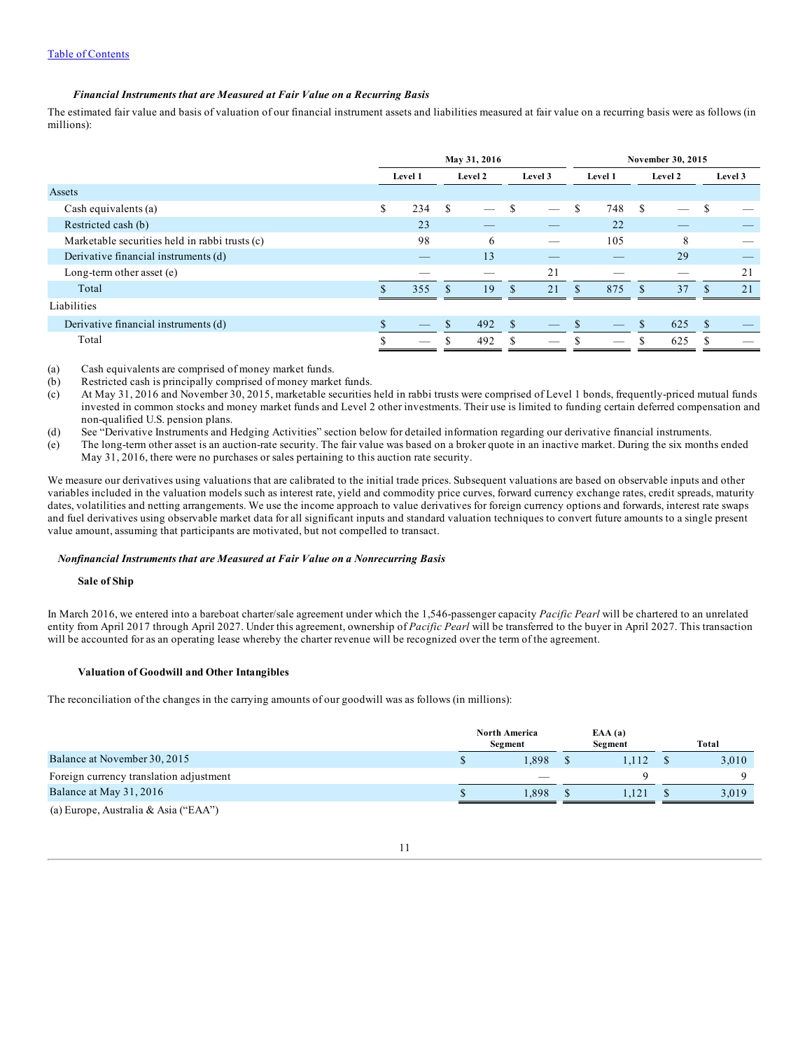[Table of Contents](#)

***Financial Instruments that are Measured at Fair Value on a Recurring Basis***

The estimated fair value and basis of valuation of our financial instrument assets and liabilities measured at fair value on a recurring basis were as follows (in millions):

| | May 31, 2016 | | | November 30, 2015 | | |
|---|---|---|---|---|---|---|
| | Level 1 | Level 2 | Level 3 | Level 1 | Level 2 | Level 3 |
| Assets | | | | | | |
| Cash equivalents (a) | $ 234 | $ — | $ — | $ 748 | $ — | $ — |
| Restricted cash (b) | 23 | — | — | 22 | — | — |
| Marketable securities held in rabbi trusts (c) | 98 | 6 | — | 105 | 8 | — |
| Derivative financial instruments (d) | — | 13 | — | — | 29 | — |
| Long-term other asset (e) | — | — | 21 | — | — | 21 |
| Total | $ 355 | $ 19 | $ 21 | $ 875 | $ 37 | $ 21 |
| Liabilities | | | | | | |
| Derivative financial instruments (d) | $ — | $ 492 | $ — | $ — | $ 625 | $ — |
| Total | $ — | $ 492 | $ — | $ — | $ 625 | $ — |

(a) Cash equivalents are comprised of money market funds.

(b) Restricted cash is principally comprised of money market funds.

(c) At May 31, 2016 and November 30, 2015, marketable securities held in rabbi trusts were comprised of Level 1 bonds, frequently-priced mutual funds invested in common stocks and money market funds and Level 2 other investments. Their use is limited to funding certain deferred compensation and non-qualified U.S. pension plans.

(d) See "Derivative Instruments and Hedging Activities" section below for detailed information regarding our derivative financial instruments.

(e) The long-term other asset is an auction-rate security. The fair value was based on a broker quote in an inactive market. During the six months ended May 31, 2016, there were no purchases or sales pertaining to this auction rate security.

We measure our derivatives using valuations that are calibrated to the initial trade prices. Subsequent valuations are based on observable inputs and other variables included in the valuation models such as interest rate, yield and commodity price curves, forward currency exchange rates, credit spreads, maturity dates, volatilities and netting arrangements. We use the income approach to value derivatives for foreign currency options and forwards, interest rate swaps and fuel derivatives using observable market data for all significant inputs and standard valuation techniques to convert future amounts to a single present value amount, assuming that participants are motivated, but not compelled to transact.

***Nonfinancial Instruments that are Measured at Fair Value on a Nonrecurring Basis***

**Sale of Ship**

In March 2016, we entered into a bareboat charter/sale agreement under which the 1,546-passenger capacity *Pacific Pearl* will be chartered to an unrelated entity from April 2017 through April 2027. Under this agreement, ownership of *Pacific Pearl* will be transferred to the buyer in April 2027. This transaction will be accounted for as an operating lease whereby the charter revenue will be recognized over the term of the agreement.

**Valuation of Goodwill and Other Intangibles**

The reconciliation of the changes in the carrying amounts of our goodwill was as follows (in millions):

| | North America Segment | EAA (a) Segment | Total |
|---|---|---|---|
| Balance at November 30, 2015 | $ 1,898 | $ 1,112 | $ 3,010 |
| Foreign currency translation adjustment | — | 9 | 9 |
| Balance at May 31, 2016 | $ 1,898 | $ 1,121 | $ 3,019 |

(a) Europe, Australia & Asia ("EAA")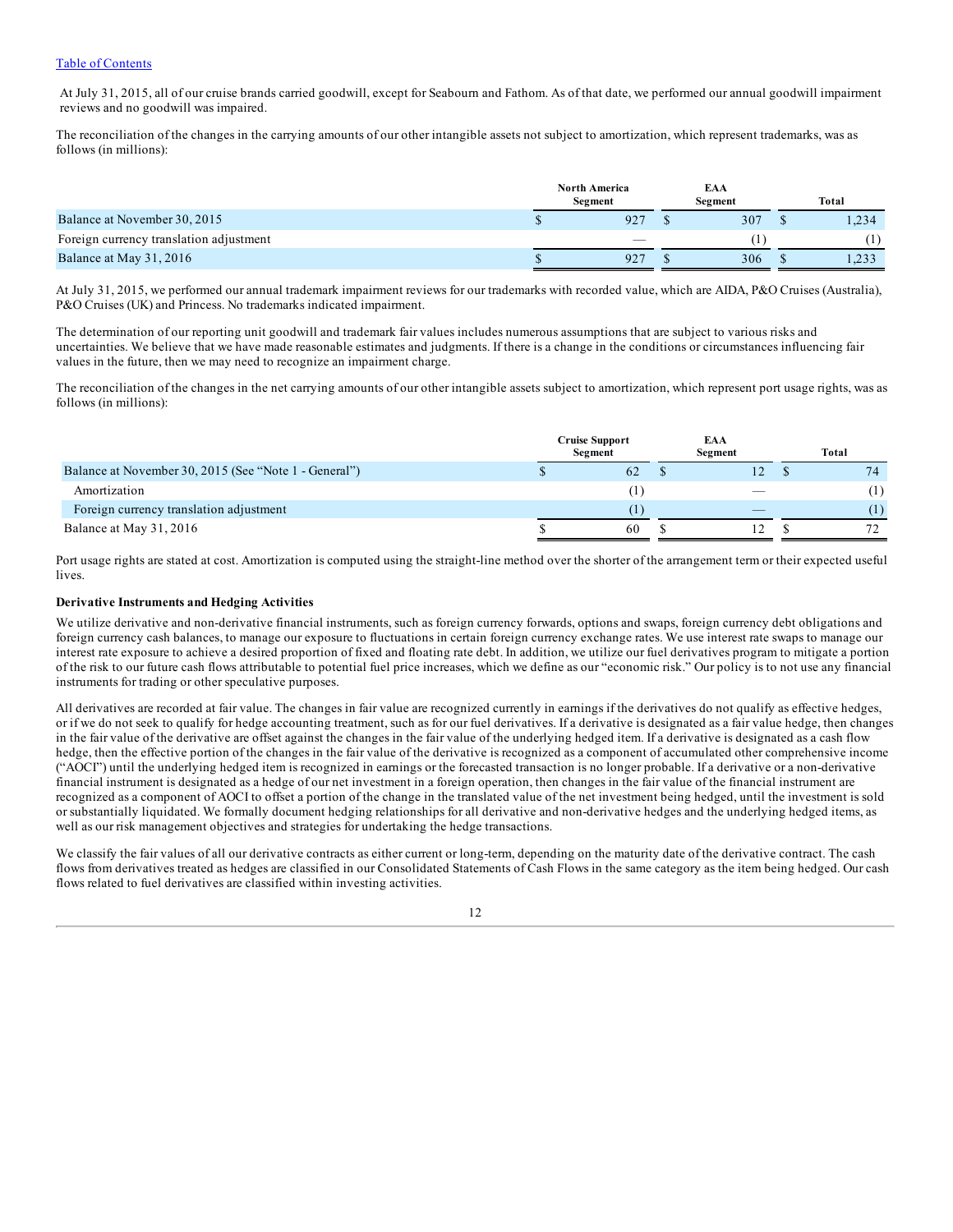At July 31, 2015, all of our cruise brands carried goodwill, except for Seabourn and Fathom. As of that date, we performed our annual goodwill impairment reviews and no goodwill was impaired.

The reconciliation of the changes in the carrying amounts of our other intangible assets not subject to amortization, which represent trademarks, was as follows (in millions):

| | North America Segment | EAA Segment | Total |
|---|---|---|---|
| Balance at November 30, 2015 | $ 927 | $ 307 | $ 1,234 |
| Foreign currency translation adjustment | — | (1) | (1) |
| Balance at May 31, 2016 | $ 927 | $ 306 | $ 1,233 |

At July 31, 2015, we performed our annual trademark impairment reviews for our trademarks with recorded value, which are AIDA, P&O Cruises (Australia), P&O Cruises (UK) and Princess. No trademarks indicated impairment.

The determination of our reporting unit goodwill and trademark fair values includes numerous assumptions that are subject to various risks and uncertainties. We believe that we have made reasonable estimates and judgments. If there is a change in the conditions or circumstances influencing fair values in the future, then we may need to recognize an impairment charge.

The reconciliation of the changes in the net carrying amounts of our other intangible assets subject to amortization, which represent port usage rights, was as follows (in millions):

| | Cruise Support Segment | EAA Segment | Total |
|---|---|---|---|
| Balance at November 30, 2015 (See "Note 1 - General") | $ 62 | $ 12 | $ 74 |
| Amortization | (1) | — | (1) |
| Foreign currency translation adjustment | (1) | — | (1) |
| Balance at May 31, 2016 | $ 60 | $ 12 | $ 72 |

Port usage rights are stated at cost. Amortization is computed using the straight-line method over the shorter of the arrangement term or their expected useful lives.

**Derivative Instruments and Hedging Activities**

We utilize derivative and non-derivative financial instruments, such as foreign currency forwards, options and swaps, foreign currency debt obligations and foreign currency cash balances, to manage our exposure to fluctuations in certain foreign currency exchange rates. We use interest rate swaps to manage our interest rate exposure to achieve a desired proportion of fixed and floating rate debt. In addition, we utilize our fuel derivatives program to mitigate a portion of the risk to our future cash flows attributable to potential fuel price increases, which we define as our "economic risk." Our policy is to not use any financial instruments for trading or other speculative purposes.

All derivatives are recorded at fair value. The changes in fair value are recognized currently in earnings if the derivatives do not qualify as effective hedges, or if we do not seek to qualify for hedge accounting treatment, such as for our fuel derivatives. If a derivative is designated as a fair value hedge, then changes in the fair value of the derivative are offset against the changes in the fair value of the underlying hedged item. If a derivative is designated as a cash flow hedge, then the effective portion of the changes in the fair value of the derivative is recognized as a component of accumulated other comprehensive income ("AOCI") until the underlying hedged item is recognized in earnings or the forecasted transaction is no longer probable. If a derivative or a non-derivative financial instrument is designated as a hedge of our net investment in a foreign operation, then changes in the fair value of the financial instrument are recognized as a component of AOCI to offset a portion of the change in the translated value of the net investment being hedged, until the investment is sold or substantially liquidated. We formally document hedging relationships for all derivative and non-derivative hedges and the underlying hedged items, as well as our risk management objectives and strategies for undertaking the hedge transactions.

We classify the fair values of all our derivative contracts as either current or long-term, depending on the maturity date of the derivative contract. The cash flows from derivatives treated as hedges are classified in our Consolidated Statements of Cash Flows in the same category as the item being hedged. Our cash flows related to fuel derivatives are classified within investing activities.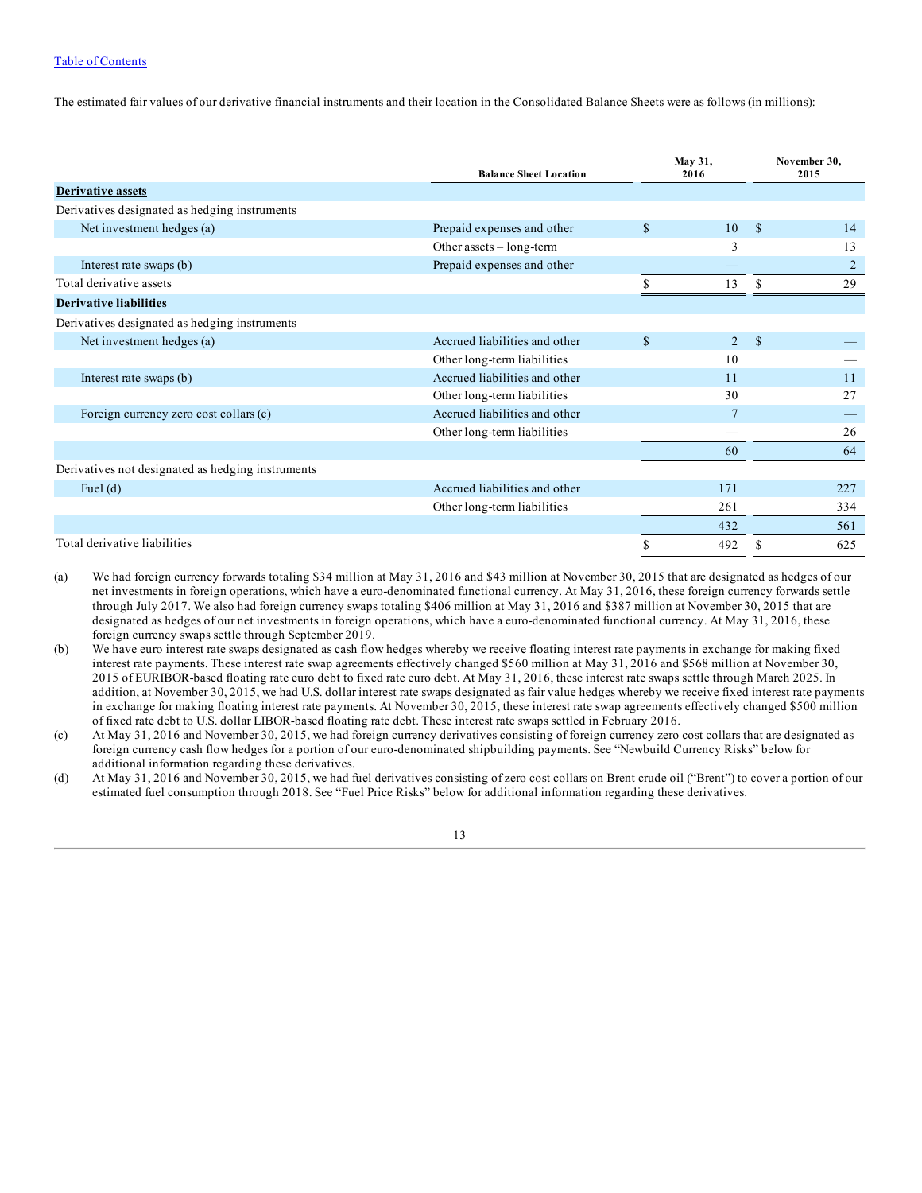[Table of Contents](#)

The estimated fair values of our derivative financial instruments and their location in the Consolidated Balance Sheets were as follows (in millions):

| | Balance Sheet Location | May 31, 2016 | November 30, 2015 |
|---|---|---|---|
| **Derivative assets** | | | |
| Derivatives designated as hedging instruments | | | |
| Net investment hedges (a) | Prepaid expenses and other | $ 10 | $ 14 |
| | Other assets – long-term | 3 | 13 |
| Interest rate swaps (b) | Prepaid expenses and other | — | 2 |
| Total derivative assets | | $ 13 | $ 29 |
| **Derivative liabilities** | | | |
| Derivatives designated as hedging instruments | | | |
| Net investment hedges (a) | Accrued liabilities and other | $ 2 | $ — |
| | Other long-term liabilities | 10 | — |
| Interest rate swaps (b) | Accrued liabilities and other | 11 | 11 |
| | Other long-term liabilities | 30 | 27 |
| Foreign currency zero cost collars (c) | Accrued liabilities and other | 7 | — |
| | Other long-term liabilities | — | 26 |
| | | 60 | 64 |
| Derivatives not designated as hedging instruments | | | |
| Fuel (d) | Accrued liabilities and other | 171 | 227 |
| | Other long-term liabilities | 261 | 334 |
| | | 432 | 561 |
| Total derivative liabilities | | $ 492 | $ 625 |

(a) We had foreign currency forwards totaling $34 million at May 31, 2016 and $43 million at November 30, 2015 that are designated as hedges of our net investments in foreign operations, which have a euro-denominated functional currency. At May 31, 2016, these foreign currency forwards settle through July 2017. We also had foreign currency swaps totaling $406 million at May 31, 2016 and $387 million at November 30, 2015 that are designated as hedges of our net investments in foreign operations, which have a euro-denominated functional currency. At May 31, 2016, these foreign currency swaps settle through September 2019.

(b) We have euro interest rate swaps designated as cash flow hedges whereby we receive floating interest rate payments in exchange for making fixed interest rate payments. These interest rate swap agreements effectively changed $560 million at May 31, 2016 and $568 million at November 30, 2015 of EURIBOR-based floating rate euro debt to fixed rate euro debt. At May 31, 2016, these interest rate swaps settle through March 2025. In addition, at November 30, 2015, we had U.S. dollar interest rate swaps designated as fair value hedges whereby we receive fixed interest rate payments in exchange for making floating interest rate payments. At November 30, 2015, these interest rate swap agreements effectively changed $500 million of fixed rate debt to U.S. dollar LIBOR-based floating rate debt. These interest rate swaps settled in February 2016.

(c) At May 31, 2016 and November 30, 2015, we had foreign currency derivatives consisting of foreign currency zero cost collars that are designated as foreign currency cash flow hedges for a portion of our euro-denominated shipbuilding payments. See "Newbuild Currency Risks" below for additional information regarding these derivatives.

(d) At May 31, 2016 and November 30, 2015, we had fuel derivatives consisting of zero cost collars on Brent crude oil ("Brent") to cover a portion of our estimated fuel consumption through 2018. See "Fuel Price Risks" below for additional information regarding these derivatives.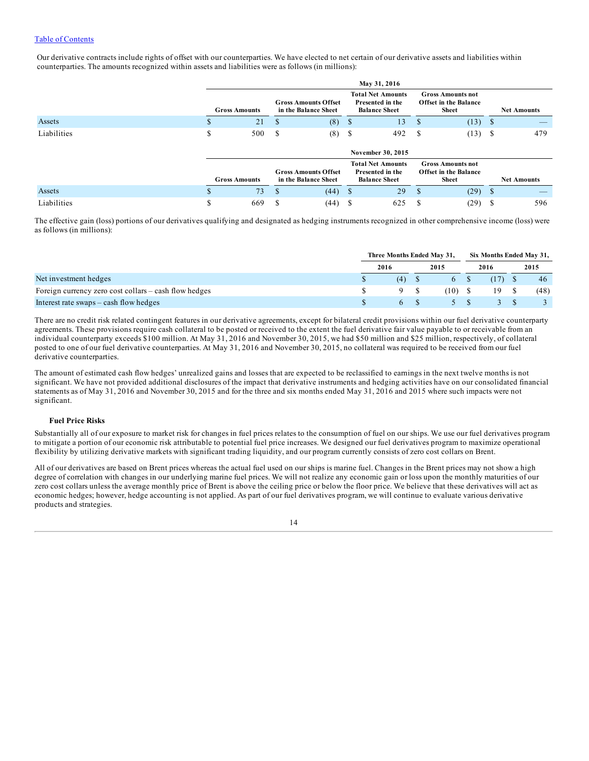Our derivative contracts include rights of offset with our counterparties. We have elected to net certain of our derivative assets and liabilities within counterparties. The amounts recognized within assets and liabilities were as follows (in millions):

| | May 31, 2016 | | | | |
|---|---|---|---|---|---|
| | Gross Amounts | Gross Amounts Offset in the Balance Sheet | Total Net Amounts Presented in the Balance Sheet | Gross Amounts not Offset in the Balance Sheet | Net Amounts |
| Assets | $ 21 | $ (8) | $ 13 | $ (13) | $ — |
| Liabilities | $ 500 | $ (8) | $ 492 | $ (13) | $ 479 |

| | November 30, 2015 | | | | |
|---|---|---|---|---|---|
| | Gross Amounts | Gross Amounts Offset in the Balance Sheet | Total Net Amounts Presented in the Balance Sheet | Gross Amounts not Offset in the Balance Sheet | Net Amounts |
| Assets | $ 73 | $ (44) | $ 29 | $ (29) | $ — |
| Liabilities | $ 669 | $ (44) | $ 625 | $ (29) | $ 596 |

The effective gain (loss) portions of our derivatives qualifying and designated as hedging instruments recognized in other comprehensive income (loss) were as follows (in millions):

| | Three Months Ended May 31, | | Six Months Ended May 31, | |
|---|---|---|---|---|
| | 2016 | 2015 | 2016 | 2015 |
| Net investment hedges | $ (4) | $ 6 | $ (17) | $ 46 |
| Foreign currency zero cost collars – cash flow hedges | $ 9 | $ (10) | $ 19 | $ (48) |
| Interest rate swaps – cash flow hedges | $ 6 | $ 5 | $ 3 | $ 3 |

There are no credit risk related contingent features in our derivative agreements, except for bilateral credit provisions within our fuel derivative counterparty agreements. These provisions require cash collateral to be posted or received to the extent the fuel derivative fair value payable to or receivable from an individual counterparty exceeds $100 million. At May 31, 2016 and November 30, 2015, we had $50 million and $25 million, respectively, of collateral posted to one of our fuel derivative counterparties. At May 31, 2016 and November 30, 2015, no collateral was required to be received from our fuel derivative counterparties.

The amount of estimated cash flow hedges' unrealized gains and losses that are expected to be reclassified to earnings in the next twelve months is not significant. We have not provided additional disclosures of the impact that derivative instruments and hedging activities have on our consolidated financial statements as of May 31, 2016 and November 30, 2015 and for the three and six months ended May 31, 2016 and 2015 where such impacts were not significant.

**Fuel Price Risks**

Substantially all of our exposure to market risk for changes in fuel prices relates to the consumption of fuel on our ships. We use our fuel derivatives program to mitigate a portion of our economic risk attributable to potential fuel price increases. We designed our fuel derivatives program to maximize operational flexibility by utilizing derivative markets with significant trading liquidity, and our program currently consists of zero cost collars on Brent.

All of our derivatives are based on Brent prices whereas the actual fuel used on our ships is marine fuel. Changes in the Brent prices may not show a high degree of correlation with changes in our underlying marine fuel prices. We will not realize any economic gain or loss upon the monthly maturities of our zero cost collars unless the average monthly price of Brent is above the ceiling price or below the floor price. We believe that these derivatives will act as economic hedges; however, hedge accounting is not applied. As part of our fuel derivatives program, we will continue to evaluate various derivative products and strategies.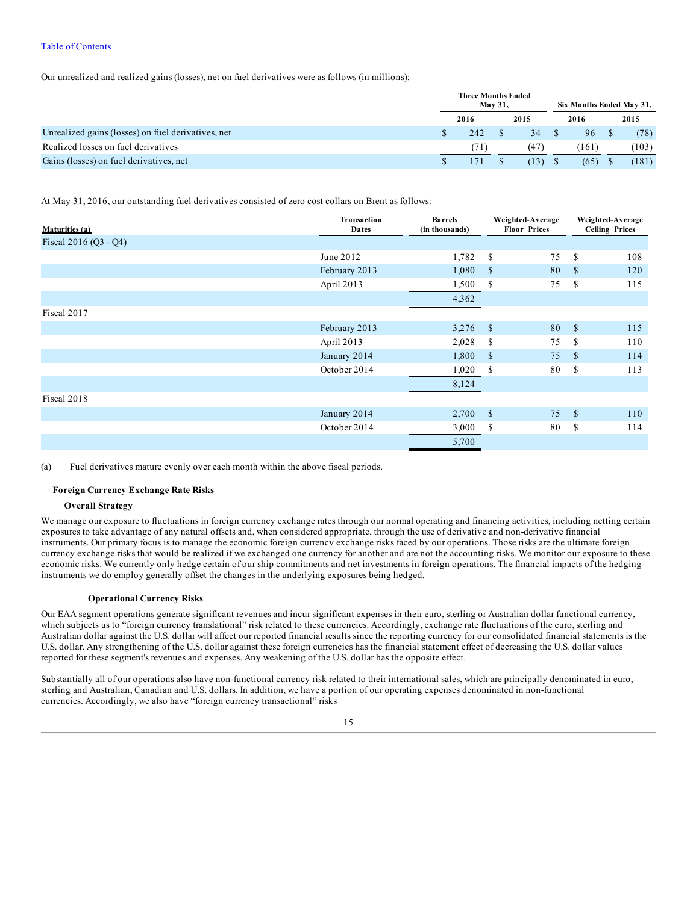Our unrealized and realized gains (losses), net on fuel derivatives were as follows (in millions):

| | Three Months Ended May 31, | | Six Months Ended May 31, | |
|---|---|---|---|---|
| | 2016 | 2015 | 2016 | 2015 |
| Unrealized gains (losses) on fuel derivatives, net | $ 242 | $ 34 | $ 96 | $ (78) |
| Realized losses on fuel derivatives | (71) | (47) | (161) | (103) |
| Gains (losses) on fuel derivatives, net | $ 171 | $ (13) | $ (65) | $ (181) |

At May 31, 2016, our outstanding fuel derivatives consisted of zero cost collars on Brent as follows:

| Maturities (a) | Transaction Dates | Barrels (in thousands) | Weighted-Average Floor Prices | Weighted-Average Ceiling Prices |
|---|---|---|---|---|
| Fiscal 2016 (Q3 - Q4) | | | | |
| | June 2012 | 1,782 | $ 75 | $ 108 |
| | February 2013 | 1,080 | $ 80 | $ 120 |
| | April 2013 | 1,500 | $ 75 | $ 115 |
| | | 4,362 | | |
| Fiscal 2017 | | | | |
| | February 2013 | 3,276 | $ 80 | $ 115 |
| | April 2013 | 2,028 | $ 75 | $ 110 |
| | January 2014 | 1,800 | $ 75 | $ 114 |
| | October 2014 | 1,020 | $ 80 | $ 113 |
| | | 8,124 | | |
| Fiscal 2018 | | | | |
| | January 2014 | 2,700 | $ 75 | $ 110 |
| | October 2014 | 3,000 | $ 80 | $ 114 |
| | | 5,700 | | |

(a) Fuel derivatives mature evenly over each month within the above fiscal periods.

### Foreign Currency Exchange Rate Risks

#### Overall Strategy

We manage our exposure to fluctuations in foreign currency exchange rates through our normal operating and financing activities, including netting certain exposures to take advantage of any natural offsets and, when considered appropriate, through the use of derivative and non-derivative financial instruments. Our primary focus is to manage the economic foreign currency exchange risks faced by our operations. Those risks are the ultimate foreign currency exchange risks that would be realized if we exchanged one currency for another and are not the accounting risks. We monitor our exposure to these economic risks. We currently only hedge certain of our ship commitments and net investments in foreign operations. The financial impacts of the hedging instruments we do employ generally offset the changes in the underlying exposures being hedged.

#### Operational Currency Risks

Our EAA segment operations generate significant revenues and incur significant expenses in their euro, sterling or Australian dollar functional currency, which subjects us to "foreign currency translational" risk related to these currencies. Accordingly, exchange rate fluctuations of the euro, sterling and Australian dollar against the U.S. dollar will affect our reported financial results since the reporting currency for our consolidated financial statements is the U.S. dollar. Any strengthening of the U.S. dollar against these foreign currencies has the financial statement effect of decreasing the U.S. dollar values reported for these segment's revenues and expenses. Any weakening of the U.S. dollar has the opposite effect.

Substantially all of our operations also have non-functional currency risk related to their international sales, which are principally denominated in euro, sterling and Australian, Canadian and U.S. dollars. In addition, we have a portion of our operating expenses denominated in non-functional currencies. Accordingly, we also have "foreign currency transactional" risks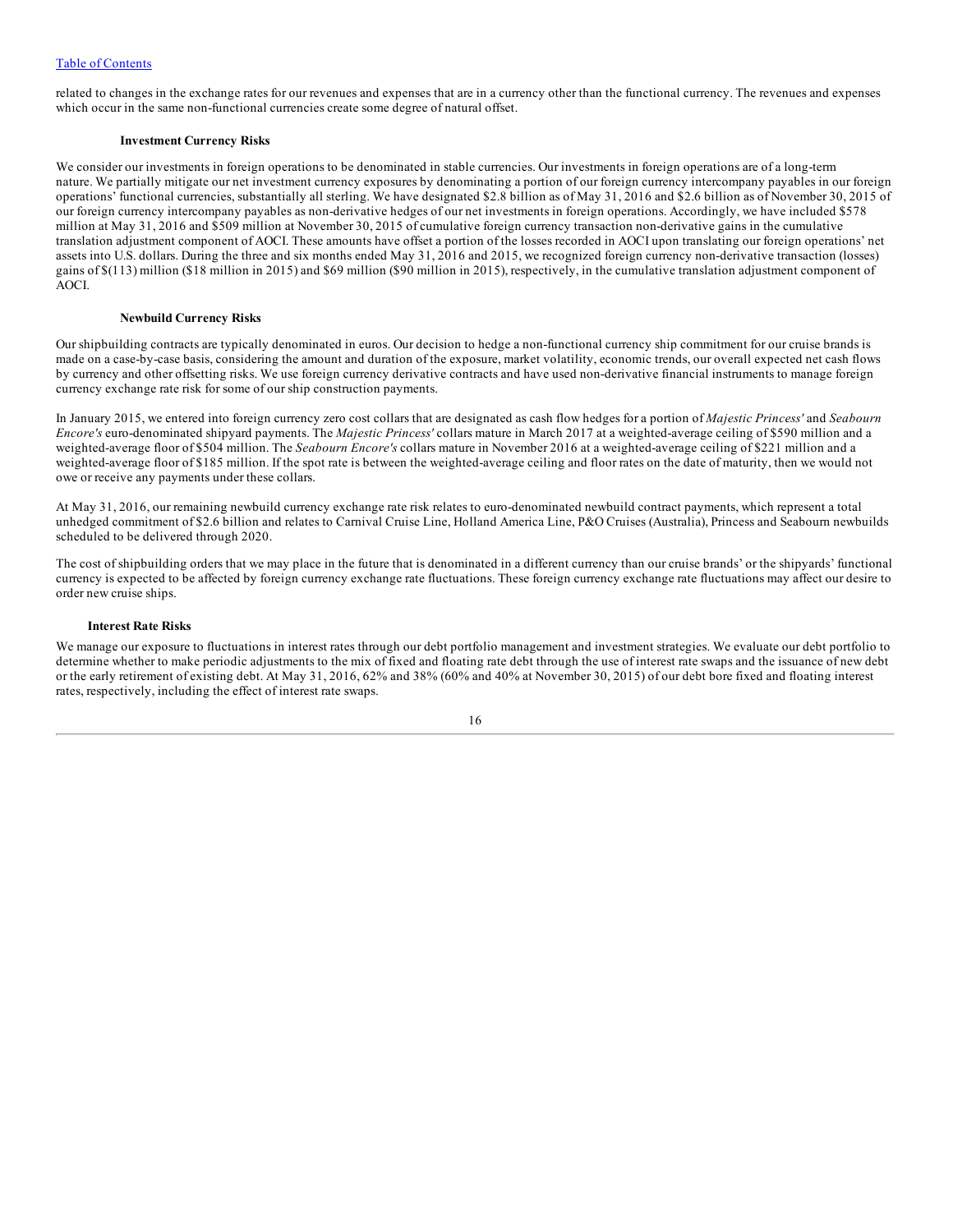related to changes in the exchange rates for our revenues and expenses that are in a currency other than the functional currency. The revenues and expenses which occur in the same non-functional currencies create some degree of natural offset.

#### Investment Currency Risks

We consider our investments in foreign operations to be denominated in stable currencies. Our investments in foreign operations are of a long-term nature. We partially mitigate our net investment currency exposures by denominating a portion of our foreign currency intercompany payables in our foreign operations' functional currencies, substantially all sterling. We have designated $2.8 billion as of May 31, 2016 and $2.6 billion as of November 30, 2015 of our foreign currency intercompany payables as non-derivative hedges of our net investments in foreign operations. Accordingly, we have included $578 million at May 31, 2016 and $509 million at November 30, 2015 of cumulative foreign currency transaction non-derivative gains in the cumulative translation adjustment component of AOCI. These amounts have offset a portion of the losses recorded in AOCI upon translating our foreign operations' net assets into U.S. dollars. During the three and six months ended May 31, 2016 and 2015, we recognized foreign currency non-derivative transaction (losses) gains of $(113) million ($18 million in 2015) and $69 million ($90 million in 2015), respectively, in the cumulative translation adjustment component of AOCI.

#### Newbuild Currency Risks

Our shipbuilding contracts are typically denominated in euros. Our decision to hedge a non-functional currency ship commitment for our cruise brands is made on a case-by-case basis, considering the amount and duration of the exposure, market volatility, economic trends, our overall expected net cash flows by currency and other offsetting risks. We use foreign currency derivative contracts and have used non-derivative financial instruments to manage foreign currency exchange rate risk for some of our ship construction payments.

In January 2015, we entered into foreign currency zero cost collars that are designated as cash flow hedges for a portion of *Majestic Princess'* and *Seabourn Encore's* euro-denominated shipyard payments. The *Majestic Princess'* collars mature in March 2017 at a weighted-average ceiling of $590 million and a weighted-average floor of $504 million. The *Seabourn Encore's* collars mature in November 2016 at a weighted-average ceiling of $221 million and a weighted-average floor of $185 million. If the spot rate is between the weighted-average ceiling and floor rates on the date of maturity, then we would not owe or receive any payments under these collars.

At May 31, 2016, our remaining newbuild currency exchange rate risk relates to euro-denominated newbuild contract payments, which represent a total unhedged commitment of $2.6 billion and relates to Carnival Cruise Line, Holland America Line, P&O Cruises (Australia), Princess and Seabourn newbuilds scheduled to be delivered through 2020.

The cost of shipbuilding orders that we may place in the future that is denominated in a different currency than our cruise brands' or the shipyards' functional currency is expected to be affected by foreign currency exchange rate fluctuations. These foreign currency exchange rate fluctuations may affect our desire to order new cruise ships.

### Interest Rate Risks

We manage our exposure to fluctuations in interest rates through our debt portfolio management and investment strategies. We evaluate our debt portfolio to determine whether to make periodic adjustments to the mix of fixed and floating rate debt through the use of interest rate swaps and the issuance of new debt or the early retirement of existing debt. At May 31, 2016, 62% and 38% (60% and 40% at November 30, 2015) of our debt bore fixed and floating interest rates, respectively, including the effect of interest rate swaps.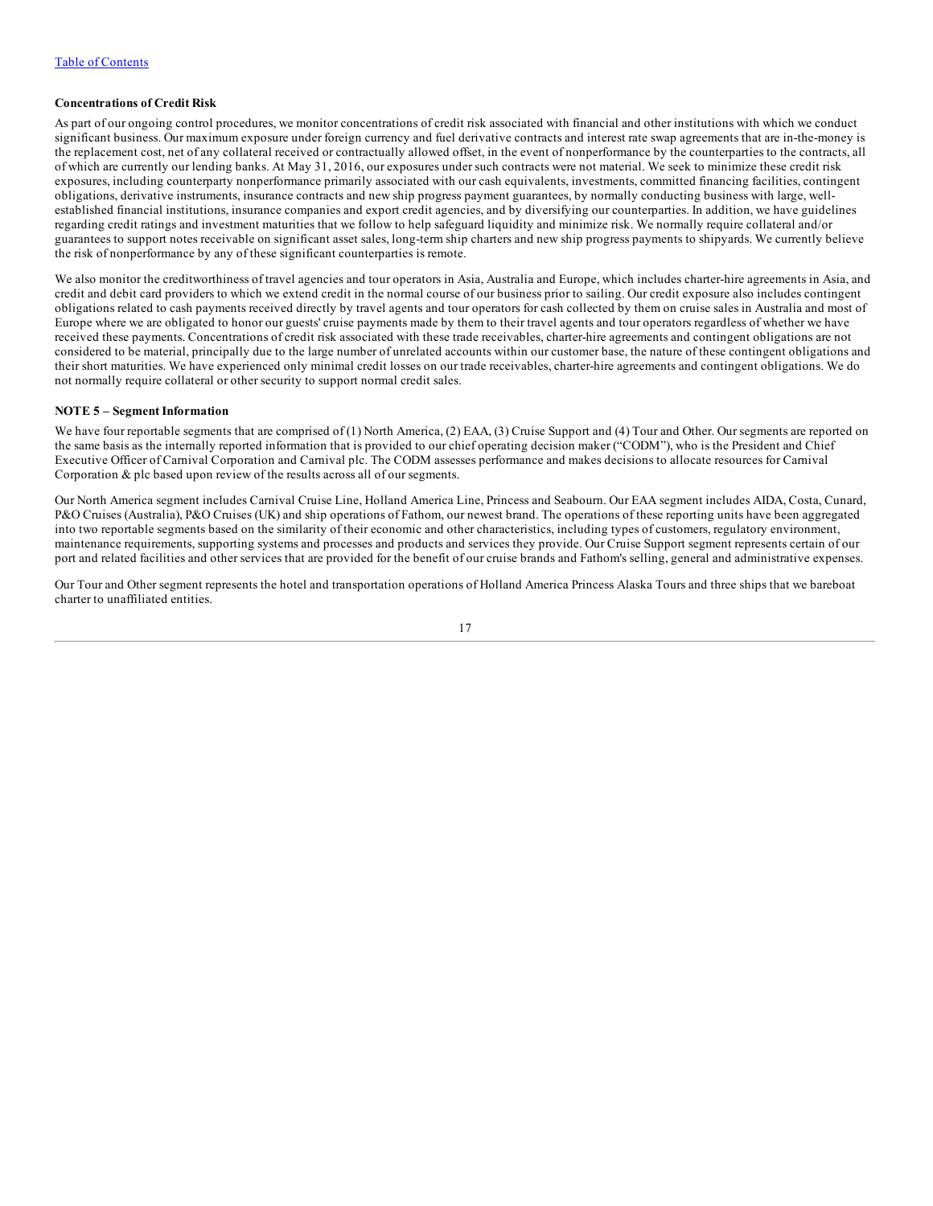**Concentrations of Credit Risk**

As part of our ongoing control procedures, we monitor concentrations of credit risk associated with financial and other institutions with which we conduct significant business. Our maximum exposure under foreign currency and fuel derivative contracts and interest rate swap agreements that are in-the-money is the replacement cost, net of any collateral received or contractually allowed offset, in the event of nonperformance by the counterparties to the contracts, all of which are currently our lending banks. At May 31, 2016, our exposures under such contracts were not material. We seek to minimize these credit risk exposures, including counterparty nonperformance primarily associated with our cash equivalents, investments, committed financing facilities, contingent obligations, derivative instruments, insurance contracts and new ship progress payment guarantees, by normally conducting business with large, well-established financial institutions, insurance companies and export credit agencies, and by diversifying our counterparties. In addition, we have guidelines regarding credit ratings and investment maturities that we follow to help safeguard liquidity and minimize risk. We normally require collateral and/or guarantees to support notes receivable on significant asset sales, long-term ship charters and new ship progress payments to shipyards. We currently believe the risk of nonperformance by any of these significant counterparties is remote.

We also monitor the creditworthiness of travel agencies and tour operators in Asia, Australia and Europe, which includes charter-hire agreements in Asia, and credit and debit card providers to which we extend credit in the normal course of our business prior to sailing. Our credit exposure also includes contingent obligations related to cash payments received directly by travel agents and tour operators for cash collected by them on cruise sales in Australia and most of Europe where we are obligated to honor our guests' cruise payments made by them to their travel agents and tour operators regardless of whether we have received these payments. Concentrations of credit risk associated with these trade receivables, charter-hire agreements and contingent obligations are not considered to be material, principally due to the large number of unrelated accounts within our customer base, the nature of these contingent obligations and their short maturities. We have experienced only minimal credit losses on our trade receivables, charter-hire agreements and contingent obligations. We do not normally require collateral or other security to support normal credit sales.

**NOTE 5 – Segment Information**

We have four reportable segments that are comprised of (1) North America, (2) EAA, (3) Cruise Support and (4) Tour and Other. Our segments are reported on the same basis as the internally reported information that is provided to our chief operating decision maker ("CODM"), who is the President and Chief Executive Officer of Carnival Corporation and Carnival plc. The CODM assesses performance and makes decisions to allocate resources for Carnival Corporation & plc based upon review of the results across all of our segments.

Our North America segment includes Carnival Cruise Line, Holland America Line, Princess and Seabourn. Our EAA segment includes AIDA, Costa, Cunard, P&O Cruises (Australia), P&O Cruises (UK) and ship operations of Fathom, our newest brand. The operations of these reporting units have been aggregated into two reportable segments based on the similarity of their economic and other characteristics, including types of customers, regulatory environment, maintenance requirements, supporting systems and processes and products and services they provide. Our Cruise Support segment represents certain of our port and related facilities and other services that are provided for the benefit of our cruise brands and Fathom's selling, general and administrative expenses.

Our Tour and Other segment represents the hotel and transportation operations of Holland America Princess Alaska Tours and three ships that we bareboat charter to unaffiliated entities.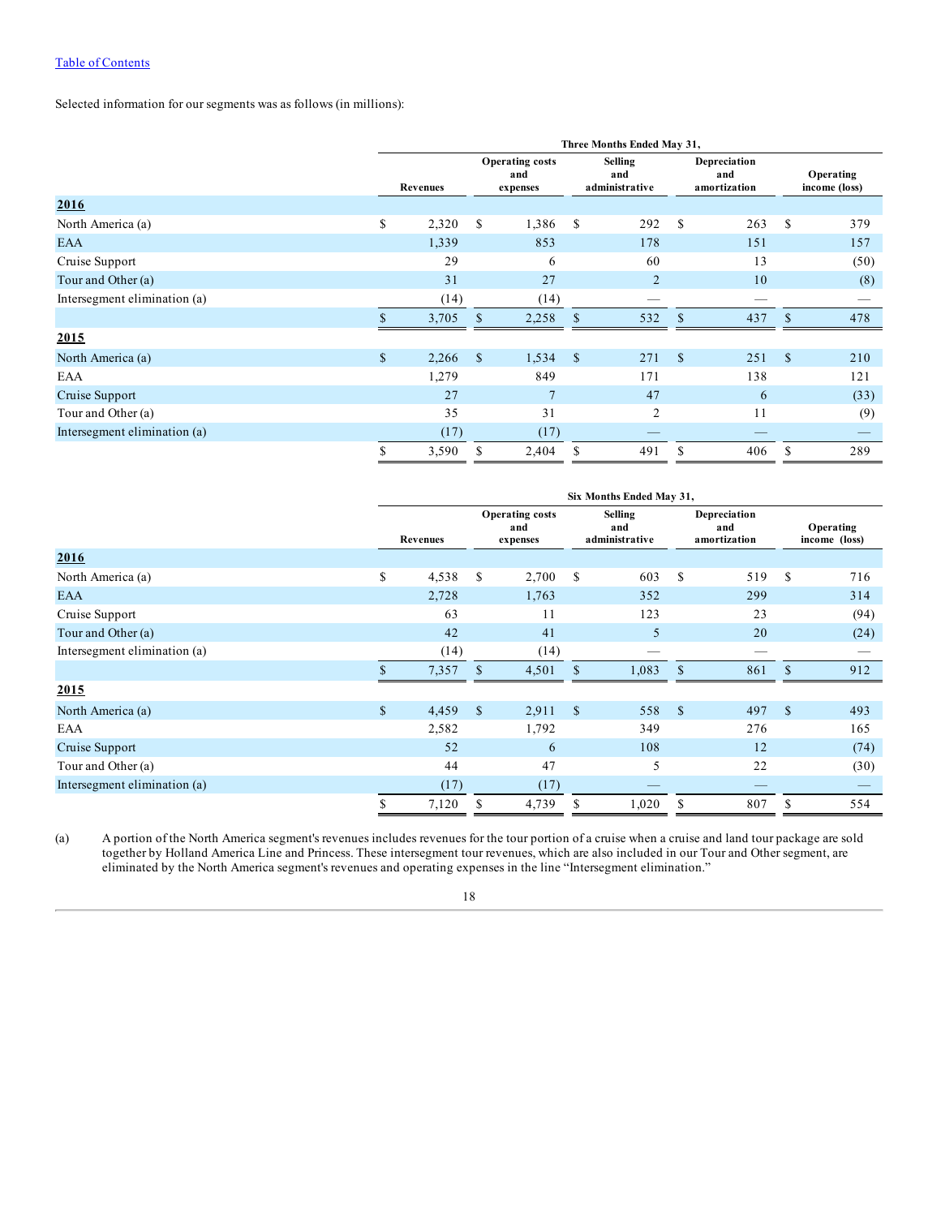Selected information for our segments was as follows (in millions):

| | Three Months Ended May 31, | | | | |
|---|---|---|---|---|---|
| | Revenues | Operating costs and expenses | Selling and administrative | Depreciation and amortization | Operating income (loss) |
| **2016** | | | | | |
| North America (a) | $ 2,320 | $ 1,386 | $ 292 | $ 263 | $ 379 |
| EAA | 1,339 | 853 | 178 | 151 | 157 |
| Cruise Support | 29 | 6 | 60 | 13 | (50) |
| Tour and Other (a) | 31 | 27 | 2 | 10 | (8) |
| Intersegment elimination (a) | (14) | (14) | — | — | — |
| | $ 3,705 | $ 2,258 | $ 532 | $ 437 | $ 478 |
| **2015** | | | | | |
| North America (a) | $ 2,266 | $ 1,534 | $ 271 | $ 251 | $ 210 |
| EAA | 1,279 | 849 | 171 | 138 | 121 |
| Cruise Support | 27 | 7 | 47 | 6 | (33) |
| Tour and Other (a) | 35 | 31 | 2 | 11 | (9) |
| Intersegment elimination (a) | (17) | (17) | — | — | — |
| | $ 3,590 | $ 2,404 | $ 491 | $ 406 | $ 289 |

| | Six Months Ended May 31, | | | | |
|---|---|---|---|---|---|
| | Revenues | Operating costs and expenses | Selling and administrative | Depreciation and amortization | Operating income (loss) |
| **2016** | | | | | |
| North America (a) | $ 4,538 | $ 2,700 | $ 603 | $ 519 | $ 716 |
| EAA | 2,728 | 1,763 | 352 | 299 | 314 |
| Cruise Support | 63 | 11 | 123 | 23 | (94) |
| Tour and Other (a) | 42 | 41 | 5 | 20 | (24) |
| Intersegment elimination (a) | (14) | (14) | — | — | — |
| | $ 7,357 | $ 4,501 | $ 1,083 | $ 861 | $ 912 |
| **2015** | | | | | |
| North America (a) | $ 4,459 | $ 2,911 | $ 558 | $ 497 | $ 493 |
| EAA | 2,582 | 1,792 | 349 | 276 | 165 |
| Cruise Support | 52 | 6 | 108 | 12 | (74) |
| Tour and Other (a) | 44 | 47 | 5 | 22 | (30) |
| Intersegment elimination (a) | (17) | (17) | — | — | — |
| | $ 7,120 | $ 4,739 | $ 1,020 | $ 807 | $ 554 |

(a) A portion of the North America segment's revenues includes revenues for the tour portion of a cruise when a cruise and land tour package are sold together by Holland America Line and Princess. These intersegment tour revenues, which are also included in our Tour and Other segment, are eliminated by the North America segment's revenues and operating expenses in the line "Intersegment elimination."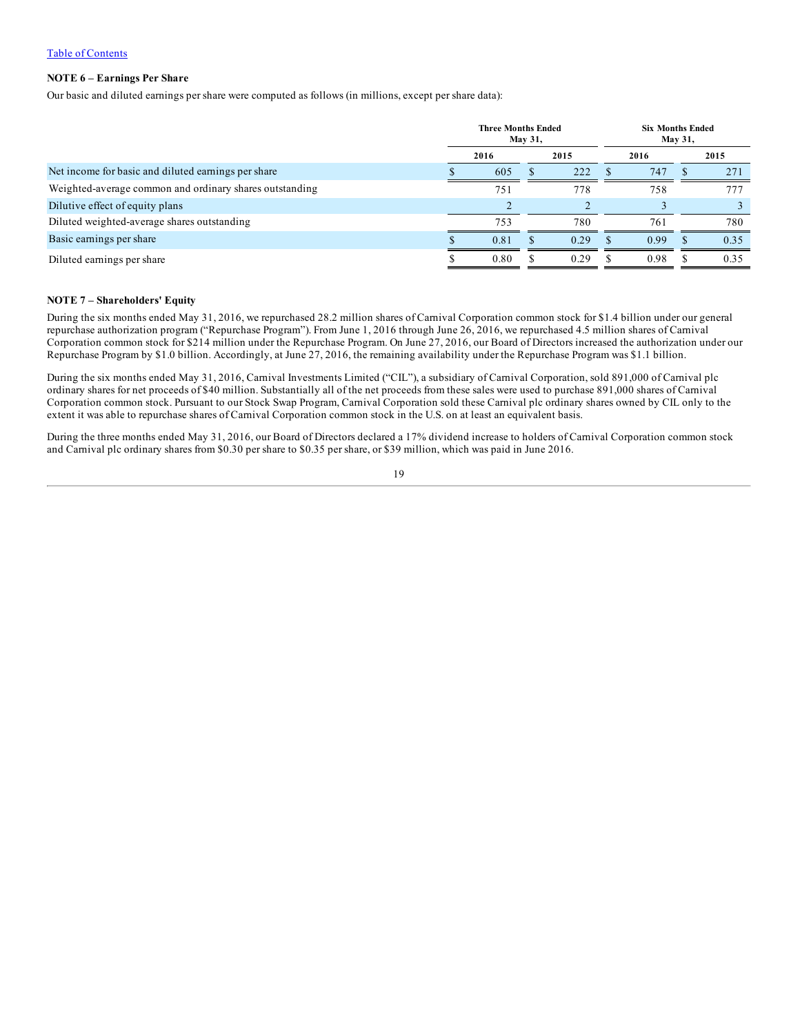[Table of Contents](#)

### NOTE 6 – Earnings Per Share

Our basic and diluted earnings per share were computed as follows (in millions, except per share data):

| | Three Months Ended May 31, | | Six Months Ended May 31, | |
|---|---|---|---|---|
| | 2016 | 2015 | 2016 | 2015 |
| Net income for basic and diluted earnings per share | $ 605 | $ 222 | $ 747 | $ 271 |
| Weighted-average common and ordinary shares outstanding | 751 | 778 | 758 | 777 |
| Dilutive effect of equity plans | 2 | 2 | 3 | 3 |
| Diluted weighted-average shares outstanding | 753 | 780 | 761 | 780 |
| Basic earnings per share | $ 0.81 | $ 0.29 | $ 0.99 | $ 0.35 |
| Diluted earnings per share | $ 0.80 | $ 0.29 | $ 0.98 | $ 0.35 |

### NOTE 7 – Shareholders' Equity

During the six months ended May 31, 2016, we repurchased 28.2 million shares of Carnival Corporation common stock for $1.4 billion under our general repurchase authorization program ("Repurchase Program"). From June 1, 2016 through June 26, 2016, we repurchased 4.5 million shares of Carnival Corporation common stock for $214 million under the Repurchase Program. On June 27, 2016, our Board of Directors increased the authorization under our Repurchase Program by $1.0 billion. Accordingly, at June 27, 2016, the remaining availability under the Repurchase Program was $1.1 billion.

During the six months ended May 31, 2016, Carnival Investments Limited ("CIL"), a subsidiary of Carnival Corporation, sold 891,000 of Carnival plc ordinary shares for net proceeds of $40 million. Substantially all of the net proceeds from these sales were used to purchase 891,000 shares of Carnival Corporation common stock. Pursuant to our Stock Swap Program, Carnival Corporation sold these Carnival plc ordinary shares owned by CIL only to the extent it was able to repurchase shares of Carnival Corporation common stock in the U.S. on at least an equivalent basis.

During the three months ended May 31, 2016, our Board of Directors declared a 17% dividend increase to holders of Carnival Corporation common stock and Carnival plc ordinary shares from $0.30 per share to $0.35 per share, or $39 million, which was paid in June 2016.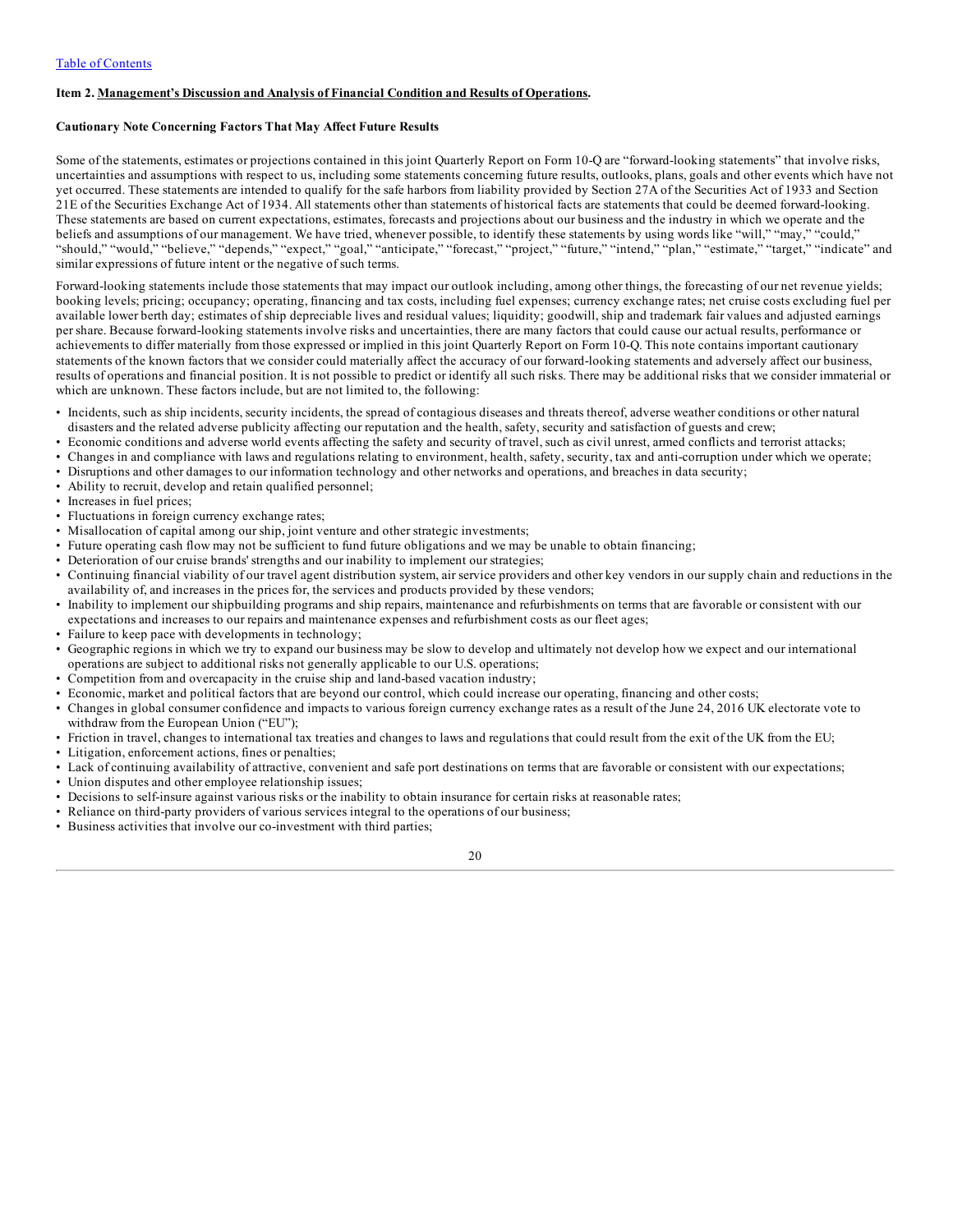**Item 2. Management's Discussion and Analysis of Financial Condition and Results of Operations.**

**Cautionary Note Concerning Factors That May Affect Future Results**

Some of the statements, estimates or projections contained in this joint Quarterly Report on Form 10-Q are "forward-looking statements" that involve risks, uncertainties and assumptions with respect to us, including some statements concerning future results, outlooks, plans, goals and other events which have not yet occurred. These statements are intended to qualify for the safe harbors from liability provided by Section 27A of the Securities Act of 1933 and Section 21E of the Securities Exchange Act of 1934. All statements other than statements of historical facts are statements that could be deemed forward-looking. These statements are based on current expectations, estimates, forecasts and projections about our business and the industry in which we operate and the beliefs and assumptions of our management. We have tried, whenever possible, to identify these statements by using words like "will," "may," "could," "should," "would," "believe," "depends," "expect," "goal," "anticipate," "forecast," "project," "future," "intend," "plan," "estimate," "target," "indicate" and similar expressions of future intent or the negative of such terms.

Forward-looking statements include those statements that may impact our outlook including, among other things, the forecasting of our net revenue yields; booking levels; pricing; occupancy; operating, financing and tax costs, including fuel expenses; currency exchange rates; net cruise costs excluding fuel per available lower berth day; estimates of ship depreciable lives and residual values; liquidity; goodwill, ship and trademark fair values and adjusted earnings per share. Because forward-looking statements involve risks and uncertainties, there are many factors that could cause our actual results, performance or achievements to differ materially from those expressed or implied in this joint Quarterly Report on Form 10-Q. This note contains important cautionary statements of the known factors that we consider could materially affect the accuracy of our forward-looking statements and adversely affect our business, results of operations and financial position. It is not possible to predict or identify all such risks. There may be additional risks that we consider immaterial or which are unknown. These factors include, but are not limited to, the following:

- Incidents, such as ship incidents, security incidents, the spread of contagious diseases and threats thereof, adverse weather conditions or other natural disasters and the related adverse publicity affecting our reputation and the health, safety, security and satisfaction of guests and crew;
- Economic conditions and adverse world events affecting the safety and security of travel, such as civil unrest, armed conflicts and terrorist attacks;
- Changes in and compliance with laws and regulations relating to environment, health, safety, security, tax and anti-corruption under which we operate;
- Disruptions and other damages to our information technology and other networks and operations, and breaches in data security;
- Ability to recruit, develop and retain qualified personnel;
- Increases in fuel prices;
- Fluctuations in foreign currency exchange rates;
- Misallocation of capital among our ship, joint venture and other strategic investments;
- Future operating cash flow may not be sufficient to fund future obligations and we may be unable to obtain financing;
- Deterioration of our cruise brands' strengths and our inability to implement our strategies;
- Continuing financial viability of our travel agent distribution system, air service providers and other key vendors in our supply chain and reductions in the availability of, and increases in the prices for, the services and products provided by these vendors;
- Inability to implement our shipbuilding programs and ship repairs, maintenance and refurbishments on terms that are favorable or consistent with our expectations and increases to our repairs and maintenance expenses and refurbishment costs as our fleet ages;
- Failure to keep pace with developments in technology;
- Geographic regions in which we try to expand our business may be slow to develop and ultimately not develop how we expect and our international operations are subject to additional risks not generally applicable to our U.S. operations;
- Competition from and overcapacity in the cruise ship and land-based vacation industry;
- Economic, market and political factors that are beyond our control, which could increase our operating, financing and other costs;
- Changes in global consumer confidence and impacts to various foreign currency exchange rates as a result of the June 24, 2016 UK electorate vote to withdraw from the European Union ("EU");
- Friction in travel, changes to international tax treaties and changes to laws and regulations that could result from the exit of the UK from the EU;
- Litigation, enforcement actions, fines or penalties;
- Lack of continuing availability of attractive, convenient and safe port destinations on terms that are favorable or consistent with our expectations;
- Union disputes and other employee relationship issues;
- Decisions to self-insure against various risks or the inability to obtain insurance for certain risks at reasonable rates;
- Reliance on third-party providers of various services integral to the operations of our business;
- Business activities that involve our co-investment with third parties;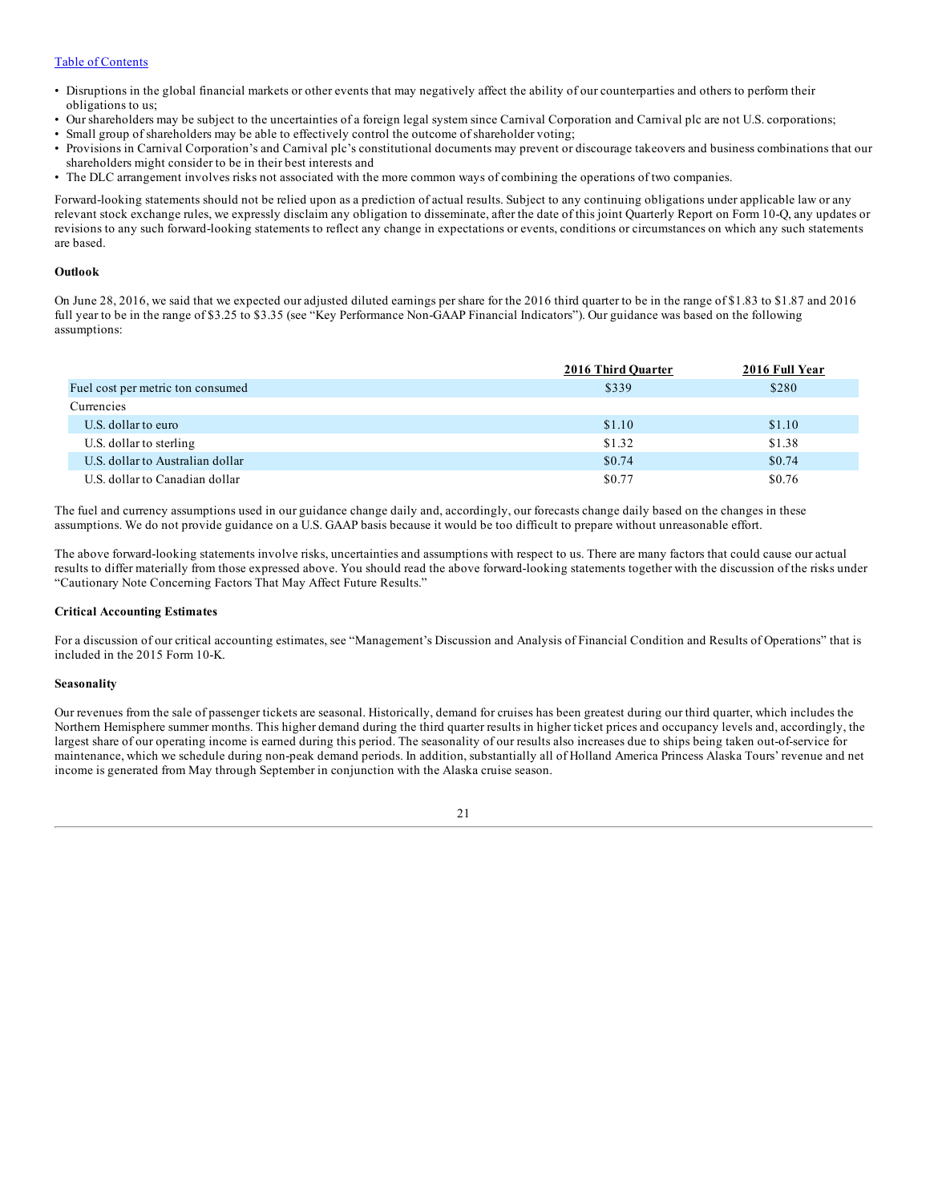- Disruptions in the global financial markets or other events that may negatively affect the ability of our counterparties and others to perform their obligations to us;
- Our shareholders may be subject to the uncertainties of a foreign legal system since Carnival Corporation and Carnival plc are not U.S. corporations;
- Small group of shareholders may be able to effectively control the outcome of shareholder voting;
- Provisions in Carnival Corporation's and Carnival plc's constitutional documents may prevent or discourage takeovers and business combinations that our shareholders might consider to be in their best interests and
- The DLC arrangement involves risks not associated with the more common ways of combining the operations of two companies.

Forward-looking statements should not be relied upon as a prediction of actual results. Subject to any continuing obligations under applicable law or any relevant stock exchange rules, we expressly disclaim any obligation to disseminate, after the date of this joint Quarterly Report on Form 10-Q, any updates or revisions to any such forward-looking statements to reflect any change in expectations or events, conditions or circumstances on which any such statements are based.

**Outlook**

On June 28, 2016, we said that we expected our adjusted diluted earnings per share for the 2016 third quarter to be in the range of $1.83 to $1.87 and 2016 full year to be in the range of $3.25 to $3.35 (see "Key Performance Non-GAAP Financial Indicators"). Our guidance was based on the following assumptions:

| | 2016 Third Quarter | 2016 Full Year |
|---|---|---|
| Fuel cost per metric ton consumed | $339 | $280 |
| Currencies | | |
| U.S. dollar to euro | $1.10 | $1.10 |
| U.S. dollar to sterling | $1.32 | $1.38 |
| U.S. dollar to Australian dollar | $0.74 | $0.74 |
| U.S. dollar to Canadian dollar | $0.77 | $0.76 |

The fuel and currency assumptions used in our guidance change daily and, accordingly, our forecasts change daily based on the changes in these assumptions. We do not provide guidance on a U.S. GAAP basis because it would be too difficult to prepare without unreasonable effort.

The above forward-looking statements involve risks, uncertainties and assumptions with respect to us. There are many factors that could cause our actual results to differ materially from those expressed above. You should read the above forward-looking statements together with the discussion of the risks under "Cautionary Note Concerning Factors That May Affect Future Results."

**Critical Accounting Estimates**

For a discussion of our critical accounting estimates, see "Management's Discussion and Analysis of Financial Condition and Results of Operations" that is included in the 2015 Form 10-K.

**Seasonality**

Our revenues from the sale of passenger tickets are seasonal. Historically, demand for cruises has been greatest during our third quarter, which includes the Northern Hemisphere summer months. This higher demand during the third quarter results in higher ticket prices and occupancy levels and, accordingly, the largest share of our operating income is earned during this period. The seasonality of our results also increases due to ships being taken out-of-service for maintenance, which we schedule during non-peak demand periods. In addition, substantially all of Holland America Princess Alaska Tours' revenue and net income is generated from May through September in conjunction with the Alaska cruise season.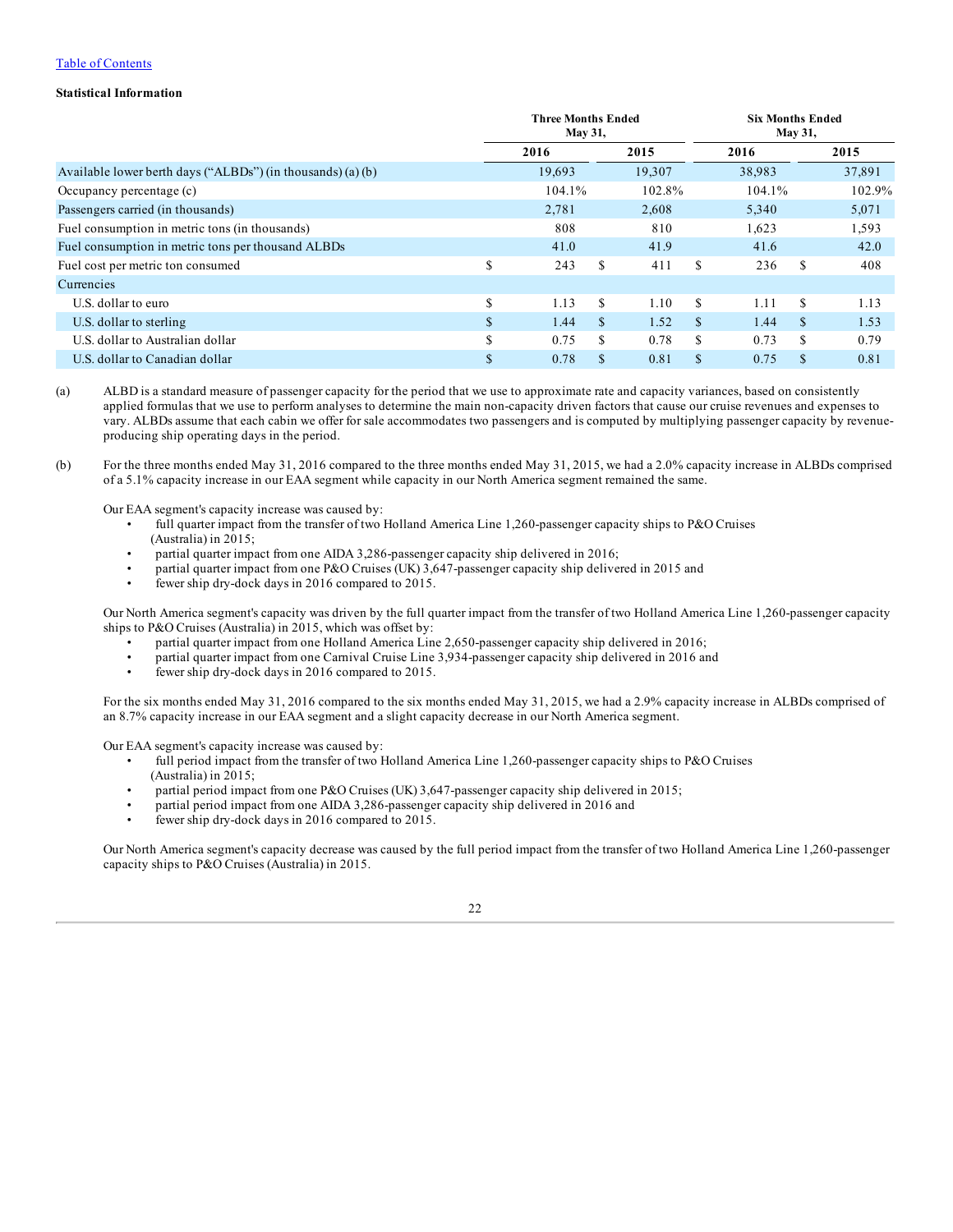[Table of Contents](#)

**Statistical Information**

| | Three Months Ended May 31, | | Six Months Ended May 31, | |
|---|---|---|---|---|
| | 2016 | 2015 | 2016 | 2015 |
| Available lower berth days (“ALBDs”) (in thousands) (a) (b) | 19,693 | 19,307 | 38,983 | 37,891 |
| Occupancy percentage (c) | 104.1% | 102.8% | 104.1% | 102.9% |
| Passengers carried (in thousands) | 2,781 | 2,608 | 5,340 | 5,071 |
| Fuel consumption in metric tons (in thousands) | 808 | 810 | 1,623 | 1,593 |
| Fuel consumption in metric tons per thousand ALBDs | 41.0 | 41.9 | 41.6 | 42.0 |
| Fuel cost per metric ton consumed | $ 243 | $ 411 | $ 236 | $ 408 |
| Currencies | | | | |
| U.S. dollar to euro | $ 1.13 | $ 1.10 | $ 1.11 | $ 1.13 |
| U.S. dollar to sterling | $ 1.44 | $ 1.52 | $ 1.44 | $ 1.53 |
| U.S. dollar to Australian dollar | $ 0.75 | $ 0.78 | $ 0.73 | $ 0.79 |
| U.S. dollar to Canadian dollar | $ 0.78 | $ 0.81 | $ 0.75 | $ 0.81 |

(a) ALBD is a standard measure of passenger capacity for the period that we use to approximate rate and capacity variances, based on consistently applied formulas that we use to perform analyses to determine the main non-capacity driven factors that cause our cruise revenues and expenses to vary. ALBDs assume that each cabin we offer for sale accommodates two passengers and is computed by multiplying passenger capacity by revenue-producing ship operating days in the period.

(b) For the three months ended May 31, 2016 compared to the three months ended May 31, 2015, we had a 2.0% capacity increase in ALBDs comprised of a 5.1% capacity increase in our EAA segment while capacity in our North America segment remained the same.

Our EAA segment's capacity increase was caused by:

- full quarter impact from the transfer of two Holland America Line 1,260-passenger capacity ships to P&O Cruises (Australia) in 2015;
- partial quarter impact from one AIDA 3,286-passenger capacity ship delivered in 2016;
- partial quarter impact from one P&O Cruises (UK) 3,647-passenger capacity ship delivered in 2015 and
- fewer ship dry-dock days in 2016 compared to 2015.

Our North America segment's capacity was driven by the full quarter impact from the transfer of two Holland America Line 1,260-passenger capacity ships to P&O Cruises (Australia) in 2015, which was offset by:

- partial quarter impact from one Holland America Line 2,650-passenger capacity ship delivered in 2016;
- partial quarter impact from one Carnival Cruise Line 3,934-passenger capacity ship delivered in 2016 and
- fewer ship dry-dock days in 2016 compared to 2015.

For the six months ended May 31, 2016 compared to the six months ended May 31, 2015, we had a 2.9% capacity increase in ALBDs comprised of an 8.7% capacity increase in our EAA segment and a slight capacity decrease in our North America segment.

Our EAA segment's capacity increase was caused by:

- full period impact from the transfer of two Holland America Line 1,260-passenger capacity ships to P&O Cruises (Australia) in 2015;
- partial period impact from one P&O Cruises (UK) 3,647-passenger capacity ship delivered in 2015;
- partial period impact from one AIDA 3,286-passenger capacity ship delivered in 2016 and
- fewer ship dry-dock days in 2016 compared to 2015.

Our North America segment's capacity decrease was caused by the full period impact from the transfer of two Holland America Line 1,260-passenger capacity ships to P&O Cruises (Australia) in 2015.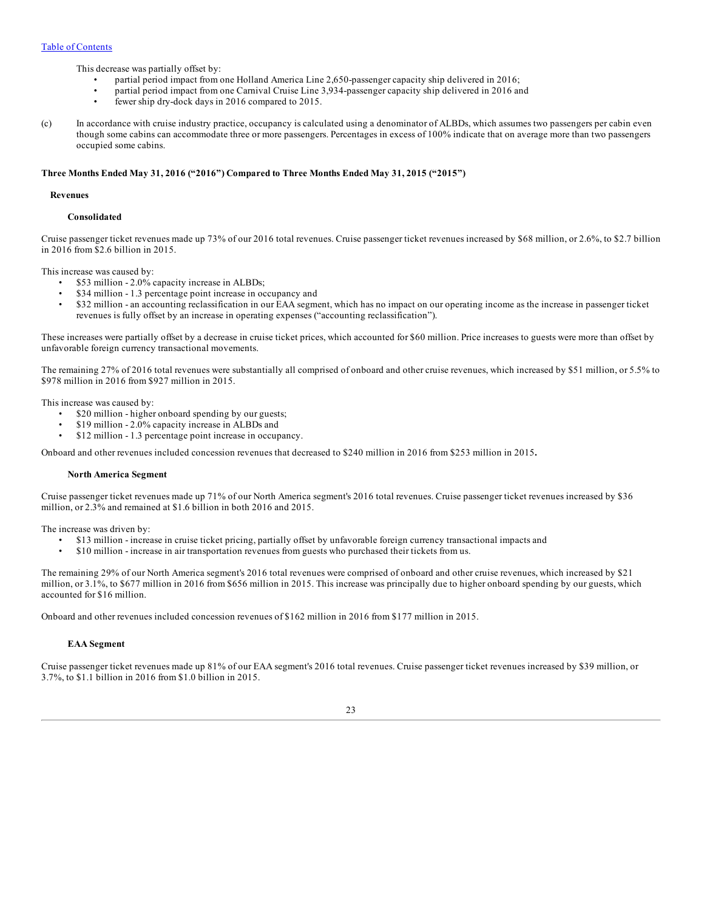This decrease was partially offset by:

- partial period impact from one Holland America Line 2,650-passenger capacity ship delivered in 2016;
- partial period impact from one Carnival Cruise Line 3,934-passenger capacity ship delivered in 2016 and
- fewer ship dry-dock days in 2016 compared to 2015.

(c) In accordance with cruise industry practice, occupancy is calculated using a denominator of ALBDs, which assumes two passengers per cabin even though some cabins can accommodate three or more passengers. Percentages in excess of 100% indicate that on average more than two passengers occupied some cabins.

**Three Months Ended May 31, 2016 ("2016") Compared to Three Months Ended May 31, 2015 ("2015")**

**Revenues**

**Consolidated**

Cruise passenger ticket revenues made up 73% of our 2016 total revenues. Cruise passenger ticket revenues increased by $68 million, or 2.6%, to $2.7 billion in 2016 from $2.6 billion in 2015.

This increase was caused by:

- $53 million - 2.0% capacity increase in ALBDs;
- $34 million - 1.3 percentage point increase in occupancy and
- $32 million - an accounting reclassification in our EAA segment, which has no impact on our operating income as the increase in passenger ticket revenues is fully offset by an increase in operating expenses ("accounting reclassification").

These increases were partially offset by a decrease in cruise ticket prices, which accounted for $60 million. Price increases to guests were more than offset by unfavorable foreign currency transactional movements.

The remaining 27% of 2016 total revenues were substantially all comprised of onboard and other cruise revenues, which increased by $51 million, or 5.5% to $978 million in 2016 from $927 million in 2015.

This increase was caused by:

- $20 million - higher onboard spending by our guests;
- $19 million - 2.0% capacity increase in ALBDs and
- $12 million - 1.3 percentage point increase in occupancy.

Onboard and other revenues included concession revenues that decreased to $240 million in 2016 from $253 million in 2015**.**

**North America Segment**

Cruise passenger ticket revenues made up 71% of our North America segment's 2016 total revenues. Cruise passenger ticket revenues increased by $36 million, or 2.3% and remained at $1.6 billion in both 2016 and 2015.

The increase was driven by:

- $13 million - increase in cruise ticket pricing, partially offset by unfavorable foreign currency transactional impacts and
- $10 million - increase in air transportation revenues from guests who purchased their tickets from us.

The remaining 29% of our North America segment's 2016 total revenues were comprised of onboard and other cruise revenues, which increased by $21 million, or 3.1%, to $677 million in 2016 from $656 million in 2015. This increase was principally due to higher onboard spending by our guests, which accounted for $16 million.

Onboard and other revenues included concession revenues of $162 million in 2016 from $177 million in 2015.

**EAA Segment**

Cruise passenger ticket revenues made up 81% of our EAA segment's 2016 total revenues. Cruise passenger ticket revenues increased by $39 million, or 3.7%, to $1.1 billion in 2016 from $1.0 billion in 2015.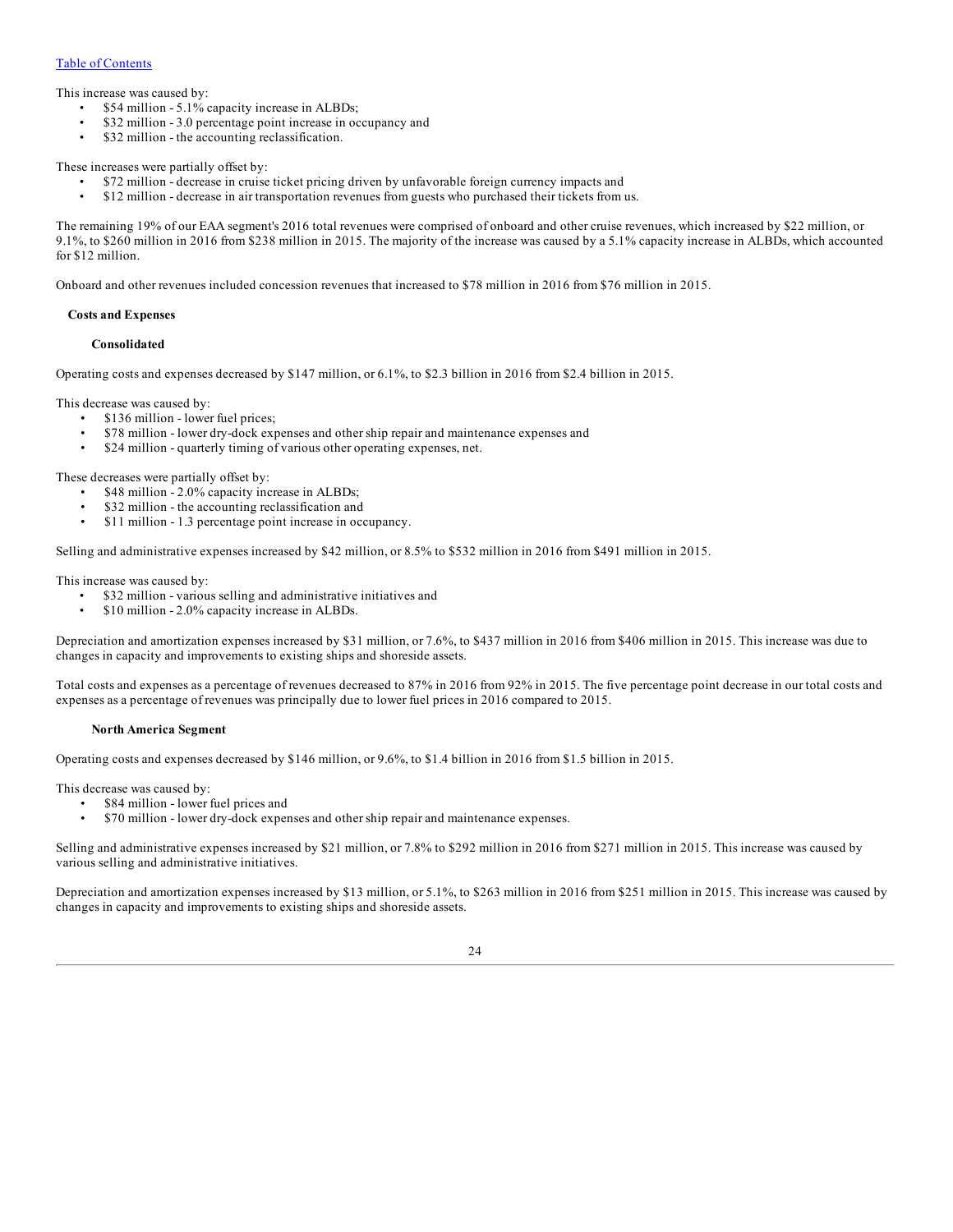[Table of Contents](#)

This increase was caused by:

- $54 million - 5.1% capacity increase in ALBDs;
- $32 million - 3.0 percentage point increase in occupancy and
- $32 million - the accounting reclassification.

These increases were partially offset by:

- $72 million - decrease in cruise ticket pricing driven by unfavorable foreign currency impacts and
- $12 million - decrease in air transportation revenues from guests who purchased their tickets from us.

The remaining 19% of our EAA segment's 2016 total revenues were comprised of onboard and other cruise revenues, which increased by $22 million, or 9.1%, to $260 million in 2016 from $238 million in 2015. The majority of the increase was caused by a 5.1% capacity increase in ALBDs, which accounted for $12 million.

Onboard and other revenues included concession revenues that increased to $78 million in 2016 from $76 million in 2015.

**Costs and Expenses**

**Consolidated**

Operating costs and expenses decreased by $147 million, or 6.1%, to $2.3 billion in 2016 from $2.4 billion in 2015.

This decrease was caused by:

- $136 million - lower fuel prices;
- $78 million - lower dry-dock expenses and other ship repair and maintenance expenses and
- $24 million - quarterly timing of various other operating expenses, net.

These decreases were partially offset by:

- $48 million - 2.0% capacity increase in ALBDs;
- $32 million - the accounting reclassification and
- $11 million - 1.3 percentage point increase in occupancy.

Selling and administrative expenses increased by $42 million, or 8.5% to $532 million in 2016 from $491 million in 2015.

This increase was caused by:

- $32 million - various selling and administrative initiatives and
- $10 million - 2.0% capacity increase in ALBDs.

Depreciation and amortization expenses increased by $31 million, or 7.6%, to $437 million in 2016 from $406 million in 2015. This increase was due to changes in capacity and improvements to existing ships and shoreside assets.

Total costs and expenses as a percentage of revenues decreased to 87% in 2016 from 92% in 2015. The five percentage point decrease in our total costs and expenses as a percentage of revenues was principally due to lower fuel prices in 2016 compared to 2015.

**North America Segment**

Operating costs and expenses decreased by $146 million, or 9.6%, to $1.4 billion in 2016 from $1.5 billion in 2015.

This decrease was caused by:

- $84 million - lower fuel prices and
- $70 million - lower dry-dock expenses and other ship repair and maintenance expenses.

Selling and administrative expenses increased by $21 million, or 7.8% to $292 million in 2016 from $271 million in 2015. This increase was caused by various selling and administrative initiatives.

Depreciation and amortization expenses increased by $13 million, or 5.1%, to $263 million in 2016 from $251 million in 2015. This increase was caused by changes in capacity and improvements to existing ships and shoreside assets.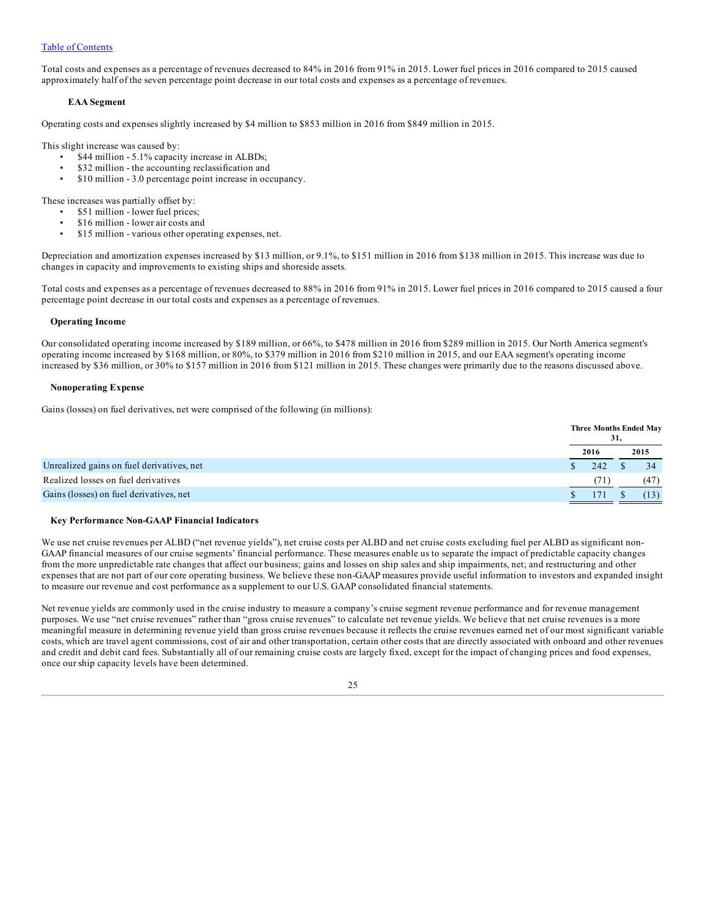[Table of Contents](#)

Total costs and expenses as a percentage of revenues decreased to 84% in 2016 from 91% in 2015. Lower fuel prices in 2016 compared to 2015 caused approximately half of the seven percentage point decrease in our total costs and expenses as a percentage of revenues.

**EAA Segment**

Operating costs and expenses slightly increased by $4 million to $853 million in 2016 from $849 million in 2015.

This slight increase was caused by:

- $44 million - 5.1% capacity increase in ALBDs;
- $32 million - the accounting reclassification and
- $10 million - 3.0 percentage point increase in occupancy.

These increases was partially offset by:

- $51 million - lower fuel prices;
- $16 million - lower air costs and
- $15 million - various other operating expenses, net.

Depreciation and amortization expenses increased by $13 million, or 9.1%, to $151 million in 2016 from $138 million in 2015. This increase was due to changes in capacity and improvements to existing ships and shoreside assets.

Total costs and expenses as a percentage of revenues decreased to 88% in 2016 from 91% in 2015. Lower fuel prices in 2016 compared to 2015 caused a four percentage point decrease in our total costs and expenses as a percentage of revenues.

**Operating Income**

Our consolidated operating income increased by $189 million, or 66%, to $478 million in 2016 from $289 million in 2015. Our North America segment's operating income increased by $168 million, or 80%, to $379 million in 2016 from $210 million in 2015, and our EAA segment's operating income increased by $36 million, or 30% to $157 million in 2016 from $121 million in 2015. These changes were primarily due to the reasons discussed above.

**Nonoperating Expense**

Gains (losses) on fuel derivatives, net were comprised of the following (in millions):

| | Three Months Ended May 31, | |
|---|---|---|
| | 2016 | 2015 |
| Unrealized gains on fuel derivatives, net | $ 242 | $ 34 |
| Realized losses on fuel derivatives | (71) | (47) |
| Gains (losses) on fuel derivatives, net | $ 171 | $ (13) |

**Key Performance Non-GAAP Financial Indicators**

We use net cruise revenues per ALBD ("net revenue yields"), net cruise costs per ALBD and net cruise costs excluding fuel per ALBD as significant non-GAAP financial measures of our cruise segments' financial performance. These measures enable us to separate the impact of predictable capacity changes from the more unpredictable rate changes that affect our business; gains and losses on ship sales and ship impairments, net; and restructuring and other expenses that are not part of our core operating business. We believe these non-GAAP measures provide useful information to investors and expanded insight to measure our revenue and cost performance as a supplement to our U.S. GAAP consolidated financial statements.

Net revenue yields are commonly used in the cruise industry to measure a company's cruise segment revenue performance and for revenue management purposes. We use "net cruise revenues" rather than "gross cruise revenues" to calculate net revenue yields. We believe that net cruise revenues is a more meaningful measure in determining revenue yield than gross cruise revenues because it reflects the cruise revenues earned net of our most significant variable costs, which are travel agent commissions, cost of air and other transportation, certain other costs that are directly associated with onboard and other revenues and credit and debit card fees. Substantially all of our remaining cruise costs are largely fixed, except for the impact of changing prices and food expenses, once our ship capacity levels have been determined.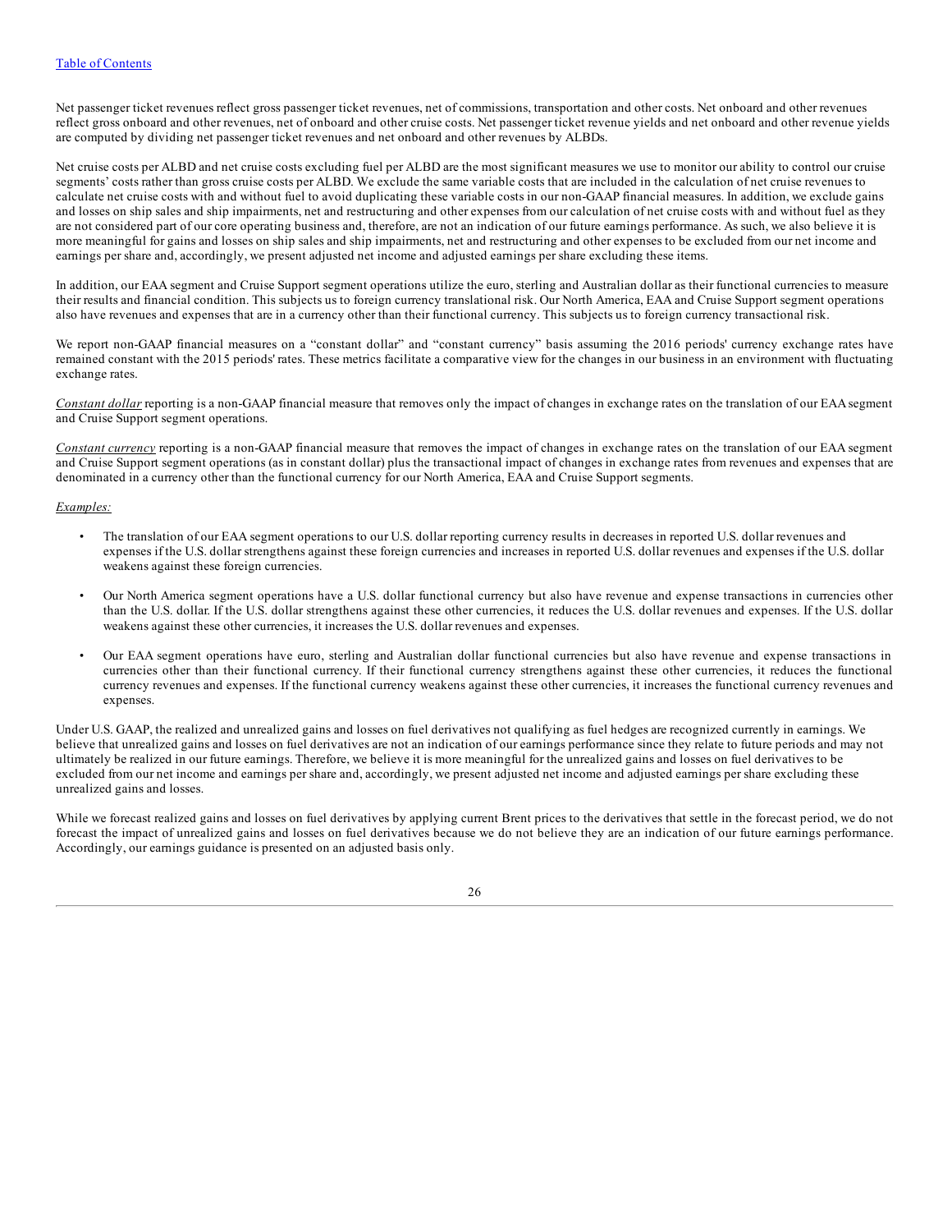Net passenger ticket revenues reflect gross passenger ticket revenues, net of commissions, transportation and other costs. Net onboard and other revenues reflect gross onboard and other revenues, net of onboard and other cruise costs. Net passenger ticket revenue yields and net onboard and other revenue yields are computed by dividing net passenger ticket revenues and net onboard and other revenues by ALBDs.

Net cruise costs per ALBD and net cruise costs excluding fuel per ALBD are the most significant measures we use to monitor our ability to control our cruise segments' costs rather than gross cruise costs per ALBD. We exclude the same variable costs that are included in the calculation of net cruise revenues to calculate net cruise costs with and without fuel to avoid duplicating these variable costs in our non-GAAP financial measures. In addition, we exclude gains and losses on ship sales and ship impairments, net and restructuring and other expenses from our calculation of net cruise costs with and without fuel as they are not considered part of our core operating business and, therefore, are not an indication of our future earnings performance. As such, we also believe it is more meaningful for gains and losses on ship sales and ship impairments, net and restructuring and other expenses to be excluded from our net income and earnings per share and, accordingly, we present adjusted net income and adjusted earnings per share excluding these items.

In addition, our EAA segment and Cruise Support segment operations utilize the euro, sterling and Australian dollar as their functional currencies to measure their results and financial condition. This subjects us to foreign currency translational risk. Our North America, EAA and Cruise Support segment operations also have revenues and expenses that are in a currency other than their functional currency. This subjects us to foreign currency transactional risk.

We report non-GAAP financial measures on a "constant dollar" and "constant currency" basis assuming the 2016 periods' currency exchange rates have remained constant with the 2015 periods' rates. These metrics facilitate a comparative view for the changes in our business in an environment with fluctuating exchange rates.

*Constant dollar* reporting is a non-GAAP financial measure that removes only the impact of changes in exchange rates on the translation of our EAA segment and Cruise Support segment operations.

*Constant currency* reporting is a non-GAAP financial measure that removes the impact of changes in exchange rates on the translation of our EAA segment and Cruise Support segment operations (as in constant dollar) plus the transactional impact of changes in exchange rates from revenues and expenses that are denominated in a currency other than the functional currency for our North America, EAA and Cruise Support segments.

*Examples:*

- The translation of our EAA segment operations to our U.S. dollar reporting currency results in decreases in reported U.S. dollar revenues and expenses if the U.S. dollar strengthens against these foreign currencies and increases in reported U.S. dollar revenues and expenses if the U.S. dollar weakens against these foreign currencies.

- Our North America segment operations have a U.S. dollar functional currency but also have revenue and expense transactions in currencies other than the U.S. dollar. If the U.S. dollar strengthens against these other currencies, it reduces the U.S. dollar revenues and expenses. If the U.S. dollar weakens against these other currencies, it increases the U.S. dollar revenues and expenses.

- Our EAA segment operations have euro, sterling and Australian dollar functional currencies but also have revenue and expense transactions in currencies other than their functional currency. If their functional currency strengthens against these other currencies, it reduces the functional currency revenues and expenses. If the functional currency weakens against these other currencies, it increases the functional currency revenues and expenses.

Under U.S. GAAP, the realized and unrealized gains and losses on fuel derivatives not qualifying as fuel hedges are recognized currently in earnings. We believe that unrealized gains and losses on fuel derivatives are not an indication of our earnings performance since they relate to future periods and may not ultimately be realized in our future earnings. Therefore, we believe it is more meaningful for the unrealized gains and losses on fuel derivatives to be excluded from our net income and earnings per share and, accordingly, we present adjusted net income and adjusted earnings per share excluding these unrealized gains and losses.

While we forecast realized gains and losses on fuel derivatives by applying current Brent prices to the derivatives that settle in the forecast period, we do not forecast the impact of unrealized gains and losses on fuel derivatives because we do not believe they are an indication of our future earnings performance. Accordingly, our earnings guidance is presented on an adjusted basis only.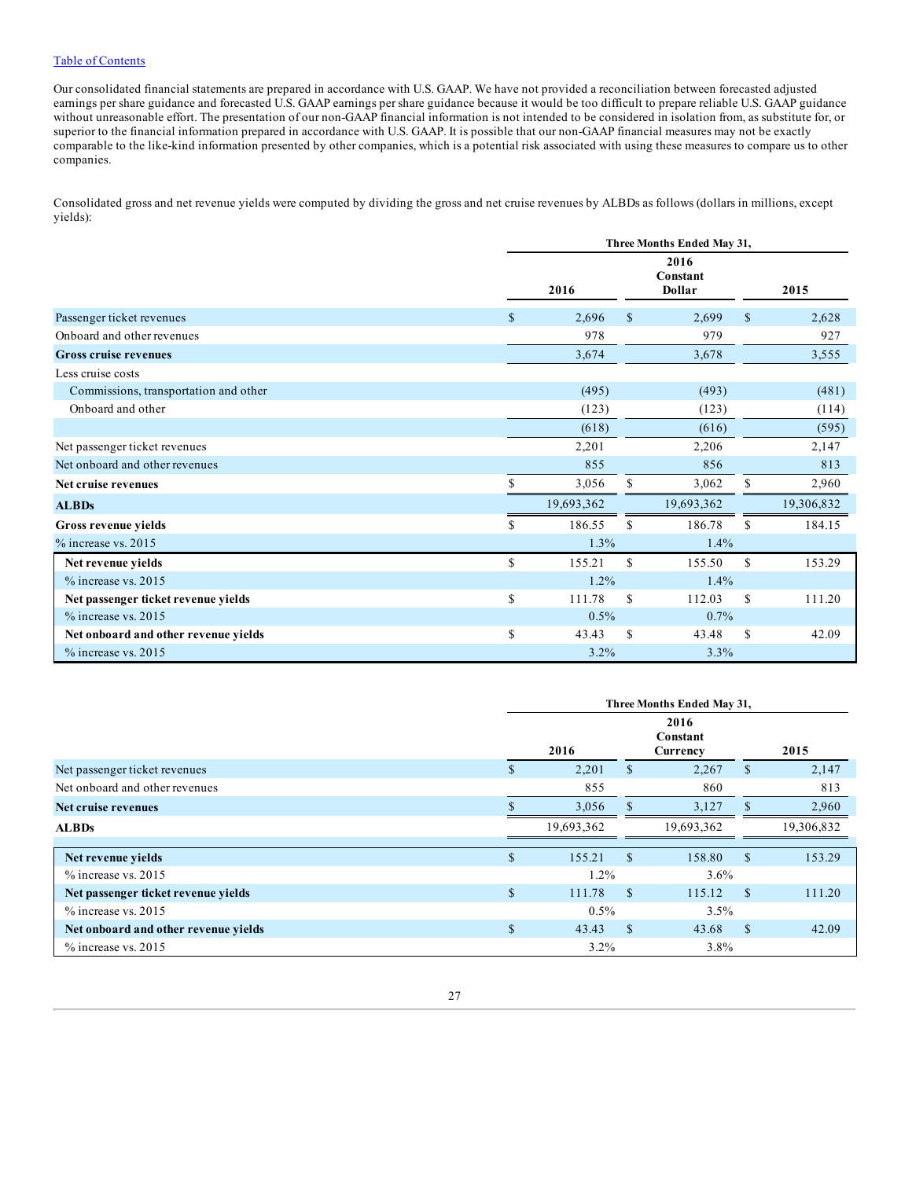[Table of Contents](#)

Our consolidated financial statements are prepared in accordance with U.S. GAAP. We have not provided a reconciliation between forecasted adjusted earnings per share guidance and forecasted U.S. GAAP earnings per share guidance because it would be too difficult to prepare reliable U.S. GAAP guidance without unreasonable effort. The presentation of our non-GAAP financial information is not intended to be considered in isolation from, as substitute for, or superior to the financial information prepared in accordance with U.S. GAAP. It is possible that our non-GAAP financial measures may not be exactly comparable to the like-kind information presented by other companies, which is a potential risk associated with using these measures to compare us to other companies.

Consolidated gross and net revenue yields were computed by dividing the gross and net cruise revenues by ALBDs as follows (dollars in millions, except yields):

| | Three Months Ended May 31, | | |
|---|---|---|---|
| | 2016 | 2016 Constant Dollar | 2015 |
| Passenger ticket revenues | $ 2,696 | $ 2,699 | $ 2,628 |
| Onboard and other revenues | 978 | 979 | 927 |
| **Gross cruise revenues** | 3,674 | 3,678 | 3,555 |
| Less cruise costs | | | |
| Commissions, transportation and other | (495) | (493) | (481) |
| Onboard and other | (123) | (123) | (114) |
| | (618) | (616) | (595) |
| Net passenger ticket revenues | 2,201 | 2,206 | 2,147 |
| Net onboard and other revenues | 855 | 856 | 813 |
| **Net cruise revenues** | $ 3,056 | $ 3,062 | $ 2,960 |
| **ALBDs** | 19,693,362 | 19,693,362 | 19,306,832 |
| **Gross revenue yields** | $ 186.55 | $ 186.78 | $ 184.15 |
| % increase vs. 2015 | 1.3% | 1.4% | |
| **Net revenue yields** | $ 155.21 | $ 155.50 | $ 153.29 |
| % increase vs. 2015 | 1.2% | 1.4% | |
| **Net passenger ticket revenue yields** | $ 111.78 | $ 112.03 | $ 111.20 |
| % increase vs. 2015 | 0.5% | 0.7% | |
| **Net onboard and other revenue yields** | $ 43.43 | $ 43.48 | $ 42.09 |
| % increase vs. 2015 | 3.2% | 3.3% | |

| | Three Months Ended May 31, | | |
|---|---|---|---|
| | 2016 | 2016 Constant Currency | 2015 |
| Net passenger ticket revenues | $ 2,201 | $ 2,267 | $ 2,147 |
| Net onboard and other revenues | 855 | 860 | 813 |
| **Net cruise revenues** | $ 3,056 | $ 3,127 | $ 2,960 |
| **ALBDs** | 19,693,362 | 19,693,362 | 19,306,832 |
| **Net revenue yields** | $ 155.21 | $ 158.80 | $ 153.29 |
| % increase vs. 2015 | 1.2% | 3.6% | |
| **Net passenger ticket revenue yields** | $ 111.78 | $ 115.12 | $ 111.20 |
| % increase vs. 2015 | 0.5% | 3.5% | |
| **Net onboard and other revenue yields** | $ 43.43 | $ 43.68 | $ 42.09 |
| % increase vs. 2015 | 3.2% | 3.8% | |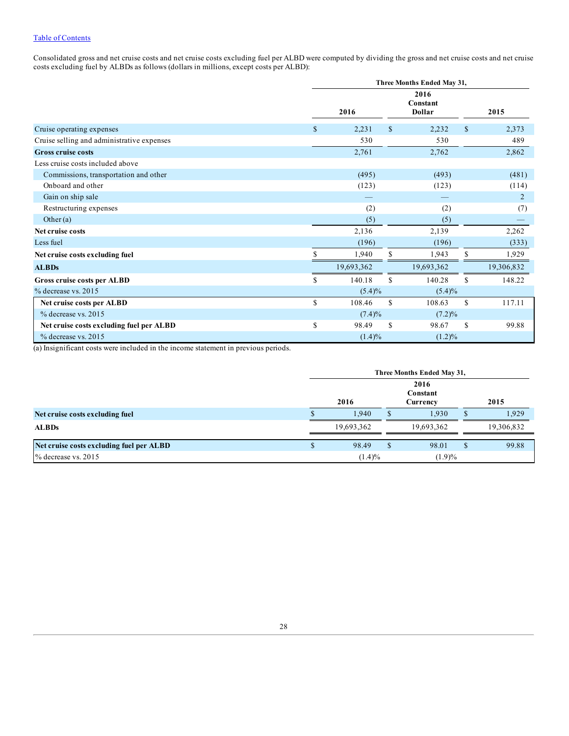Consolidated gross and net cruise costs and net cruise costs excluding fuel per ALBD were computed by dividing the gross and net cruise costs and net cruise costs excluding fuel by ALBDs as follows (dollars in millions, except costs per ALBD):

| | Three Months Ended May 31, | | |
|---|---|---|---|
| | 2016 | 2016 Constant Dollar | 2015 |
| Cruise operating expenses | $ 2,231 | $ 2,232 | $ 2,373 |
| Cruise selling and administrative expenses | 530 | 530 | 489 |
| **Gross cruise costs** | 2,761 | 2,762 | 2,862 |
| Less cruise costs included above | | | |
| Commissions, transportation and other | (495) | (493) | (481) |
| Onboard and other | (123) | (123) | (114) |
| Gain on ship sale | — | — | 2 |
| Restructuring expenses | (2) | (2) | (7) |
| Other (a) | (5) | (5) | — |
| **Net cruise costs** | 2,136 | 2,139 | 2,262 |
| Less fuel | (196) | (196) | (333) |
| **Net cruise costs excluding fuel** | $ 1,940 | $ 1,943 | $ 1,929 |
| **ALBDs** | 19,693,362 | 19,693,362 | 19,306,832 |
| **Gross cruise costs per ALBD** | $ 140.18 | $ 140.28 | $ 148.22 |
| % decrease vs. 2015 | (5.4)% | (5.4)% | |
| **Net cruise costs per ALBD** | $ 108.46 | $ 108.63 | $ 117.11 |
| % decrease vs. 2015 | (7.4)% | (7.2)% | |
| **Net cruise costs excluding fuel per ALBD** | $ 98.49 | $ 98.67 | $ 99.88 |
| % decrease vs. 2015 | (1.4)% | (1.2)% | |

(a) Insignificant costs were included in the income statement in previous periods.

| | Three Months Ended May 31, | | |
|---|---|---|---|
| | 2016 | 2016 Constant Currency | 2015 |
| **Net cruise costs excluding fuel** | $ 1,940 | $ 1,930 | $ 1,929 |
| **ALBDs** | 19,693,362 | 19,693,362 | 19,306,832 |
| **Net cruise costs excluding fuel per ALBD** | $ 98.49 | $ 98.01 | $ 99.88 |
| % decrease vs. 2015 | (1.4)% | (1.9)% | |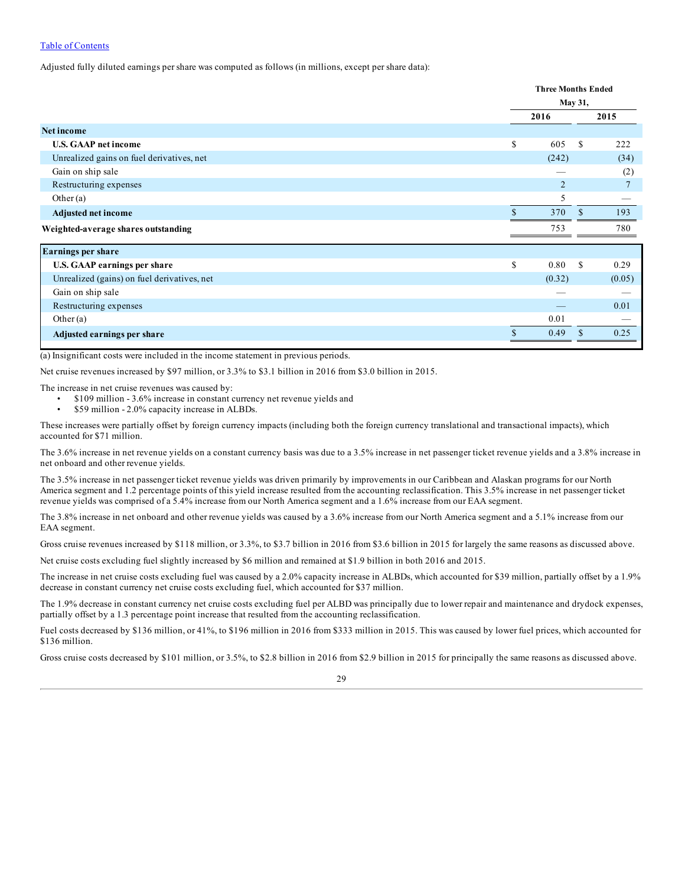Adjusted fully diluted earnings per share was computed as follows (in millions, except per share data):

| | Three Months Ended May 31, | |
|---|---|---|
| | 2016 | 2015 |
| **Net income** | | |
| **U.S. GAAP net income** | $ 605 | $ 222 |
| Unrealized gains on fuel derivatives, net | (242) | (34) |
| Gain on ship sale | — | (2) |
| Restructuring expenses | 2 | 7 |
| Other (a) | 5 | — |
| **Adjusted net income** | $ 370 | $ 193 |
| **Weighted-average shares outstanding** | 753 | 780 |

| | 2016 | 2015 |
|---|---|---|
| **Earnings per share** | | |
| **U.S. GAAP earnings per share** | $ 0.80 | $ 0.29 |
| Unrealized (gains) on fuel derivatives, net | (0.32) | (0.05) |
| Gain on ship sale | — | — |
| Restructuring expenses | — | 0.01 |
| Other (a) | 0.01 | — |
| **Adjusted earnings per share** | $ 0.49 | $ 0.25 |

(a) Insignificant costs were included in the income statement in previous periods.

Net cruise revenues increased by $97 million, or 3.3% to $3.1 billion in 2016 from $3.0 billion in 2015.

The increase in net cruise revenues was caused by:

- $109 million - 3.6% increase in constant currency net revenue yields and
- $59 million - 2.0% capacity increase in ALBDs.

These increases were partially offset by foreign currency impacts (including both the foreign currency translational and transactional impacts), which accounted for $71 million.

The 3.6% increase in net revenue yields on a constant currency basis was due to a 3.5% increase in net passenger ticket revenue yields and a 3.8% increase in net onboard and other revenue yields.

The 3.5% increase in net passenger ticket revenue yields was driven primarily by improvements in our Caribbean and Alaskan programs for our North America segment and 1.2 percentage points of this yield increase resulted from the accounting reclassification. This 3.5% increase in net passenger ticket revenue yields was comprised of a 5.4% increase from our North America segment and a 1.6% increase from our EAA segment.

The 3.8% increase in net onboard and other revenue yields was caused by a 3.6% increase from our North America segment and a 5.1% increase from our EAA segment.

Gross cruise revenues increased by $118 million, or 3.3%, to $3.7 billion in 2016 from $3.6 billion in 2015 for largely the same reasons as discussed above.

Net cruise costs excluding fuel slightly increased by $6 million and remained at $1.9 billion in both 2016 and 2015.

The increase in net cruise costs excluding fuel was caused by a 2.0% capacity increase in ALBDs, which accounted for $39 million, partially offset by a 1.9% decrease in constant currency net cruise costs excluding fuel, which accounted for $37 million.

The 1.9% decrease in constant currency net cruise costs excluding fuel per ALBD was principally due to lower repair and maintenance and drydock expenses, partially offset by a 1.3 percentage point increase that resulted from the accounting reclassification.

Fuel costs decreased by $136 million, or 41%, to $196 million in 2016 from $333 million in 2015. This was caused by lower fuel prices, which accounted for $136 million.

Gross cruise costs decreased by $101 million, or 3.5%, to $2.8 billion in 2016 from $2.9 billion in 2015 for principally the same reasons as discussed above.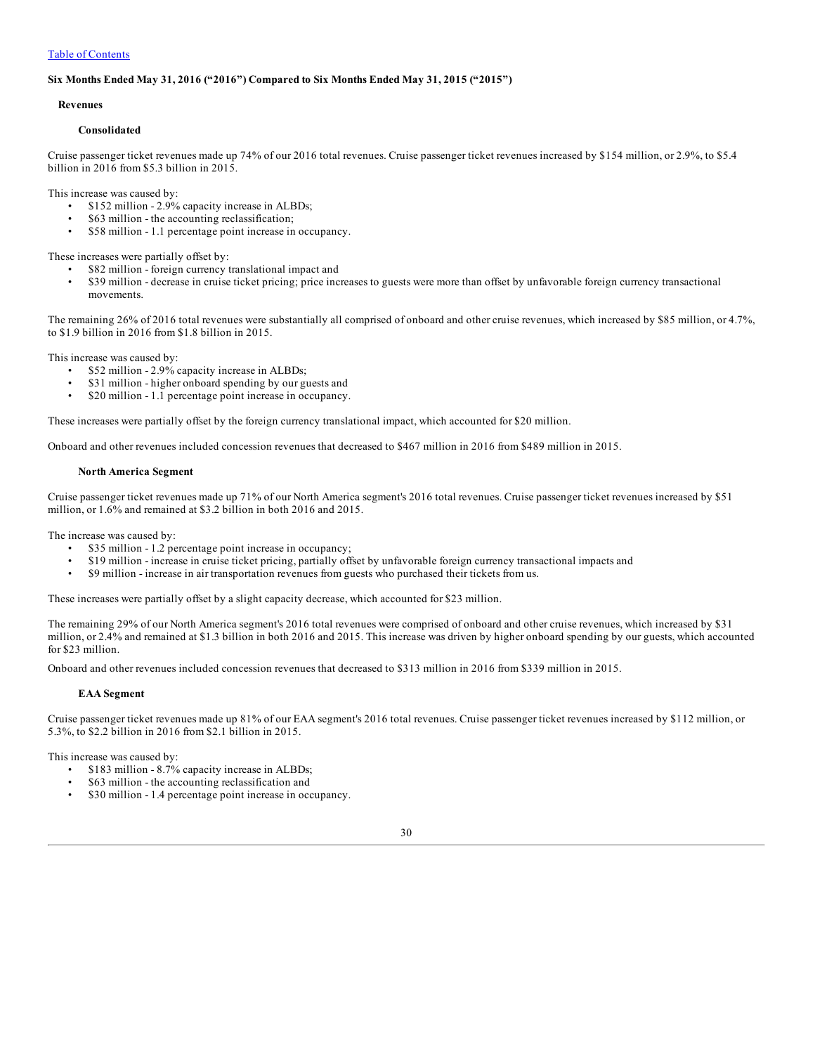Table of Contents

**Six Months Ended May 31, 2016 ("2016") Compared to Six Months Ended May 31, 2015 ("2015")**

**Revenues**

**Consolidated**

Cruise passenger ticket revenues made up 74% of our 2016 total revenues. Cruise passenger ticket revenues increased by $154 million, or 2.9%, to $5.4 billion in 2016 from $5.3 billion in 2015.

This increase was caused by:

- $152 million - 2.9% capacity increase in ALBDs;
- $63 million - the accounting reclassification;
- $58 million - 1.1 percentage point increase in occupancy.

These increases were partially offset by:

- $82 million - foreign currency translational impact and
- $39 million - decrease in cruise ticket pricing; price increases to guests were more than offset by unfavorable foreign currency transactional movements.

The remaining 26% of 2016 total revenues were substantially all comprised of onboard and other cruise revenues, which increased by $85 million, or 4.7%, to $1.9 billion in 2016 from $1.8 billion in 2015.

This increase was caused by:

- $52 million - 2.9% capacity increase in ALBDs;
- $31 million - higher onboard spending by our guests and
- $20 million - 1.1 percentage point increase in occupancy.

These increases were partially offset by the foreign currency translational impact, which accounted for $20 million.

Onboard and other revenues included concession revenues that decreased to $467 million in 2016 from $489 million in 2015.

**North America Segment**

Cruise passenger ticket revenues made up 71% of our North America segment's 2016 total revenues. Cruise passenger ticket revenues increased by $51 million, or 1.6% and remained at $3.2 billion in both 2016 and 2015.

The increase was caused by:

- $35 million - 1.2 percentage point increase in occupancy;
- $19 million - increase in cruise ticket pricing, partially offset by unfavorable foreign currency transactional impacts and
- $9 million - increase in air transportation revenues from guests who purchased their tickets from us.

These increases were partially offset by a slight capacity decrease, which accounted for $23 million.

The remaining 29% of our North America segment's 2016 total revenues were comprised of onboard and other cruise revenues, which increased by $31 million, or 2.4% and remained at $1.3 billion in both 2016 and 2015. This increase was driven by higher onboard spending by our guests, which accounted for $23 million.

Onboard and other revenues included concession revenues that decreased to $313 million in 2016 from $339 million in 2015.

**EAA Segment**

Cruise passenger ticket revenues made up 81% of our EAA segment's 2016 total revenues. Cruise passenger ticket revenues increased by $112 million, or 5.3%, to $2.2 billion in 2016 from $2.1 billion in 2015.

This increase was caused by:

- $183 million - 8.7% capacity increase in ALBDs;
- $63 million - the accounting reclassification and
- $30 million - 1.4 percentage point increase in occupancy.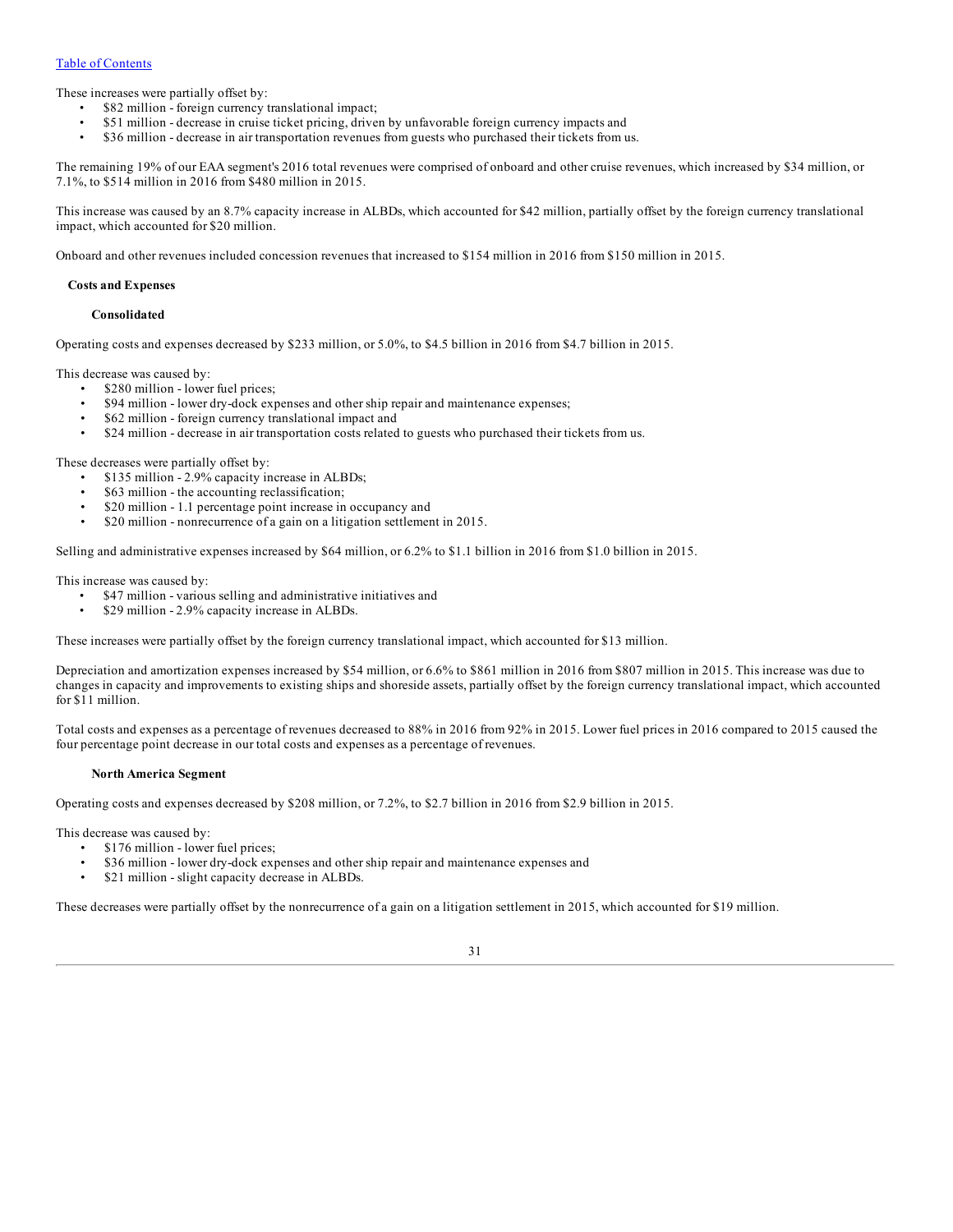These increases were partially offset by:

- $82 million - foreign currency translational impact;
- $51 million - decrease in cruise ticket pricing, driven by unfavorable foreign currency impacts and
- $36 million - decrease in air transportation revenues from guests who purchased their tickets from us.

The remaining 19% of our EAA segment's 2016 total revenues were comprised of onboard and other cruise revenues, which increased by $34 million, or 7.1%, to $514 million in 2016 from $480 million in 2015.

This increase was caused by an 8.7% capacity increase in ALBDs, which accounted for $42 million, partially offset by the foreign currency translational impact, which accounted for $20 million.

Onboard and other revenues included concession revenues that increased to $154 million in 2016 from $150 million in 2015.

### Costs and Expenses

#### Consolidated

Operating costs and expenses decreased by $233 million, or 5.0%, to $4.5 billion in 2016 from $4.7 billion in 2015.

This decrease was caused by:

- $280 million - lower fuel prices;
- $94 million - lower dry-dock expenses and other ship repair and maintenance expenses;
- $62 million - foreign currency translational impact and
- $24 million - decrease in air transportation costs related to guests who purchased their tickets from us.

These decreases were partially offset by:

- $135 million - 2.9% capacity increase in ALBDs;
- $63 million - the accounting reclassification;
- $20 million - 1.1 percentage point increase in occupancy and
- $20 million - nonrecurrence of a gain on a litigation settlement in 2015.

Selling and administrative expenses increased by $64 million, or 6.2% to $1.1 billion in 2016 from $1.0 billion in 2015.

This increase was caused by:

- $47 million - various selling and administrative initiatives and
- $29 million - 2.9% capacity increase in ALBDs.

These increases were partially offset by the foreign currency translational impact, which accounted for $13 million.

Depreciation and amortization expenses increased by $54 million, or 6.6% to $861 million in 2016 from $807 million in 2015. This increase was due to changes in capacity and improvements to existing ships and shoreside assets, partially offset by the foreign currency translational impact, which accounted for $11 million.

Total costs and expenses as a percentage of revenues decreased to 88% in 2016 from 92% in 2015. Lower fuel prices in 2016 compared to 2015 caused the four percentage point decrease in our total costs and expenses as a percentage of revenues.

#### North America Segment

Operating costs and expenses decreased by $208 million, or 7.2%, to $2.7 billion in 2016 from $2.9 billion in 2015.

This decrease was caused by:

- $176 million - lower fuel prices;
- $36 million - lower dry-dock expenses and other ship repair and maintenance expenses and
- $21 million - slight capacity decrease in ALBDs.

These decreases were partially offset by the nonrecurrence of a gain on a litigation settlement in 2015, which accounted for $19 million.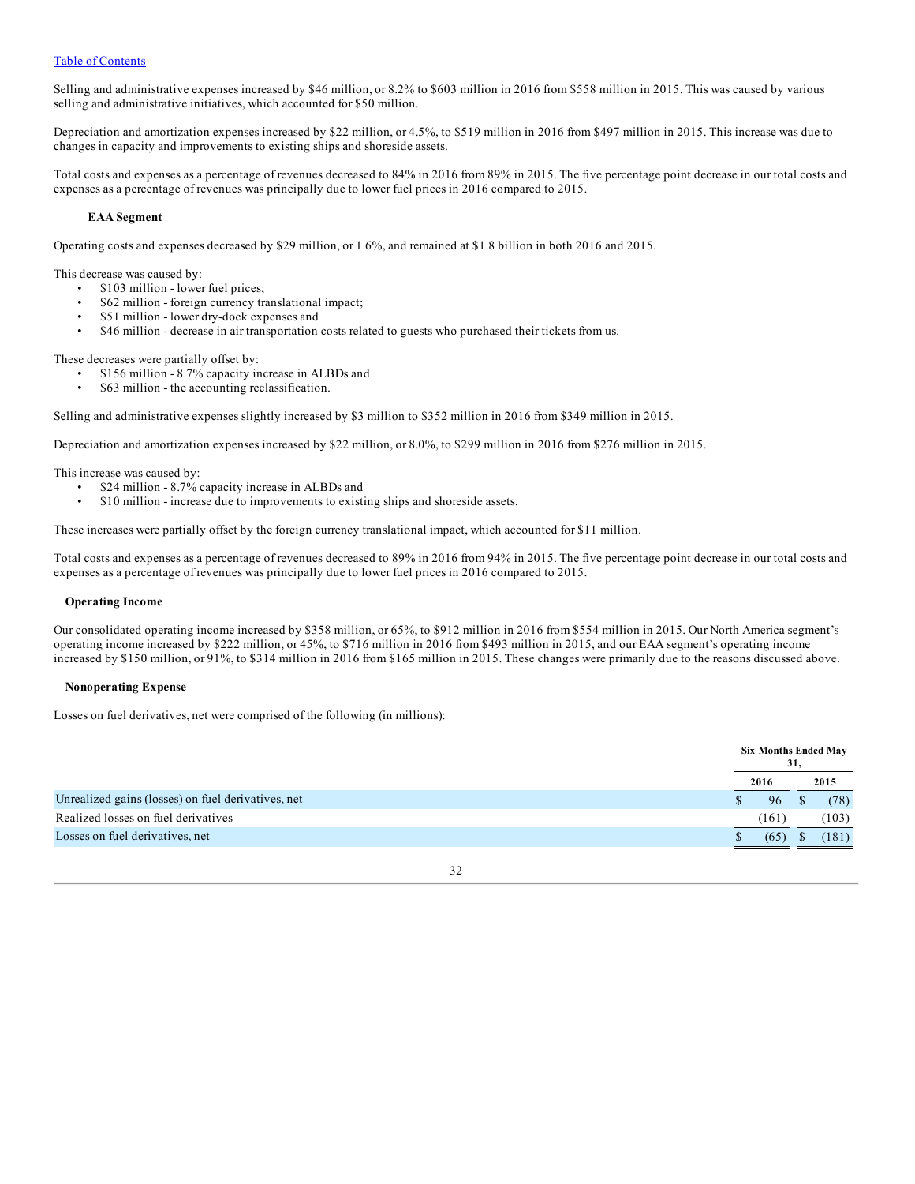[Table of Contents](#)

Selling and administrative expenses increased by $46 million, or 8.2% to $603 million in 2016 from $558 million in 2015. This was caused by various selling and administrative initiatives, which accounted for $50 million.

Depreciation and amortization expenses increased by $22 million, or 4.5%, to $519 million in 2016 from $497 million in 2015. This increase was due to changes in capacity and improvements to existing ships and shoreside assets.

Total costs and expenses as a percentage of revenues decreased to 84% in 2016 from 89% in 2015. The five percentage point decrease in our total costs and expenses as a percentage of revenues was principally due to lower fuel prices in 2016 compared to 2015.

**EAA Segment**

Operating costs and expenses decreased by $29 million, or 1.6%, and remained at $1.8 billion in both 2016 and 2015.

This decrease was caused by:

- $103 million - lower fuel prices;
- $62 million - foreign currency translational impact;
- $51 million - lower dry-dock expenses and
- $46 million - decrease in air transportation costs related to guests who purchased their tickets from us.

These decreases were partially offset by:

- $156 million - 8.7% capacity increase in ALBDs and
- $63 million - the accounting reclassification.

Selling and administrative expenses slightly increased by $3 million to $352 million in 2016 from $349 million in 2015.

Depreciation and amortization expenses increased by $22 million, or 8.0%, to $299 million in 2016 from $276 million in 2015.

This increase was caused by:

- $24 million - 8.7% capacity increase in ALBDs and
- $10 million - increase due to improvements to existing ships and shoreside assets.

These increases were partially offset by the foreign currency translational impact, which accounted for $11 million.

Total costs and expenses as a percentage of revenues decreased to 89% in 2016 from 94% in 2015. The five percentage point decrease in our total costs and expenses as a percentage of revenues was principally due to lower fuel prices in 2016 compared to 2015.

**Operating Income**

Our consolidated operating income increased by $358 million, or 65%, to $912 million in 2016 from $554 million in 2015. Our North America segment's operating income increased by $222 million, or 45%, to $716 million in 2016 from $493 million in 2015, and our EAA segment's operating income increased by $150 million, or 91%, to $314 million in 2016 from $165 million in 2015. These changes were primarily due to the reasons discussed above.

**Nonoperating Expense**

Losses on fuel derivatives, net were comprised of the following (in millions):

| | Six Months Ended May 31, | |
|---|---|---|
| | 2016 | 2015 |
| Unrealized gains (losses) on fuel derivatives, net | $ 96 | $ (78) |
| Realized losses on fuel derivatives | (161) | (103) |
| Losses on fuel derivatives, net | $ (65) | $ (181) |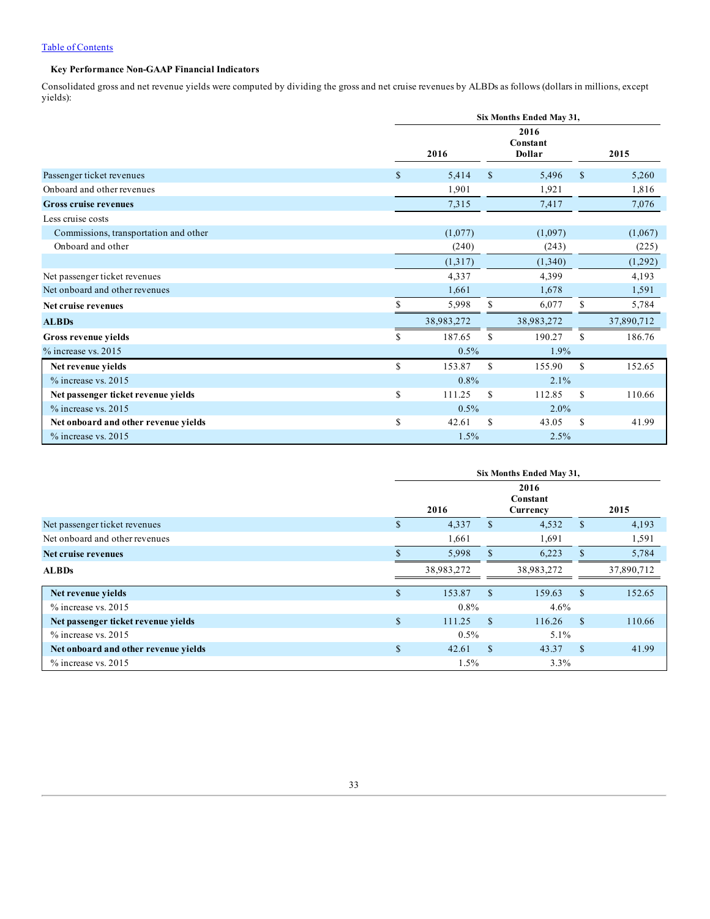[Table of Contents](#)

### Key Performance Non-GAAP Financial Indicators

Consolidated gross and net revenue yields were computed by dividing the gross and net cruise revenues by ALBDs as follows (dollars in millions, except yields):

| | Six Months Ended May 31, | | |
|---|---|---|---|
| | 2016 | 2016 Constant Dollar | 2015 |
| Passenger ticket revenues | $ 5,414 | $ 5,496 | $ 5,260 |
| Onboard and other revenues | 1,901 | 1,921 | 1,816 |
| **Gross cruise revenues** | 7,315 | 7,417 | 7,076 |
| Less cruise costs | | | |
| Commissions, transportation and other | (1,077) | (1,097) | (1,067) |
| Onboard and other | (240) | (243) | (225) |
| | (1,317) | (1,340) | (1,292) |
| Net passenger ticket revenues | 4,337 | 4,399 | 4,193 |
| Net onboard and other revenues | 1,661 | 1,678 | 1,591 |
| **Net cruise revenues** | $ 5,998 | $ 6,077 | $ 5,784 |
| **ALBDs** | 38,983,272 | 38,983,272 | 37,890,712 |
| **Gross revenue yields** | $ 187.65 | $ 190.27 | $ 186.76 |
| % increase vs. 2015 | 0.5% | 1.9% | |
| **Net revenue yields** | $ 153.87 | $ 155.90 | $ 152.65 |
| % increase vs. 2015 | 0.8% | 2.1% | |
| **Net passenger ticket revenue yields** | $ 111.25 | $ 112.85 | $ 110.66 |
| % increase vs. 2015 | 0.5% | 2.0% | |
| **Net onboard and other revenue yields** | $ 42.61 | $ 43.05 | $ 41.99 |
| % increase vs. 2015 | 1.5% | 2.5% | |

| | Six Months Ended May 31, | | |
|---|---|---|---|
| | 2016 | 2016 Constant Currency | 2015 |
| Net passenger ticket revenues | $ 4,337 | $ 4,532 | $ 4,193 |
| Net onboard and other revenues | 1,661 | 1,691 | 1,591 |
| **Net cruise revenues** | $ 5,998 | $ 6,223 | $ 5,784 |
| **ALBDs** | 38,983,272 | 38,983,272 | 37,890,712 |
| **Net revenue yields** | $ 153.87 | $ 159.63 | $ 152.65 |
| % increase vs. 2015 | 0.8% | 4.6% | |
| **Net passenger ticket revenue yields** | $ 111.25 | $ 116.26 | $ 110.66 |
| % increase vs. 2015 | 0.5% | 5.1% | |
| **Net onboard and other revenue yields** | $ 42.61 | $ 43.37 | $ 41.99 |
| % increase vs. 2015 | 1.5% | 3.3% | |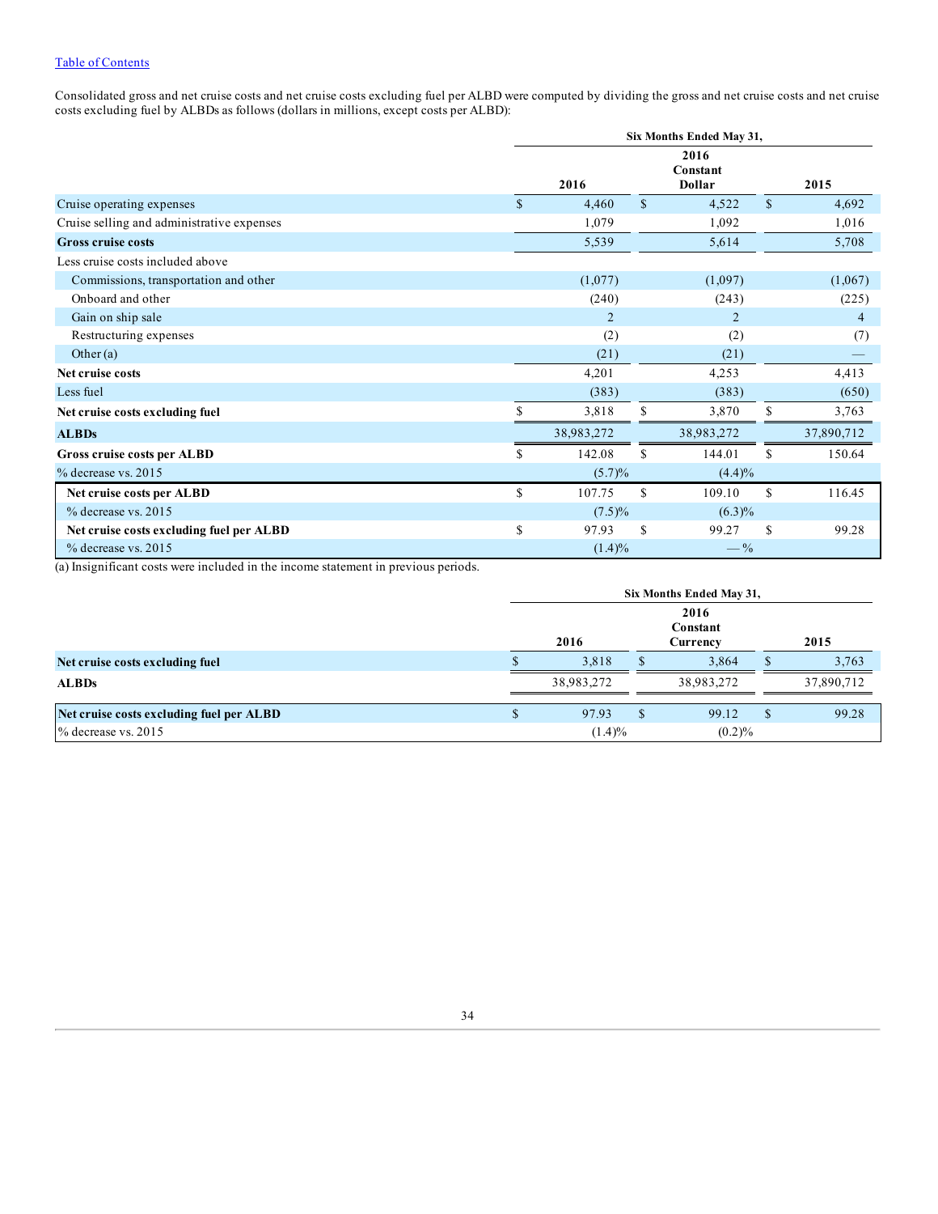[Table of Contents](#)

Consolidated gross and net cruise costs and net cruise costs excluding fuel per ALBD were computed by dividing the gross and net cruise costs and net cruise costs excluding fuel by ALBDs as follows (dollars in millions, except costs per ALBD):

| | Six Months Ended May 31, | | |
|---|---|---|---|
| | 2016 | 2016 Constant Dollar | 2015 |
| Cruise operating expenses | $ 4,460 | $ 4,522 | $ 4,692 |
| Cruise selling and administrative expenses | 1,079 | 1,092 | 1,016 |
| **Gross cruise costs** | 5,539 | 5,614 | 5,708 |
| Less cruise costs included above | | | |
| Commissions, transportation and other | (1,077) | (1,097) | (1,067) |
| Onboard and other | (240) | (243) | (225) |
| Gain on ship sale | 2 | 2 | 4 |
| Restructuring expenses | (2) | (2) | (7) |
| Other (a) | (21) | (21) | — |
| **Net cruise costs** | 4,201 | 4,253 | 4,413 |
| Less fuel | (383) | (383) | (650) |
| **Net cruise costs excluding fuel** | $ 3,818 | $ 3,870 | $ 3,763 |
| **ALBDs** | 38,983,272 | 38,983,272 | 37,890,712 |
| **Gross cruise costs per ALBD** | $ 142.08 | $ 144.01 | $ 150.64 |
| % decrease vs. 2015 | (5.7)% | (4.4)% | |
| **Net cruise costs per ALBD** | $ 107.75 | $ 109.10 | $ 116.45 |
| % decrease vs. 2015 | (7.5)% | (6.3)% | |
| **Net cruise costs excluding fuel per ALBD** | $ 97.93 | $ 99.27 | $ 99.28 |
| % decrease vs. 2015 | (1.4)% | — % | |

(a) Insignificant costs were included in the income statement in previous periods.

| | Six Months Ended May 31, | | |
|---|---|---|---|
| | 2016 | 2016 Constant Currency | 2015 |
| **Net cruise costs excluding fuel** | $ 3,818 | $ 3,864 | $ 3,763 |
| **ALBDs** | 38,983,272 | 38,983,272 | 37,890,712 |
| **Net cruise costs excluding fuel per ALBD** | $ 97.93 | $ 99.12 | $ 99.28 |
| % decrease vs. 2015 | (1.4)% | (0.2)% | |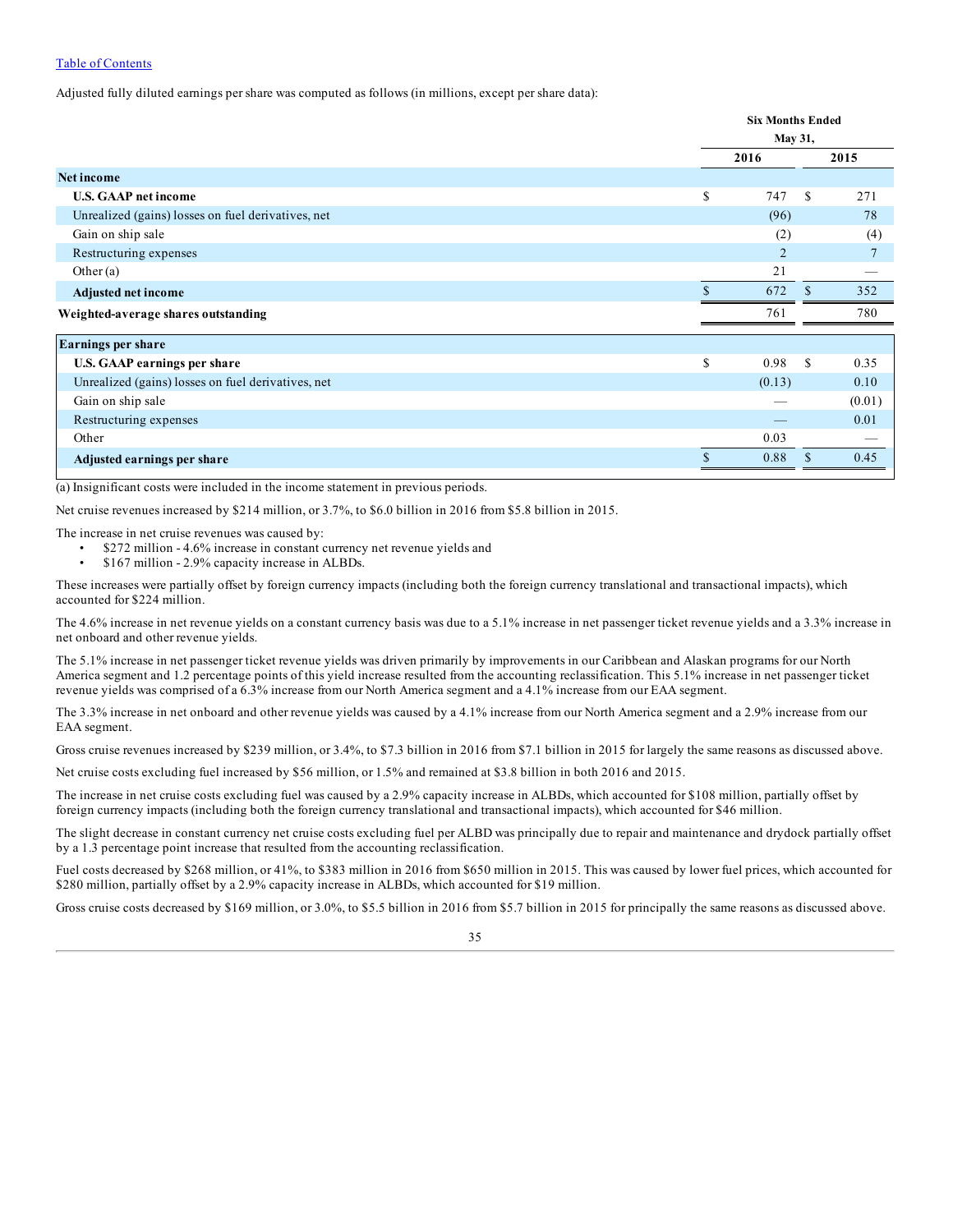Adjusted fully diluted earnings per share was computed as follows (in millions, except per share data):

| | Six Months Ended May 31, | |
|---|---|---|
| | 2016 | 2015 |
| **Net income** | | |
| **U.S. GAAP net income** | $ 747 | $ 271 |
| Unrealized (gains) losses on fuel derivatives, net | (96) | 78 |
| Gain on ship sale | (2) | (4) |
| Restructuring expenses | 2 | 7 |
| Other (a) | 21 | — |
| **Adjusted net income** | $ 672 | $ 352 |
| **Weighted-average shares outstanding** | 761 | 780 |
| **Earnings per share** | | |
| **U.S. GAAP earnings per share** | $ 0.98 | $ 0.35 |
| Unrealized (gains) losses on fuel derivatives, net | (0.13) | 0.10 |
| Gain on ship sale | — | (0.01) |
| Restructuring expenses | — | 0.01 |
| Other | 0.03 | — |
| **Adjusted earnings per share** | $ 0.88 | $ 0.45 |

(a) Insignificant costs were included in the income statement in previous periods.

Net cruise revenues increased by $214 million, or 3.7%, to $6.0 billion in 2016 from $5.8 billion in 2015.

The increase in net cruise revenues was caused by:

- $272 million - 4.6% increase in constant currency net revenue yields and
- $167 million - 2.9% capacity increase in ALBDs.

These increases were partially offset by foreign currency impacts (including both the foreign currency translational and transactional impacts), which accounted for $224 million.

The 4.6% increase in net revenue yields on a constant currency basis was due to a 5.1% increase in net passenger ticket revenue yields and a 3.3% increase in net onboard and other revenue yields.

The 5.1% increase in net passenger ticket revenue yields was driven primarily by improvements in our Caribbean and Alaskan programs for our North America segment and 1.2 percentage points of this yield increase resulted from the accounting reclassification. This 5.1% increase in net passenger ticket revenue yields was comprised of a 6.3% increase from our North America segment and a 4.1% increase from our EAA segment.

The 3.3% increase in net onboard and other revenue yields was caused by a 4.1% increase from our North America segment and a 2.9% increase from our EAA segment.

Gross cruise revenues increased by $239 million, or 3.4%, to $7.3 billion in 2016 from $7.1 billion in 2015 for largely the same reasons as discussed above.

Net cruise costs excluding fuel increased by $56 million, or 1.5% and remained at $3.8 billion in both 2016 and 2015.

The increase in net cruise costs excluding fuel was caused by a 2.9% capacity increase in ALBDs, which accounted for $108 million, partially offset by foreign currency impacts (including both the foreign currency translational and transactional impacts), which accounted for $46 million.

The slight decrease in constant currency net cruise costs excluding fuel per ALBD was principally due to repair and maintenance and drydock partially offset by a 1.3 percentage point increase that resulted from the accounting reclassification.

Fuel costs decreased by $268 million, or 41%, to $383 million in 2016 from $650 million in 2015. This was caused by lower fuel prices, which accounted for $280 million, partially offset by a 2.9% capacity increase in ALBDs, which accounted for $19 million.

Gross cruise costs decreased by $169 million, or 3.0%, to $5.5 billion in 2016 from $5.7 billion in 2015 for principally the same reasons as discussed above.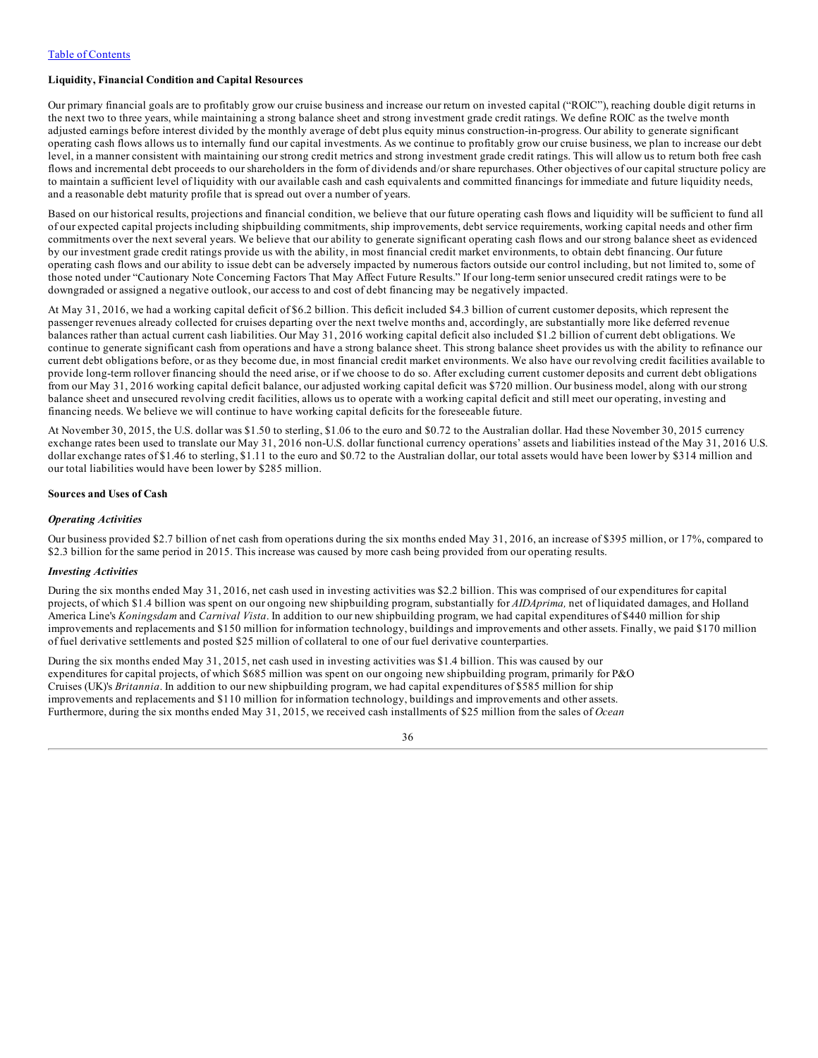### Liquidity, Financial Condition and Capital Resources

Our primary financial goals are to profitably grow our cruise business and increase our return on invested capital ("ROIC"), reaching double digit returns in the next two to three years, while maintaining a strong balance sheet and strong investment grade credit ratings. We define ROIC as the twelve month adjusted earnings before interest divided by the monthly average of debt plus equity minus construction-in-progress. Our ability to generate significant operating cash flows allows us to internally fund our capital investments. As we continue to profitably grow our cruise business, we plan to increase our debt level, in a manner consistent with maintaining our strong credit metrics and strong investment grade credit ratings. This will allow us to return both free cash flows and incremental debt proceeds to our shareholders in the form of dividends and/or share repurchases. Other objectives of our capital structure policy are to maintain a sufficient level of liquidity with our available cash and cash equivalents and committed financings for immediate and future liquidity needs, and a reasonable debt maturity profile that is spread out over a number of years.

Based on our historical results, projections and financial condition, we believe that our future operating cash flows and liquidity will be sufficient to fund all of our expected capital projects including shipbuilding commitments, ship improvements, debt service requirements, working capital needs and other firm commitments over the next several years. We believe that our ability to generate significant operating cash flows and our strong balance sheet as evidenced by our investment grade credit ratings provide us with the ability, in most financial credit market environments, to obtain debt financing. Our future operating cash flows and our ability to issue debt can be adversely impacted by numerous factors outside our control including, but not limited to, some of those noted under "Cautionary Note Concerning Factors That May Affect Future Results." If our long-term senior unsecured credit ratings were to be downgraded or assigned a negative outlook, our access to and cost of debt financing may be negatively impacted.

At May 31, 2016, we had a working capital deficit of $6.2 billion. This deficit included $4.3 billion of current customer deposits, which represent the passenger revenues already collected for cruises departing over the next twelve months and, accordingly, are substantially more like deferred revenue balances rather than actual current cash liabilities. Our May 31, 2016 working capital deficit also included $1.2 billion of current debt obligations. We continue to generate significant cash from operations and have a strong balance sheet. This strong balance sheet provides us with the ability to refinance our current debt obligations before, or as they become due, in most financial credit market environments. We also have our revolving credit facilities available to provide long-term rollover financing should the need arise, or if we choose to do so. After excluding current customer deposits and current debt obligations from our May 31, 2016 working capital deficit balance, our adjusted working capital deficit was $720 million. Our business model, along with our strong balance sheet and unsecured revolving credit facilities, allows us to operate with a working capital deficit and still meet our operating, investing and financing needs. We believe we will continue to have working capital deficits for the foreseeable future.

At November 30, 2015, the U.S. dollar was $1.50 to sterling, $1.06 to the euro and $0.72 to the Australian dollar. Had these November 30, 2015 currency exchange rates been used to translate our May 31, 2016 non-U.S. dollar functional currency operations' assets and liabilities instead of the May 31, 2016 U.S. dollar exchange rates of $1.46 to sterling, $1.11 to the euro and $0.72 to the Australian dollar, our total assets would have been lower by $314 million and our total liabilities would have been lower by $285 million.

### Sources and Uses of Cash

#### *Operating Activities*

Our business provided $2.7 billion of net cash from operations during the six months ended May 31, 2016, an increase of $395 million, or 17%, compared to $2.3 billion for the same period in 2015. This increase was caused by more cash being provided from our operating results.

#### *Investing Activities*

During the six months ended May 31, 2016, net cash used in investing activities was $2.2 billion. This was comprised of our expenditures for capital projects, of which $1.4 billion was spent on our ongoing new shipbuilding program, substantially for *AIDAprima,* net of liquidated damages, and Holland America Line's *Koningsdam* and *Carnival Vista*. In addition to our new shipbuilding program, we had capital expenditures of $440 million for ship improvements and replacements and $150 million for information technology, buildings and improvements and other assets. Finally, we paid $170 million of fuel derivative settlements and posted $25 million of collateral to one of our fuel derivative counterparties.

During the six months ended May 31, 2015, net cash used in investing activities was $1.4 billion. This was caused by our expenditures for capital projects, of which $685 million was spent on our ongoing new shipbuilding program, primarily for P&O Cruises (UK)'s *Britannia*. In addition to our new shipbuilding program, we had capital expenditures of $585 million for ship improvements and replacements and $110 million for information technology, buildings and improvements and other assets. Furthermore, during the six months ended May 31, 2015, we received cash installments of $25 million from the sales of *Ocean*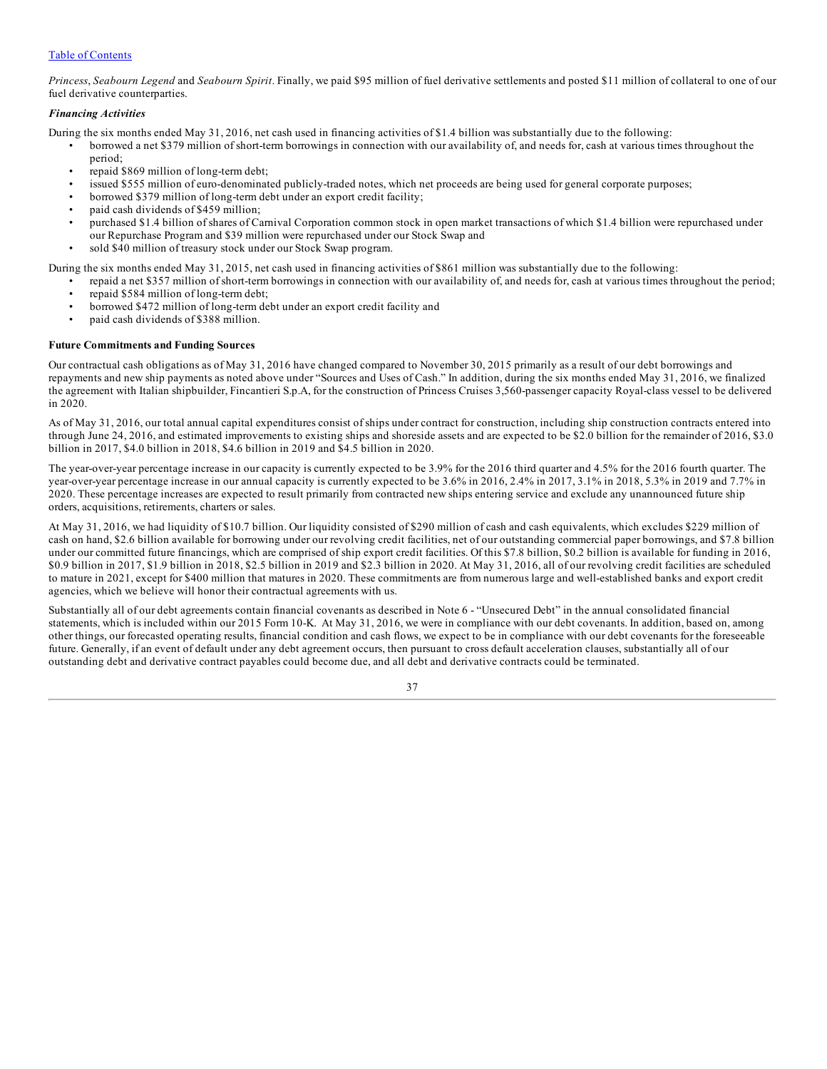*Princess*, *Seabourn Legend* and *Seabourn Spirit*. Finally, we paid $95 million of fuel derivative settlements and posted $11 million of collateral to one of our fuel derivative counterparties.

### *Financing Activities*

During the six months ended May 31, 2016, net cash used in financing activities of $1.4 billion was substantially due to the following:

- borrowed a net $379 million of short-term borrowings in connection with our availability of, and needs for, cash at various times throughout the period;
- repaid $869 million of long-term debt;
- issued $555 million of euro-denominated publicly-traded notes, which net proceeds are being used for general corporate purposes;
- borrowed $379 million of long-term debt under an export credit facility;
- paid cash dividends of $459 million;
- purchased $1.4 billion of shares of Carnival Corporation common stock in open market transactions of which $1.4 billion were repurchased under our Repurchase Program and $39 million were repurchased under our Stock Swap and
- sold $40 million of treasury stock under our Stock Swap program.

During the six months ended May 31, 2015, net cash used in financing activities of $861 million was substantially due to the following:

- repaid a net $357 million of short-term borrowings in connection with our availability of, and needs for, cash at various times throughout the period;
- repaid $584 million of long-term debt;
- borrowed $472 million of long-term debt under an export credit facility and
- paid cash dividends of $388 million.

### Future Commitments and Funding Sources

Our contractual cash obligations as of May 31, 2016 have changed compared to November 30, 2015 primarily as a result of our debt borrowings and repayments and new ship payments as noted above under "Sources and Uses of Cash." In addition, during the six months ended May 31, 2016, we finalized the agreement with Italian shipbuilder, Fincantieri S.p.A, for the construction of Princess Cruises 3,560-passenger capacity Royal-class vessel to be delivered in 2020.

As of May 31, 2016, our total annual capital expenditures consist of ships under contract for construction, including ship construction contracts entered into through June 24, 2016, and estimated improvements to existing ships and shoreside assets and are expected to be $2.0 billion for the remainder of 2016, $3.0 billion in 2017, $4.0 billion in 2018, $4.6 billion in 2019 and $4.5 billion in 2020.

The year-over-year percentage increase in our capacity is currently expected to be 3.9% for the 2016 third quarter and 4.5% for the 2016 fourth quarter. The year-over-year percentage increase in our annual capacity is currently expected to be 3.6% in 2016, 2.4% in 2017, 3.1% in 2018, 5.3% in 2019 and 7.7% in 2020. These percentage increases are expected to result primarily from contracted new ships entering service and exclude any unannounced future ship orders, acquisitions, retirements, charters or sales.

At May 31, 2016, we had liquidity of $10.7 billion. Our liquidity consisted of $290 million of cash and cash equivalents, which excludes $229 million of cash on hand, $2.6 billion available for borrowing under our revolving credit facilities, net of our outstanding commercial paper borrowings, and $7.8 billion under our committed future financings, which are comprised of ship export credit facilities. Of this $7.8 billion, $0.2 billion is available for funding in 2016, $0.9 billion in 2017, $1.9 billion in 2018, $2.5 billion in 2019 and $2.3 billion in 2020. At May 31, 2016, all of our revolving credit facilities are scheduled to mature in 2021, except for $400 million that matures in 2020. These commitments are from numerous large and well-established banks and export credit agencies, which we believe will honor their contractual agreements with us.

Substantially all of our debt agreements contain financial covenants as described in Note 6 - "Unsecured Debt" in the annual consolidated financial statements, which is included within our 2015 Form 10-K. At May 31, 2016, we were in compliance with our debt covenants. In addition, based on, among other things, our forecasted operating results, financial condition and cash flows, we expect to be in compliance with our debt covenants for the foreseeable future. Generally, if an event of default under any debt agreement occurs, then pursuant to cross default acceleration clauses, substantially all of our outstanding debt and derivative contract payables could become due, and all debt and derivative contracts could be terminated.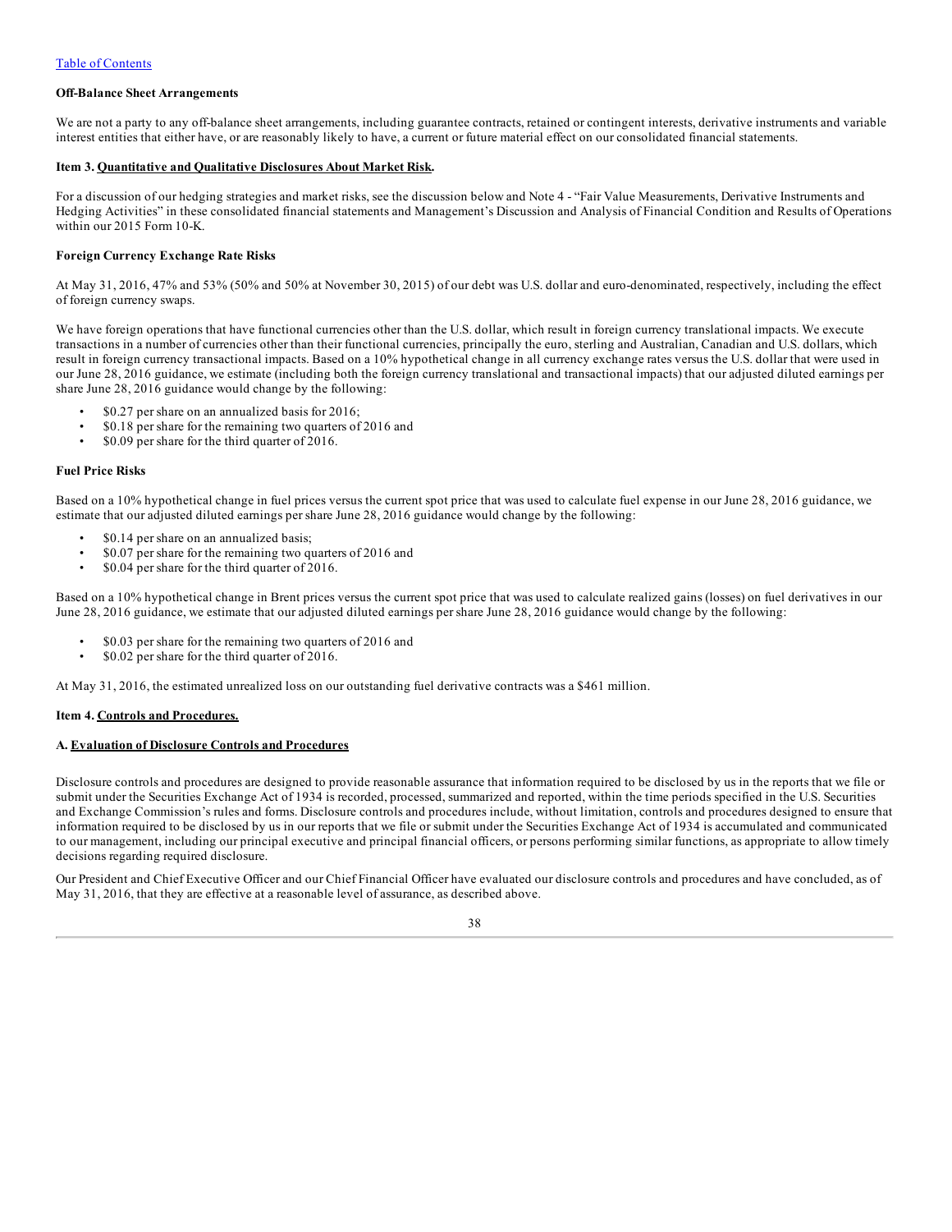Table of Contents

**Off-Balance Sheet Arrangements**

We are not a party to any off-balance sheet arrangements, including guarantee contracts, retained or contingent interests, derivative instruments and variable interest entities that either have, or are reasonably likely to have, a current or future material effect on our consolidated financial statements.

**Item 3. Quantitative and Qualitative Disclosures About Market Risk.**

For a discussion of our hedging strategies and market risks, see the discussion below and Note 4 - "Fair Value Measurements, Derivative Instruments and Hedging Activities" in these consolidated financial statements and Management's Discussion and Analysis of Financial Condition and Results of Operations within our 2015 Form 10-K.

**Foreign Currency Exchange Rate Risks**

At May 31, 2016, 47% and 53% (50% and 50% at November 30, 2015) of our debt was U.S. dollar and euro-denominated, respectively, including the effect of foreign currency swaps.

We have foreign operations that have functional currencies other than the U.S. dollar, which result in foreign currency translational impacts. We execute transactions in a number of currencies other than their functional currencies, principally the euro, sterling and Australian, Canadian and U.S. dollars, which result in foreign currency transactional impacts. Based on a 10% hypothetical change in all currency exchange rates versus the U.S. dollar that were used in our June 28, 2016 guidance, we estimate (including both the foreign currency translational and transactional impacts) that our adjusted diluted earnings per share June 28, 2016 guidance would change by the following:

- $0.27 per share on an annualized basis for 2016;
- $0.18 per share for the remaining two quarters of 2016 and
- $0.09 per share for the third quarter of 2016.

**Fuel Price Risks**

Based on a 10% hypothetical change in fuel prices versus the current spot price that was used to calculate fuel expense in our June 28, 2016 guidance, we estimate that our adjusted diluted earnings per share June 28, 2016 guidance would change by the following:

- $0.14 per share on an annualized basis;
- $0.07 per share for the remaining two quarters of 2016 and
- $0.04 per share for the third quarter of 2016.

Based on a 10% hypothetical change in Brent prices versus the current spot price that was used to calculate realized gains (losses) on fuel derivatives in our June 28, 2016 guidance, we estimate that our adjusted diluted earnings per share June 28, 2016 guidance would change by the following:

- $0.03 per share for the remaining two quarters of 2016 and
- $0.02 per share for the third quarter of 2016.

At May 31, 2016, the estimated unrealized loss on our outstanding fuel derivative contracts was a $461 million.

**Item 4. Controls and Procedures.**

**A. Evaluation of Disclosure Controls and Procedures**

Disclosure controls and procedures are designed to provide reasonable assurance that information required to be disclosed by us in the reports that we file or submit under the Securities Exchange Act of 1934 is recorded, processed, summarized and reported, within the time periods specified in the U.S. Securities and Exchange Commission's rules and forms. Disclosure controls and procedures include, without limitation, controls and procedures designed to ensure that information required to be disclosed by us in our reports that we file or submit under the Securities Exchange Act of 1934 is accumulated and communicated to our management, including our principal executive and principal financial officers, or persons performing similar functions, as appropriate to allow timely decisions regarding required disclosure.

Our President and Chief Executive Officer and our Chief Financial Officer have evaluated our disclosure controls and procedures and have concluded, as of May 31, 2016, that they are effective at a reasonable level of assurance, as described above.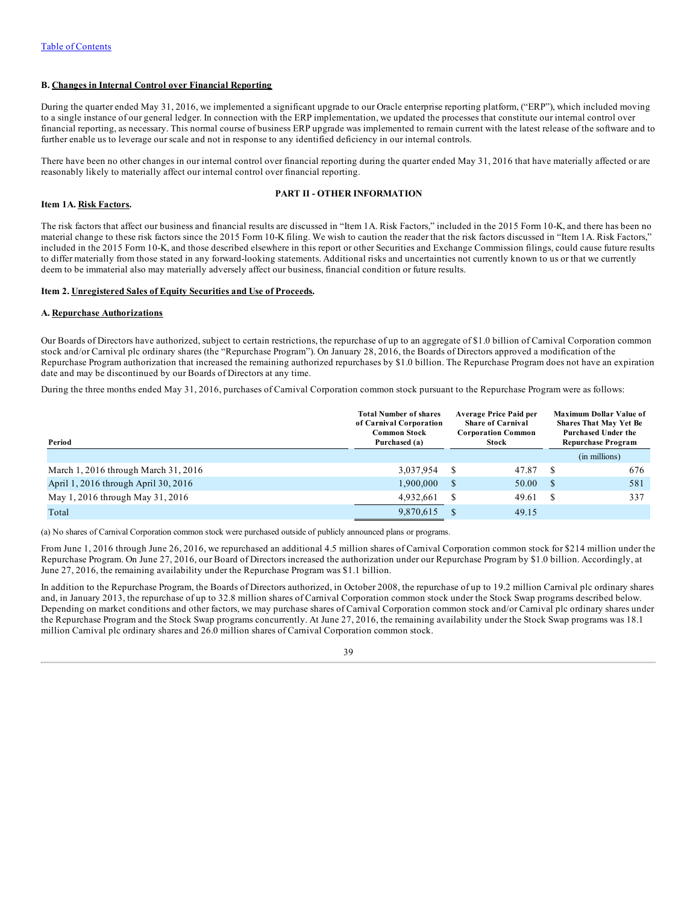**B. Changes in Internal Control over Financial Reporting**

During the quarter ended May 31, 2016, we implemented a significant upgrade to our Oracle enterprise reporting platform, ("ERP"), which included moving to a single instance of our general ledger. In connection with the ERP implementation, we updated the processes that constitute our internal control over financial reporting, as necessary. This normal course of business ERP upgrade was implemented to remain current with the latest release of the software and to further enable us to leverage our scale and not in response to any identified deficiency in our internal controls.

There have been no other changes in our internal control over financial reporting during the quarter ended May 31, 2016 that have materially affected or are reasonably likely to materially affect our internal control over financial reporting.

## PART II - OTHER INFORMATION

**Item 1A. Risk Factors.**

The risk factors that affect our business and financial results are discussed in "Item 1A. Risk Factors," included in the 2015 Form 10-K, and there has been no material change to these risk factors since the 2015 Form 10-K filing. We wish to caution the reader that the risk factors discussed in "Item 1A. Risk Factors," included in the 2015 Form 10-K, and those described elsewhere in this report or other Securities and Exchange Commission filings, could cause future results to differ materially from those stated in any forward-looking statements. Additional risks and uncertainties not currently known to us or that we currently deem to be immaterial also may materially adversely affect our business, financial condition or future results.

**Item 2. Unregistered Sales of Equity Securities and Use of Proceeds.**

**A. Repurchase Authorizations**

Our Boards of Directors have authorized, subject to certain restrictions, the repurchase of up to an aggregate of $1.0 billion of Carnival Corporation common stock and/or Carnival plc ordinary shares (the "Repurchase Program"). On January 28, 2016, the Boards of Directors approved a modification of the Repurchase Program authorization that increased the remaining authorized repurchases by $1.0 billion. The Repurchase Program does not have an expiration date and may be discontinued by our Boards of Directors at any time.

During the three months ended May 31, 2016, purchases of Carnival Corporation common stock pursuant to the Repurchase Program were as follows:

| Period | Total Number of shares of Carnival Corporation Common Stock Purchased (a) | Average Price Paid per Share of Carnival Corporation Common Stock | Maximum Dollar Value of Shares That May Yet Be Purchased Under the Repurchase Program |
|---|---|---|---|
| | | | (in millions) |
| March 1, 2016 through March 31, 2016 | 3,037,954 | $ 47.87 | $ 676 |
| April 1, 2016 through April 30, 2016 | 1,900,000 | $ 50.00 | $ 581 |
| May 1, 2016 through May 31, 2016 | 4,932,661 | $ 49.61 | $ 337 |
| Total | 9,870,615 | $ 49.15 | |

(a) No shares of Carnival Corporation common stock were purchased outside of publicly announced plans or programs.

From June 1, 2016 through June 26, 2016, we repurchased an additional 4.5 million shares of Carnival Corporation common stock for $214 million under the Repurchase Program. On June 27, 2016, our Board of Directors increased the authorization under our Repurchase Program by $1.0 billion. Accordingly, at June 27, 2016, the remaining availability under the Repurchase Program was $1.1 billion.

In addition to the Repurchase Program, the Boards of Directors authorized, in October 2008, the repurchase of up to 19.2 million Carnival plc ordinary shares and, in January 2013, the repurchase of up to 32.8 million shares of Carnival Corporation common stock under the Stock Swap programs described below. Depending on market conditions and other factors, we may purchase shares of Carnival Corporation common stock and/or Carnival plc ordinary shares under the Repurchase Program and the Stock Swap programs concurrently. At June 27, 2016, the remaining availability under the Stock Swap programs was 18.1 million Carnival plc ordinary shares and 26.0 million shares of Carnival Corporation common stock.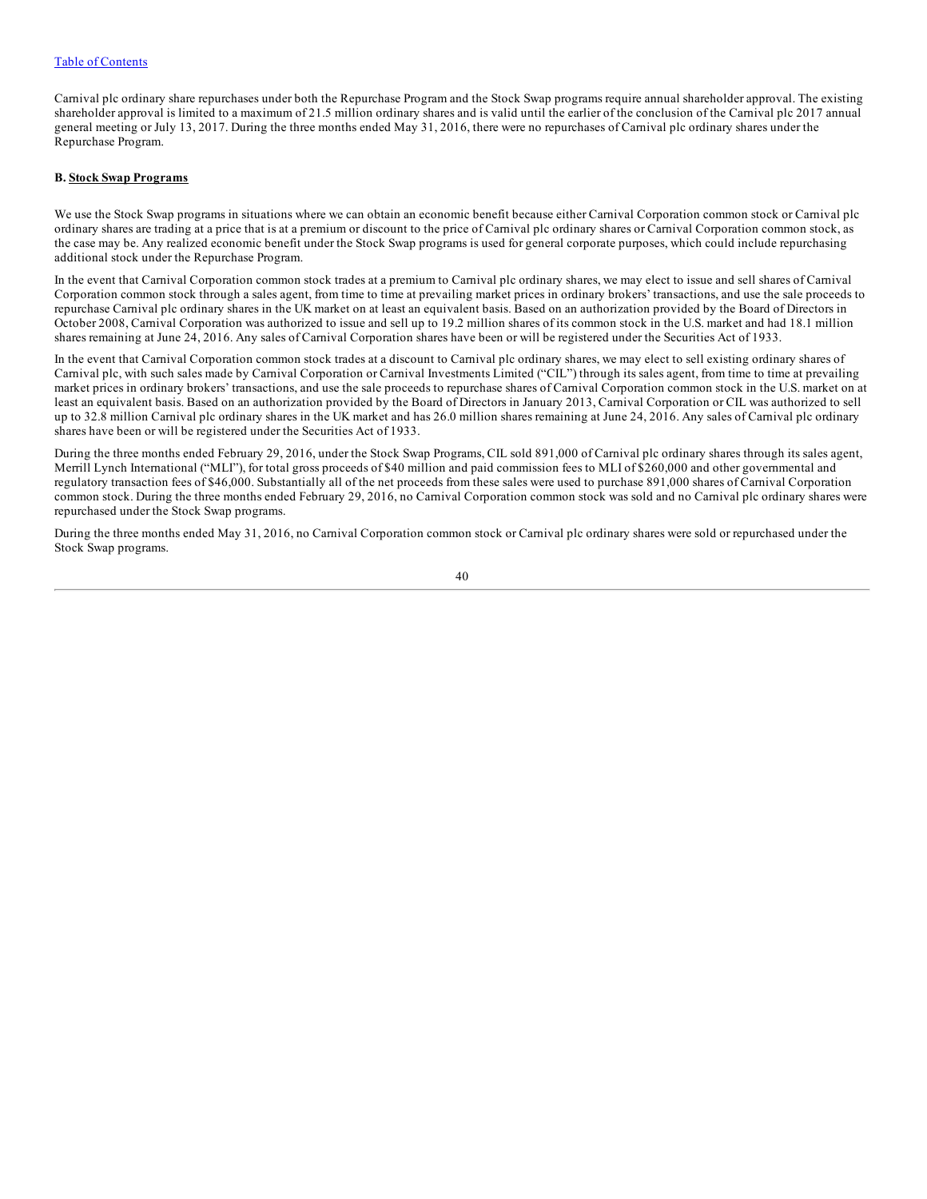Carnival plc ordinary share repurchases under both the Repurchase Program and the Stock Swap programs require annual shareholder approval. The existing shareholder approval is limited to a maximum of 21.5 million ordinary shares and is valid until the earlier of the conclusion of the Carnival plc 2017 annual general meeting or July 13, 2017. During the three months ended May 31, 2016, there were no repurchases of Carnival plc ordinary shares under the Repurchase Program.

**B. <u>Stock Swap Programs</u>**

We use the Stock Swap programs in situations where we can obtain an economic benefit because either Carnival Corporation common stock or Carnival plc ordinary shares are trading at a price that is at a premium or discount to the price of Carnival plc ordinary shares or Carnival Corporation common stock, as the case may be. Any realized economic benefit under the Stock Swap programs is used for general corporate purposes, which could include repurchasing additional stock under the Repurchase Program.

In the event that Carnival Corporation common stock trades at a premium to Carnival plc ordinary shares, we may elect to issue and sell shares of Carnival Corporation common stock through a sales agent, from time to time at prevailing market prices in ordinary brokers' transactions, and use the sale proceeds to repurchase Carnival plc ordinary shares in the UK market on at least an equivalent basis. Based on an authorization provided by the Board of Directors in October 2008, Carnival Corporation was authorized to issue and sell up to 19.2 million shares of its common stock in the U.S. market and had 18.1 million shares remaining at June 24, 2016. Any sales of Carnival Corporation shares have been or will be registered under the Securities Act of 1933.

In the event that Carnival Corporation common stock trades at a discount to Carnival plc ordinary shares, we may elect to sell existing ordinary shares of Carnival plc, with such sales made by Carnival Corporation or Carnival Investments Limited ("CIL") through its sales agent, from time to time at prevailing market prices in ordinary brokers' transactions, and use the sale proceeds to repurchase shares of Carnival Corporation common stock in the U.S. market on at least an equivalent basis. Based on an authorization provided by the Board of Directors in January 2013, Carnival Corporation or CIL was authorized to sell up to 32.8 million Carnival plc ordinary shares in the UK market and has 26.0 million shares remaining at June 24, 2016. Any sales of Carnival plc ordinary shares have been or will be registered under the Securities Act of 1933.

During the three months ended February 29, 2016, under the Stock Swap Programs, CIL sold 891,000 of Carnival plc ordinary shares through its sales agent, Merrill Lynch International ("MLI"), for total gross proceeds of $40 million and paid commission fees to MLI of $260,000 and other governmental and regulatory transaction fees of $46,000. Substantially all of the net proceeds from these sales were used to purchase 891,000 shares of Carnival Corporation common stock. During the three months ended February 29, 2016, no Carnival Corporation common stock was sold and no Carnival plc ordinary shares were repurchased under the Stock Swap programs.

During the three months ended May 31, 2016, no Carnival Corporation common stock or Carnival plc ordinary shares were sold or repurchased under the Stock Swap programs.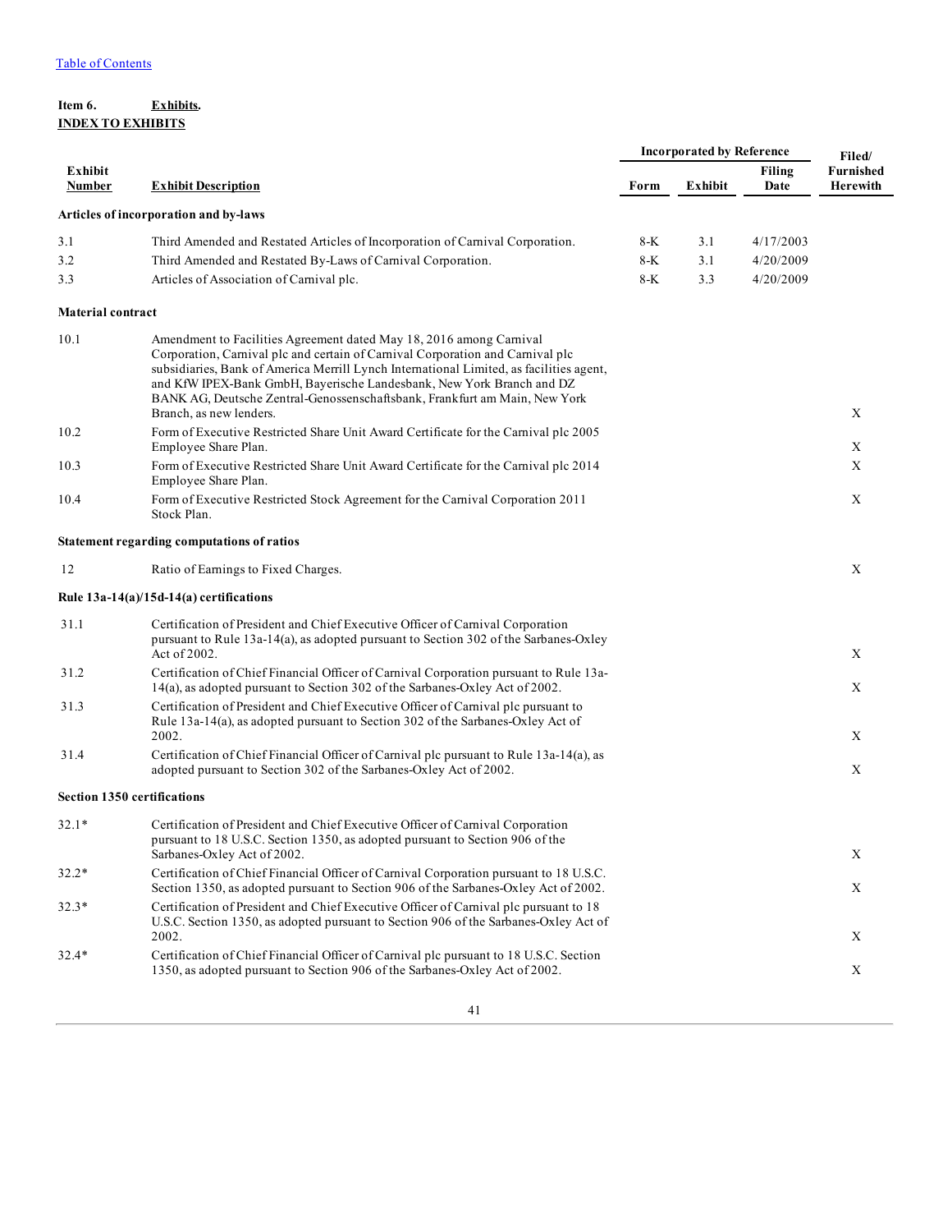[Table of Contents](#)

**Item 6.** **Exhibits.**

**INDEX TO EXHIBITS**

| Exhibit Number | Exhibit Description | Incorporated by Reference | | | Filed/ Furnished Herewith |
|---|---|---|---|---|---|
| | | Form | Exhibit | Filing Date | |
| **Articles of incorporation and by-laws** | | | | | |
| 3.1 | Third Amended and Restated Articles of Incorporation of Carnival Corporation. | 8-K | 3.1 | 4/17/2003 | |
| 3.2 | Third Amended and Restated By-Laws of Carnival Corporation. | 8-K | 3.1 | 4/20/2009 | |
| 3.3 | Articles of Association of Carnival plc. | 8-K | 3.3 | 4/20/2009 | |
| **Material contract** | | | | | |
| 10.1 | Amendment to Facilities Agreement dated May 18, 2016 among Carnival Corporation, Carnival plc and certain of Carnival Corporation and Carnival plc subsidiaries, Bank of America Merrill Lynch International Limited, as facilities agent, and KfW IPEX-Bank GmbH, Bayerische Landesbank, New York Branch and DZ BANK AG, Deutsche Zentral-Genossenschaftsbank, Frankfurt am Main, New York Branch, as new lenders. | | | | X |
| 10.2 | Form of Executive Restricted Share Unit Award Certificate for the Carnival plc 2005 Employee Share Plan. | | | | X |
| 10.3 | Form of Executive Restricted Share Unit Award Certificate for the Carnival plc 2014 Employee Share Plan. | | | | X |
| 10.4 | Form of Executive Restricted Stock Agreement for the Carnival Corporation 2011 Stock Plan. | | | | X |
| **Statement regarding computations of ratios** | | | | | |
| 12 | Ratio of Earnings to Fixed Charges. | | | | X |
| **Rule 13a-14(a)/15d-14(a) certifications** | | | | | |
| 31.1 | Certification of President and Chief Executive Officer of Carnival Corporation pursuant to Rule 13a-14(a), as adopted pursuant to Section 302 of the Sarbanes-Oxley Act of 2002. | | | | X |
| 31.2 | Certification of Chief Financial Officer of Carnival Corporation pursuant to Rule 13a-14(a), as adopted pursuant to Section 302 of the Sarbanes-Oxley Act of 2002. | | | | X |
| 31.3 | Certification of President and Chief Executive Officer of Carnival plc pursuant to Rule 13a-14(a), as adopted pursuant to Section 302 of the Sarbanes-Oxley Act of 2002. | | | | X |
| 31.4 | Certification of Chief Financial Officer of Carnival plc pursuant to Rule 13a-14(a), as adopted pursuant to Section 302 of the Sarbanes-Oxley Act of 2002. | | | | X |
| **Section 1350 certifications** | | | | | |
| 32.1* | Certification of President and Chief Executive Officer of Carnival Corporation pursuant to 18 U.S.C. Section 1350, as adopted pursuant to Section 906 of the Sarbanes-Oxley Act of 2002. | | | | X |
| 32.2* | Certification of Chief Financial Officer of Carnival Corporation pursuant to 18 U.S.C. Section 1350, as adopted pursuant to Section 906 of the Sarbanes-Oxley Act of 2002. | | | | X |
| 32.3* | Certification of President and Chief Executive Officer of Carnival plc pursuant to 18 U.S.C. Section 1350, as adopted pursuant to Section 906 of the Sarbanes-Oxley Act of 2002. | | | | X |
| 32.4* | Certification of Chief Financial Officer of Carnival plc pursuant to 18 U.S.C. Section 1350, as adopted pursuant to Section 906 of the Sarbanes-Oxley Act of 2002. | | | | X |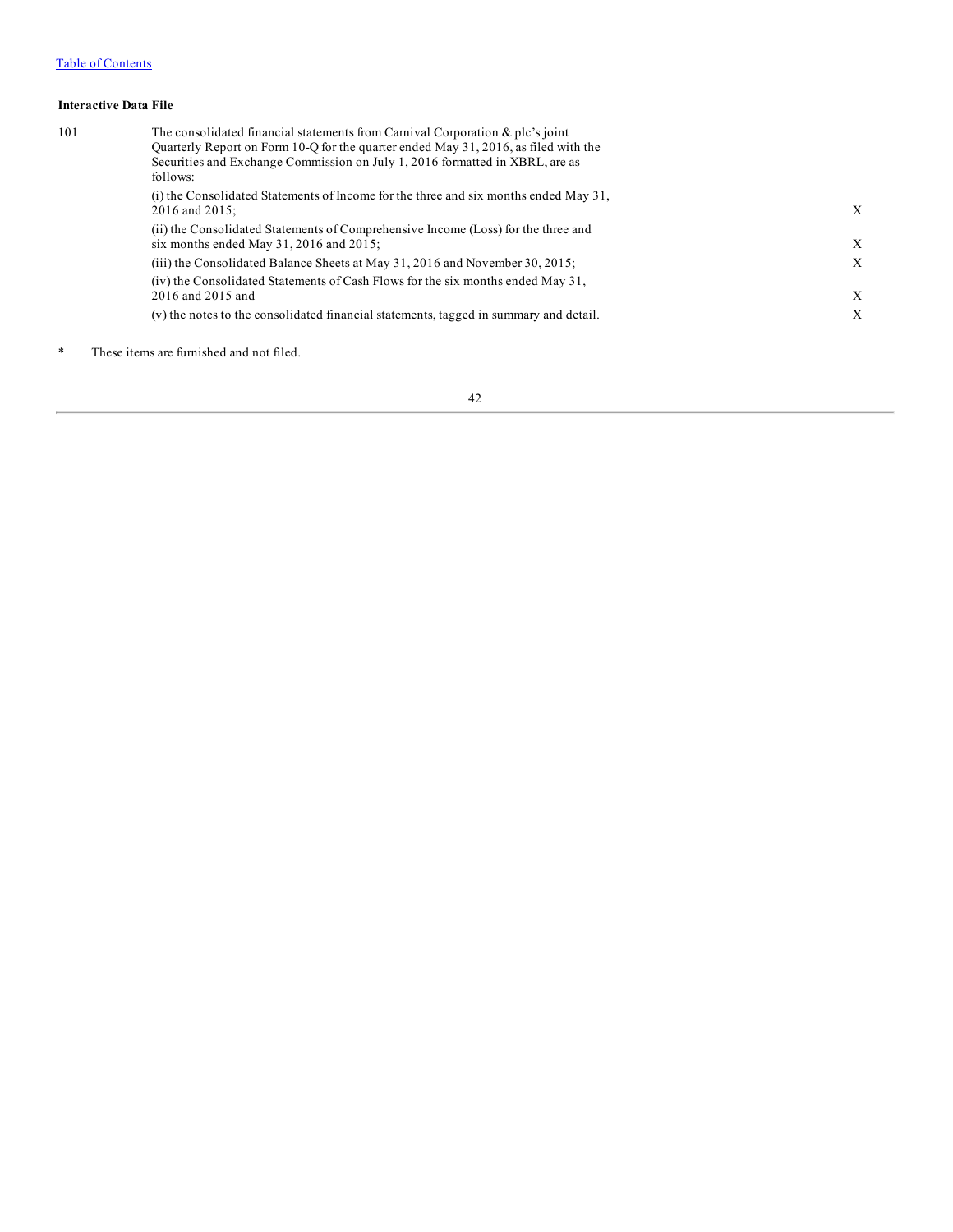**Interactive Data File**

| | | |
|---|---|---|
| 101 | The consolidated financial statements from Carnival Corporation & plc's joint Quarterly Report on Form 10-Q for the quarter ended May 31, 2016, as filed with the Securities and Exchange Commission on July 1, 2016 formatted in XBRL, are as follows: | |
| | (i) the Consolidated Statements of Income for the three and six months ended May 31, 2016 and 2015; | X |
| | (ii) the Consolidated Statements of Comprehensive Income (Loss) for the three and six months ended May 31, 2016 and 2015; | X |
| | (iii) the Consolidated Balance Sheets at May 31, 2016 and November 30, 2015; | X |
| | (iv) the Consolidated Statements of Cash Flows for the six months ended May 31, 2016 and 2015 and | X |
| | (v) the notes to the consolidated financial statements, tagged in summary and detail. | X |

\* These items are furnished and not filed.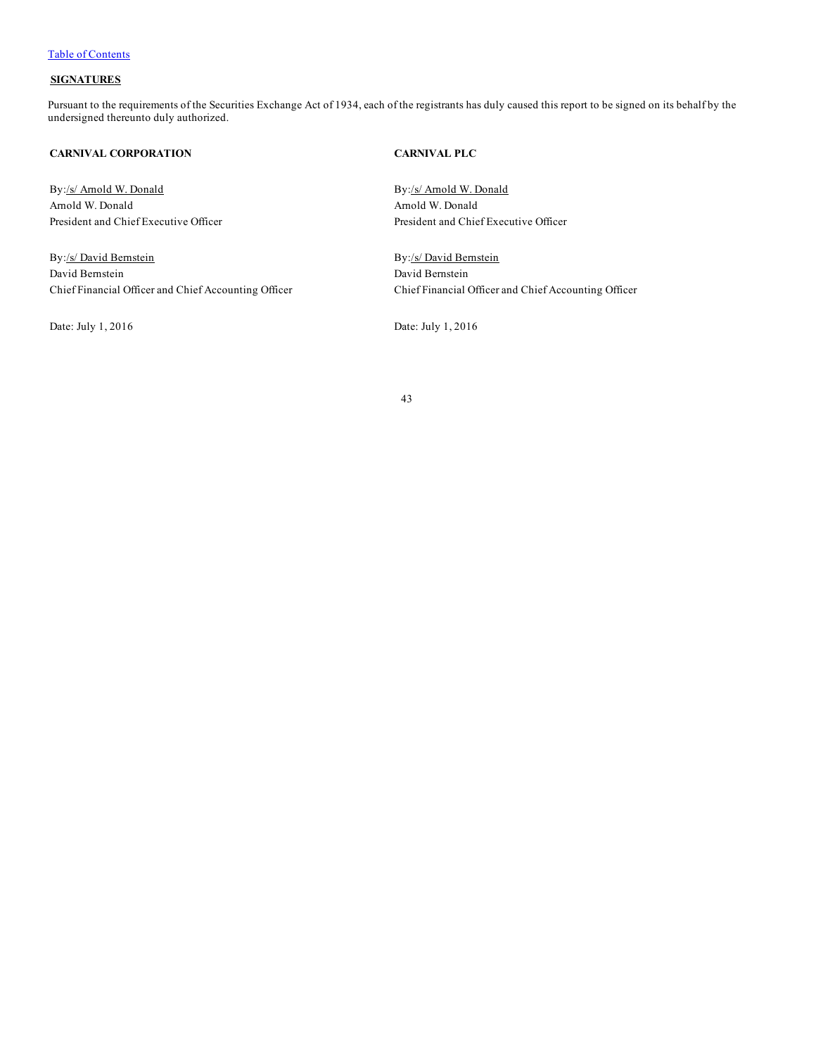[Table of Contents](#)

**SIGNATURES**

Pursuant to the requirements of the Securities Exchange Act of 1934, each of the registrants has duly caused this report to be signed on its behalf by the undersigned thereunto duly authorized.

**CARNIVAL CORPORATION**

By:/s/ Arnold W. Donald
Arnold W. Donald
President and Chief Executive Officer

By:/s/ David Bernstein
David Bernstein
Chief Financial Officer and Chief Accounting Officer

Date: July 1, 2016

**CARNIVAL PLC**

By:/s/ Arnold W. Donald
Arnold W. Donald
President and Chief Executive Officer

By:/s/ David Bernstein
David Bernstein
Chief Financial Officer and Chief Accounting Officer

Date: July 1, 2016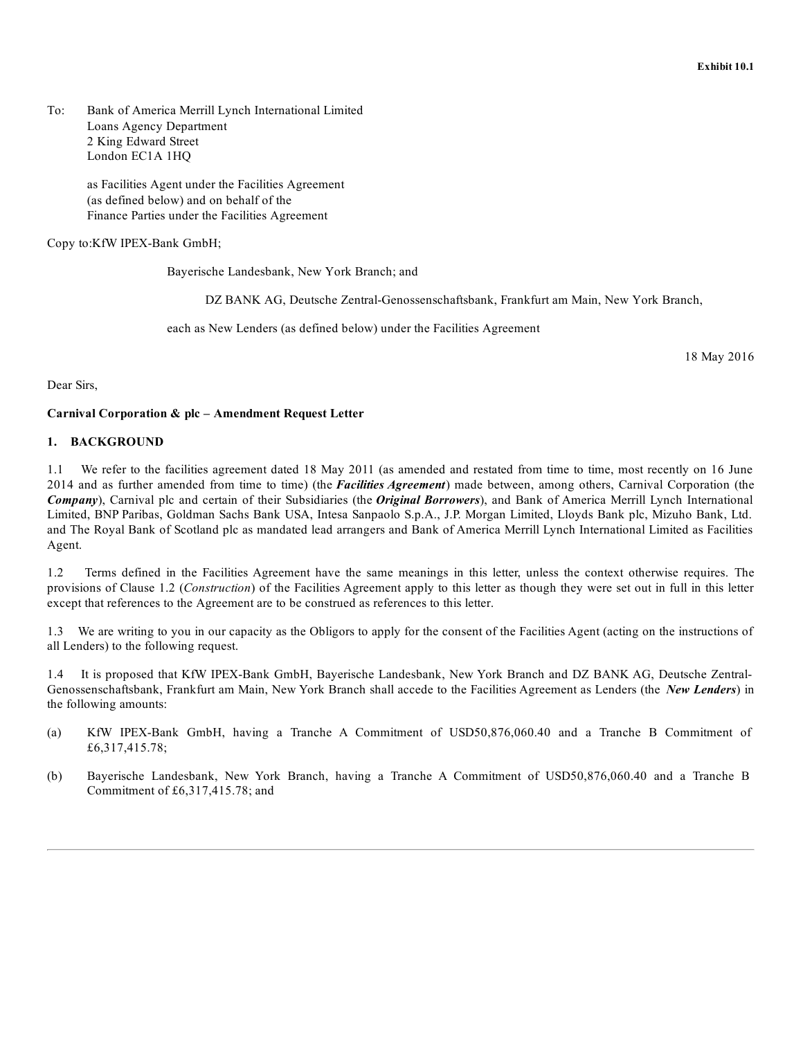**Exhibit 10.1**

To: Bank of America Merrill Lynch International Limited
Loans Agency Department
2 King Edward Street
London EC1A 1HQ

as Facilities Agent under the Facilities Agreement
(as defined below) and on behalf of the
Finance Parties under the Facilities Agreement

Copy to: KfW IPEX-Bank GmbH;

Bayerische Landesbank, New York Branch; and

DZ BANK AG, Deutsche Zentral-Genossenschaftsbank, Frankfurt am Main, New York Branch,

each as New Lenders (as defined below) under the Facilities Agreement

18 May 2016

Dear Sirs,

**Carnival Corporation & plc – Amendment Request Letter**

**1. BACKGROUND**

1.1 We refer to the facilities agreement dated 18 May 2011 (as amended and restated from time to time, most recently on 16 June 2014 and as further amended from time to time) (the ***Facilities Agreement***) made between, among others, Carnival Corporation (the ***Company***), Carnival plc and certain of their Subsidiaries (the ***Original Borrowers***), and Bank of America Merrill Lynch International Limited, BNP Paribas, Goldman Sachs Bank USA, Intesa Sanpaolo S.p.A., J.P. Morgan Limited, Lloyds Bank plc, Mizuho Bank, Ltd. and The Royal Bank of Scotland plc as mandated lead arrangers and Bank of America Merrill Lynch International Limited as Facilities Agent.

1.2 Terms defined in the Facilities Agreement have the same meanings in this letter, unless the context otherwise requires. The provisions of Clause 1.2 (*Construction*) of the Facilities Agreement apply to this letter as though they were set out in full in this letter except that references to the Agreement are to be construed as references to this letter.

1.3 We are writing to you in our capacity as the Obligors to apply for the consent of the Facilities Agent (acting on the instructions of all Lenders) to the following request.

1.4 It is proposed that KfW IPEX-Bank GmbH, Bayerische Landesbank, New York Branch and DZ BANK AG, Deutsche Zentral-Genossenschaftsbank, Frankfurt am Main, New York Branch shall accede to the Facilities Agreement as Lenders (the ***New Lenders***) in the following amounts:

(a) KfW IPEX-Bank GmbH, having a Tranche A Commitment of USD50,876,060.40 and a Tranche B Commitment of £6,317,415.78;

(b) Bayerische Landesbank, New York Branch, having a Tranche A Commitment of USD50,876,060.40 and a Tranche B Commitment of £6,317,415.78; and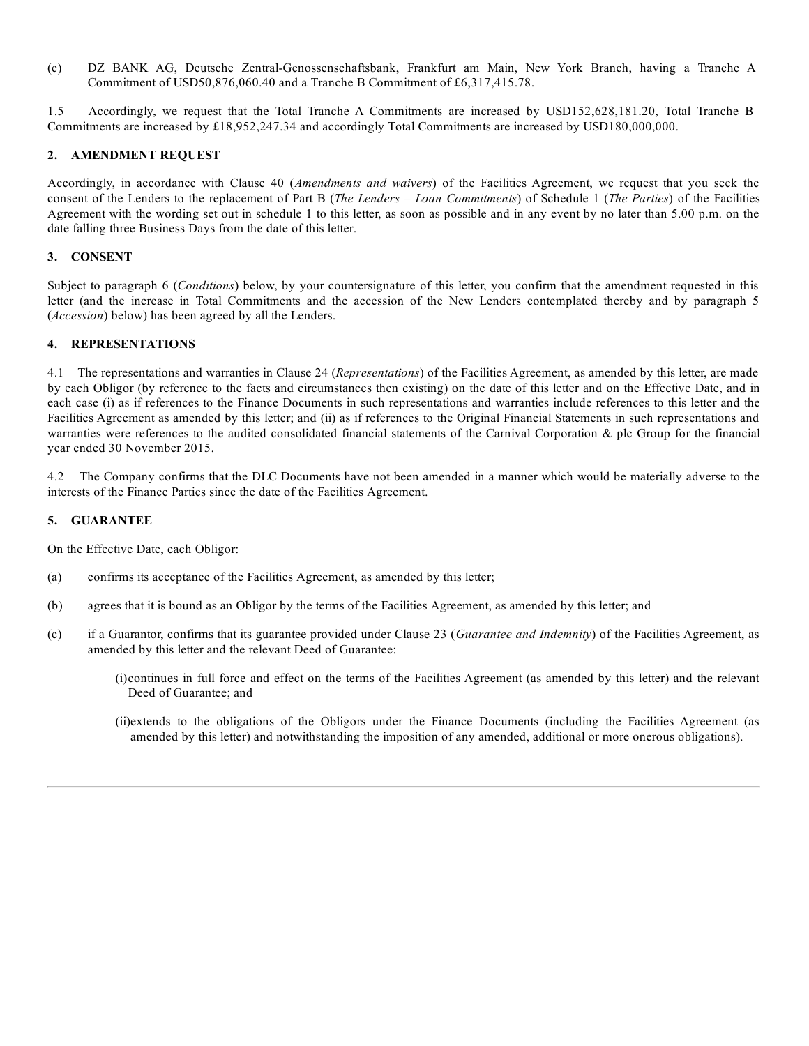(c) DZ BANK AG, Deutsche Zentral-Genossenschaftsbank, Frankfurt am Main, New York Branch, having a Tranche A Commitment of USD50,876,060.40 and a Tranche B Commitment of £6,317,415.78.

1.5 Accordingly, we request that the Total Tranche A Commitments are increased by USD152,628,181.20, Total Tranche B Commitments are increased by £18,952,247.34 and accordingly Total Commitments are increased by USD180,000,000.

## 2. AMENDMENT REQUEST

Accordingly, in accordance with Clause 40 (*Amendments and waivers*) of the Facilities Agreement, we request that you seek the consent of the Lenders to the replacement of Part B (*The Lenders – Loan Commitments*) of Schedule 1 (*The Parties*) of the Facilities Agreement with the wording set out in schedule 1 to this letter, as soon as possible and in any event by no later than 5.00 p.m. on the date falling three Business Days from the date of this letter.

## 3. CONSENT

Subject to paragraph 6 (*Conditions*) below, by your countersignature of this letter, you confirm that the amendment requested in this letter (and the increase in Total Commitments and the accession of the New Lenders contemplated thereby and by paragraph 5 (*Accession*) below) has been agreed by all the Lenders.

## 4. REPRESENTATIONS

4.1 The representations and warranties in Clause 24 (*Representations*) of the Facilities Agreement, as amended by this letter, are made by each Obligor (by reference to the facts and circumstances then existing) on the date of this letter and on the Effective Date, and in each case (i) as if references to the Finance Documents in such representations and warranties include references to this letter and the Facilities Agreement as amended by this letter; and (ii) as if references to the Original Financial Statements in such representations and warranties were references to the audited consolidated financial statements of the Carnival Corporation & plc Group for the financial year ended 30 November 2015.

4.2 The Company confirms that the DLC Documents have not been amended in a manner which would be materially adverse to the interests of the Finance Parties since the date of the Facilities Agreement.

## 5. GUARANTEE

On the Effective Date, each Obligor:

(a) confirms its acceptance of the Facilities Agreement, as amended by this letter;

(b) agrees that it is bound as an Obligor by the terms of the Facilities Agreement, as amended by this letter; and

(c) if a Guarantor, confirms that its guarantee provided under Clause 23 (*Guarantee and Indemnity*) of the Facilities Agreement, as amended by this letter and the relevant Deed of Guarantee:

   (i) continues in full force and effect on the terms of the Facilities Agreement (as amended by this letter) and the relevant Deed of Guarantee; and

   (ii) extends to the obligations of the Obligors under the Finance Documents (including the Facilities Agreement (as amended by this letter) and notwithstanding the imposition of any amended, additional or more onerous obligations).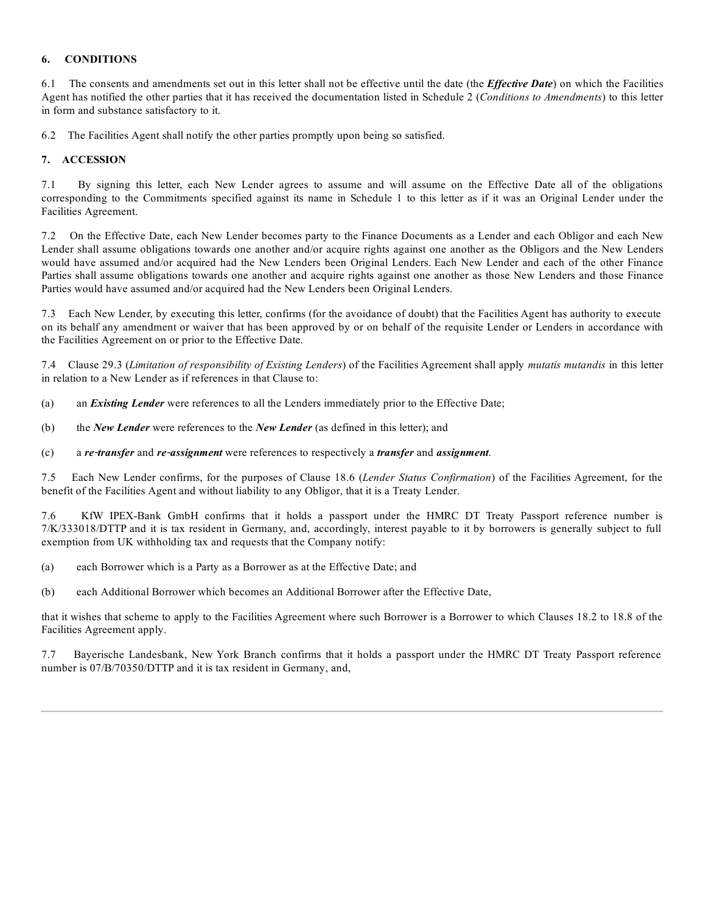## 6. CONDITIONS

6.1 The consents and amendments set out in this letter shall not be effective until the date (the ***Effective Date***) on which the Facilities Agent has notified the other parties that it has received the documentation listed in Schedule 2 (*Conditions to Amendments*) to this letter in form and substance satisfactory to it.

6.2 The Facilities Agent shall notify the other parties promptly upon being so satisfied.

## 7. ACCESSION

7.1 By signing this letter, each New Lender agrees to assume and will assume on the Effective Date all of the obligations corresponding to the Commitments specified against its name in Schedule 1 to this letter as if it was an Original Lender under the Facilities Agreement.

7.2 On the Effective Date, each New Lender becomes party to the Finance Documents as a Lender and each Obligor and each New Lender shall assume obligations towards one another and/or acquire rights against one another as the Obligors and the New Lenders would have assumed and/or acquired had the New Lenders been Original Lenders. Each New Lender and each of the other Finance Parties shall assume obligations towards one another and acquire rights against one another as those New Lenders and those Finance Parties would have assumed and/or acquired had the New Lenders been Original Lenders.

7.3 Each New Lender, by executing this letter, confirms (for the avoidance of doubt) that the Facilities Agent has authority to execute on its behalf any amendment or waiver that has been approved by or on behalf of the requisite Lender or Lenders in accordance with the Facilities Agreement on or prior to the Effective Date.

7.4 Clause 29.3 (*Limitation of responsibility of Existing Lenders*) of the Facilities Agreement shall apply *mutatis mutandis* in this letter in relation to a New Lender as if references in that Clause to:

(a) an ***Existing Lender*** were references to all the Lenders immediately prior to the Effective Date;

(b) the ***New Lender*** were references to the ***New Lender*** (as defined in this letter); and

(c) a ***re-transfer*** and ***re-assignment*** were references to respectively a ***transfer*** and ***assignment***.

7.5 Each New Lender confirms, for the purposes of Clause 18.6 (*Lender Status Confirmation*) of the Facilities Agreement, for the benefit of the Facilities Agent and without liability to any Obligor, that it is a Treaty Lender.

7.6 KfW IPEX-Bank GmbH confirms that it holds a passport under the HMRC DT Treaty Passport reference number is 7/K/333018/DTTP and it is tax resident in Germany, and, accordingly, interest payable to it by borrowers is generally subject to full exemption from UK withholding tax and requests that the Company notify:

(a) each Borrower which is a Party as a Borrower as at the Effective Date; and

(b) each Additional Borrower which becomes an Additional Borrower after the Effective Date,

that it wishes that scheme to apply to the Facilities Agreement where such Borrower is a Borrower to which Clauses 18.2 to 18.8 of the Facilities Agreement apply.

7.7 Bayerische Landesbank, New York Branch confirms that it holds a passport under the HMRC DT Treaty Passport reference number is 07/B/70350/DTTP and it is tax resident in Germany, and,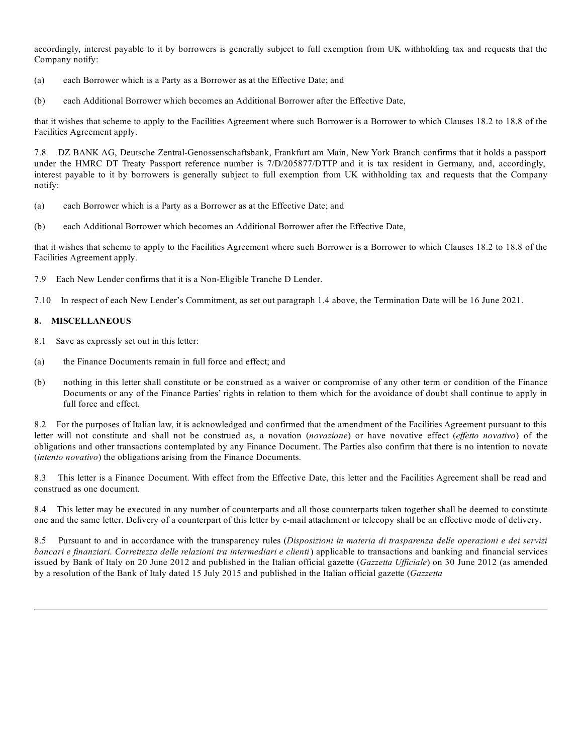accordingly, interest payable to it by borrowers is generally subject to full exemption from UK withholding tax and requests that the Company notify:

(a) each Borrower which is a Party as a Borrower as at the Effective Date; and

(b) each Additional Borrower which becomes an Additional Borrower after the Effective Date,

that it wishes that scheme to apply to the Facilities Agreement where such Borrower is a Borrower to which Clauses 18.2 to 18.8 of the Facilities Agreement apply.

7.8 DZ BANK AG, Deutsche Zentral-Genossenschaftsbank, Frankfurt am Main, New York Branch confirms that it holds a passport under the HMRC DT Treaty Passport reference number is 7/D/205877/DTTP and it is tax resident in Germany, and, accordingly, interest payable to it by borrowers is generally subject to full exemption from UK withholding tax and requests that the Company notify:

(a) each Borrower which is a Party as a Borrower as at the Effective Date; and

(b) each Additional Borrower which becomes an Additional Borrower after the Effective Date,

that it wishes that scheme to apply to the Facilities Agreement where such Borrower is a Borrower to which Clauses 18.2 to 18.8 of the Facilities Agreement apply.

7.9 Each New Lender confirms that it is a Non-Eligible Tranche D Lender.

7.10 In respect of each New Lender's Commitment, as set out paragraph 1.4 above, the Termination Date will be 16 June 2021.

**8. MISCELLANEOUS**

8.1 Save as expressly set out in this letter:

(a) the Finance Documents remain in full force and effect; and

(b) nothing in this letter shall constitute or be construed as a waiver or compromise of any other term or condition of the Finance Documents or any of the Finance Parties' rights in relation to them which for the avoidance of doubt shall continue to apply in full force and effect.

8.2 For the purposes of Italian law, it is acknowledged and confirmed that the amendment of the Facilities Agreement pursuant to this letter will not constitute and shall not be construed as, a novation (*novazione*) or have novative effect (*effetto novativo*) of the obligations and other transactions contemplated by any Finance Document. The Parties also confirm that there is no intention to novate (*intento novativo*) the obligations arising from the Finance Documents.

8.3 This letter is a Finance Document. With effect from the Effective Date, this letter and the Facilities Agreement shall be read and construed as one document.

8.4 This letter may be executed in any number of counterparts and all those counterparts taken together shall be deemed to constitute one and the same letter. Delivery of a counterpart of this letter by e-mail attachment or telecopy shall be an effective mode of delivery.

8.5 Pursuant to and in accordance with the transparency rules (*Disposizioni in materia di trasparenza delle operazioni e dei servizi bancari e finanziari. Correttezza delle relazioni tra intermediari e clienti*) applicable to transactions and banking and financial services issued by Bank of Italy on 20 June 2012 and published in the Italian official gazette (*Gazzetta Ufficiale*) on 30 June 2012 (as amended by a resolution of the Bank of Italy dated 15 July 2015 and published in the Italian official gazette (*Gazzetta*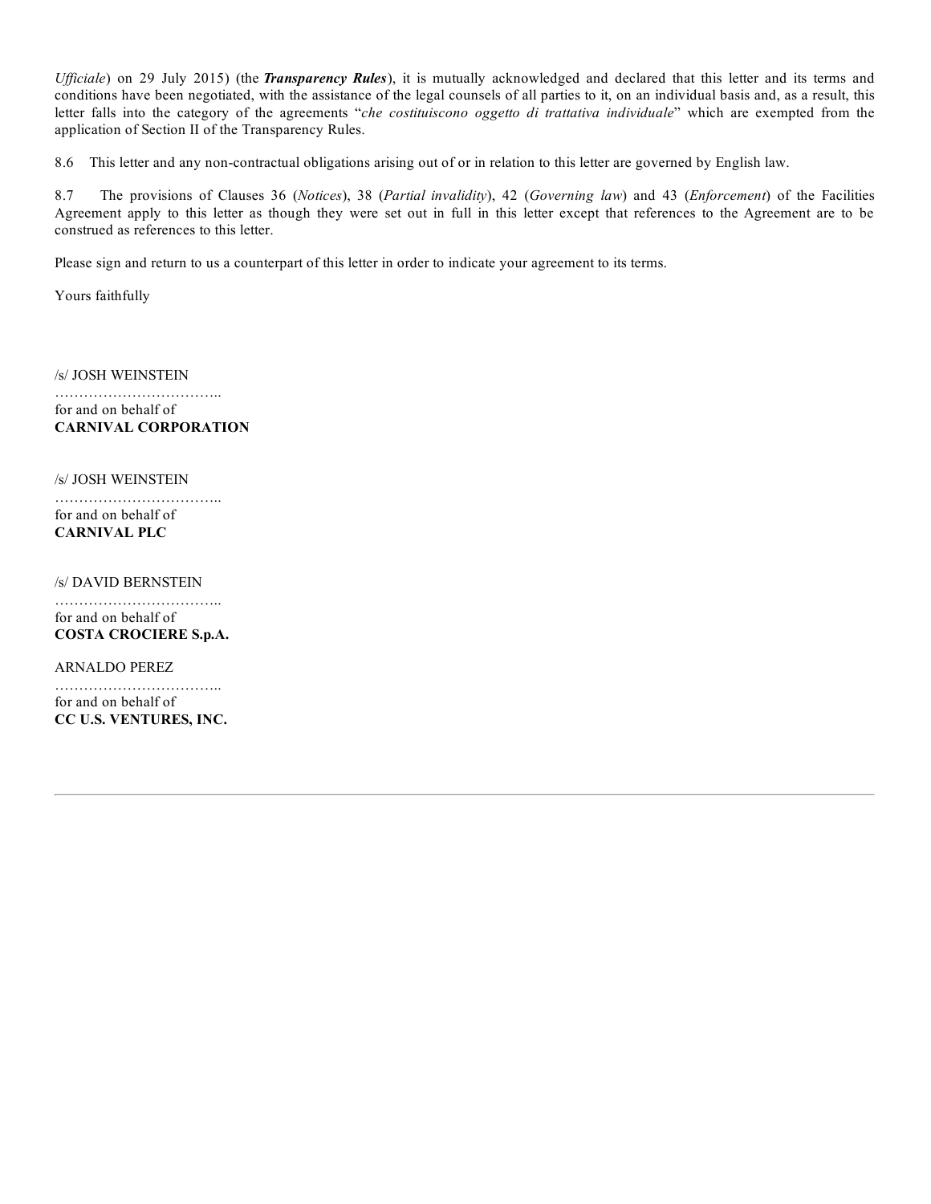*Ufficiale*) on 29 July 2015) (the ***Transparency Rules***), it is mutually acknowledged and declared that this letter and its terms and conditions have been negotiated, with the assistance of the legal counsels of all parties to it, on an individual basis and, as a result, this letter falls into the category of the agreements "*che costituiscono oggetto di trattativa individuale*" which are exempted from the application of Section II of the Transparency Rules.

8.6 This letter and any non-contractual obligations arising out of or in relation to this letter are governed by English law.

8.7 The provisions of Clauses 36 (*Notices*), 38 (*Partial invalidity*), 42 (*Governing law*) and 43 (*Enforcement*) of the Facilities Agreement apply to this letter as though they were set out in full in this letter except that references to the Agreement are to be construed as references to this letter.

Please sign and return to us a counterpart of this letter in order to indicate your agreement to its terms.

Yours faithfully

/s/ JOSH WEINSTEIN
……………………………..
for and on behalf of
**CARNIVAL CORPORATION**

/s/ JOSH WEINSTEIN
……………………………..
for and on behalf of
**CARNIVAL PLC**

/s/ DAVID BERNSTEIN
……………………………..
for and on behalf of
**COSTA CROCIERE S.p.A.**

ARNALDO PEREZ
……………………………..
for and on behalf of
**CC U.S. VENTURES, INC.**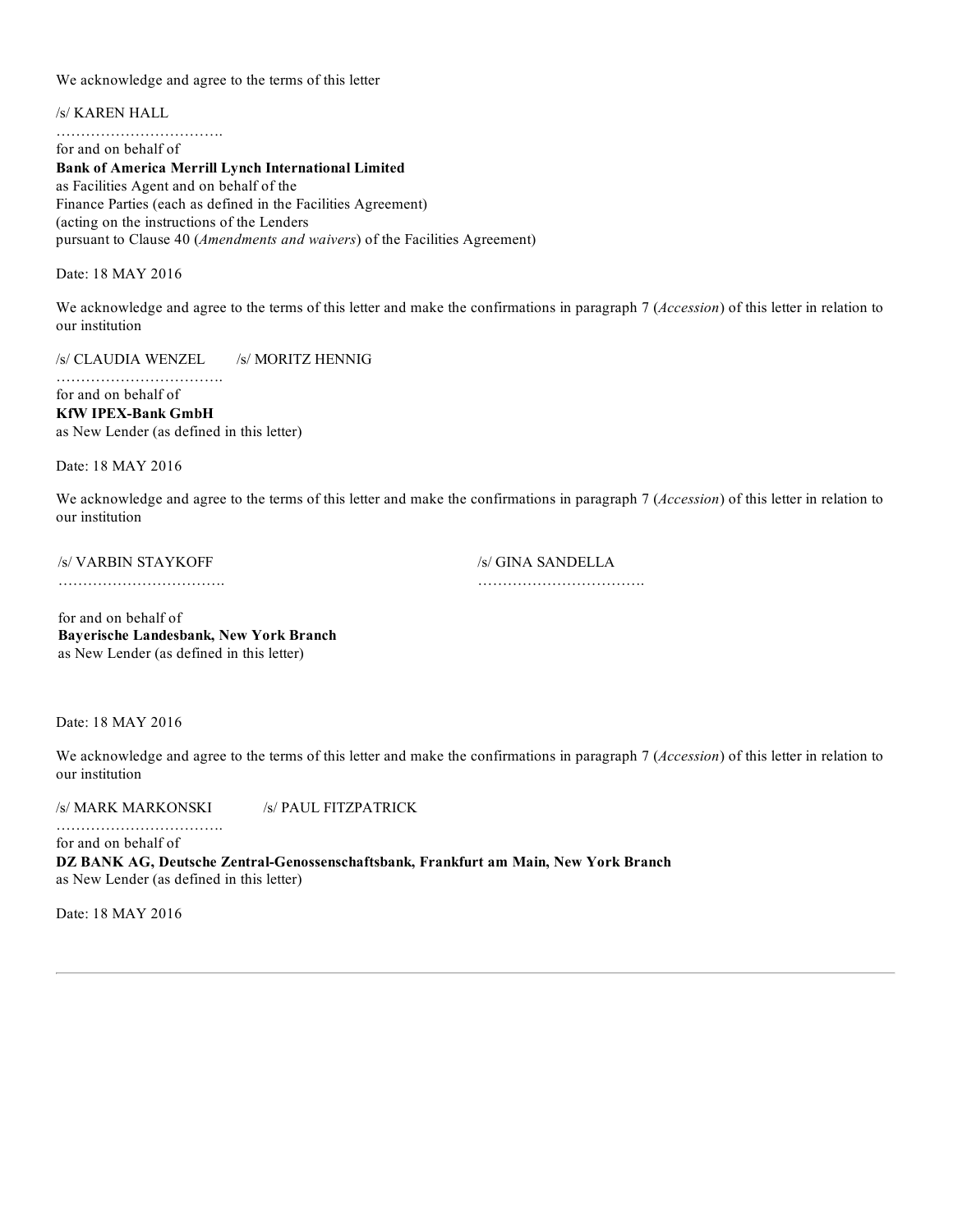We acknowledge and agree to the terms of this letter

/s/ KAREN HALL

…………………………….

for and on behalf of

**Bank of America Merrill Lynch International Limited**

as Facilities Agent and on behalf of the

Finance Parties (each as defined in the Facilities Agreement)

(acting on the instructions of the Lenders

pursuant to Clause 40 (*Amendments and waivers*) of the Facilities Agreement)

Date: 18 MAY 2016

We acknowledge and agree to the terms of this letter and make the confirmations in paragraph 7 (*Accession*) of this letter in relation to our institution

/s/ CLAUDIA WENZEL /s/ MORITZ HENNIG

…………………………….

for and on behalf of

**KfW IPEX-Bank GmbH**

as New Lender (as defined in this letter)

Date: 18 MAY 2016

We acknowledge and agree to the terms of this letter and make the confirmations in paragraph 7 (*Accession*) of this letter in relation to our institution

/s/ VARBIN STAYKOFF /s/ GINA SANDELLA

……………………………. …………………………….

for and on behalf of

**Bayerische Landesbank, New York Branch**

as New Lender (as defined in this letter)

Date: 18 MAY 2016

We acknowledge and agree to the terms of this letter and make the confirmations in paragraph 7 (*Accession*) of this letter in relation to our institution

/s/ MARK MARKONSKI /s/ PAUL FITZPATRICK

…………………………….

for and on behalf of

**DZ BANK AG, Deutsche Zentral-Genossenschaftsbank, Frankfurt am Main, New York Branch**

as New Lender (as defined in this letter)

Date: 18 MAY 2016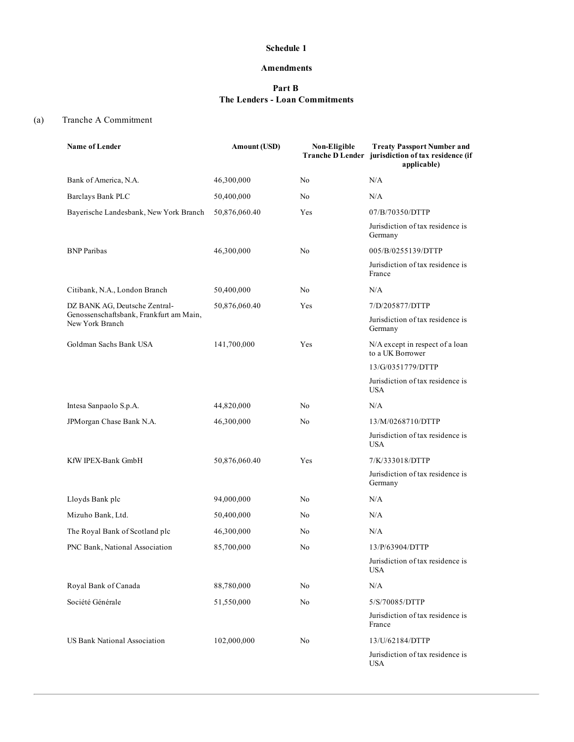**Schedule 1**

**Amendments**

**Part B**
**The Lenders - Loan Commitments**

(a) Tranche A Commitment

| Name of Lender | Amount (USD) | Non-Eligible Tranche D Lender | Treaty Passport Number and jurisdiction of tax residence (if applicable) |
|---|---|---|---|
| Bank of America, N.A. | 46,300,000 | No | N/A |
| Barclays Bank PLC | 50,400,000 | No | N/A |
| Bayerische Landesbank, New York Branch | 50,876,060.40 | Yes | 07/B/70350/DTTP<br>Jurisdiction of tax residence is Germany |
| BNP Paribas | 46,300,000 | No | 005/B/0255139/DTTP<br>Jurisdiction of tax residence is France |
| Citibank, N.A., London Branch | 50,400,000 | No | N/A |
| DZ BANK AG, Deutsche Zentral-Genossenschaftsbank, Frankfurt am Main, New York Branch | 50,876,060.40 | Yes | 7/D/205877/DTTP<br>Jurisdiction of tax residence is Germany |
| Goldman Sachs Bank USA | 141,700,000 | Yes | N/A except in respect of a loan to a UK Borrower<br>13/G/0351779/DTTP<br>Jurisdiction of tax residence is USA |
| Intesa Sanpaolo S.p.A. | 44,820,000 | No | N/A |
| JPMorgan Chase Bank N.A. | 46,300,000 | No | 13/M/0268710/DTTP<br>Jurisdiction of tax residence is USA |
| KfW IPEX-Bank GmbH | 50,876,060.40 | Yes | 7/K/333018/DTTP<br>Jurisdiction of tax residence is Germany |
| Lloyds Bank plc | 94,000,000 | No | N/A |
| Mizuho Bank, Ltd. | 50,400,000 | No | N/A |
| The Royal Bank of Scotland plc | 46,300,000 | No | N/A |
| PNC Bank, National Association | 85,700,000 | No | 13/P/63904/DTTP<br>Jurisdiction of tax residence is USA |
| Royal Bank of Canada | 88,780,000 | No | N/A |
| Société Générale | 51,550,000 | No | 5/S/70085/DTTP<br>Jurisdiction of tax residence is France |
| US Bank National Association | 102,000,000 | No | 13/U/62184/DTTP<br>Jurisdiction of tax residence is USA |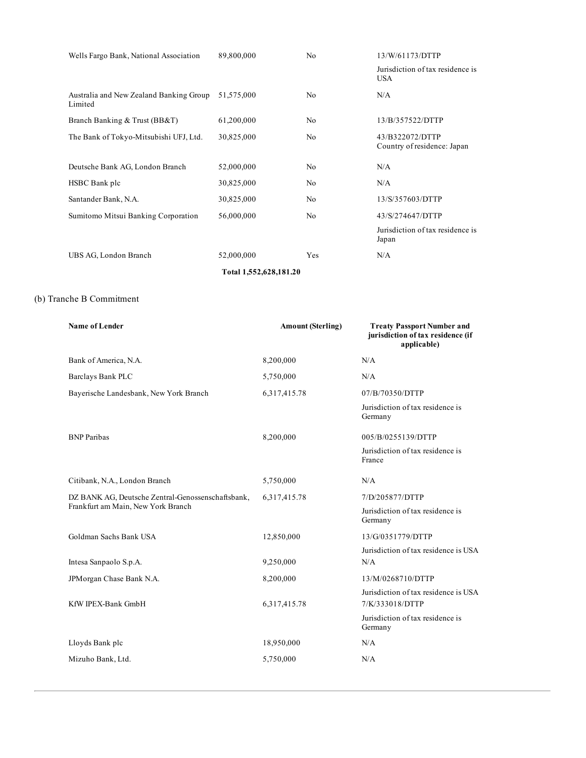| | | | |
|---|---|---|---|
| Wells Fargo Bank, National Association | 89,800,000 | No | 13/W/61173/DTTP<br>Jurisdiction of tax residence is USA |
| Australia and New Zealand Banking Group Limited | 51,575,000 | No | N/A |
| Branch Banking & Trust (BB&T) | 61,200,000 | No | 13/B/357522/DTTP |
| The Bank of Tokyo-Mitsubishi UFJ, Ltd. | 30,825,000 | No | 43/B322072/DTTP<br>Country of residence: Japan |
| Deutsche Bank AG, London Branch | 52,000,000 | No | N/A |
| HSBC Bank plc | 30,825,000 | No | N/A |
| Santander Bank, N.A. | 30,825,000 | No | 13/S/357603/DTTP |
| Sumitomo Mitsui Banking Corporation | 56,000,000 | No | 43/S/274647/DTTP<br>Jurisdiction of tax residence is Japan |
| UBS AG, London Branch | 52,000,000 | Yes | N/A |
| | **Total 1,552,628,181.20** | | |

(b) Tranche B Commitment

| Name of Lender | Amount (Sterling) | Treaty Passport Number and jurisdiction of tax residence (if applicable) |
|---|---|---|
| Bank of America, N.A. | 8,200,000 | N/A |
| Barclays Bank PLC | 5,750,000 | N/A |
| Bayerische Landesbank, New York Branch | 6,317,415.78 | 07/B/70350/DTTP<br>Jurisdiction of tax residence is Germany |
| BNP Paribas | 8,200,000 | 005/B/0255139/DTTP<br>Jurisdiction of tax residence is France |
| Citibank, N.A., London Branch | 5,750,000 | N/A |
| DZ BANK AG, Deutsche Zentral-Genossenschaftsbank, Frankfurt am Main, New York Branch | 6,317,415.78 | 7/D/205877/DTTP<br>Jurisdiction of tax residence is Germany |
| Goldman Sachs Bank USA | 12,850,000 | 13/G/0351779/DTTP<br>Jurisdiction of tax residence is USA |
| Intesa Sanpaolo S.p.A. | 9,250,000 | N/A |
| JPMorgan Chase Bank N.A. | 8,200,000 | 13/M/0268710/DTTP<br>Jurisdiction of tax residence is USA |
| KfW IPEX-Bank GmbH | 6,317,415.78 | 7/K/333018/DTTP<br>Jurisdiction of tax residence is Germany |
| Lloyds Bank plc | 18,950,000 | N/A |
| Mizuho Bank, Ltd. | 5,750,000 | N/A |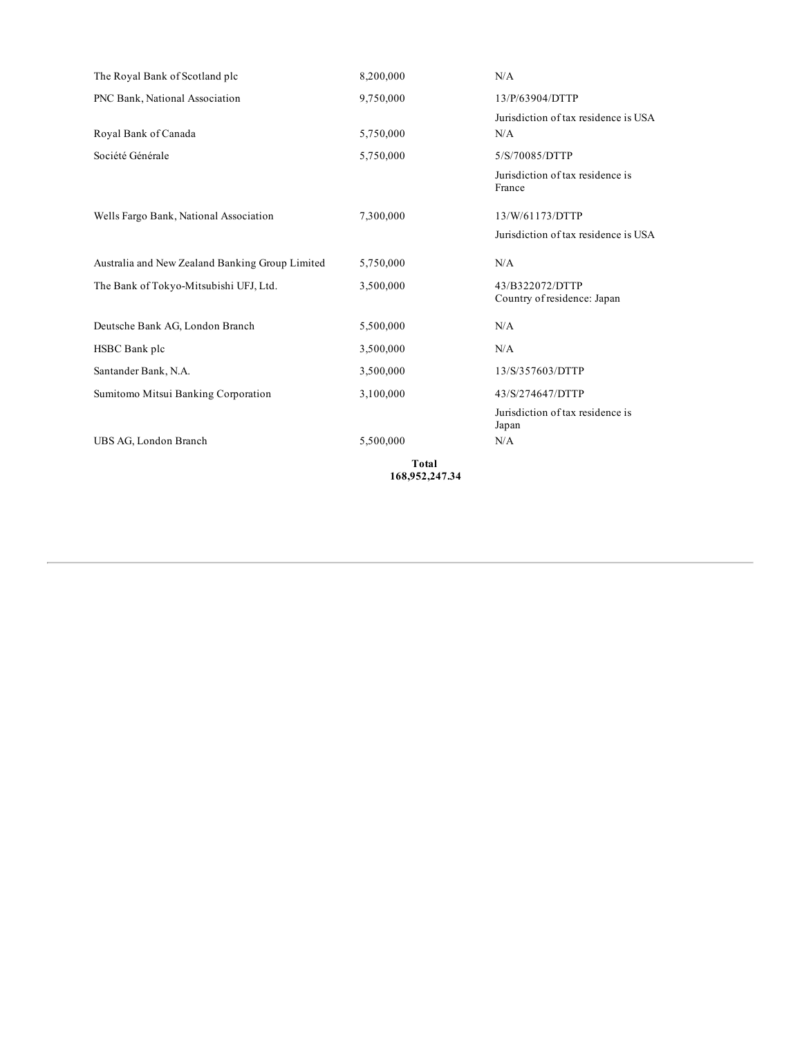| | | |
|---|---|---|
| The Royal Bank of Scotland plc | 8,200,000 | N/A |
| PNC Bank, National Association | 9,750,000 | 13/P/63904/DTTP<br>Jurisdiction of tax residence is USA |
| Royal Bank of Canada | 5,750,000 | N/A |
| Société Générale | 5,750,000 | 5/S/70085/DTTP<br>Jurisdiction of tax residence is France |
| Wells Fargo Bank, National Association | 7,300,000 | 13/W/61173/DTTP<br>Jurisdiction of tax residence is USA |
| Australia and New Zealand Banking Group Limited | 5,750,000 | N/A |
| The Bank of Tokyo-Mitsubishi UFJ, Ltd. | 3,500,000 | 43/B322072/DTTP<br>Country of residence: Japan |
| Deutsche Bank AG, London Branch | 5,500,000 | N/A |
| HSBC Bank plc | 3,500,000 | N/A |
| Santander Bank, N.A. | 3,500,000 | 13/S/357603/DTTP |
| Sumitomo Mitsui Banking Corporation | 3,100,000 | 43/S/274647/DTTP<br>Jurisdiction of tax residence is Japan |
| UBS AG, London Branch | 5,500,000 | N/A |
| | **Total**<br>**168,952,247.34** | |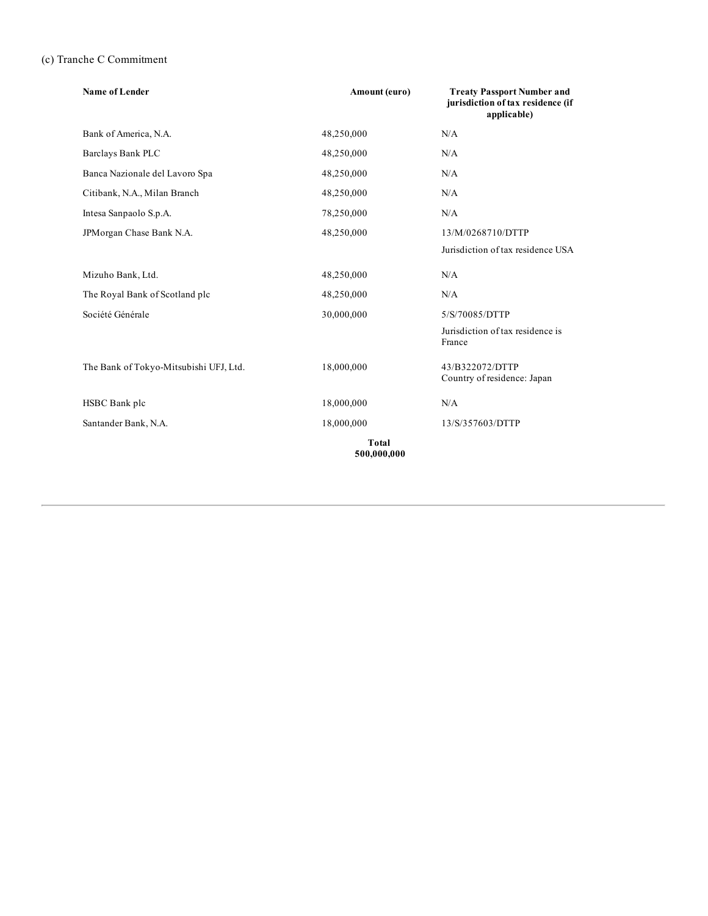(c) Tranche C Commitment

| Name of Lender | Amount (euro) | Treaty Passport Number and jurisdiction of tax residence (if applicable) |
| --- | --- | --- |
| Bank of America, N.A. | 48,250,000 | N/A |
| Barclays Bank PLC | 48,250,000 | N/A |
| Banca Nazionale del Lavoro Spa | 48,250,000 | N/A |
| Citibank, N.A., Milan Branch | 48,250,000 | N/A |
| Intesa Sanpaolo S.p.A. | 78,250,000 | N/A |
| JPMorgan Chase Bank N.A. | 48,250,000 | 13/M/0268710/DTTP<br>Jurisdiction of tax residence USA |
| Mizuho Bank, Ltd. | 48,250,000 | N/A |
| The Royal Bank of Scotland plc | 48,250,000 | N/A |
| Société Générale | 30,000,000 | 5/S/70085/DTTP<br>Jurisdiction of tax residence is France |
| The Bank of Tokyo-Mitsubishi UFJ, Ltd. | 18,000,000 | 43/B322072/DTTP<br>Country of residence: Japan |
| HSBC Bank plc | 18,000,000 | N/A |
| Santander Bank, N.A. | 18,000,000 | 13/S/357603/DTTP |
| | **Total 500,000,000** | |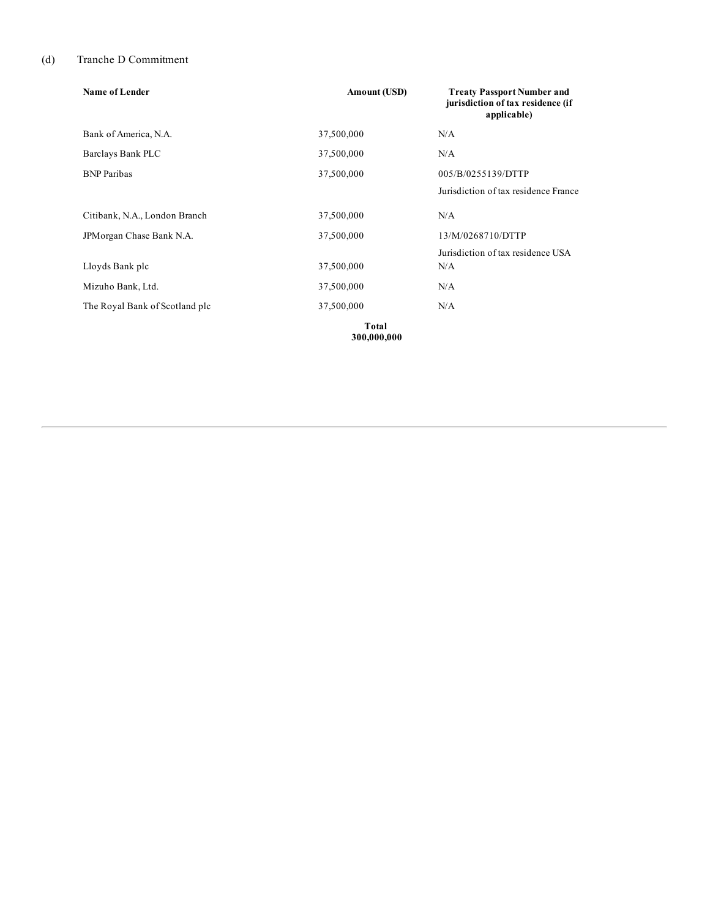(d) Tranche D Commitment

| Name of Lender | Amount (USD) | Treaty Passport Number and jurisdiction of tax residence (if applicable) |
| --- | --- | --- |
| Bank of America, N.A. | 37,500,000 | N/A |
| Barclays Bank PLC | 37,500,000 | N/A |
| BNP Paribas | 37,500,000 | 005/B/0255139/DTTP<br>Jurisdiction of tax residence France |
| Citibank, N.A., London Branch | 37,500,000 | N/A |
| JPMorgan Chase Bank N.A. | 37,500,000 | 13/M/0268710/DTTP<br>Jurisdiction of tax residence USA |
| Lloyds Bank plc | 37,500,000 | N/A |
| Mizuho Bank, Ltd. | 37,500,000 | N/A |
| The Royal Bank of Scotland plc | 37,500,000 | N/A |
| | **Total 300,000,000** | |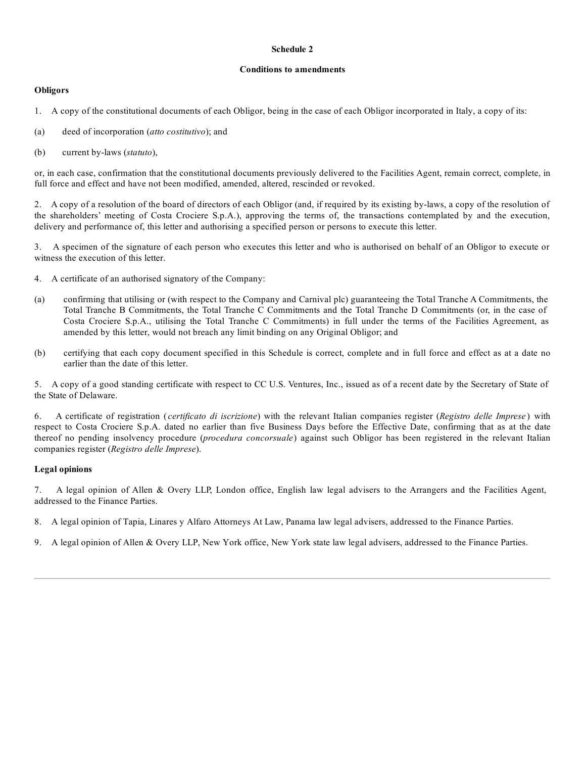**Schedule 2**

**Conditions to amendments**

**Obligors**

1. A copy of the constitutional documents of each Obligor, being in the case of each Obligor incorporated in Italy, a copy of its:

(a) deed of incorporation (*atto costitutivo*); and

(b) current by-laws (*statuto*),

or, in each case, confirmation that the constitutional documents previously delivered to the Facilities Agent, remain correct, complete, in full force and effect and have not been modified, amended, altered, rescinded or revoked.

2. A copy of a resolution of the board of directors of each Obligor (and, if required by its existing by-laws, a copy of the resolution of the shareholders' meeting of Costa Crociere S.p.A.), approving the terms of, the transactions contemplated by and the execution, delivery and performance of, this letter and authorising a specified person or persons to execute this letter.

3. A specimen of the signature of each person who executes this letter and who is authorised on behalf of an Obligor to execute or witness the execution of this letter.

4. A certificate of an authorised signatory of the Company:

(a) confirming that utilising or (with respect to the Company and Carnival plc) guaranteeing the Total Tranche A Commitments, the Total Tranche B Commitments, the Total Tranche C Commitments and the Total Tranche D Commitments (or, in the case of Costa Crociere S.p.A., utilising the Total Tranche C Commitments) in full under the terms of the Facilities Agreement, as amended by this letter, would not breach any limit binding on any Original Obligor; and

(b) certifying that each copy document specified in this Schedule is correct, complete and in full force and effect as at a date no earlier than the date of this letter.

5. A copy of a good standing certificate with respect to CC U.S. Ventures, Inc., issued as of a recent date by the Secretary of State of the State of Delaware.

6. A certificate of registration (*certificato di iscrizione*) with the relevant Italian companies register (*Registro delle Imprese*) with respect to Costa Crociere S.p.A. dated no earlier than five Business Days before the Effective Date, confirming that as at the date thereof no pending insolvency procedure (*procedura concorsuale*) against such Obligor has been registered in the relevant Italian companies register (*Registro delle Imprese*).

**Legal opinions**

7. A legal opinion of Allen & Overy LLP, London office, English law legal advisers to the Arrangers and the Facilities Agent, addressed to the Finance Parties.

8. A legal opinion of Tapia, Linares y Alfaro Attorneys At Law, Panama law legal advisers, addressed to the Finance Parties.

9. A legal opinion of Allen & Overy LLP, New York office, New York state law legal advisers, addressed to the Finance Parties.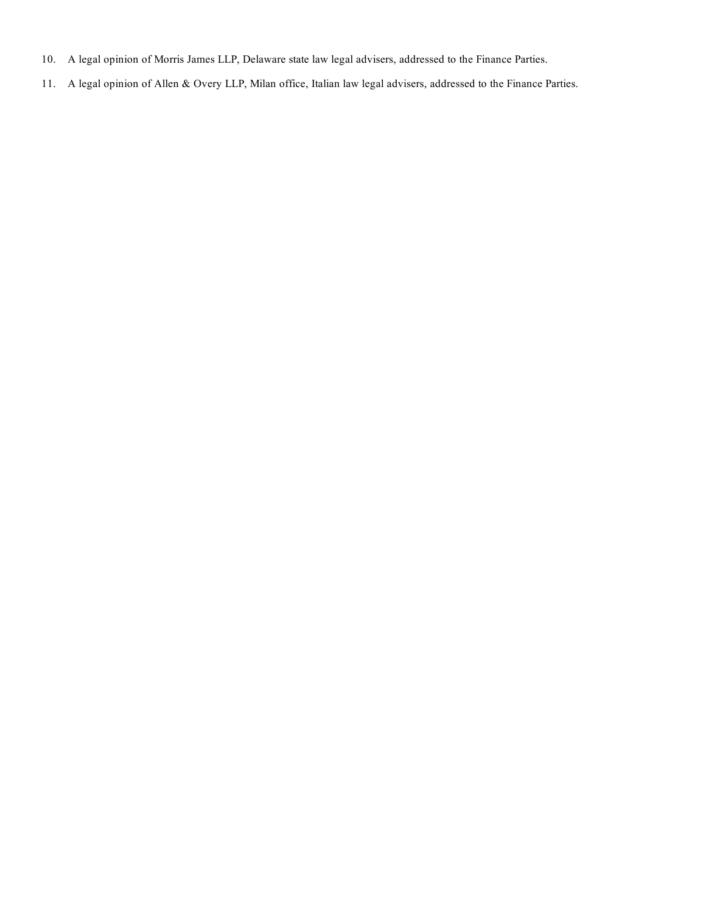10. A legal opinion of Morris James LLP, Delaware state law legal advisers, addressed to the Finance Parties.
11. A legal opinion of Allen & Overy LLP, Milan office, Italian law legal advisers, addressed to the Finance Parties.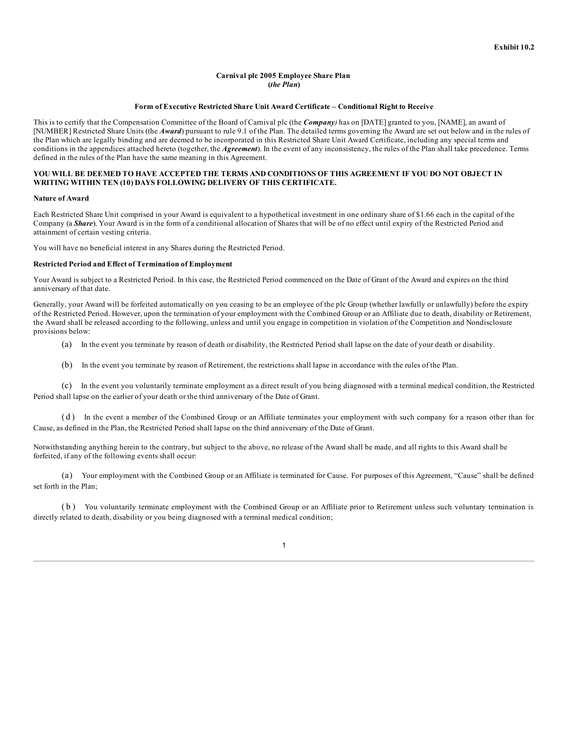Exhibit 10.2

**Carnival plc 2005 Employee Share Plan**
**(*the Plan*)**

**Form of Executive Restricted Share Unit Award Certificate – Conditional Right to Receive**

This is to certify that the Compensation Committee of the Board of Carnival plc (the ***Company)*** has on [DATE] granted to you, [NAME], an award of [NUMBER] Restricted Share Units (the ***Award***) pursuant to rule 9.1 of the Plan. The detailed terms governing the Award are set out below and in the rules of the Plan which are legally binding and are deemed to be incorporated in this Restricted Share Unit Award Certificate, including any special terms and conditions in the appendices attached hereto (together, the ***Agreement***). In the event of any inconsistency, the rules of the Plan shall take precedence. Terms defined in the rules of the Plan have the same meaning in this Agreement.

**YOU WILL BE DEEMED TO HAVE ACCEPTED THE TERMS AND CONDITIONS OF THIS AGREEMENT IF YOU DO NOT OBJECT IN WRITING WITHIN TEN (10) DAYS FOLLOWING DELIVERY OF THIS CERTIFICATE.**

**Nature of Award**

Each Restricted Share Unit comprised in your Award is equivalent to a hypothetical investment in one ordinary share of $1.66 each in the capital of the Company (a ***Share***). Your Award is in the form of a conditional allocation of Shares that will be of no effect until expiry of the Restricted Period and attainment of certain vesting criteria.

You will have no beneficial interest in any Shares during the Restricted Period.

**Restricted Period and Effect of Termination of Employment**

Your Award is subject to a Restricted Period. In this case, the Restricted Period commenced on the Date of Grant of the Award and expires on the third anniversary of that date.

Generally, your Award will be forfeited automatically on you ceasing to be an employee of the plc Group (whether lawfully or unlawfully) before the expiry of the Restricted Period. However, upon the termination of your employment with the Combined Group or an Affiliate due to death, disability or Retirement, the Award shall be released according to the following, unless and until you engage in competition in violation of the Competition and Nondisclosure provisions below:

(a) In the event you terminate by reason of death or disability, the Restricted Period shall lapse on the date of your death or disability.

(b) In the event you terminate by reason of Retirement, the restrictions shall lapse in accordance with the rules of the Plan.

(c) In the event you voluntarily terminate employment as a direct result of you being diagnosed with a terminal medical condition, the Restricted Period shall lapse on the earlier of your death or the third anniversary of the Date of Grant.

(d) In the event a member of the Combined Group or an Affiliate terminates your employment with such company for a reason other than for Cause, as defined in the Plan, the Restricted Period shall lapse on the third anniversary of the Date of Grant.

Notwithstanding anything herein to the contrary, but subject to the above, no release of the Award shall be made, and all rights to this Award shall be forfeited, if any of the following events shall occur:

(a) Your employment with the Combined Group or an Affiliate is terminated for Cause. For purposes of this Agreement, "Cause" shall be defined set forth in the Plan;

(b) You voluntarily terminate employment with the Combined Group or an Affiliate prior to Retirement unless such voluntary termination is directly related to death, disability or you being diagnosed with a terminal medical condition;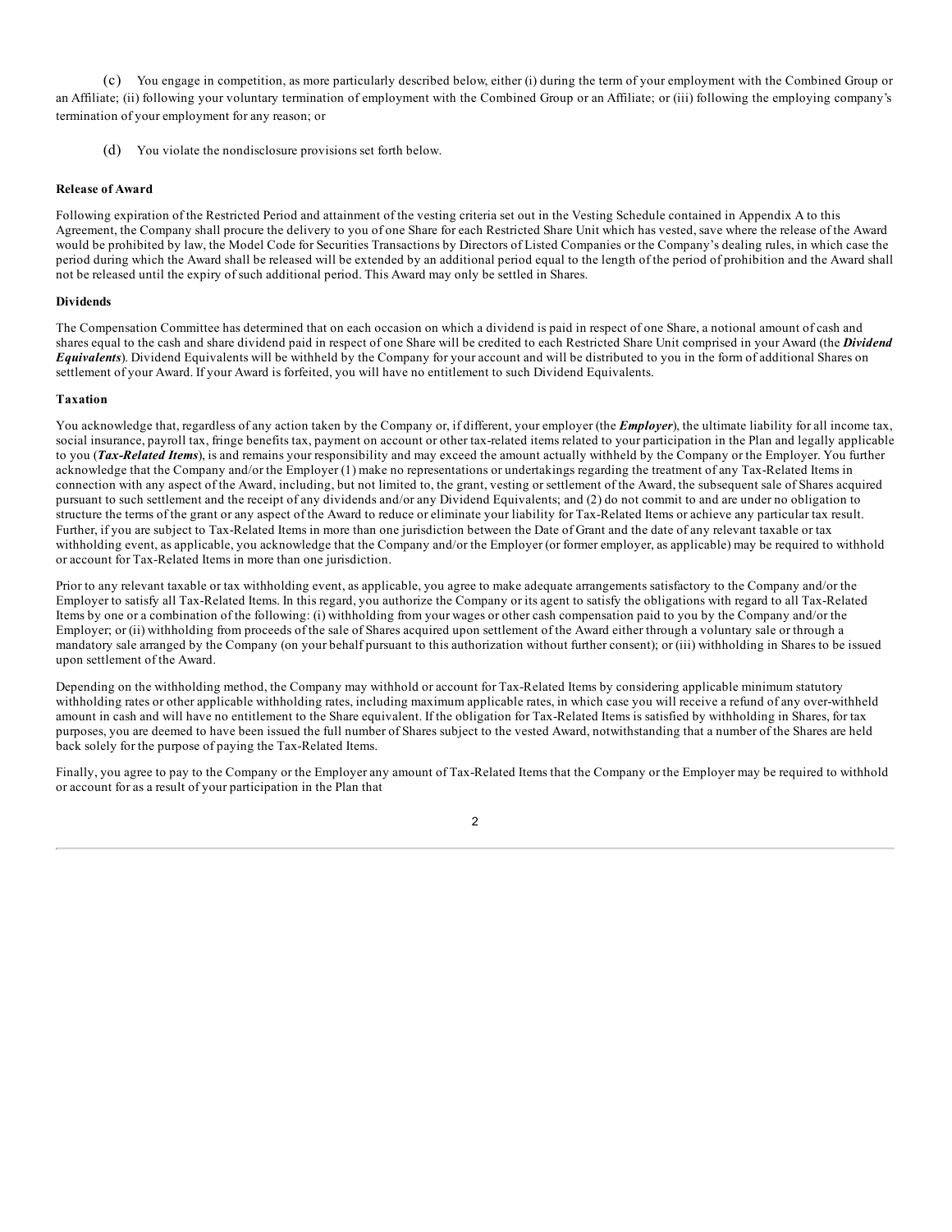(c) You engage in competition, as more particularly described below, either (i) during the term of your employment with the Combined Group or an Affiliate; (ii) following your voluntary termination of employment with the Combined Group or an Affiliate; or (iii) following the employing company's termination of your employment for any reason; or

(d) You violate the nondisclosure provisions set forth below.

**Release of Award**

Following expiration of the Restricted Period and attainment of the vesting criteria set out in the Vesting Schedule contained in Appendix A to this Agreement, the Company shall procure the delivery to you of one Share for each Restricted Share Unit which has vested, save where the release of the Award would be prohibited by law, the Model Code for Securities Transactions by Directors of Listed Companies or the Company's dealing rules, in which case the period during which the Award shall be released will be extended by an additional period equal to the length of the period of prohibition and the Award shall not be released until the expiry of such additional period. This Award may only be settled in Shares.

**Dividends**

The Compensation Committee has determined that on each occasion on which a dividend is paid in respect of one Share, a notional amount of cash and shares equal to the cash and share dividend paid in respect of one Share will be credited to each Restricted Share Unit comprised in your Award (the ***Dividend Equivalents***). Dividend Equivalents will be withheld by the Company for your account and will be distributed to you in the form of additional Shares on settlement of your Award. If your Award is forfeited, you will have no entitlement to such Dividend Equivalents.

**Taxation**

You acknowledge that, regardless of any action taken by the Company or, if different, your employer (the ***Employer***), the ultimate liability for all income tax, social insurance, payroll tax, fringe benefits tax, payment on account or other tax-related items related to your participation in the Plan and legally applicable to you (***Tax-Related Items***), is and remains your responsibility and may exceed the amount actually withheld by the Company or the Employer. You further acknowledge that the Company and/or the Employer (1) make no representations or undertakings regarding the treatment of any Tax-Related Items in connection with any aspect of the Award, including, but not limited to, the grant, vesting or settlement of the Award, the subsequent sale of Shares acquired pursuant to such settlement and the receipt of any dividends and/or any Dividend Equivalents; and (2) do not commit to and are under no obligation to structure the terms of the grant or any aspect of the Award to reduce or eliminate your liability for Tax-Related Items or achieve any particular tax result. Further, if you are subject to Tax-Related Items in more than one jurisdiction between the Date of Grant and the date of any relevant taxable or tax withholding event, as applicable, you acknowledge that the Company and/or the Employer (or former employer, as applicable) may be required to withhold or account for Tax-Related Items in more than one jurisdiction.

Prior to any relevant taxable or tax withholding event, as applicable, you agree to make adequate arrangements satisfactory to the Company and/or the Employer to satisfy all Tax-Related Items. In this regard, you authorize the Company or its agent to satisfy the obligations with regard to all Tax-Related Items by one or a combination of the following: (i) withholding from your wages or other cash compensation paid to you by the Company and/or the Employer; or (ii) withholding from proceeds of the sale of Shares acquired upon settlement of the Award either through a voluntary sale or through a mandatory sale arranged by the Company (on your behalf pursuant to this authorization without further consent); or (iii) withholding in Shares to be issued upon settlement of the Award.

Depending on the withholding method, the Company may withhold or account for Tax-Related Items by considering applicable minimum statutory withholding rates or other applicable withholding rates, including maximum applicable rates, in which case you will receive a refund of any over-withheld amount in cash and will have no entitlement to the Share equivalent. If the obligation for Tax-Related Items is satisfied by withholding in Shares, for tax purposes, you are deemed to have been issued the full number of Shares subject to the vested Award, notwithstanding that a number of the Shares are held back solely for the purpose of paying the Tax-Related Items.

Finally, you agree to pay to the Company or the Employer any amount of Tax-Related Items that the Company or the Employer may be required to withhold or account for as a result of your participation in the Plan that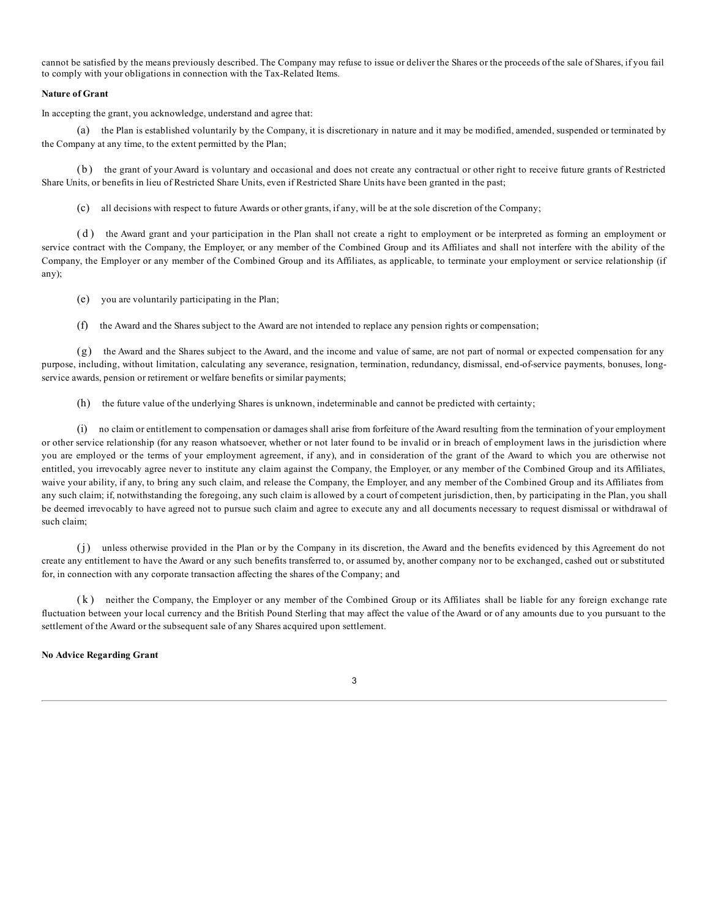cannot be satisfied by the means previously described. The Company may refuse to issue or deliver the Shares or the proceeds of the sale of Shares, if you fail to comply with your obligations in connection with the Tax-Related Items.

**Nature of Grant**

In accepting the grant, you acknowledge, understand and agree that:

(a) the Plan is established voluntarily by the Company, it is discretionary in nature and it may be modified, amended, suspended or terminated by the Company at any time, to the extent permitted by the Plan;

(b) the grant of your Award is voluntary and occasional and does not create any contractual or other right to receive future grants of Restricted Share Units, or benefits in lieu of Restricted Share Units, even if Restricted Share Units have been granted in the past;

(c) all decisions with respect to future Awards or other grants, if any, will be at the sole discretion of the Company;

(d) the Award grant and your participation in the Plan shall not create a right to employment or be interpreted as forming an employment or service contract with the Company, the Employer, or any member of the Combined Group and its Affiliates and shall not interfere with the ability of the Company, the Employer or any member of the Combined Group and its Affiliates, as applicable, to terminate your employment or service relationship (if any);

(e) you are voluntarily participating in the Plan;

(f) the Award and the Shares subject to the Award are not intended to replace any pension rights or compensation;

(g) the Award and the Shares subject to the Award, and the income and value of same, are not part of normal or expected compensation for any purpose, including, without limitation, calculating any severance, resignation, termination, redundancy, dismissal, end-of-service payments, bonuses, long-service awards, pension or retirement or welfare benefits or similar payments;

(h) the future value of the underlying Shares is unknown, indeterminable and cannot be predicted with certainty;

(i) no claim or entitlement to compensation or damages shall arise from forfeiture of the Award resulting from the termination of your employment or other service relationship (for any reason whatsoever, whether or not later found to be invalid or in breach of employment laws in the jurisdiction where you are employed or the terms of your employment agreement, if any), and in consideration of the grant of the Award to which you are otherwise not entitled, you irrevocably agree never to institute any claim against the Company, the Employer, or any member of the Combined Group and its Affiliates, waive your ability, if any, to bring any such claim, and release the Company, the Employer, and any member of the Combined Group and its Affiliates from any such claim; if, notwithstanding the foregoing, any such claim is allowed by a court of competent jurisdiction, then, by participating in the Plan, you shall be deemed irrevocably to have agreed not to pursue such claim and agree to execute any and all documents necessary to request dismissal or withdrawal of such claim;

(j) unless otherwise provided in the Plan or by the Company in its discretion, the Award and the benefits evidenced by this Agreement do not create any entitlement to have the Award or any such benefits transferred to, or assumed by, another company nor to be exchanged, cashed out or substituted for, in connection with any corporate transaction affecting the shares of the Company; and

(k) neither the Company, the Employer or any member of the Combined Group or its Affiliates shall be liable for any foreign exchange rate fluctuation between your local currency and the British Pound Sterling that may affect the value of the Award or of any amounts due to you pursuant to the settlement of the Award or the subsequent sale of any Shares acquired upon settlement.

**No Advice Regarding Grant**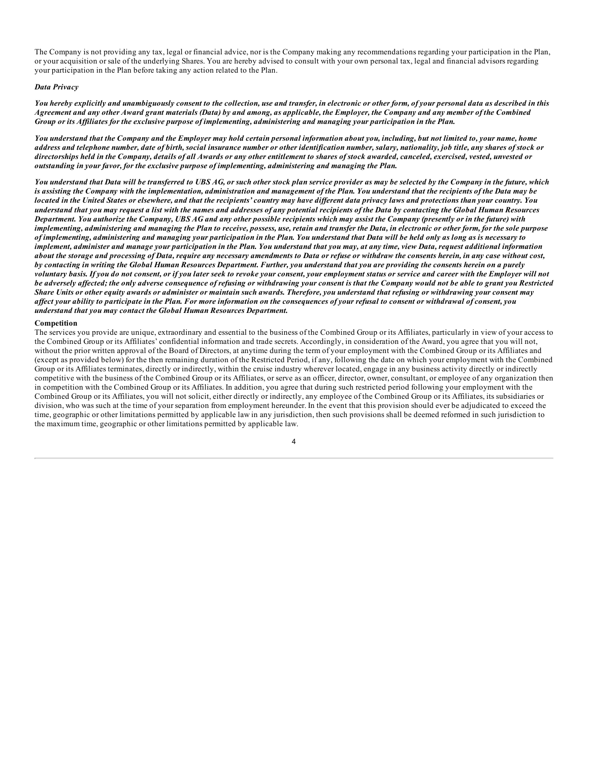The Company is not providing any tax, legal or financial advice, nor is the Company making any recommendations regarding your participation in the Plan, or your acquisition or sale of the underlying Shares. You are hereby advised to consult with your own personal tax, legal and financial advisors regarding your participation in the Plan before taking any action related to the Plan.

***Data Privacy***

***You hereby explicitly and unambiguously consent to the collection, use and transfer, in electronic or other form, of your personal data as described in this Agreement and any other Award grant materials (Data) by and among, as applicable, the Employer, the Company and any member of the Combined Group or its Affiliates for the exclusive purpose of implementing, administering and managing your participation in the Plan.***

***You understand that the Company and the Employer may hold certain personal information about you, including, but not limited to, your name, home address and telephone number, date of birth, social insurance number or other identification number, salary, nationality, job title, any shares of stock or directorships held in the Company, details of all Awards or any other entitlement to shares of stock awarded, canceled, exercised, vested, unvested or outstanding in your favor, for the exclusive purpose of implementing, administering and managing the Plan.***

***You understand that Data will be transferred to UBS AG, or such other stock plan service provider as may be selected by the Company in the future, which is assisting the Company with the implementation, administration and management of the Plan. You understand that the recipients of the Data may be located in the United States or elsewhere, and that the recipients' country may have different data privacy laws and protections than your country. You understand that you may request a list with the names and addresses of any potential recipients of the Data by contacting the Global Human Resources Department. You authorize the Company, UBS AG and any other possible recipients which may assist the Company (presently or in the future) with implementing, administering and managing the Plan to receive, possess, use, retain and transfer the Data, in electronic or other form, for the sole purpose of implementing, administering and managing your participation in the Plan. You understand that Data will be held only as long as is necessary to implement, administer and manage your participation in the Plan. You understand that you may, at any time, view Data, request additional information about the storage and processing of Data, require any necessary amendments to Data or refuse or withdraw the consents herein, in any case without cost, by contacting in writing the Global Human Resources Department. Further, you understand that you are providing the consents herein on a purely voluntary basis. If you do not consent, or if you later seek to revoke your consent, your employment status or service and career with the Employer will not be adversely affected; the only adverse consequence of refusing or withdrawing your consent is that the Company would not be able to grant you Restricted Share Units or other equity awards or administer or maintain such awards. Therefore, you understand that refusing or withdrawing your consent may affect your ability to participate in the Plan. For more information on the consequences of your refusal to consent or withdrawal of consent, you understand that you may contact the Global Human Resources Department.***

**Competition**

The services you provide are unique, extraordinary and essential to the business of the Combined Group or its Affiliates, particularly in view of your access to the Combined Group or its Affiliates' confidential information and trade secrets. Accordingly, in consideration of the Award, you agree that you will not, without the prior written approval of the Board of Directors, at anytime during the term of your employment with the Combined Group or its Affiliates and (except as provided below) for the then remaining duration of the Restricted Period, if any, following the date on which your employment with the Combined Group or its Affiliates terminates, directly or indirectly, within the cruise industry wherever located, engage in any business activity directly or indirectly competitive with the business of the Combined Group or its Affiliates, or serve as an officer, director, owner, consultant, or employee of any organization then in competition with the Combined Group or its Affiliates. In addition, you agree that during such restricted period following your employment with the Combined Group or its Affiliates, you will not solicit, either directly or indirectly, any employee of the Combined Group or its Affiliates, its subsidiaries or division, who was such at the time of your separation from employment hereunder. In the event that this provision should ever be adjudicated to exceed the time, geographic or other limitations permitted by applicable law in any jurisdiction, then such provisions shall be deemed reformed in such jurisdiction to the maximum time, geographic or other limitations permitted by applicable law.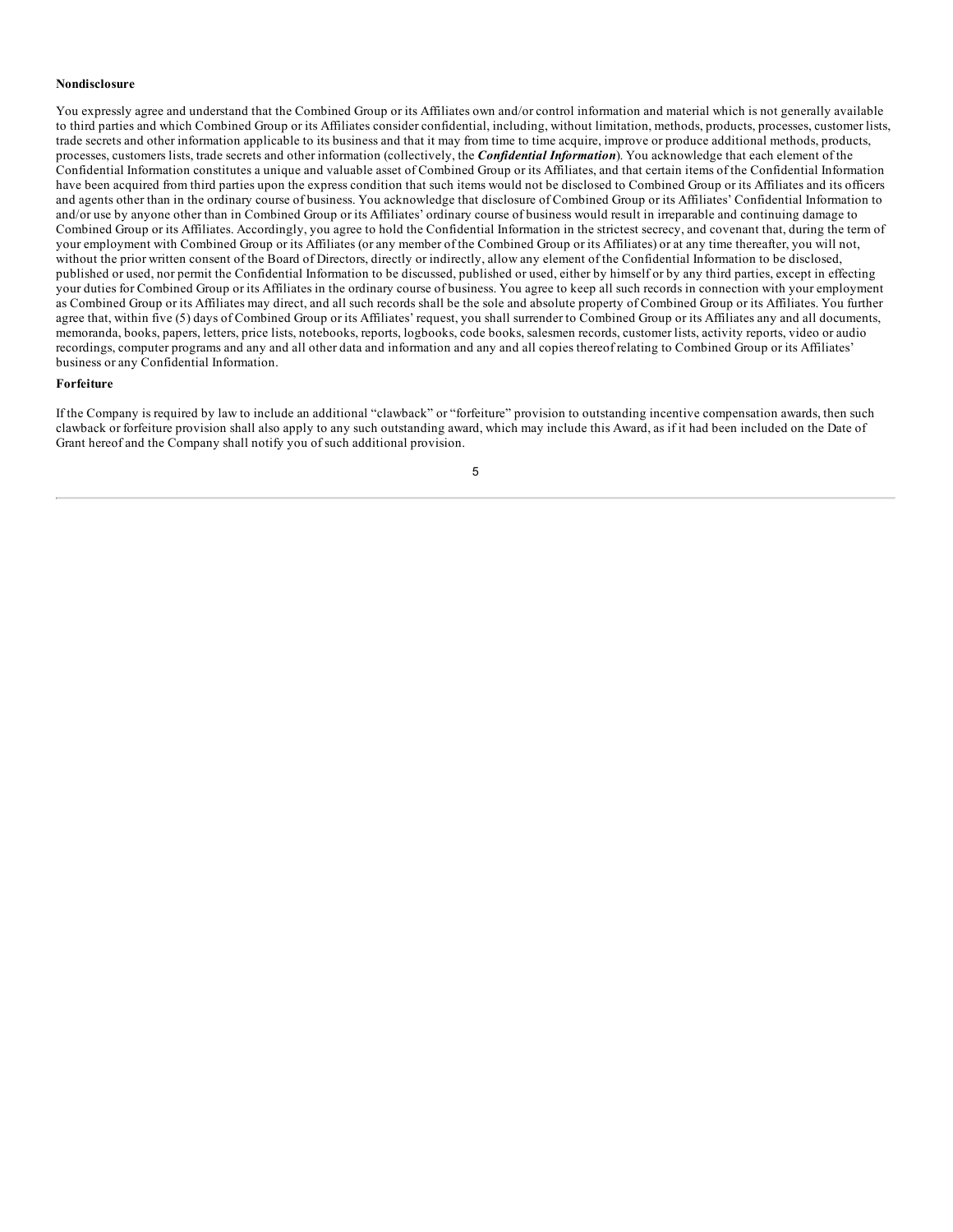**Nondisclosure**

You expressly agree and understand that the Combined Group or its Affiliates own and/or control information and material which is not generally available to third parties and which Combined Group or its Affiliates consider confidential, including, without limitation, methods, products, processes, customer lists, trade secrets and other information applicable to its business and that it may from time to time acquire, improve or produce additional methods, products, processes, customers lists, trade secrets and other information (collectively, the ***Confidential Information***). You acknowledge that each element of the Confidential Information constitutes a unique and valuable asset of Combined Group or its Affiliates, and that certain items of the Confidential Information have been acquired from third parties upon the express condition that such items would not be disclosed to Combined Group or its Affiliates and its officers and agents other than in the ordinary course of business. You acknowledge that disclosure of Combined Group or its Affiliates' Confidential Information to and/or use by anyone other than in Combined Group or its Affiliates' ordinary course of business would result in irreparable and continuing damage to Combined Group or its Affiliates. Accordingly, you agree to hold the Confidential Information in the strictest secrecy, and covenant that, during the term of your employment with Combined Group or its Affiliates (or any member of the Combined Group or its Affiliates) or at any time thereafter, you will not, without the prior written consent of the Board of Directors, directly or indirectly, allow any element of the Confidential Information to be disclosed, published or used, nor permit the Confidential Information to be discussed, published or used, either by himself or by any third parties, except in effecting your duties for Combined Group or its Affiliates in the ordinary course of business. You agree to keep all such records in connection with your employment as Combined Group or its Affiliates may direct, and all such records shall be the sole and absolute property of Combined Group or its Affiliates. You further agree that, within five (5) days of Combined Group or its Affiliates' request, you shall surrender to Combined Group or its Affiliates any and all documents, memoranda, books, papers, letters, price lists, notebooks, reports, logbooks, code books, salesmen records, customer lists, activity reports, video or audio recordings, computer programs and any and all other data and information and any and all copies thereof relating to Combined Group or its Affiliates' business or any Confidential Information.

**Forfeiture**

If the Company is required by law to include an additional "clawback" or "forfeiture" provision to outstanding incentive compensation awards, then such clawback or forfeiture provision shall also apply to any such outstanding award, which may include this Award, as if it had been included on the Date of Grant hereof and the Company shall notify you of such additional provision.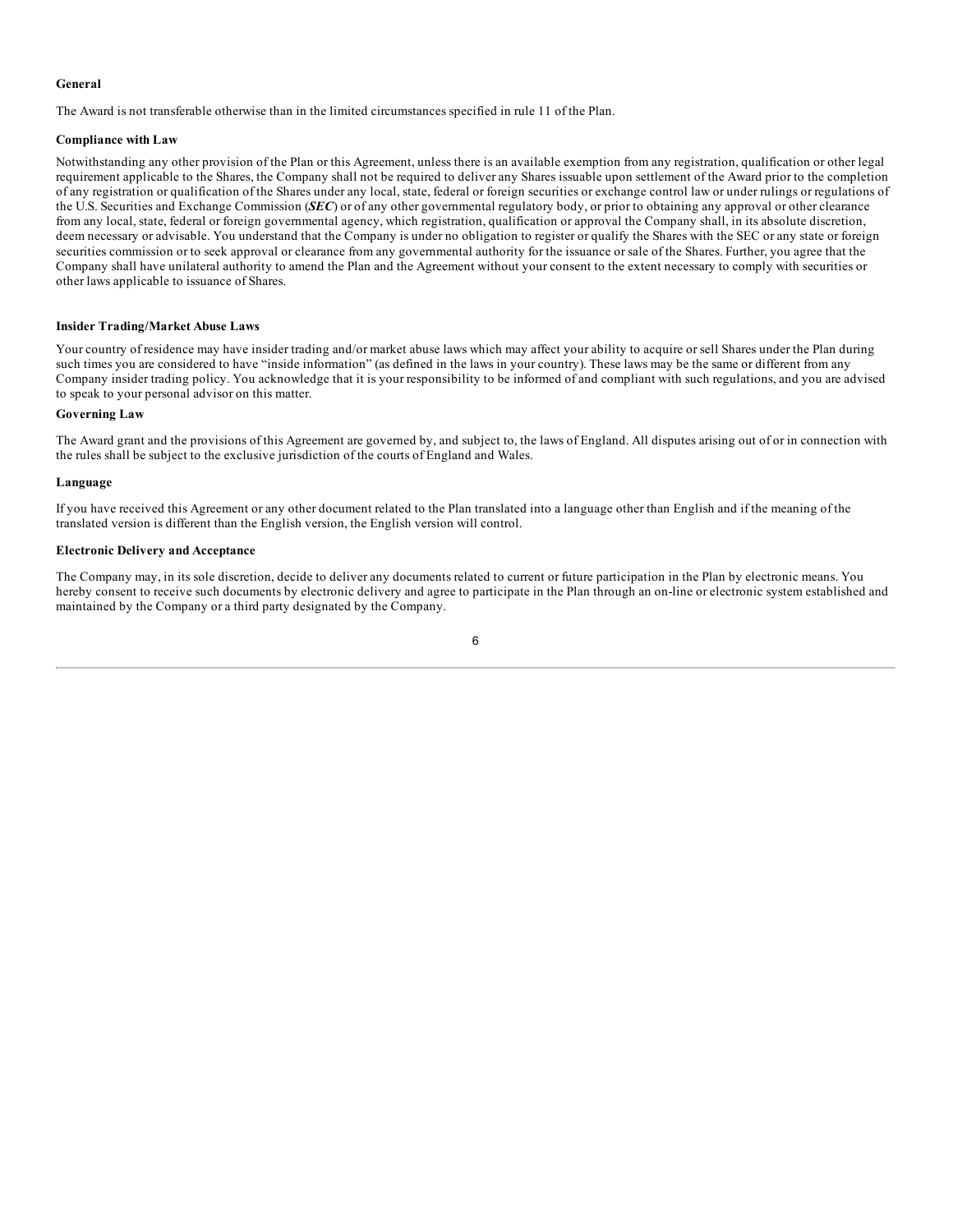**General**

The Award is not transferable otherwise than in the limited circumstances specified in rule 11 of the Plan.

**Compliance with Law**

Notwithstanding any other provision of the Plan or this Agreement, unless there is an available exemption from any registration, qualification or other legal requirement applicable to the Shares, the Company shall not be required to deliver any Shares issuable upon settlement of the Award prior to the completion of any registration or qualification of the Shares under any local, state, federal or foreign securities or exchange control law or under rulings or regulations of the U.S. Securities and Exchange Commission (***SEC***) or of any other governmental regulatory body, or prior to obtaining any approval or other clearance from any local, state, federal or foreign governmental agency, which registration, qualification or approval the Company shall, in its absolute discretion, deem necessary or advisable. You understand that the Company is under no obligation to register or qualify the Shares with the SEC or any state or foreign securities commission or to seek approval or clearance from any governmental authority for the issuance or sale of the Shares. Further, you agree that the Company shall have unilateral authority to amend the Plan and the Agreement without your consent to the extent necessary to comply with securities or other laws applicable to issuance of Shares.

**Insider Trading/Market Abuse Laws**

Your country of residence may have insider trading and/or market abuse laws which may affect your ability to acquire or sell Shares under the Plan during such times you are considered to have "inside information" (as defined in the laws in your country). These laws may be the same or different from any Company insider trading policy. You acknowledge that it is your responsibility to be informed of and compliant with such regulations, and you are advised to speak to your personal advisor on this matter.

**Governing Law**

The Award grant and the provisions of this Agreement are governed by, and subject to, the laws of England. All disputes arising out of or in connection with the rules shall be subject to the exclusive jurisdiction of the courts of England and Wales.

**Language**

If you have received this Agreement or any other document related to the Plan translated into a language other than English and if the meaning of the translated version is different than the English version, the English version will control.

**Electronic Delivery and Acceptance**

The Company may, in its sole discretion, decide to deliver any documents related to current or future participation in the Plan by electronic means. You hereby consent to receive such documents by electronic delivery and agree to participate in the Plan through an on-line or electronic system established and maintained by the Company or a third party designated by the Company.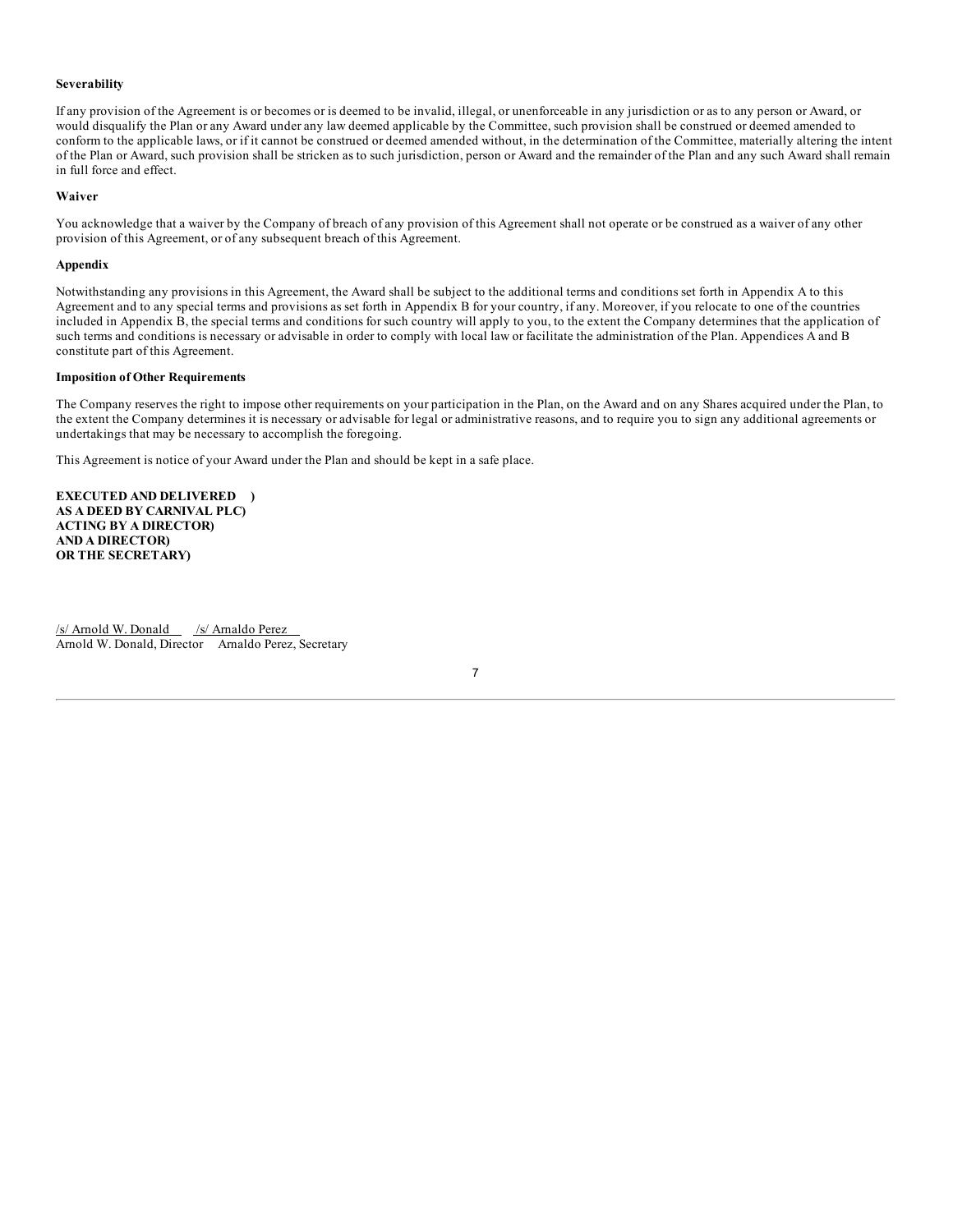**Severability**

If any provision of the Agreement is or becomes or is deemed to be invalid, illegal, or unenforceable in any jurisdiction or as to any person or Award, or would disqualify the Plan or any Award under any law deemed applicable by the Committee, such provision shall be construed or deemed amended to conform to the applicable laws, or if it cannot be construed or deemed amended without, in the determination of the Committee, materially altering the intent of the Plan or Award, such provision shall be stricken as to such jurisdiction, person or Award and the remainder of the Plan and any such Award shall remain in full force and effect.

**Waiver**

You acknowledge that a waiver by the Company of breach of any provision of this Agreement shall not operate or be construed as a waiver of any other provision of this Agreement, or of any subsequent breach of this Agreement.

**Appendix**

Notwithstanding any provisions in this Agreement, the Award shall be subject to the additional terms and conditions set forth in Appendix A to this Agreement and to any special terms and provisions as set forth in Appendix B for your country, if any. Moreover, if you relocate to one of the countries included in Appendix B, the special terms and conditions for such country will apply to you, to the extent the Company determines that the application of such terms and conditions is necessary or advisable in order to comply with local law or facilitate the administration of the Plan. Appendices A and B constitute part of this Agreement.

**Imposition of Other Requirements**

The Company reserves the right to impose other requirements on your participation in the Plan, on the Award and on any Shares acquired under the Plan, to the extent the Company determines it is necessary or advisable for legal or administrative reasons, and to require you to sign any additional agreements or undertakings that may be necessary to accomplish the foregoing.

This Agreement is notice of your Award under the Plan and should be kept in a safe place.

**EXECUTED AND DELIVERED )**
**AS A DEED BY CARNIVAL PLC)**
**ACTING BY A DIRECTOR)**
**AND A DIRECTOR)**
**OR THE SECRETARY)**

/s/ Arnold W. Donald /s/ Arnaldo Perez
Arnold W. Donald, Director Arnaldo Perez, Secretary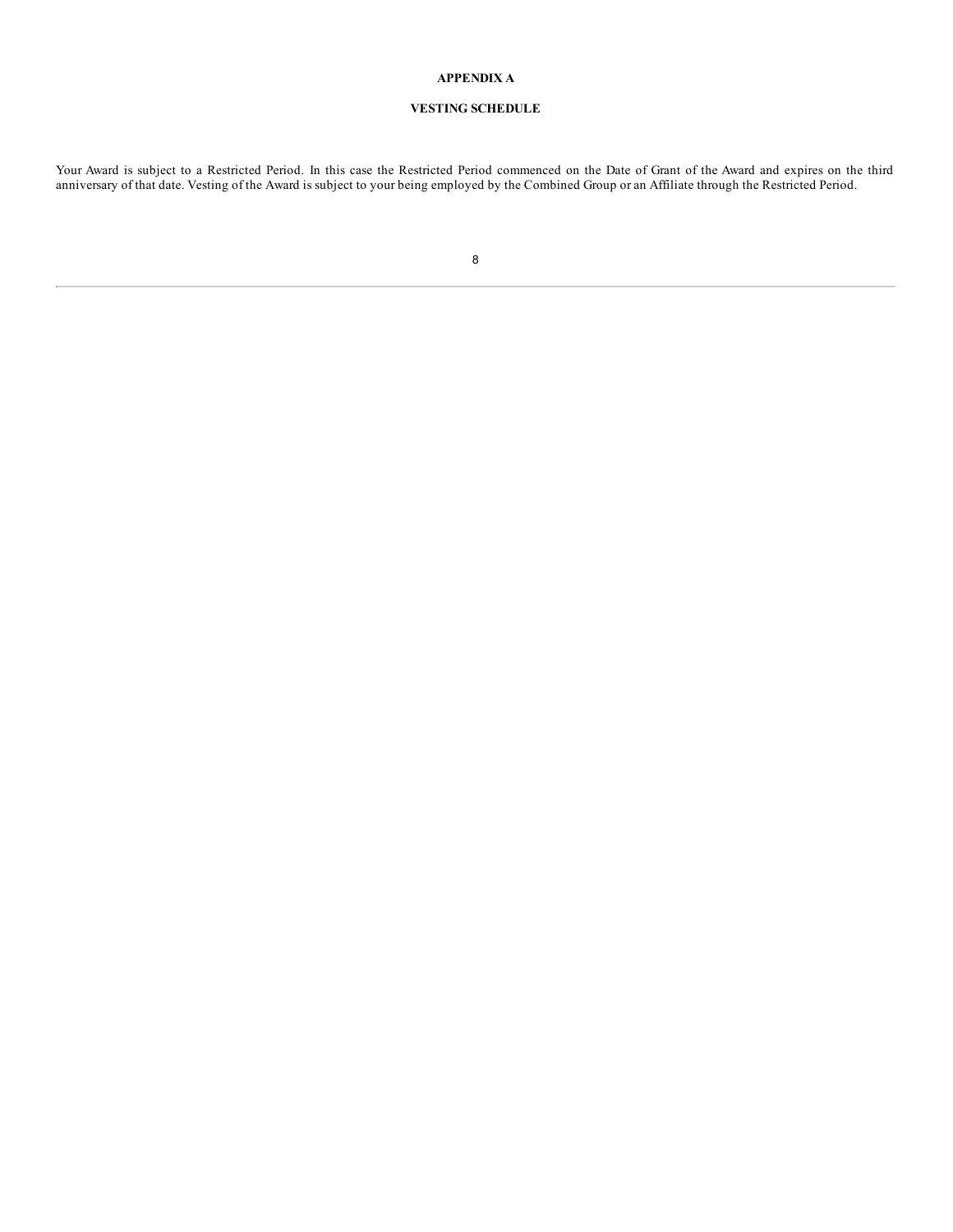# APPENDIX A

## VESTING SCHEDULE

Your Award is subject to a Restricted Period. In this case the Restricted Period commenced on the Date of Grant of the Award and expires on the third anniversary of that date. Vesting of the Award is subject to your being employed by the Combined Group or an Affiliate through the Restricted Period.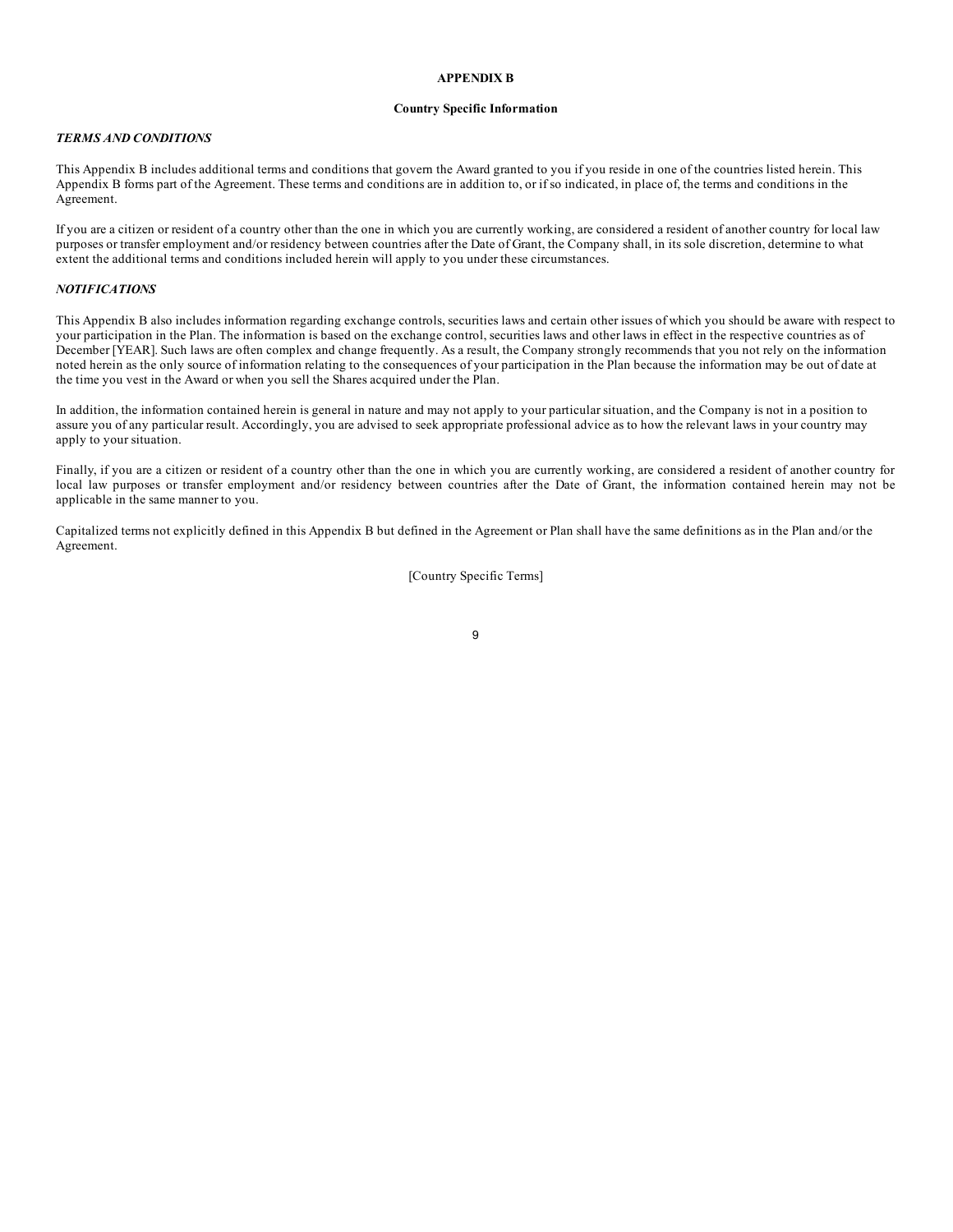# APPENDIX B

## Country Specific Information

***TERMS AND CONDITIONS***

This Appendix B includes additional terms and conditions that govern the Award granted to you if you reside in one of the countries listed herein. This Appendix B forms part of the Agreement. These terms and conditions are in addition to, or if so indicated, in place of, the terms and conditions in the Agreement.

If you are a citizen or resident of a country other than the one in which you are currently working, are considered a resident of another country for local law purposes or transfer employment and/or residency between countries after the Date of Grant, the Company shall, in its sole discretion, determine to what extent the additional terms and conditions included herein will apply to you under these circumstances.

***NOTIFICATIONS***

This Appendix B also includes information regarding exchange controls, securities laws and certain other issues of which you should be aware with respect to your participation in the Plan. The information is based on the exchange control, securities laws and other laws in effect in the respective countries as of December [YEAR]. Such laws are often complex and change frequently. As a result, the Company strongly recommends that you not rely on the information noted herein as the only source of information relating to the consequences of your participation in the Plan because the information may be out of date at the time you vest in the Award or when you sell the Shares acquired under the Plan.

In addition, the information contained herein is general in nature and may not apply to your particular situation, and the Company is not in a position to assure you of any particular result. Accordingly, you are advised to seek appropriate professional advice as to how the relevant laws in your country may apply to your situation.

Finally, if you are a citizen or resident of a country other than the one in which you are currently working, are considered a resident of another country for local law purposes or transfer employment and/or residency between countries after the Date of Grant, the information contained herein may not be applicable in the same manner to you.

Capitalized terms not explicitly defined in this Appendix B but defined in the Agreement or Plan shall have the same definitions as in the Plan and/or the Agreement.

[Country Specific Terms]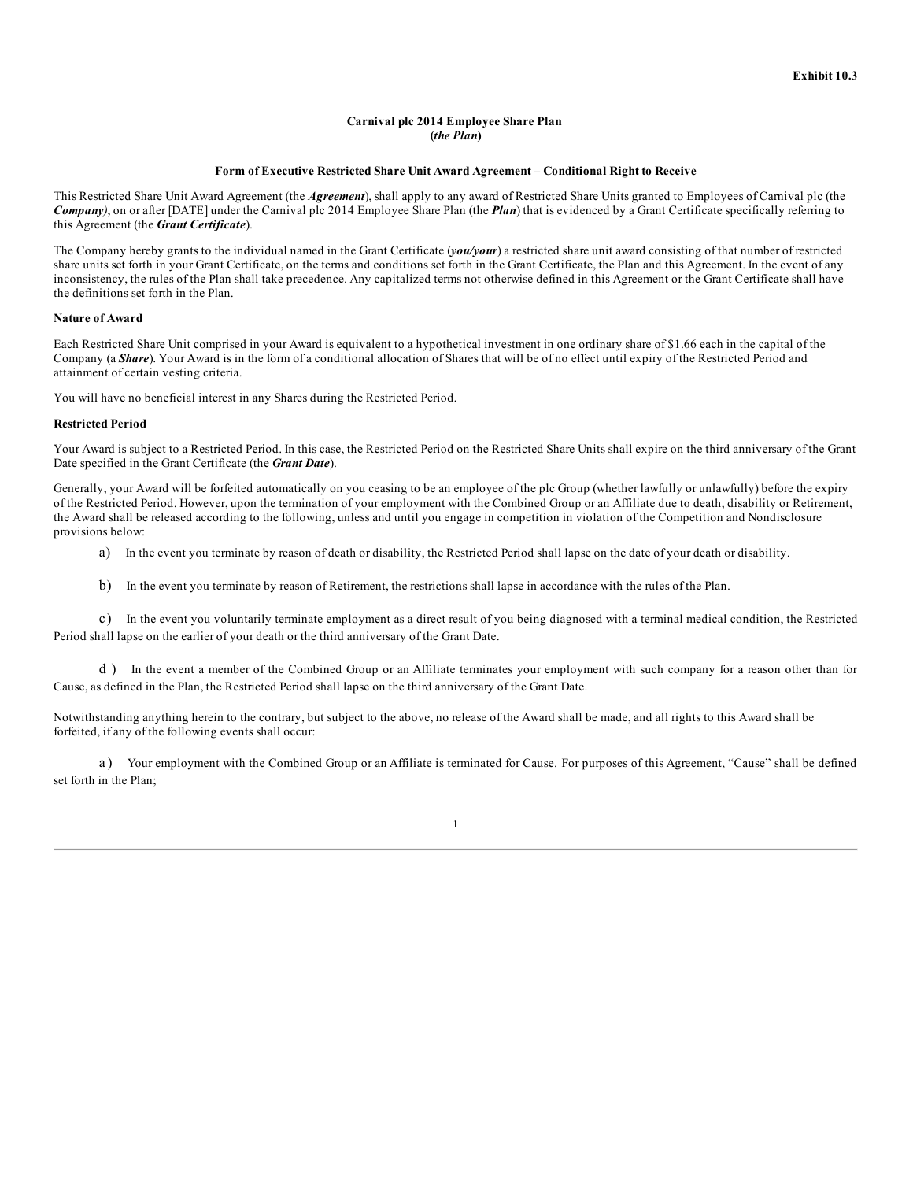Exhibit 10.3

**Carnival plc 2014 Employee Share Plan**
**(*the Plan*)**

**Form of Executive Restricted Share Unit Award Agreement – Conditional Right to Receive**

This Restricted Share Unit Award Agreement (the ***Agreement***), shall apply to any award of Restricted Share Units granted to Employees of Carnival plc (the ***Company)***, on or after [DATE] under the Carnival plc 2014 Employee Share Plan (the ***Plan***) that is evidenced by a Grant Certificate specifically referring to this Agreement (the ***Grant Certificate***).

The Company hereby grants to the individual named in the Grant Certificate (***you/your***) a restricted share unit award consisting of that number of restricted share units set forth in your Grant Certificate, on the terms and conditions set forth in the Grant Certificate, the Plan and this Agreement. In the event of any inconsistency, the rules of the Plan shall take precedence. Any capitalized terms not otherwise defined in this Agreement or the Grant Certificate shall have the definitions set forth in the Plan.

**Nature of Award**

Each Restricted Share Unit comprised in your Award is equivalent to a hypothetical investment in one ordinary share of $1.66 each in the capital of the Company (a ***Share***). Your Award is in the form of a conditional allocation of Shares that will be of no effect until expiry of the Restricted Period and attainment of certain vesting criteria.

You will have no beneficial interest in any Shares during the Restricted Period.

**Restricted Period**

Your Award is subject to a Restricted Period. In this case, the Restricted Period on the Restricted Share Units shall expire on the third anniversary of the Grant Date specified in the Grant Certificate (the ***Grant Date***).

Generally, your Award will be forfeited automatically on you ceasing to be an employee of the plc Group (whether lawfully or unlawfully) before the expiry of the Restricted Period. However, upon the termination of your employment with the Combined Group or an Affiliate due to death, disability or Retirement, the Award shall be released according to the following, unless and until you engage in competition in violation of the Competition and Nondisclosure provisions below:

a) In the event you terminate by reason of death or disability, the Restricted Period shall lapse on the date of your death or disability.

b) In the event you terminate by reason of Retirement, the restrictions shall lapse in accordance with the rules of the Plan.

c) In the event you voluntarily terminate employment as a direct result of you being diagnosed with a terminal medical condition, the Restricted Period shall lapse on the earlier of your death or the third anniversary of the Grant Date.

d) In the event a member of the Combined Group or an Affiliate terminates your employment with such company for a reason other than for Cause, as defined in the Plan, the Restricted Period shall lapse on the third anniversary of the Grant Date.

Notwithstanding anything herein to the contrary, but subject to the above, no release of the Award shall be made, and all rights to this Award shall be forfeited, if any of the following events shall occur:

a) Your employment with the Combined Group or an Affiliate is terminated for Cause. For purposes of this Agreement, "Cause" shall be defined set forth in the Plan;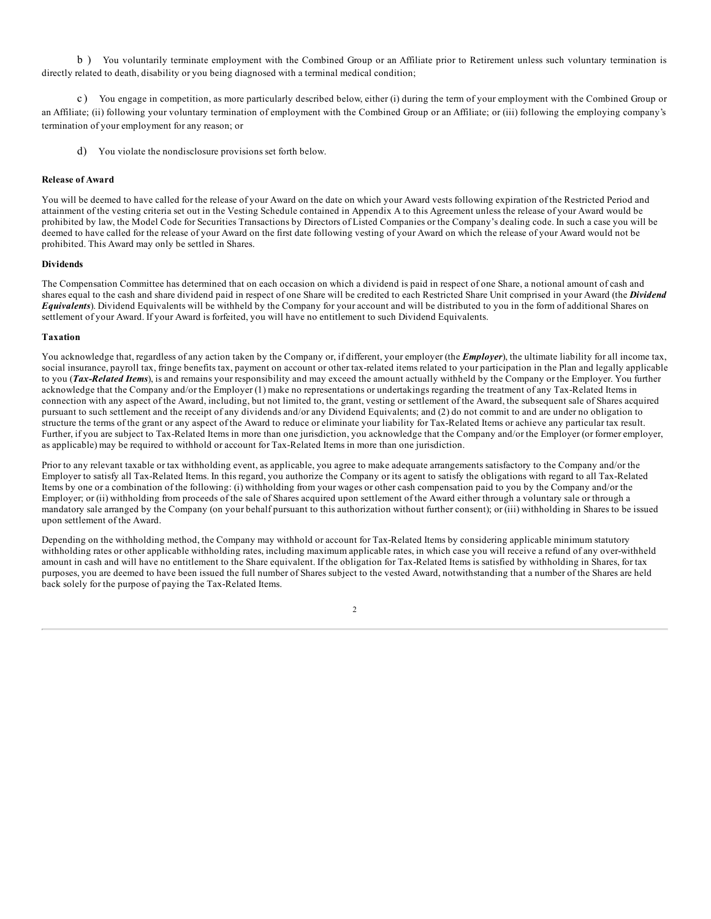b ) You voluntarily terminate employment with the Combined Group or an Affiliate prior to Retirement unless such voluntary termination is directly related to death, disability or you being diagnosed with a terminal medical condition;

c ) You engage in competition, as more particularly described below, either (i) during the term of your employment with the Combined Group or an Affiliate; (ii) following your voluntary termination of employment with the Combined Group or an Affiliate; or (iii) following the employing company's termination of your employment for any reason; or

d) You violate the nondisclosure provisions set forth below.

**Release of Award**

You will be deemed to have called for the release of your Award on the date on which your Award vests following expiration of the Restricted Period and attainment of the vesting criteria set out in the Vesting Schedule contained in Appendix A to this Agreement unless the release of your Award would be prohibited by law, the Model Code for Securities Transactions by Directors of Listed Companies or the Company's dealing code. In such a case you will be deemed to have called for the release of your Award on the first date following vesting of your Award on which the release of your Award would not be prohibited. This Award may only be settled in Shares.

**Dividends**

The Compensation Committee has determined that on each occasion on which a dividend is paid in respect of one Share, a notional amount of cash and shares equal to the cash and share dividend paid in respect of one Share will be credited to each Restricted Share Unit comprised in your Award (the ***Dividend Equivalents***). Dividend Equivalents will be withheld by the Company for your account and will be distributed to you in the form of additional Shares on settlement of your Award. If your Award is forfeited, you will have no entitlement to such Dividend Equivalents.

**Taxation**

You acknowledge that, regardless of any action taken by the Company or, if different, your employer (the ***Employer***), the ultimate liability for all income tax, social insurance, payroll tax, fringe benefits tax, payment on account or other tax-related items related to your participation in the Plan and legally applicable to you (***Tax-Related Items***), is and remains your responsibility and may exceed the amount actually withheld by the Company or the Employer. You further acknowledge that the Company and/or the Employer (1) make no representations or undertakings regarding the treatment of any Tax-Related Items in connection with any aspect of the Award, including, but not limited to, the grant, vesting or settlement of the Award, the subsequent sale of Shares acquired pursuant to such settlement and the receipt of any dividends and/or any Dividend Equivalents; and (2) do not commit to and are under no obligation to structure the terms of the grant or any aspect of the Award to reduce or eliminate your liability for Tax-Related Items or achieve any particular tax result. Further, if you are subject to Tax-Related Items in more than one jurisdiction, you acknowledge that the Company and/or the Employer (or former employer, as applicable) may be required to withhold or account for Tax-Related Items in more than one jurisdiction.

Prior to any relevant taxable or tax withholding event, as applicable, you agree to make adequate arrangements satisfactory to the Company and/or the Employer to satisfy all Tax-Related Items. In this regard, you authorize the Company or its agent to satisfy the obligations with regard to all Tax-Related Items by one or a combination of the following: (i) withholding from your wages or other cash compensation paid to you by the Company and/or the Employer; or (ii) withholding from proceeds of the sale of Shares acquired upon settlement of the Award either through a voluntary sale or through a mandatory sale arranged by the Company (on your behalf pursuant to this authorization without further consent); or (iii) withholding in Shares to be issued upon settlement of the Award.

Depending on the withholding method, the Company may withhold or account for Tax-Related Items by considering applicable minimum statutory withholding rates or other applicable withholding rates, including maximum applicable rates, in which case you will receive a refund of any over-withheld amount in cash and will have no entitlement to the Share equivalent. If the obligation for Tax-Related Items is satisfied by withholding in Shares, for tax purposes, you are deemed to have been issued the full number of Shares subject to the vested Award, notwithstanding that a number of the Shares are held back solely for the purpose of paying the Tax-Related Items.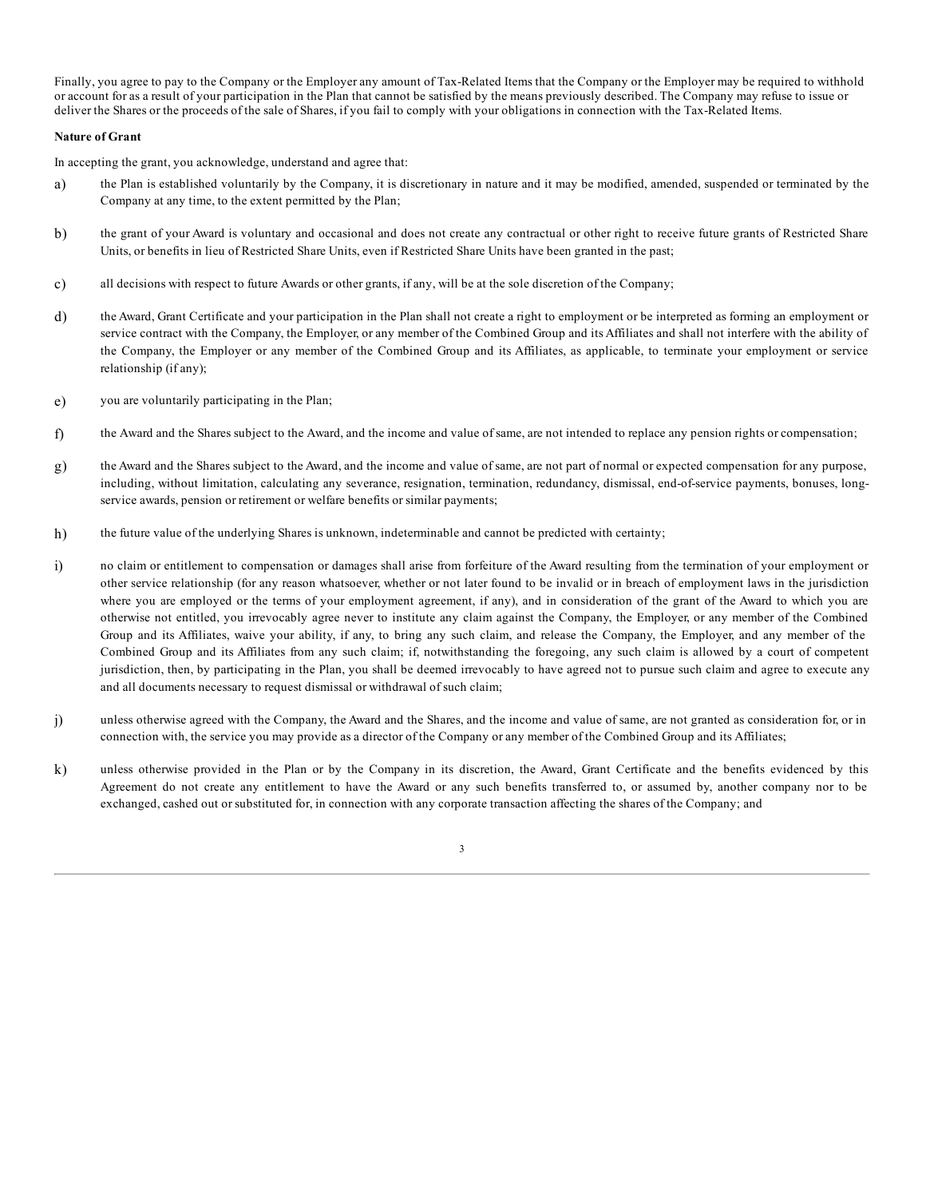Finally, you agree to pay to the Company or the Employer any amount of Tax-Related Items that the Company or the Employer may be required to withhold or account for as a result of your participation in the Plan that cannot be satisfied by the means previously described. The Company may refuse to issue or deliver the Shares or the proceeds of the sale of Shares, if you fail to comply with your obligations in connection with the Tax-Related Items.

**Nature of Grant**

In accepting the grant, you acknowledge, understand and agree that:

a) the Plan is established voluntarily by the Company, it is discretionary in nature and it may be modified, amended, suspended or terminated by the Company at any time, to the extent permitted by the Plan;

b) the grant of your Award is voluntary and occasional and does not create any contractual or other right to receive future grants of Restricted Share Units, or benefits in lieu of Restricted Share Units, even if Restricted Share Units have been granted in the past;

c) all decisions with respect to future Awards or other grants, if any, will be at the sole discretion of the Company;

d) the Award, Grant Certificate and your participation in the Plan shall not create a right to employment or be interpreted as forming an employment or service contract with the Company, the Employer, or any member of the Combined Group and its Affiliates and shall not interfere with the ability of the Company, the Employer or any member of the Combined Group and its Affiliates, as applicable, to terminate your employment or service relationship (if any);

e) you are voluntarily participating in the Plan;

f) the Award and the Shares subject to the Award, and the income and value of same, are not intended to replace any pension rights or compensation;

g) the Award and the Shares subject to the Award, and the income and value of same, are not part of normal or expected compensation for any purpose, including, without limitation, calculating any severance, resignation, termination, redundancy, dismissal, end-of-service payments, bonuses, long-service awards, pension or retirement or welfare benefits or similar payments;

h) the future value of the underlying Shares is unknown, indeterminable and cannot be predicted with certainty;

i) no claim or entitlement to compensation or damages shall arise from forfeiture of the Award resulting from the termination of your employment or other service relationship (for any reason whatsoever, whether or not later found to be invalid or in breach of employment laws in the jurisdiction where you are employed or the terms of your employment agreement, if any), and in consideration of the grant of the Award to which you are otherwise not entitled, you irrevocably agree never to institute any claim against the Company, the Employer, or any member of the Combined Group and its Affiliates, waive your ability, if any, to bring any such claim, and release the Company, the Employer, and any member of the Combined Group and its Affiliates from any such claim; if, notwithstanding the foregoing, any such claim is allowed by a court of competent jurisdiction, then, by participating in the Plan, you shall be deemed irrevocably to have agreed not to pursue such claim and agree to execute any and all documents necessary to request dismissal or withdrawal of such claim;

j) unless otherwise agreed with the Company, the Award and the Shares, and the income and value of same, are not granted as consideration for, or in connection with, the service you may provide as a director of the Company or any member of the Combined Group and its Affiliates;

k) unless otherwise provided in the Plan or by the Company in its discretion, the Award, Grant Certificate and the benefits evidenced by this Agreement do not create any entitlement to have the Award or any such benefits transferred to, or assumed by, another company nor to be exchanged, cashed out or substituted for, in connection with any corporate transaction affecting the shares of the Company; and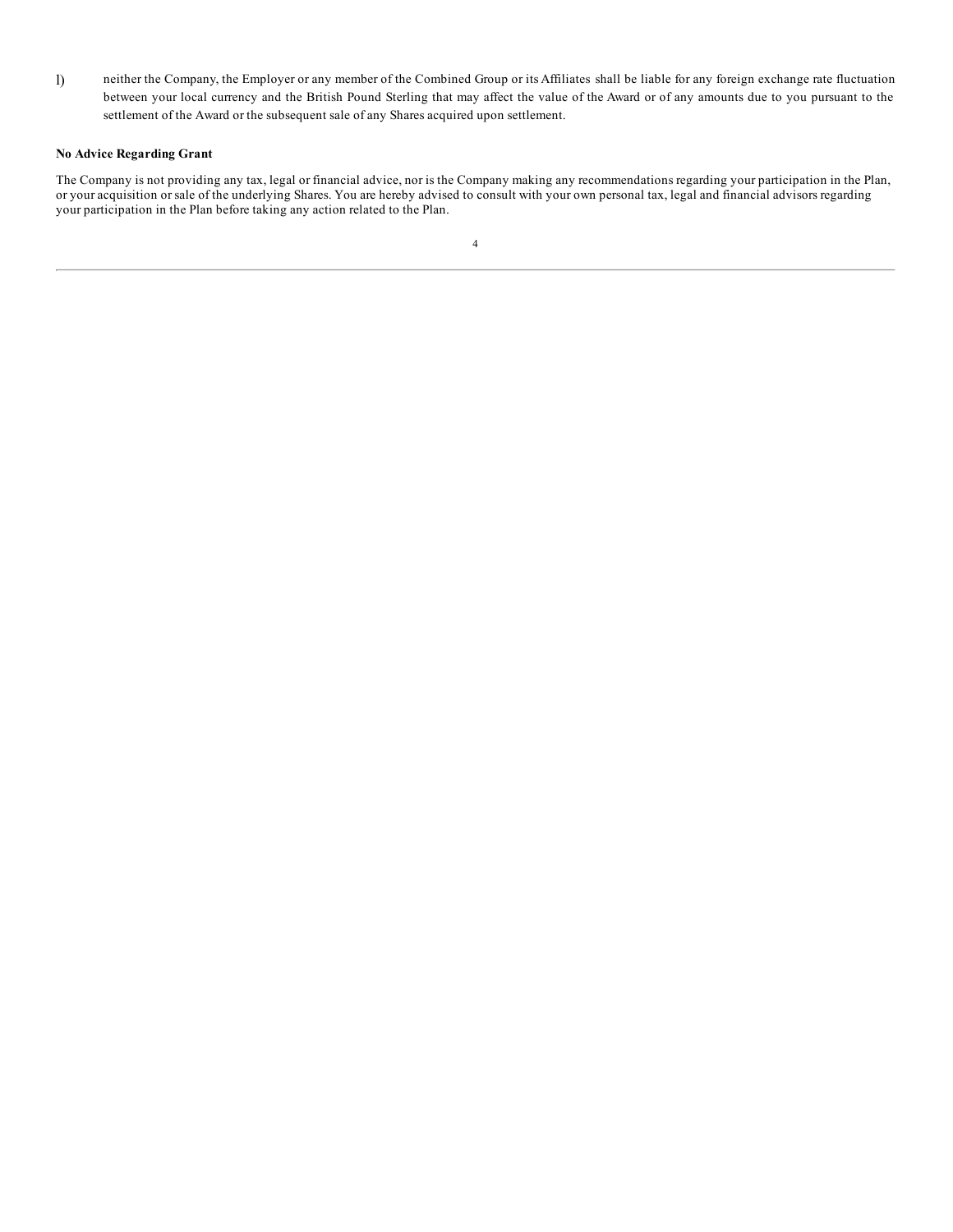l) neither the Company, the Employer or any member of the Combined Group or its Affiliates shall be liable for any foreign exchange rate fluctuation between your local currency and the British Pound Sterling that may affect the value of the Award or of any amounts due to you pursuant to the settlement of the Award or the subsequent sale of any Shares acquired upon settlement.

**No Advice Regarding Grant**

The Company is not providing any tax, legal or financial advice, nor is the Company making any recommendations regarding your participation in the Plan, or your acquisition or sale of the underlying Shares. You are hereby advised to consult with your own personal tax, legal and financial advisors regarding your participation in the Plan before taking any action related to the Plan.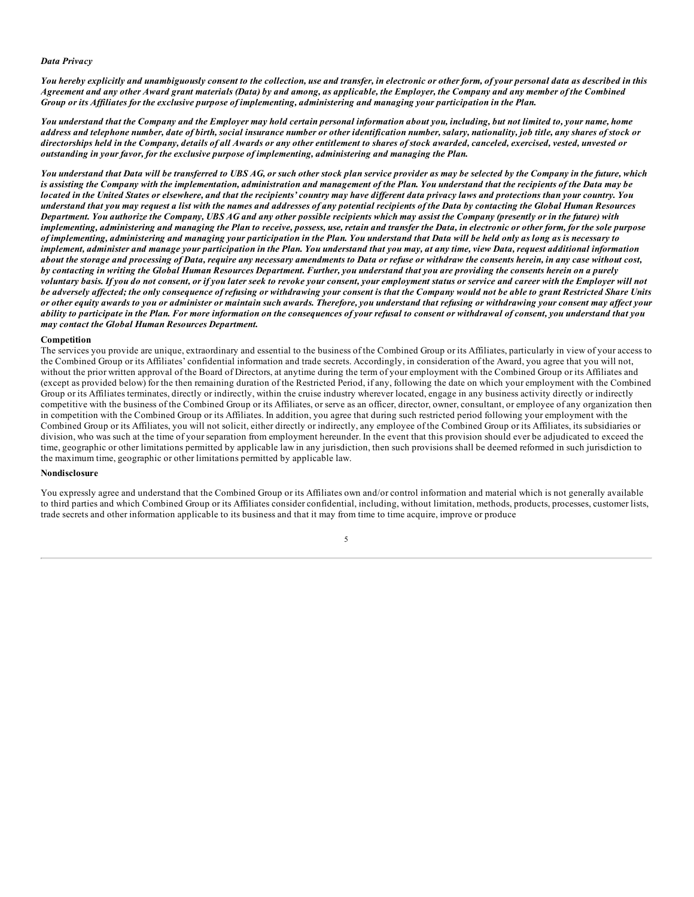***Data Privacy***

***You hereby explicitly and unambiguously consent to the collection, use and transfer, in electronic or other form, of your personal data as described in this Agreement and any other Award grant materials (Data) by and among, as applicable, the Employer, the Company and any member of the Combined Group or its Affiliates for the exclusive purpose of implementing, administering and managing your participation in the Plan.***

***You understand that the Company and the Employer may hold certain personal information about you, including, but not limited to, your name, home address and telephone number, date of birth, social insurance number or other identification number, salary, nationality, job title, any shares of stock or directorships held in the Company, details of all Awards or any other entitlement to shares of stock awarded, canceled, exercised, vested, unvested or outstanding in your favor, for the exclusive purpose of implementing, administering and managing the Plan.***

***You understand that Data will be transferred to UBS AG, or such other stock plan service provider as may be selected by the Company in the future, which is assisting the Company with the implementation, administration and management of the Plan. You understand that the recipients of the Data may be located in the United States or elsewhere, and that the recipients' country may have different data privacy laws and protections than your country. You understand that you may request a list with the names and addresses of any potential recipients of the Data by contacting the Global Human Resources Department. You authorize the Company, UBS AG and any other possible recipients which may assist the Company (presently or in the future) with implementing, administering and managing the Plan to receive, possess, use, retain and transfer the Data, in electronic or other form, for the sole purpose of implementing, administering and managing your participation in the Plan. You understand that Data will be held only as long as is necessary to implement, administer and manage your participation in the Plan. You understand that you may, at any time, view Data, request additional information about the storage and processing of Data, require any necessary amendments to Data or refuse or withdraw the consents herein, in any case without cost, by contacting in writing the Global Human Resources Department. Further, you understand that you are providing the consents herein on a purely voluntary basis. If you do not consent, or if you later seek to revoke your consent, your employment status or service and career with the Employer will not be adversely affected; the only consequence of refusing or withdrawing your consent is that the Company would not be able to grant Restricted Share Units or other equity awards to you or administer or maintain such awards. Therefore, you understand that refusing or withdrawing your consent may affect your ability to participate in the Plan. For more information on the consequences of your refusal to consent or withdrawal of consent, you understand that you may contact the Global Human Resources Department.***

**Competition**

The services you provide are unique, extraordinary and essential to the business of the Combined Group or its Affiliates, particularly in view of your access to the Combined Group or its Affiliates' confidential information and trade secrets. Accordingly, in consideration of the Award, you agree that you will not, without the prior written approval of the Board of Directors, at anytime during the term of your employment with the Combined Group or its Affiliates and (except as provided below) for the then remaining duration of the Restricted Period, if any, following the date on which your employment with the Combined Group or its Affiliates terminates, directly or indirectly, within the cruise industry wherever located, engage in any business activity directly or indirectly competitive with the business of the Combined Group or its Affiliates, or serve as an officer, director, owner, consultant, or employee of any organization then in competition with the Combined Group or its Affiliates. In addition, you agree that during such restricted period following your employment with the Combined Group or its Affiliates, you will not solicit, either directly or indirectly, any employee of the Combined Group or its Affiliates, its subsidiaries or division, who was such at the time of your separation from employment hereunder. In the event that this provision should ever be adjudicated to exceed the time, geographic or other limitations permitted by applicable law in any jurisdiction, then such provisions shall be deemed reformed in such jurisdiction to the maximum time, geographic or other limitations permitted by applicable law.

**Nondisclosure**

You expressly agree and understand that the Combined Group or its Affiliates own and/or control information and material which is not generally available to third parties and which Combined Group or its Affiliates consider confidential, including, without limitation, methods, products, processes, customer lists, trade secrets and other information applicable to its business and that it may from time to time acquire, improve or produce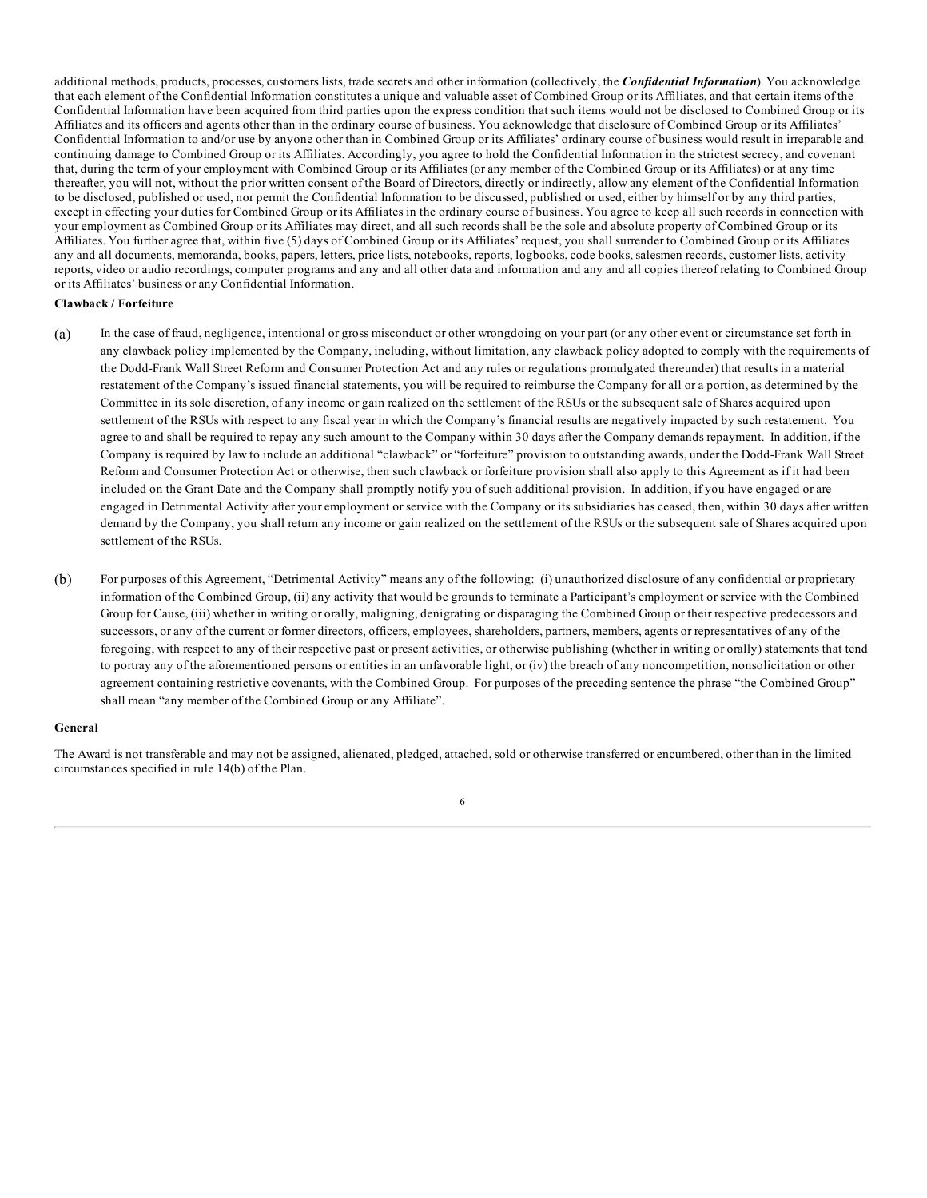additional methods, products, processes, customers lists, trade secrets and other information (collectively, the ***Confidential Information***). You acknowledge that each element of the Confidential Information constitutes a unique and valuable asset of Combined Group or its Affiliates, and that certain items of the Confidential Information have been acquired from third parties upon the express condition that such items would not be disclosed to Combined Group or its Affiliates and its officers and agents other than in the ordinary course of business. You acknowledge that disclosure of Combined Group or its Affiliates' Confidential Information to and/or use by anyone other than in Combined Group or its Affiliates' ordinary course of business would result in irreparable and continuing damage to Combined Group or its Affiliates. Accordingly, you agree to hold the Confidential Information in the strictest secrecy, and covenant that, during the term of your employment with Combined Group or its Affiliates (or any member of the Combined Group or its Affiliates) or at any time thereafter, you will not, without the prior written consent of the Board of Directors, directly or indirectly, allow any element of the Confidential Information to be disclosed, published or used, nor permit the Confidential Information to be discussed, published or used, either by himself or by any third parties, except in effecting your duties for Combined Group or its Affiliates in the ordinary course of business. You agree to keep all such records in connection with your employment as Combined Group or its Affiliates may direct, and all such records shall be the sole and absolute property of Combined Group or its Affiliates. You further agree that, within five (5) days of Combined Group or its Affiliates' request, you shall surrender to Combined Group or its Affiliates any and all documents, memoranda, books, papers, letters, price lists, notebooks, reports, logbooks, code books, salesmen records, customer lists, activity reports, video or audio recordings, computer programs and any and all other data and information and any and all copies thereof relating to Combined Group or its Affiliates' business or any Confidential Information.

**Clawback / Forfeiture**

(a) In the case of fraud, negligence, intentional or gross misconduct or other wrongdoing on your part (or any other event or circumstance set forth in any clawback policy implemented by the Company, including, without limitation, any clawback policy adopted to comply with the requirements of the Dodd-Frank Wall Street Reform and Consumer Protection Act and any rules or regulations promulgated thereunder) that results in a material restatement of the Company's issued financial statements, you will be required to reimburse the Company for all or a portion, as determined by the Committee in its sole discretion, of any income or gain realized on the settlement of the RSUs or the subsequent sale of Shares acquired upon settlement of the RSUs with respect to any fiscal year in which the Company's financial results are negatively impacted by such restatement. You agree to and shall be required to repay any such amount to the Company within 30 days after the Company demands repayment. In addition, if the Company is required by law to include an additional "clawback" or "forfeiture" provision to outstanding awards, under the Dodd-Frank Wall Street Reform and Consumer Protection Act or otherwise, then such clawback or forfeiture provision shall also apply to this Agreement as if it had been included on the Grant Date and the Company shall promptly notify you of such additional provision. In addition, if you have engaged or are engaged in Detrimental Activity after your employment or service with the Company or its subsidiaries has ceased, then, within 30 days after written demand by the Company, you shall return any income or gain realized on the settlement of the RSUs or the subsequent sale of Shares acquired upon settlement of the RSUs.

(b) For purposes of this Agreement, "Detrimental Activity" means any of the following: (i) unauthorized disclosure of any confidential or proprietary information of the Combined Group, (ii) any activity that would be grounds to terminate a Participant's employment or service with the Combined Group for Cause, (iii) whether in writing or orally, maligning, denigrating or disparaging the Combined Group or their respective predecessors and successors, or any of the current or former directors, officers, employees, shareholders, partners, members, agents or representatives of any of the foregoing, with respect to any of their respective past or present activities, or otherwise publishing (whether in writing or orally) statements that tend to portray any of the aforementioned persons or entities in an unfavorable light, or (iv) the breach of any noncompetition, nonsolicitation or other agreement containing restrictive covenants, with the Combined Group. For purposes of the preceding sentence the phrase "the Combined Group" shall mean "any member of the Combined Group or any Affiliate".

**General**

The Award is not transferable and may not be assigned, alienated, pledged, attached, sold or otherwise transferred or encumbered, other than in the limited circumstances specified in rule 14(b) of the Plan.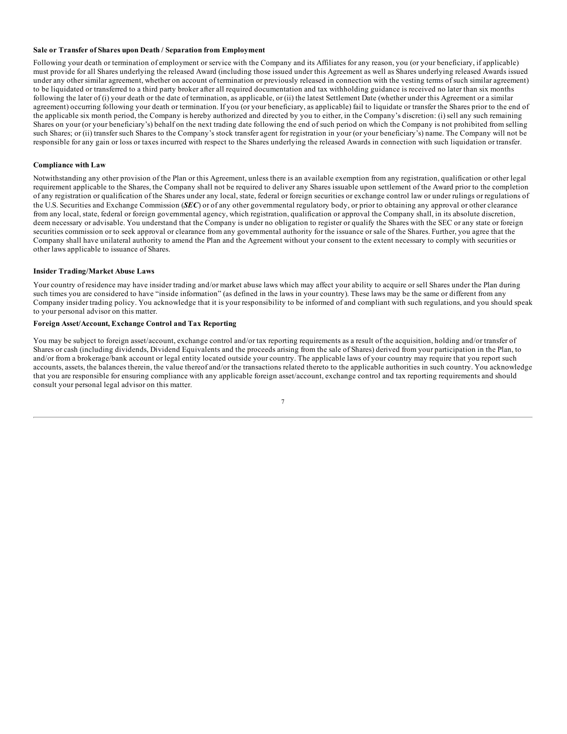**Sale or Transfer of Shares upon Death / Separation from Employment**

Following your death or termination of employment or service with the Company and its Affiliates for any reason, you (or your beneficiary, if applicable) must provide for all Shares underlying the released Award (including those issued under this Agreement as well as Shares underlying released Awards issued under any other similar agreement, whether on account of termination or previously released in connection with the vesting terms of such similar agreement) to be liquidated or transferred to a third party broker after all required documentation and tax withholding guidance is received no later than six months following the later of (i) your death or the date of termination, as applicable, or (ii) the latest Settlement Date (whether under this Agreement or a similar agreement) occurring following your death or termination. If you (or your beneficiary, as applicable) fail to liquidate or transfer the Shares prior to the end of the applicable six month period, the Company is hereby authorized and directed by you to either, in the Company's discretion: (i) sell any such remaining Shares on your (or your beneficiary's) behalf on the next trading date following the end of such period on which the Company is not prohibited from selling such Shares; or (ii) transfer such Shares to the Company's stock transfer agent for registration in your (or your beneficiary's) name. The Company will not be responsible for any gain or loss or taxes incurred with respect to the Shares underlying the released Awards in connection with such liquidation or transfer.

**Compliance with Law**

Notwithstanding any other provision of the Plan or this Agreement, unless there is an available exemption from any registration, qualification or other legal requirement applicable to the Shares, the Company shall not be required to deliver any Shares issuable upon settlement of the Award prior to the completion of any registration or qualification of the Shares under any local, state, federal or foreign securities or exchange control law or under rulings or regulations of the U.S. Securities and Exchange Commission (***SEC***) or of any other governmental regulatory body, or prior to obtaining any approval or other clearance from any local, state, federal or foreign governmental agency, which registration, qualification or approval the Company shall, in its absolute discretion, deem necessary or advisable. You understand that the Company is under no obligation to register or qualify the Shares with the SEC or any state or foreign securities commission or to seek approval or clearance from any governmental authority for the issuance or sale of the Shares. Further, you agree that the Company shall have unilateral authority to amend the Plan and the Agreement without your consent to the extent necessary to comply with securities or other laws applicable to issuance of Shares.

**Insider Trading/Market Abuse Laws**

Your country of residence may have insider trading and/or market abuse laws which may affect your ability to acquire or sell Shares under the Plan during such times you are considered to have "inside information" (as defined in the laws in your country). These laws may be the same or different from any Company insider trading policy. You acknowledge that it is your responsibility to be informed of and compliant with such regulations, and you should speak to your personal advisor on this matter.

**Foreign Asset/Account, Exchange Control and Tax Reporting**

You may be subject to foreign asset/account, exchange control and/or tax reporting requirements as a result of the acquisition, holding and/or transfer of Shares or cash (including dividends, Dividend Equivalents and the proceeds arising from the sale of Shares) derived from your participation in the Plan, to and/or from a brokerage/bank account or legal entity located outside your country. The applicable laws of your country may require that you report such accounts, assets, the balances therein, the value thereof and/or the transactions related thereto to the applicable authorities in such country. You acknowledge that you are responsible for ensuring compliance with any applicable foreign asset/account, exchange control and tax reporting requirements and should consult your personal legal advisor on this matter.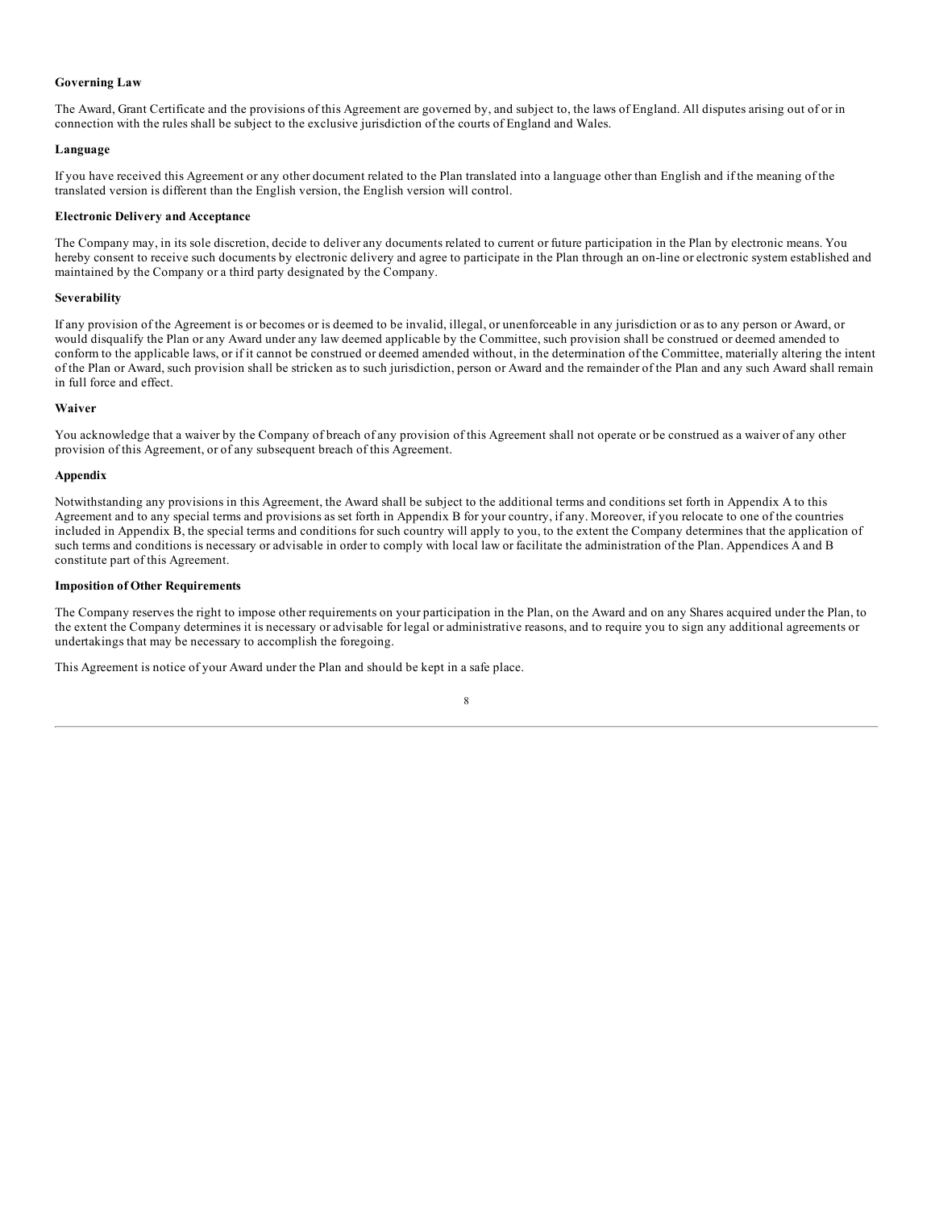**Governing Law**

The Award, Grant Certificate and the provisions of this Agreement are governed by, and subject to, the laws of England. All disputes arising out of or in connection with the rules shall be subject to the exclusive jurisdiction of the courts of England and Wales.

**Language**

If you have received this Agreement or any other document related to the Plan translated into a language other than English and if the meaning of the translated version is different than the English version, the English version will control.

**Electronic Delivery and Acceptance**

The Company may, in its sole discretion, decide to deliver any documents related to current or future participation in the Plan by electronic means. You hereby consent to receive such documents by electronic delivery and agree to participate in the Plan through an on-line or electronic system established and maintained by the Company or a third party designated by the Company.

**Severability**

If any provision of the Agreement is or becomes or is deemed to be invalid, illegal, or unenforceable in any jurisdiction or as to any person or Award, or would disqualify the Plan or any Award under any law deemed applicable by the Committee, such provision shall be construed or deemed amended to conform to the applicable laws, or if it cannot be construed or deemed amended without, in the determination of the Committee, materially altering the intent of the Plan or Award, such provision shall be stricken as to such jurisdiction, person or Award and the remainder of the Plan and any such Award shall remain in full force and effect.

**Waiver**

You acknowledge that a waiver by the Company of breach of any provision of this Agreement shall not operate or be construed as a waiver of any other provision of this Agreement, or of any subsequent breach of this Agreement.

**Appendix**

Notwithstanding any provisions in this Agreement, the Award shall be subject to the additional terms and conditions set forth in Appendix A to this Agreement and to any special terms and provisions as set forth in Appendix B for your country, if any. Moreover, if you relocate to one of the countries included in Appendix B, the special terms and conditions for such country will apply to you, to the extent the Company determines that the application of such terms and conditions is necessary or advisable in order to comply with local law or facilitate the administration of the Plan. Appendices A and B constitute part of this Agreement.

**Imposition of Other Requirements**

The Company reserves the right to impose other requirements on your participation in the Plan, on the Award and on any Shares acquired under the Plan, to the extent the Company determines it is necessary or advisable for legal or administrative reasons, and to require you to sign any additional agreements or undertakings that may be necessary to accomplish the foregoing.

This Agreement is notice of your Award under the Plan and should be kept in a safe place.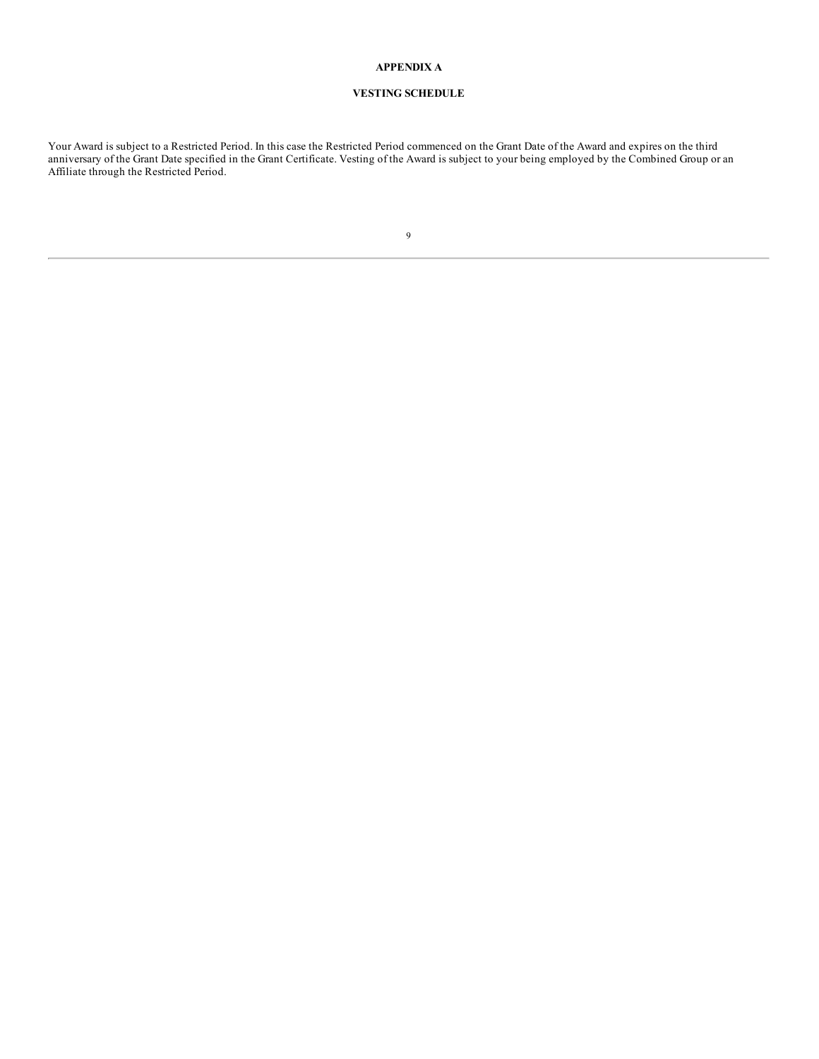# APPENDIX A

## VESTING SCHEDULE

Your Award is subject to a Restricted Period. In this case the Restricted Period commenced on the Grant Date of the Award and expires on the third anniversary of the Grant Date specified in the Grant Certificate. Vesting of the Award is subject to your being employed by the Combined Group or an Affiliate through the Restricted Period.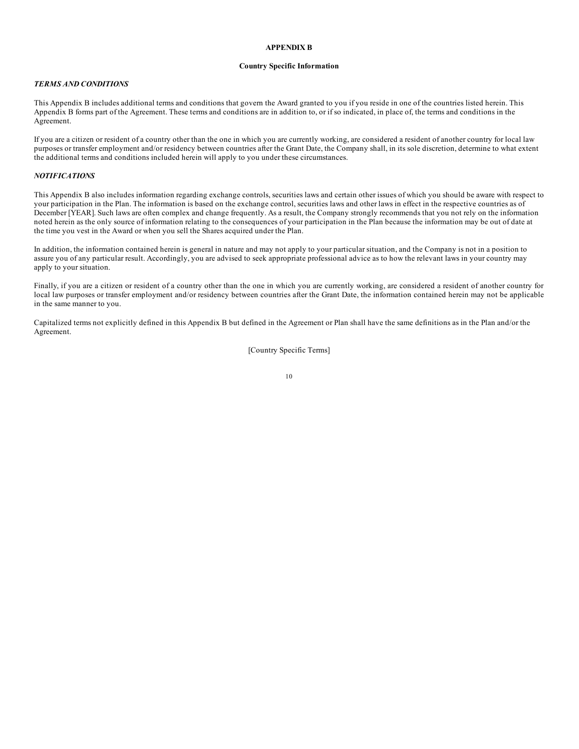# APPENDIX B

## Country Specific Information

***TERMS AND CONDITIONS***

This Appendix B includes additional terms and conditions that govern the Award granted to you if you reside in one of the countries listed herein. This Appendix B forms part of the Agreement. These terms and conditions are in addition to, or if so indicated, in place of, the terms and conditions in the Agreement.

If you are a citizen or resident of a country other than the one in which you are currently working, are considered a resident of another country for local law purposes or transfer employment and/or residency between countries after the Grant Date, the Company shall, in its sole discretion, determine to what extent the additional terms and conditions included herein will apply to you under these circumstances.

***NOTIFICATIONS***

This Appendix B also includes information regarding exchange controls, securities laws and certain other issues of which you should be aware with respect to your participation in the Plan. The information is based on the exchange control, securities laws and other laws in effect in the respective countries as of December [YEAR]. Such laws are often complex and change frequently. As a result, the Company strongly recommends that you not rely on the information noted herein as the only source of information relating to the consequences of your participation in the Plan because the information may be out of date at the time you vest in the Award or when you sell the Shares acquired under the Plan.

In addition, the information contained herein is general in nature and may not apply to your particular situation, and the Company is not in a position to assure you of any particular result. Accordingly, you are advised to seek appropriate professional advice as to how the relevant laws in your country may apply to your situation.

Finally, if you are a citizen or resident of a country other than the one in which you are currently working, are considered a resident of another country for local law purposes or transfer employment and/or residency between countries after the Grant Date, the information contained herein may not be applicable in the same manner to you.

Capitalized terms not explicitly defined in this Appendix B but defined in the Agreement or Plan shall have the same definitions as in the Plan and/or the Agreement.

[Country Specific Terms]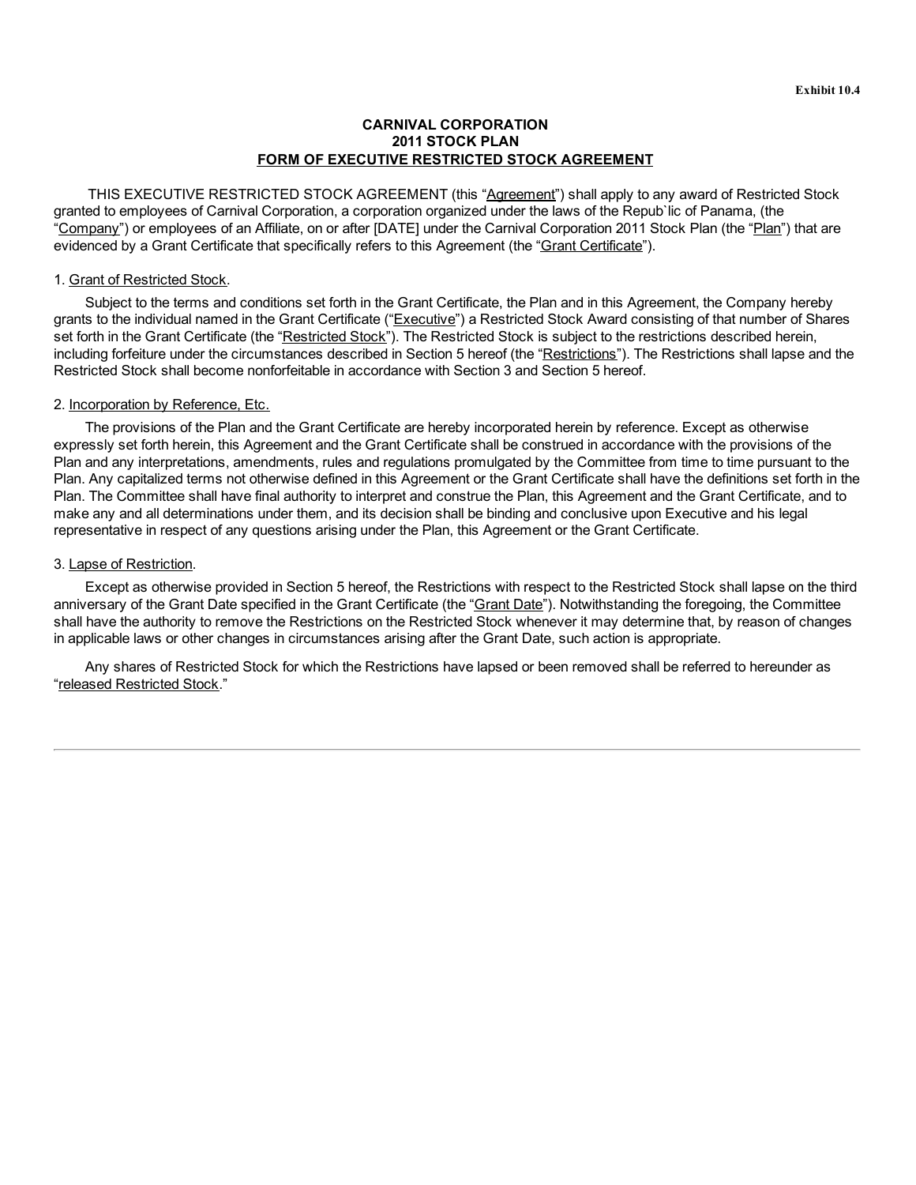Exhibit 10.4

**CARNIVAL CORPORATION**
**2011 STOCK PLAN**
**FORM OF EXECUTIVE RESTRICTED STOCK AGREEMENT**

THIS EXECUTIVE RESTRICTED STOCK AGREEMENT (this "Agreement") shall apply to any award of Restricted Stock granted to employees of Carnival Corporation, a corporation organized under the laws of the Repub`lic of Panama, (the "Company") or employees of an Affiliate, on or after [DATE] under the Carnival Corporation 2011 Stock Plan (the "Plan") that are evidenced by a Grant Certificate that specifically refers to this Agreement (the "Grant Certificate").

1. Grant of Restricted Stock.

Subject to the terms and conditions set forth in the Grant Certificate, the Plan and in this Agreement, the Company hereby grants to the individual named in the Grant Certificate ("Executive") a Restricted Stock Award consisting of that number of Shares set forth in the Grant Certificate (the "Restricted Stock"). The Restricted Stock is subject to the restrictions described herein, including forfeiture under the circumstances described in Section 5 hereof (the "Restrictions"). The Restrictions shall lapse and the Restricted Stock shall become nonforfeitable in accordance with Section 3 and Section 5 hereof.

2. Incorporation by Reference, Etc.

The provisions of the Plan and the Grant Certificate are hereby incorporated herein by reference. Except as otherwise expressly set forth herein, this Agreement and the Grant Certificate shall be construed in accordance with the provisions of the Plan and any interpretations, amendments, rules and regulations promulgated by the Committee from time to time pursuant to the Plan. Any capitalized terms not otherwise defined in this Agreement or the Grant Certificate shall have the definitions set forth in the Plan. The Committee shall have final authority to interpret and construe the Plan, this Agreement and the Grant Certificate, and to make any and all determinations under them, and its decision shall be binding and conclusive upon Executive and his legal representative in respect of any questions arising under the Plan, this Agreement or the Grant Certificate.

3. Lapse of Restriction.

Except as otherwise provided in Section 5 hereof, the Restrictions with respect to the Restricted Stock shall lapse on the third anniversary of the Grant Date specified in the Grant Certificate (the "Grant Date"). Notwithstanding the foregoing, the Committee shall have the authority to remove the Restrictions on the Restricted Stock whenever it may determine that, by reason of changes in applicable laws or other changes in circumstances arising after the Grant Date, such action is appropriate.

Any shares of Restricted Stock for which the Restrictions have lapsed or been removed shall be referred to hereunder as "released Restricted Stock."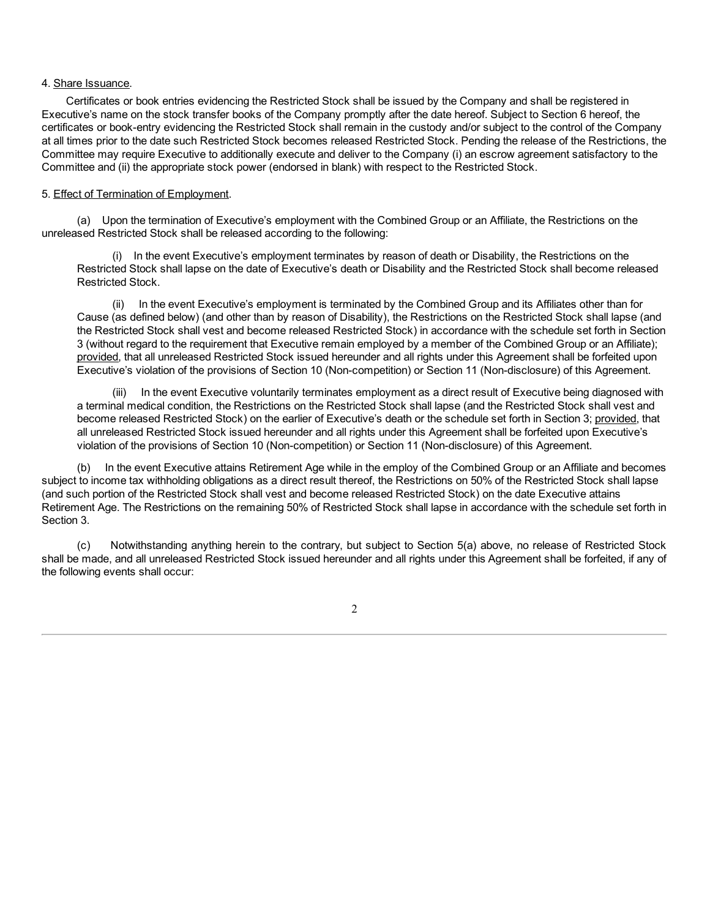4. Share Issuance.

Certificates or book entries evidencing the Restricted Stock shall be issued by the Company and shall be registered in Executive's name on the stock transfer books of the Company promptly after the date hereof. Subject to Section 6 hereof, the certificates or book-entry evidencing the Restricted Stock shall remain in the custody and/or subject to the control of the Company at all times prior to the date such Restricted Stock becomes released Restricted Stock. Pending the release of the Restrictions, the Committee may require Executive to additionally execute and deliver to the Company (i) an escrow agreement satisfactory to the Committee and (ii) the appropriate stock power (endorsed in blank) with respect to the Restricted Stock.

5. Effect of Termination of Employment.

(a) Upon the termination of Executive's employment with the Combined Group or an Affiliate, the Restrictions on the unreleased Restricted Stock shall be released according to the following:

(i) In the event Executive's employment terminates by reason of death or Disability, the Restrictions on the Restricted Stock shall lapse on the date of Executive's death or Disability and the Restricted Stock shall become released Restricted Stock.

(ii) In the event Executive's employment is terminated by the Combined Group and its Affiliates other than for Cause (as defined below) (and other than by reason of Disability), the Restrictions on the Restricted Stock shall lapse (and the Restricted Stock shall vest and become released Restricted Stock) in accordance with the schedule set forth in Section 3 (without regard to the requirement that Executive remain employed by a member of the Combined Group or an Affiliate); provided, that all unreleased Restricted Stock issued hereunder and all rights under this Agreement shall be forfeited upon Executive's violation of the provisions of Section 10 (Non-competition) or Section 11 (Non-disclosure) of this Agreement.

(iii) In the event Executive voluntarily terminates employment as a direct result of Executive being diagnosed with a terminal medical condition, the Restrictions on the Restricted Stock shall lapse (and the Restricted Stock shall vest and become released Restricted Stock) on the earlier of Executive's death or the schedule set forth in Section 3; provided, that all unreleased Restricted Stock issued hereunder and all rights under this Agreement shall be forfeited upon Executive's violation of the provisions of Section 10 (Non-competition) or Section 11 (Non-disclosure) of this Agreement.

(b) In the event Executive attains Retirement Age while in the employ of the Combined Group or an Affiliate and becomes subject to income tax withholding obligations as a direct result thereof, the Restrictions on 50% of the Restricted Stock shall lapse (and such portion of the Restricted Stock shall vest and become released Restricted Stock) on the date Executive attains Retirement Age. The Restrictions on the remaining 50% of Restricted Stock shall lapse in accordance with the schedule set forth in Section 3.

(c) Notwithstanding anything herein to the contrary, but subject to Section 5(a) above, no release of Restricted Stock shall be made, and all unreleased Restricted Stock issued hereunder and all rights under this Agreement shall be forfeited, if any of the following events shall occur: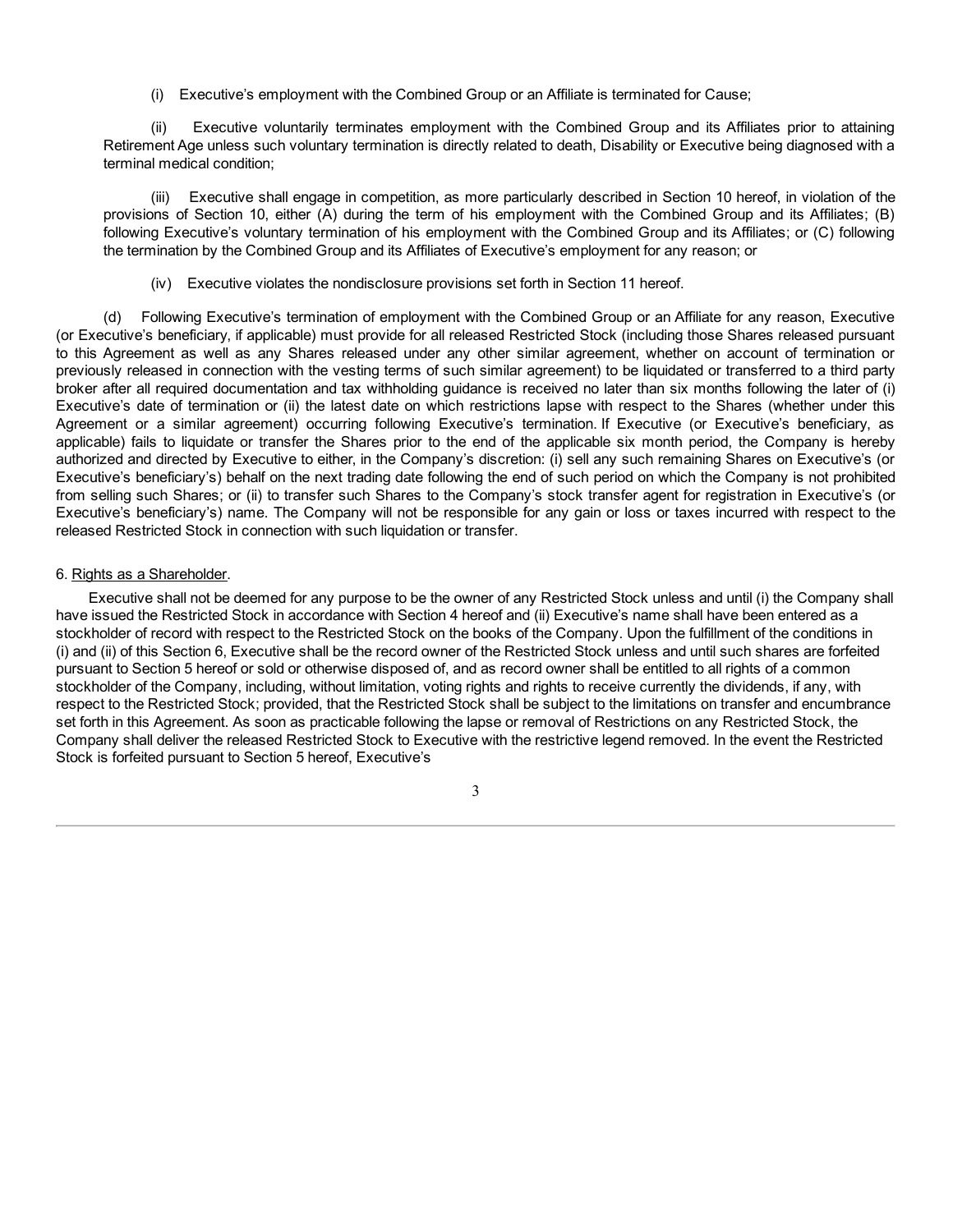(i) Executive's employment with the Combined Group or an Affiliate is terminated for Cause;

(ii) Executive voluntarily terminates employment with the Combined Group and its Affiliates prior to attaining Retirement Age unless such voluntary termination is directly related to death, Disability or Executive being diagnosed with a terminal medical condition;

(iii) Executive shall engage in competition, as more particularly described in Section 10 hereof, in violation of the provisions of Section 10, either (A) during the term of his employment with the Combined Group and its Affiliates; (B) following Executive's voluntary termination of his employment with the Combined Group and its Affiliates; or (C) following the termination by the Combined Group and its Affiliates of Executive's employment for any reason; or

(iv) Executive violates the nondisclosure provisions set forth in Section 11 hereof.

(d) Following Executive's termination of employment with the Combined Group or an Affiliate for any reason, Executive (or Executive's beneficiary, if applicable) must provide for all released Restricted Stock (including those Shares released pursuant to this Agreement as well as any Shares released under any other similar agreement, whether on account of termination or previously released in connection with the vesting terms of such similar agreement) to be liquidated or transferred to a third party broker after all required documentation and tax withholding guidance is received no later than six months following the later of (i) Executive's date of termination or (ii) the latest date on which restrictions lapse with respect to the Shares (whether under this Agreement or a similar agreement) occurring following Executive's termination. If Executive (or Executive's beneficiary, as applicable) fails to liquidate or transfer the Shares prior to the end of the applicable six month period, the Company is hereby authorized and directed by Executive to either, in the Company's discretion: (i) sell any such remaining Shares on Executive's (or Executive's beneficiary's) behalf on the next trading date following the end of such period on which the Company is not prohibited from selling such Shares; or (ii) to transfer such Shares to the Company's stock transfer agent for registration in Executive's (or Executive's beneficiary's) name. The Company will not be responsible for any gain or loss or taxes incurred with respect to the released Restricted Stock in connection with such liquidation or transfer.

6. Rights as a Shareholder.

Executive shall not be deemed for any purpose to be the owner of any Restricted Stock unless and until (i) the Company shall have issued the Restricted Stock in accordance with Section 4 hereof and (ii) Executive's name shall have been entered as a stockholder of record with respect to the Restricted Stock on the books of the Company. Upon the fulfillment of the conditions in (i) and (ii) of this Section 6, Executive shall be the record owner of the Restricted Stock unless and until such shares are forfeited pursuant to Section 5 hereof or sold or otherwise disposed of, and as record owner shall be entitled to all rights of a common stockholder of the Company, including, without limitation, voting rights and rights to receive currently the dividends, if any, with respect to the Restricted Stock; provided, that the Restricted Stock shall be subject to the limitations on transfer and encumbrance set forth in this Agreement. As soon as practicable following the lapse or removal of Restrictions on any Restricted Stock, the Company shall deliver the released Restricted Stock to Executive with the restrictive legend removed. In the event the Restricted Stock is forfeited pursuant to Section 5 hereof, Executive's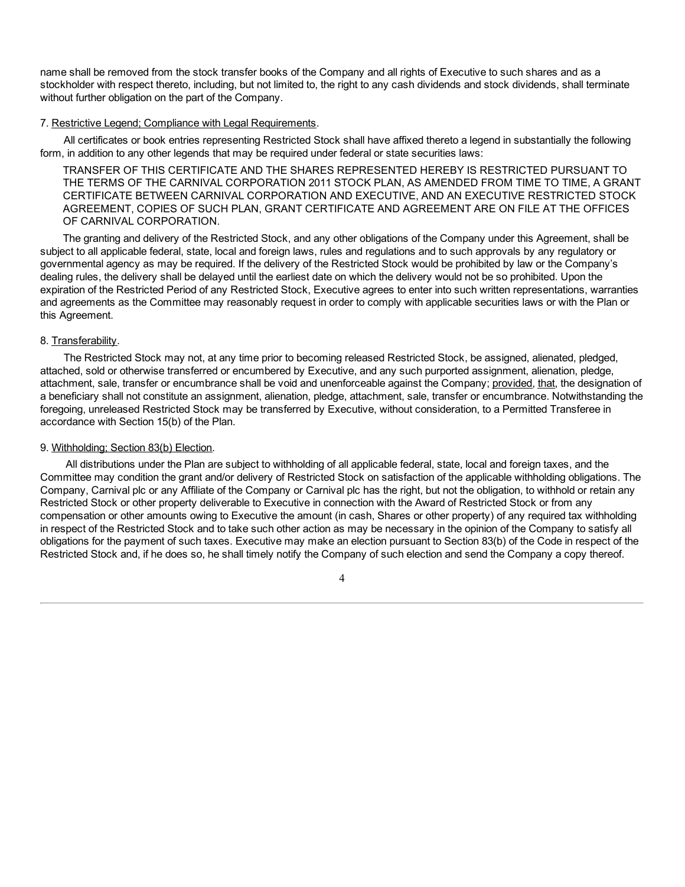name shall be removed from the stock transfer books of the Company and all rights of Executive to such shares and as a stockholder with respect thereto, including, but not limited to, the right to any cash dividends and stock dividends, shall terminate without further obligation on the part of the Company.

7. Restrictive Legend; Compliance with Legal Requirements.

All certificates or book entries representing Restricted Stock shall have affixed thereto a legend in substantially the following form, in addition to any other legends that may be required under federal or state securities laws:

> TRANSFER OF THIS CERTIFICATE AND THE SHARES REPRESENTED HEREBY IS RESTRICTED PURSUANT TO THE TERMS OF THE CARNIVAL CORPORATION 2011 STOCK PLAN, AS AMENDED FROM TIME TO TIME, A GRANT CERTIFICATE BETWEEN CARNIVAL CORPORATION AND EXECUTIVE, AND AN EXECUTIVE RESTRICTED STOCK AGREEMENT, COPIES OF SUCH PLAN, GRANT CERTIFICATE AND AGREEMENT ARE ON FILE AT THE OFFICES OF CARNIVAL CORPORATION.

The granting and delivery of the Restricted Stock, and any other obligations of the Company under this Agreement, shall be subject to all applicable federal, state, local and foreign laws, rules and regulations and to such approvals by any regulatory or governmental agency as may be required. If the delivery of the Restricted Stock would be prohibited by law or the Company's dealing rules, the delivery shall be delayed until the earliest date on which the delivery would not be so prohibited. Upon the expiration of the Restricted Period of any Restricted Stock, Executive agrees to enter into such written representations, warranties and agreements as the Committee may reasonably request in order to comply with applicable securities laws or with the Plan or this Agreement.

8. Transferability.

The Restricted Stock may not, at any time prior to becoming released Restricted Stock, be assigned, alienated, pledged, attached, sold or otherwise transferred or encumbered by Executive, and any such purported assignment, alienation, pledge, attachment, sale, transfer or encumbrance shall be void and unenforceable against the Company; provided, that, the designation of a beneficiary shall not constitute an assignment, alienation, pledge, attachment, sale, transfer or encumbrance. Notwithstanding the foregoing, unreleased Restricted Stock may be transferred by Executive, without consideration, to a Permitted Transferee in accordance with Section 15(b) of the Plan.

9. Withholding; Section 83(b) Election.

All distributions under the Plan are subject to withholding of all applicable federal, state, local and foreign taxes, and the Committee may condition the grant and/or delivery of Restricted Stock on satisfaction of the applicable withholding obligations. The Company, Carnival plc or any Affiliate of the Company or Carnival plc has the right, but not the obligation, to withhold or retain any Restricted Stock or other property deliverable to Executive in connection with the Award of Restricted Stock or from any compensation or other amounts owing to Executive the amount (in cash, Shares or other property) of any required tax withholding in respect of the Restricted Stock and to take such other action as may be necessary in the opinion of the Company to satisfy all obligations for the payment of such taxes. Executive may make an election pursuant to Section 83(b) of the Code in respect of the Restricted Stock and, if he does so, he shall timely notify the Company of such election and send the Company a copy thereof.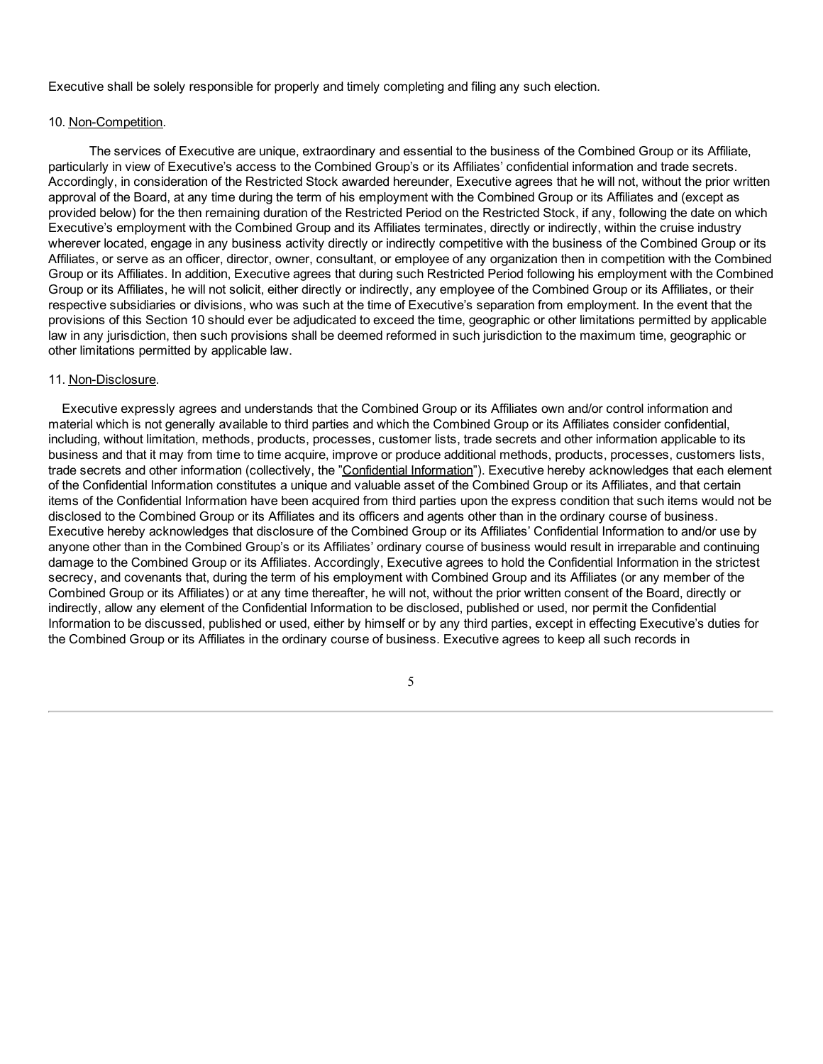Executive shall be solely responsible for properly and timely completing and filing any such election.

10. Non-Competition.

The services of Executive are unique, extraordinary and essential to the business of the Combined Group or its Affiliate, particularly in view of Executive's access to the Combined Group's or its Affiliates' confidential information and trade secrets. Accordingly, in consideration of the Restricted Stock awarded hereunder, Executive agrees that he will not, without the prior written approval of the Board, at any time during the term of his employment with the Combined Group or its Affiliates and (except as provided below) for the then remaining duration of the Restricted Period on the Restricted Stock, if any, following the date on which Executive's employment with the Combined Group and its Affiliates terminates, directly or indirectly, within the cruise industry wherever located, engage in any business activity directly or indirectly competitive with the business of the Combined Group or its Affiliates, or serve as an officer, director, owner, consultant, or employee of any organization then in competition with the Combined Group or its Affiliates. In addition, Executive agrees that during such Restricted Period following his employment with the Combined Group or its Affiliates, he will not solicit, either directly or indirectly, any employee of the Combined Group or its Affiliates, or their respective subsidiaries or divisions, who was such at the time of Executive's separation from employment. In the event that the provisions of this Section 10 should ever be adjudicated to exceed the time, geographic or other limitations permitted by applicable law in any jurisdiction, then such provisions shall be deemed reformed in such jurisdiction to the maximum time, geographic or other limitations permitted by applicable law.

11. Non-Disclosure.

Executive expressly agrees and understands that the Combined Group or its Affiliates own and/or control information and material which is not generally available to third parties and which the Combined Group or its Affiliates consider confidential, including, without limitation, methods, products, processes, customer lists, trade secrets and other information applicable to its business and that it may from time to time acquire, improve or produce additional methods, products, processes, customers lists, trade secrets and other information (collectively, the "Confidential Information"). Executive hereby acknowledges that each element of the Confidential Information constitutes a unique and valuable asset of the Combined Group or its Affiliates, and that certain items of the Confidential Information have been acquired from third parties upon the express condition that such items would not be disclosed to the Combined Group or its Affiliates and its officers and agents other than in the ordinary course of business. Executive hereby acknowledges that disclosure of the Combined Group or its Affiliates' Confidential Information to and/or use by anyone other than in the Combined Group's or its Affiliates' ordinary course of business would result in irreparable and continuing damage to the Combined Group or its Affiliates. Accordingly, Executive agrees to hold the Confidential Information in the strictest secrecy, and covenants that, during the term of his employment with Combined Group and its Affiliates (or any member of the Combined Group or its Affiliates) or at any time thereafter, he will not, without the prior written consent of the Board, directly or indirectly, allow any element of the Confidential Information to be disclosed, published or used, nor permit the Confidential Information to be discussed, published or used, either by himself or by any third parties, except in effecting Executive's duties for the Combined Group or its Affiliates in the ordinary course of business. Executive agrees to keep all such records in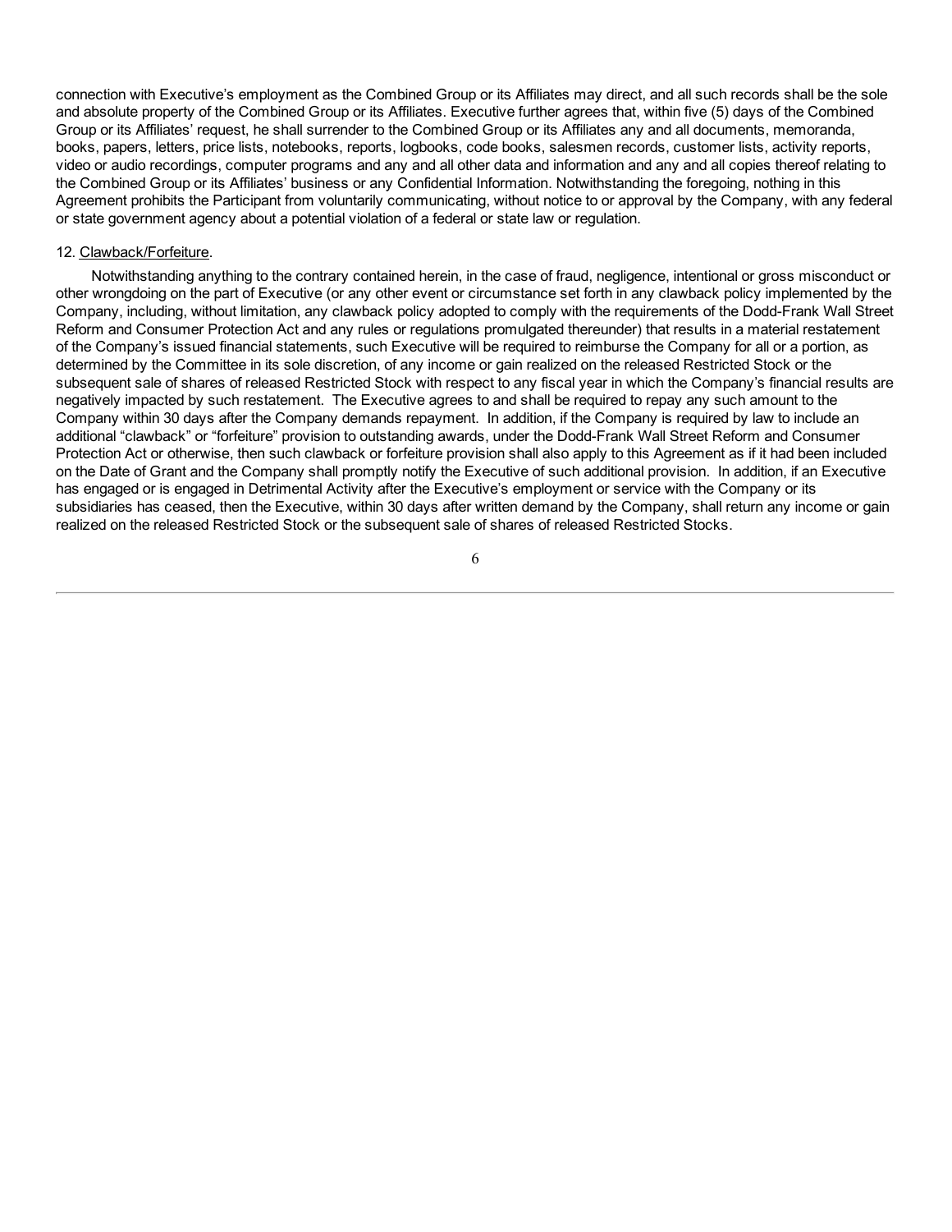connection with Executive's employment as the Combined Group or its Affiliates may direct, and all such records shall be the sole and absolute property of the Combined Group or its Affiliates. Executive further agrees that, within five (5) days of the Combined Group or its Affiliates' request, he shall surrender to the Combined Group or its Affiliates any and all documents, memoranda, books, papers, letters, price lists, notebooks, reports, logbooks, code books, salesmen records, customer lists, activity reports, video or audio recordings, computer programs and any and all other data and information and any and all copies thereof relating to the Combined Group or its Affiliates' business or any Confidential Information. Notwithstanding the foregoing, nothing in this Agreement prohibits the Participant from voluntarily communicating, without notice to or approval by the Company, with any federal or state government agency about a potential violation of a federal or state law or regulation.

12. Clawback/Forfeiture.

Notwithstanding anything to the contrary contained herein, in the case of fraud, negligence, intentional or gross misconduct or other wrongdoing on the part of Executive (or any other event or circumstance set forth in any clawback policy implemented by the Company, including, without limitation, any clawback policy adopted to comply with the requirements of the Dodd-Frank Wall Street Reform and Consumer Protection Act and any rules or regulations promulgated thereunder) that results in a material restatement of the Company's issued financial statements, such Executive will be required to reimburse the Company for all or a portion, as determined by the Committee in its sole discretion, of any income or gain realized on the released Restricted Stock or the subsequent sale of shares of released Restricted Stock with respect to any fiscal year in which the Company's financial results are negatively impacted by such restatement. The Executive agrees to and shall be required to repay any such amount to the Company within 30 days after the Company demands repayment. In addition, if the Company is required by law to include an additional "clawback" or "forfeiture" provision to outstanding awards, under the Dodd-Frank Wall Street Reform and Consumer Protection Act or otherwise, then such clawback or forfeiture provision shall also apply to this Agreement as if it had been included on the Date of Grant and the Company shall promptly notify the Executive of such additional provision. In addition, if an Executive has engaged or is engaged in Detrimental Activity after the Executive's employment or service with the Company or its subsidiaries has ceased, then the Executive, within 30 days after written demand by the Company, shall return any income or gain realized on the released Restricted Stock or the subsequent sale of shares of released Restricted Stocks.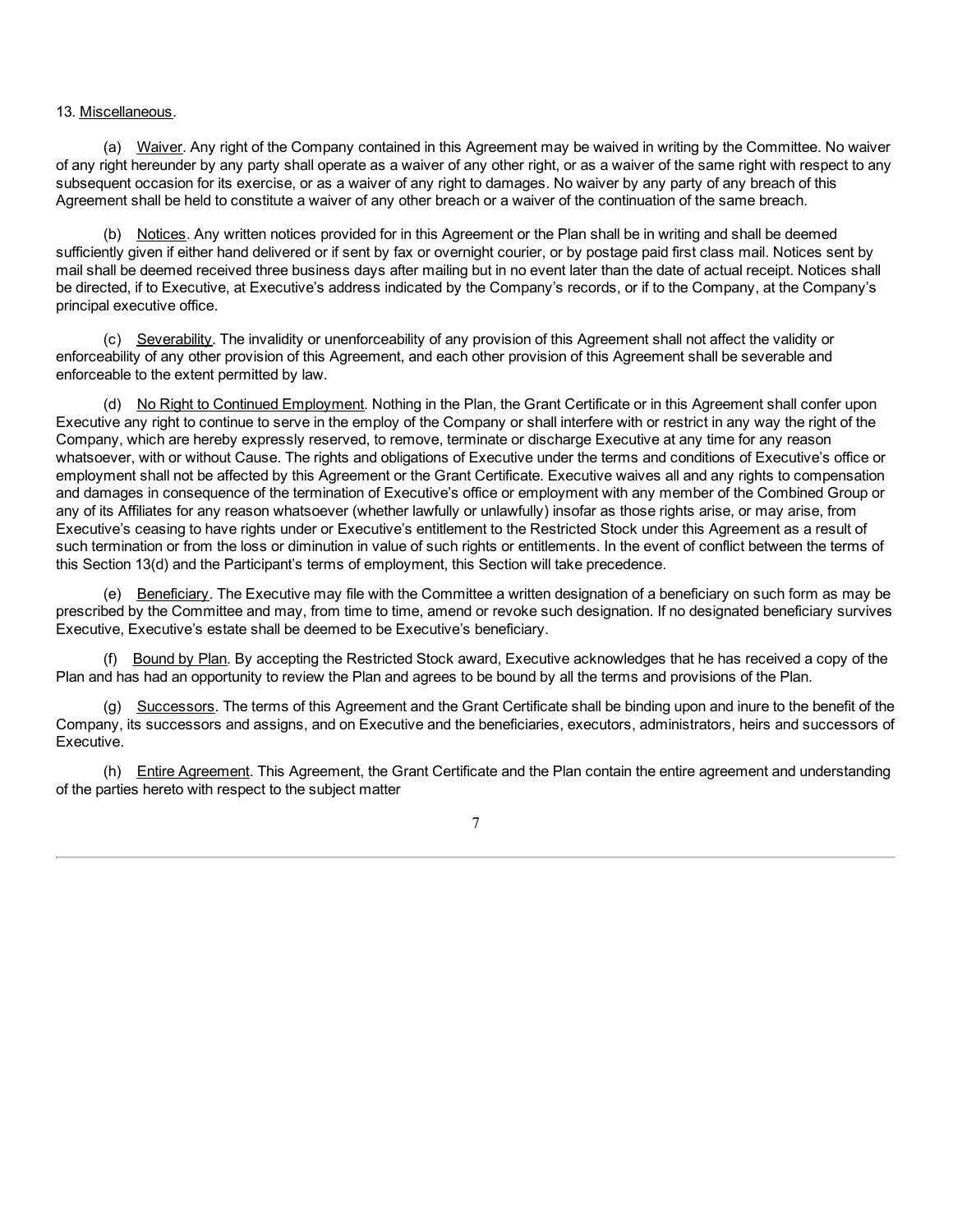13. Miscellaneous.

(a) Waiver. Any right of the Company contained in this Agreement may be waived in writing by the Committee. No waiver of any right hereunder by any party shall operate as a waiver of any other right, or as a waiver of the same right with respect to any subsequent occasion for its exercise, or as a waiver of any right to damages. No waiver by any party of any breach of this Agreement shall be held to constitute a waiver of any other breach or a waiver of the continuation of the same breach.

(b) Notices. Any written notices provided for in this Agreement or the Plan shall be in writing and shall be deemed sufficiently given if either hand delivered or if sent by fax or overnight courier, or by postage paid first class mail. Notices sent by mail shall be deemed received three business days after mailing but in no event later than the date of actual receipt. Notices shall be directed, if to Executive, at Executive's address indicated by the Company's records, or if to the Company, at the Company's principal executive office.

(c) Severability. The invalidity or unenforceability of any provision of this Agreement shall not affect the validity or enforceability of any other provision of this Agreement, and each other provision of this Agreement shall be severable and enforceable to the extent permitted by law.

(d) No Right to Continued Employment. Nothing in the Plan, the Grant Certificate or in this Agreement shall confer upon Executive any right to continue to serve in the employ of the Company or shall interfere with or restrict in any way the right of the Company, which are hereby expressly reserved, to remove, terminate or discharge Executive at any time for any reason whatsoever, with or without Cause. The rights and obligations of Executive under the terms and conditions of Executive's office or employment shall not be affected by this Agreement or the Grant Certificate. Executive waives all and any rights to compensation and damages in consequence of the termination of Executive's office or employment with any member of the Combined Group or any of its Affiliates for any reason whatsoever (whether lawfully or unlawfully) insofar as those rights arise, or may arise, from Executive's ceasing to have rights under or Executive's entitlement to the Restricted Stock under this Agreement as a result of such termination or from the loss or diminution in value of such rights or entitlements. In the event of conflict between the terms of this Section 13(d) and the Participant's terms of employment, this Section will take precedence.

(e) Beneficiary. The Executive may file with the Committee a written designation of a beneficiary on such form as may be prescribed by the Committee and may, from time to time, amend or revoke such designation. If no designated beneficiary survives Executive, Executive's estate shall be deemed to be Executive's beneficiary.

(f) Bound by Plan. By accepting the Restricted Stock award, Executive acknowledges that he has received a copy of the Plan and has had an opportunity to review the Plan and agrees to be bound by all the terms and provisions of the Plan.

(g) Successors. The terms of this Agreement and the Grant Certificate shall be binding upon and inure to the benefit of the Company, its successors and assigns, and on Executive and the beneficiaries, executors, administrators, heirs and successors of Executive.

(h) Entire Agreement. This Agreement, the Grant Certificate and the Plan contain the entire agreement and understanding of the parties hereto with respect to the subject matter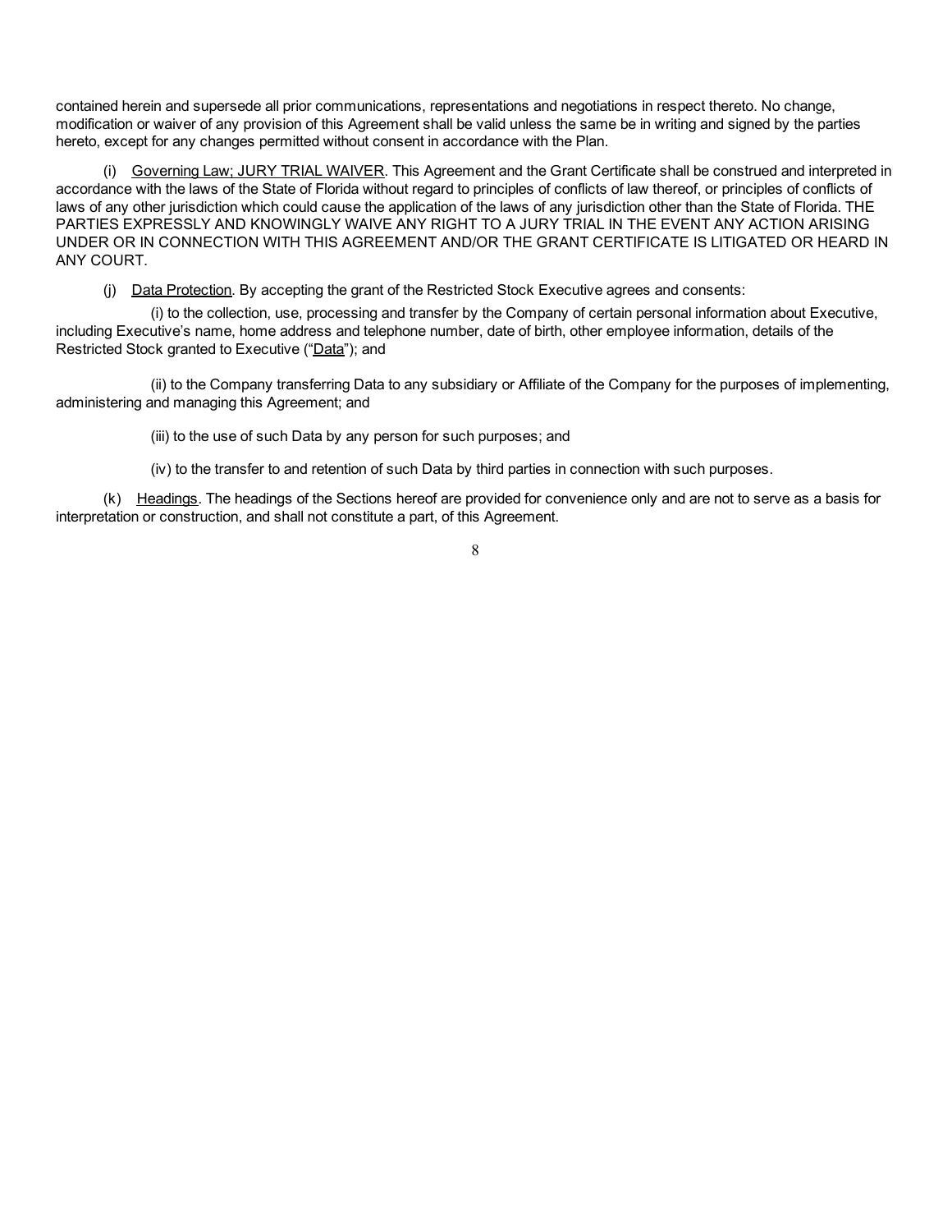contained herein and supersede all prior communications, representations and negotiations in respect thereto. No change, modification or waiver of any provision of this Agreement shall be valid unless the same be in writing and signed by the parties hereto, except for any changes permitted without consent in accordance with the Plan.

(i) Governing Law; JURY TRIAL WAIVER. This Agreement and the Grant Certificate shall be construed and interpreted in accordance with the laws of the State of Florida without regard to principles of conflicts of law thereof, or principles of conflicts of laws of any other jurisdiction which could cause the application of the laws of any jurisdiction other than the State of Florida. THE PARTIES EXPRESSLY AND KNOWINGLY WAIVE ANY RIGHT TO A JURY TRIAL IN THE EVENT ANY ACTION ARISING UNDER OR IN CONNECTION WITH THIS AGREEMENT AND/OR THE GRANT CERTIFICATE IS LITIGATED OR HEARD IN ANY COURT.

(j) Data Protection. By accepting the grant of the Restricted Stock Executive agrees and consents:

(i) to the collection, use, processing and transfer by the Company of certain personal information about Executive, including Executive's name, home address and telephone number, date of birth, other employee information, details of the Restricted Stock granted to Executive ("Data"); and

(ii) to the Company transferring Data to any subsidiary or Affiliate of the Company for the purposes of implementing, administering and managing this Agreement; and

(iii) to the use of such Data by any person for such purposes; and

(iv) to the transfer to and retention of such Data by third parties in connection with such purposes.

(k) Headings. The headings of the Sections hereof are provided for convenience only and are not to serve as a basis for interpretation or construction, and shall not constitute a part, of this Agreement.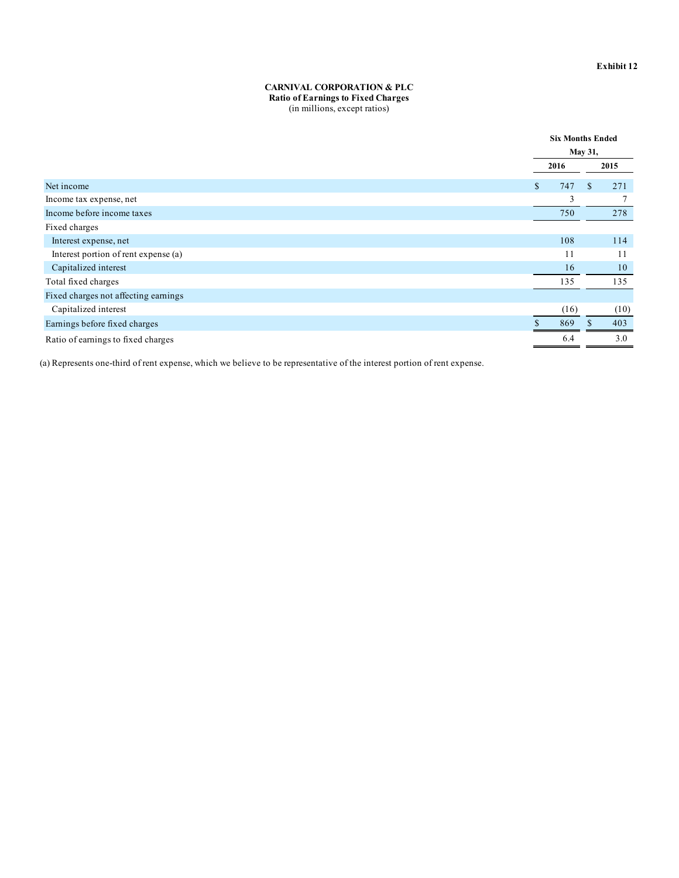**Exhibit 12**

**CARNIVAL CORPORATION & PLC**
**Ratio of Earnings to Fixed Charges**
(in millions, except ratios)

| | Six Months Ended May 31, | |
|---|---|---|
| | **2016** | **2015** |
| Net income | $ 747 | $ 271 |
| Income tax expense, net | 3 | 7 |
| Income before income taxes | 750 | 278 |
| Fixed charges | | |
| Interest expense, net | 108 | 114 |
| Interest portion of rent expense (a) | 11 | 11 |
| Capitalized interest | 16 | 10 |
| Total fixed charges | 135 | 135 |
| Fixed charges not affecting earnings | | |
| Capitalized interest | (16) | (10) |
| Earnings before fixed charges | $ 869 | $ 403 |
| Ratio of earnings to fixed charges | 6.4 | 3.0 |

(a) Represents one-third of rent expense, which we believe to be representative of the interest portion of rent expense.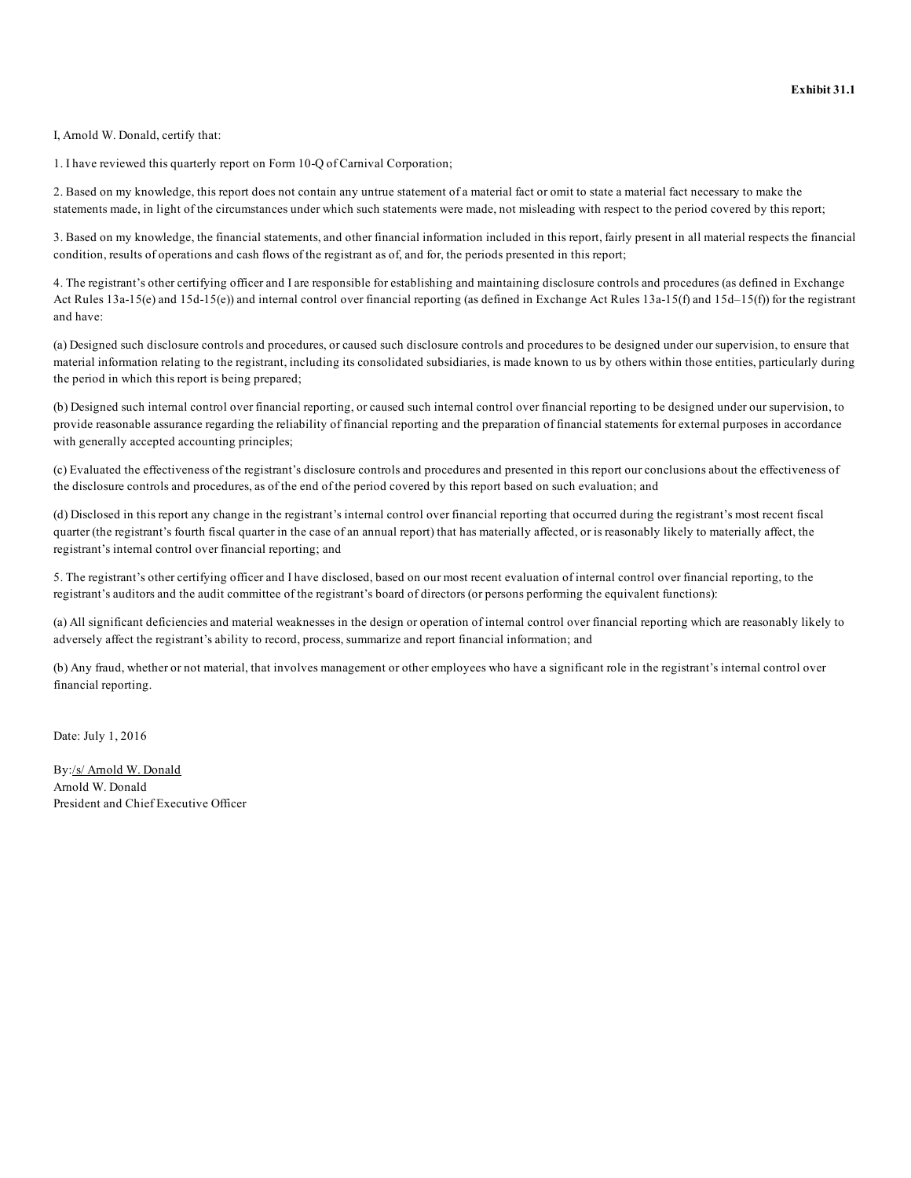**Exhibit 31.1**

I, Arnold W. Donald, certify that:

1. I have reviewed this quarterly report on Form 10-Q of Carnival Corporation;

2. Based on my knowledge, this report does not contain any untrue statement of a material fact or omit to state a material fact necessary to make the statements made, in light of the circumstances under which such statements were made, not misleading with respect to the period covered by this report;

3. Based on my knowledge, the financial statements, and other financial information included in this report, fairly present in all material respects the financial condition, results of operations and cash flows of the registrant as of, and for, the periods presented in this report;

4. The registrant's other certifying officer and I are responsible for establishing and maintaining disclosure controls and procedures (as defined in Exchange Act Rules 13a-15(e) and 15d-15(e)) and internal control over financial reporting (as defined in Exchange Act Rules 13a-15(f) and 15d–15(f)) for the registrant and have:

(a) Designed such disclosure controls and procedures, or caused such disclosure controls and procedures to be designed under our supervision, to ensure that material information relating to the registrant, including its consolidated subsidiaries, is made known to us by others within those entities, particularly during the period in which this report is being prepared;

(b) Designed such internal control over financial reporting, or caused such internal control over financial reporting to be designed under our supervision, to provide reasonable assurance regarding the reliability of financial reporting and the preparation of financial statements for external purposes in accordance with generally accepted accounting principles;

(c) Evaluated the effectiveness of the registrant's disclosure controls and procedures and presented in this report our conclusions about the effectiveness of the disclosure controls and procedures, as of the end of the period covered by this report based on such evaluation; and

(d) Disclosed in this report any change in the registrant's internal control over financial reporting that occurred during the registrant's most recent fiscal quarter (the registrant's fourth fiscal quarter in the case of an annual report) that has materially affected, or is reasonably likely to materially affect, the registrant's internal control over financial reporting; and

5. The registrant's other certifying officer and I have disclosed, based on our most recent evaluation of internal control over financial reporting, to the registrant's auditors and the audit committee of the registrant's board of directors (or persons performing the equivalent functions):

(a) All significant deficiencies and material weaknesses in the design or operation of internal control over financial reporting which are reasonably likely to adversely affect the registrant's ability to record, process, summarize and report financial information; and

(b) Any fraud, whether or not material, that involves management or other employees who have a significant role in the registrant's internal control over financial reporting.

Date: July 1, 2016

By:/s/ Arnold W. Donald
Arnold W. Donald
President and Chief Executive Officer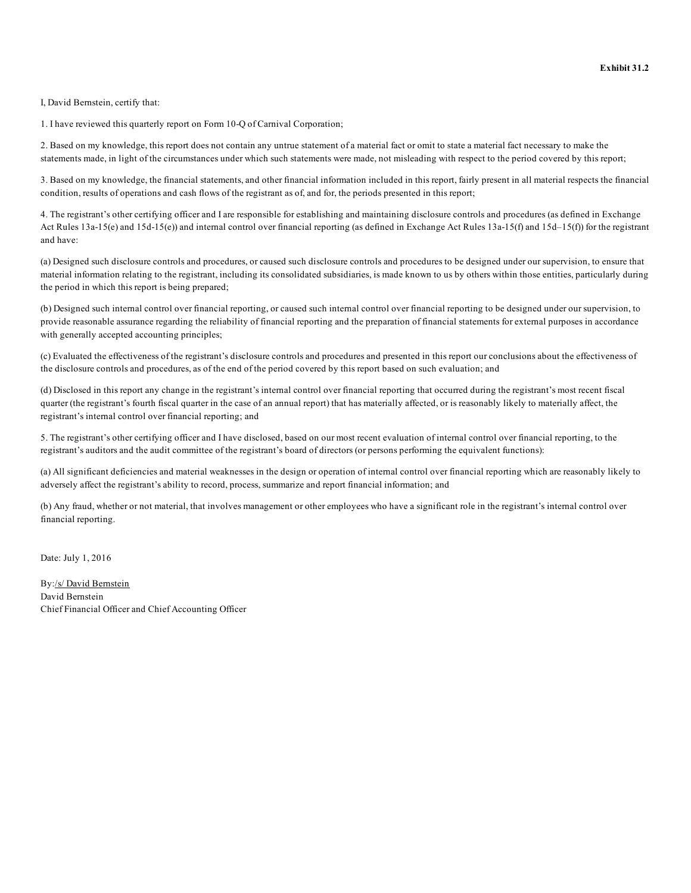**Exhibit 31.2**

I, David Bernstein, certify that:

1. I have reviewed this quarterly report on Form 10-Q of Carnival Corporation;

2. Based on my knowledge, this report does not contain any untrue statement of a material fact or omit to state a material fact necessary to make the statements made, in light of the circumstances under which such statements were made, not misleading with respect to the period covered by this report;

3. Based on my knowledge, the financial statements, and other financial information included in this report, fairly present in all material respects the financial condition, results of operations and cash flows of the registrant as of, and for, the periods presented in this report;

4. The registrant's other certifying officer and I are responsible for establishing and maintaining disclosure controls and procedures (as defined in Exchange Act Rules 13a-15(e) and 15d-15(e)) and internal control over financial reporting (as defined in Exchange Act Rules 13a-15(f) and 15d–15(f)) for the registrant and have:

(a) Designed such disclosure controls and procedures, or caused such disclosure controls and procedures to be designed under our supervision, to ensure that material information relating to the registrant, including its consolidated subsidiaries, is made known to us by others within those entities, particularly during the period in which this report is being prepared;

(b) Designed such internal control over financial reporting, or caused such internal control over financial reporting to be designed under our supervision, to provide reasonable assurance regarding the reliability of financial reporting and the preparation of financial statements for external purposes in accordance with generally accepted accounting principles;

(c) Evaluated the effectiveness of the registrant's disclosure controls and procedures and presented in this report our conclusions about the effectiveness of the disclosure controls and procedures, as of the end of the period covered by this report based on such evaluation; and

(d) Disclosed in this report any change in the registrant's internal control over financial reporting that occurred during the registrant's most recent fiscal quarter (the registrant's fourth fiscal quarter in the case of an annual report) that has materially affected, or is reasonably likely to materially affect, the registrant's internal control over financial reporting; and

5. The registrant's other certifying officer and I have disclosed, based on our most recent evaluation of internal control over financial reporting, to the registrant's auditors and the audit committee of the registrant's board of directors (or persons performing the equivalent functions):

(a) All significant deficiencies and material weaknesses in the design or operation of internal control over financial reporting which are reasonably likely to adversely affect the registrant's ability to record, process, summarize and report financial information; and

(b) Any fraud, whether or not material, that involves management or other employees who have a significant role in the registrant's internal control over financial reporting.

Date: July 1, 2016

By:/s/ David Bernstein
David Bernstein
Chief Financial Officer and Chief Accounting Officer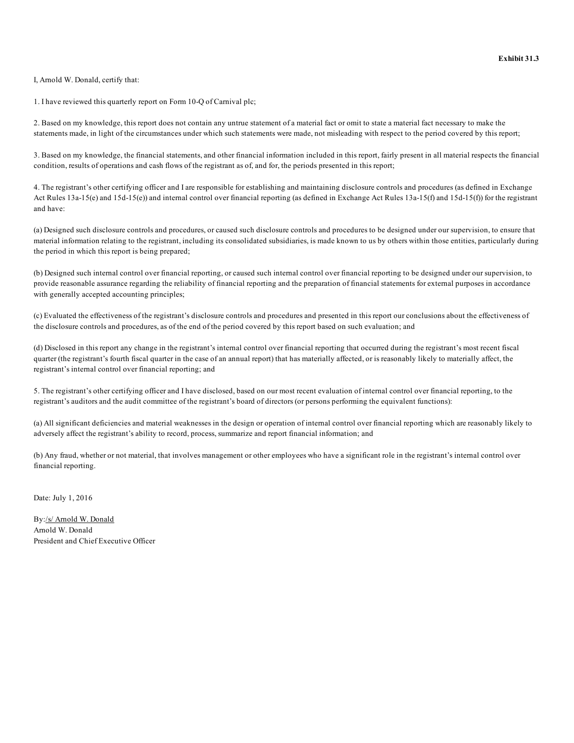**Exhibit 31.3**

I, Arnold W. Donald, certify that:

1. I have reviewed this quarterly report on Form 10-Q of Carnival plc;

2. Based on my knowledge, this report does not contain any untrue statement of a material fact or omit to state a material fact necessary to make the statements made, in light of the circumstances under which such statements were made, not misleading with respect to the period covered by this report;

3. Based on my knowledge, the financial statements, and other financial information included in this report, fairly present in all material respects the financial condition, results of operations and cash flows of the registrant as of, and for, the periods presented in this report;

4. The registrant's other certifying officer and I are responsible for establishing and maintaining disclosure controls and procedures (as defined in Exchange Act Rules 13a-15(e) and 15d-15(e)) and internal control over financial reporting (as defined in Exchange Act Rules 13a-15(f) and 15d-15(f)) for the registrant and have:

(a) Designed such disclosure controls and procedures, or caused such disclosure controls and procedures to be designed under our supervision, to ensure that material information relating to the registrant, including its consolidated subsidiaries, is made known to us by others within those entities, particularly during the period in which this report is being prepared;

(b) Designed such internal control over financial reporting, or caused such internal control over financial reporting to be designed under our supervision, to provide reasonable assurance regarding the reliability of financial reporting and the preparation of financial statements for external purposes in accordance with generally accepted accounting principles;

(c) Evaluated the effectiveness of the registrant's disclosure controls and procedures and presented in this report our conclusions about the effectiveness of the disclosure controls and procedures, as of the end of the period covered by this report based on such evaluation; and

(d) Disclosed in this report any change in the registrant's internal control over financial reporting that occurred during the registrant's most recent fiscal quarter (the registrant's fourth fiscal quarter in the case of an annual report) that has materially affected, or is reasonably likely to materially affect, the registrant's internal control over financial reporting; and

5. The registrant's other certifying officer and I have disclosed, based on our most recent evaluation of internal control over financial reporting, to the registrant's auditors and the audit committee of the registrant's board of directors (or persons performing the equivalent functions):

(a) All significant deficiencies and material weaknesses in the design or operation of internal control over financial reporting which are reasonably likely to adversely affect the registrant's ability to record, process, summarize and report financial information; and

(b) Any fraud, whether or not material, that involves management or other employees who have a significant role in the registrant's internal control over financial reporting.

Date: July 1, 2016

By:/s/ Arnold W. Donald
Arnold W. Donald
President and Chief Executive Officer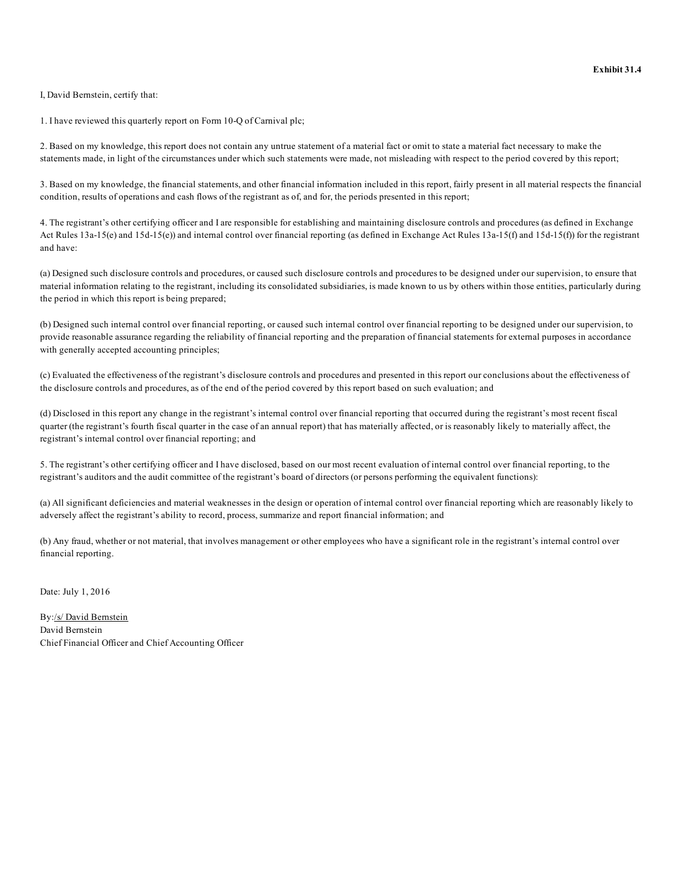**Exhibit 31.4**

I, David Bernstein, certify that:

1. I have reviewed this quarterly report on Form 10-Q of Carnival plc;

2. Based on my knowledge, this report does not contain any untrue statement of a material fact or omit to state a material fact necessary to make the statements made, in light of the circumstances under which such statements were made, not misleading with respect to the period covered by this report;

3. Based on my knowledge, the financial statements, and other financial information included in this report, fairly present in all material respects the financial condition, results of operations and cash flows of the registrant as of, and for, the periods presented in this report;

4. The registrant's other certifying officer and I are responsible for establishing and maintaining disclosure controls and procedures (as defined in Exchange Act Rules 13a-15(e) and 15d-15(e)) and internal control over financial reporting (as defined in Exchange Act Rules 13a-15(f) and 15d-15(f)) for the registrant and have:

(a) Designed such disclosure controls and procedures, or caused such disclosure controls and procedures to be designed under our supervision, to ensure that material information relating to the registrant, including its consolidated subsidiaries, is made known to us by others within those entities, particularly during the period in which this report is being prepared;

(b) Designed such internal control over financial reporting, or caused such internal control over financial reporting to be designed under our supervision, to provide reasonable assurance regarding the reliability of financial reporting and the preparation of financial statements for external purposes in accordance with generally accepted accounting principles;

(c) Evaluated the effectiveness of the registrant's disclosure controls and procedures and presented in this report our conclusions about the effectiveness of the disclosure controls and procedures, as of the end of the period covered by this report based on such evaluation; and

(d) Disclosed in this report any change in the registrant's internal control over financial reporting that occurred during the registrant's most recent fiscal quarter (the registrant's fourth fiscal quarter in the case of an annual report) that has materially affected, or is reasonably likely to materially affect, the registrant's internal control over financial reporting; and

5. The registrant's other certifying officer and I have disclosed, based on our most recent evaluation of internal control over financial reporting, to the registrant's auditors and the audit committee of the registrant's board of directors (or persons performing the equivalent functions):

(a) All significant deficiencies and material weaknesses in the design or operation of internal control over financial reporting which are reasonably likely to adversely affect the registrant's ability to record, process, summarize and report financial information; and

(b) Any fraud, whether or not material, that involves management or other employees who have a significant role in the registrant's internal control over financial reporting.

Date: July 1, 2016

By:/s/ David Bernstein
David Bernstein
Chief Financial Officer and Chief Accounting Officer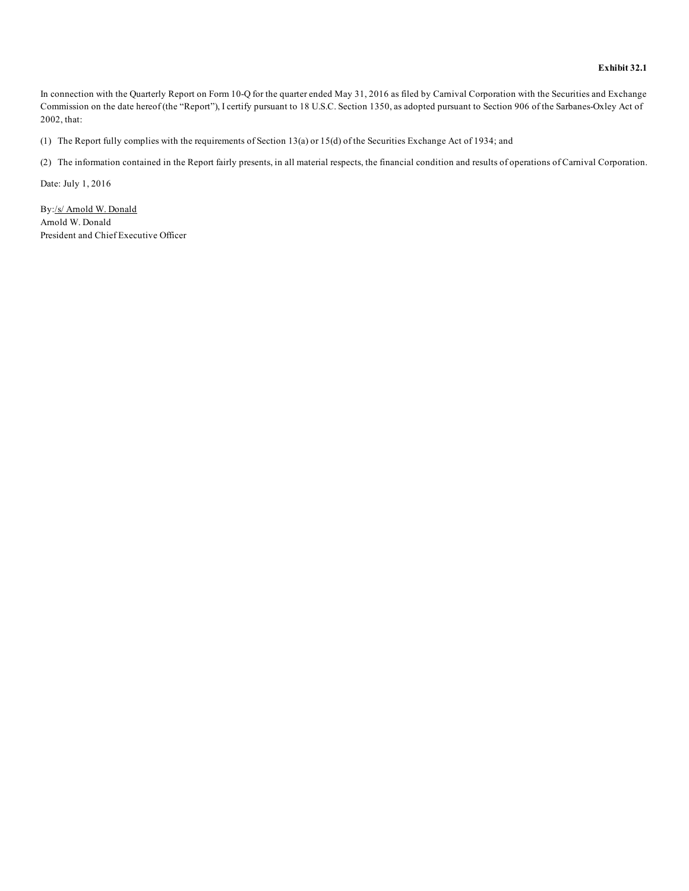**Exhibit 32.1**

In connection with the Quarterly Report on Form 10-Q for the quarter ended May 31, 2016 as filed by Carnival Corporation with the Securities and Exchange Commission on the date hereof (the "Report"), I certify pursuant to 18 U.S.C. Section 1350, as adopted pursuant to Section 906 of the Sarbanes-Oxley Act of 2002, that:

(1) The Report fully complies with the requirements of Section 13(a) or 15(d) of the Securities Exchange Act of 1934; and

(2) The information contained in the Report fairly presents, in all material respects, the financial condition and results of operations of Carnival Corporation.

Date: July 1, 2016

By:/s/ Arnold W. Donald
Arnold W. Donald
President and Chief Executive Officer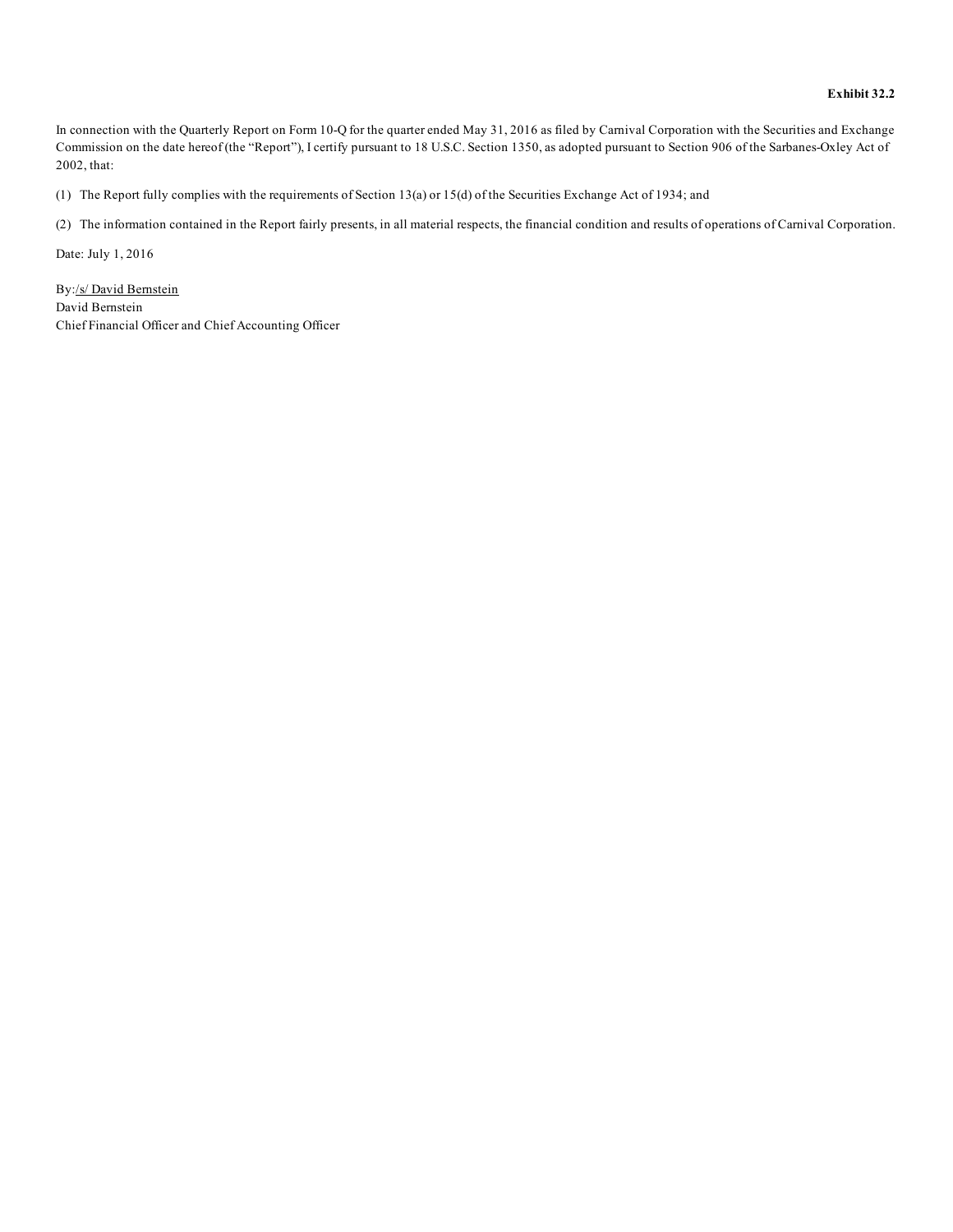**Exhibit 32.2**

In connection with the Quarterly Report on Form 10-Q for the quarter ended May 31, 2016 as filed by Carnival Corporation with the Securities and Exchange Commission on the date hereof (the "Report"), I certify pursuant to 18 U.S.C. Section 1350, as adopted pursuant to Section 906 of the Sarbanes-Oxley Act of 2002, that:

(1) The Report fully complies with the requirements of Section 13(a) or 15(d) of the Securities Exchange Act of 1934; and

(2) The information contained in the Report fairly presents, in all material respects, the financial condition and results of operations of Carnival Corporation.

Date: July 1, 2016

By:/s/ David Bernstein
David Bernstein
Chief Financial Officer and Chief Accounting Officer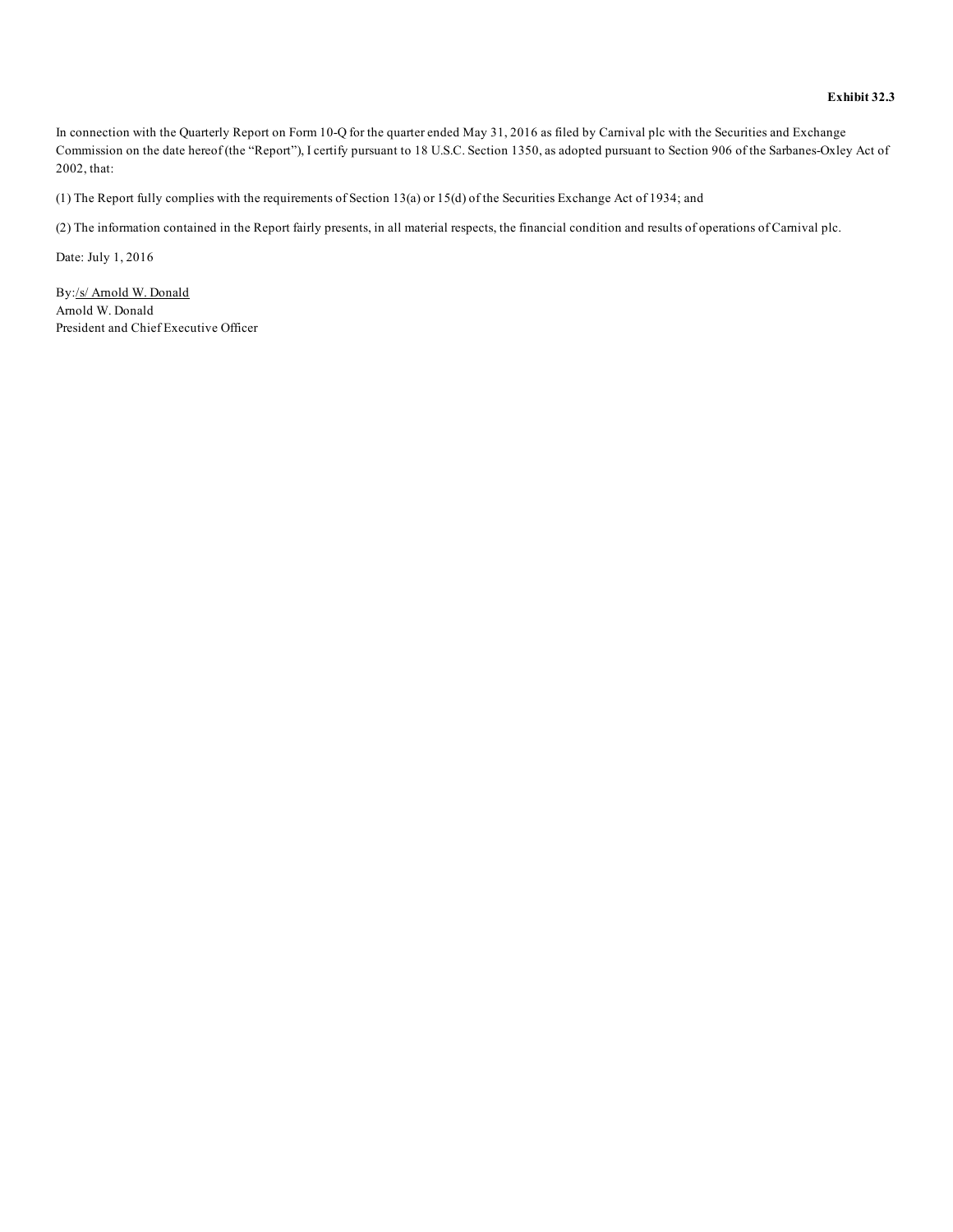**Exhibit 32.3**

In connection with the Quarterly Report on Form 10-Q for the quarter ended May 31, 2016 as filed by Carnival plc with the Securities and Exchange Commission on the date hereof (the "Report"), I certify pursuant to 18 U.S.C. Section 1350, as adopted pursuant to Section 906 of the Sarbanes-Oxley Act of 2002, that:

(1) The Report fully complies with the requirements of Section 13(a) or 15(d) of the Securities Exchange Act of 1934; and

(2) The information contained in the Report fairly presents, in all material respects, the financial condition and results of operations of Carnival plc.

Date: July 1, 2016

By:/s/ Arnold W. Donald
Arnold W. Donald
President and Chief Executive Officer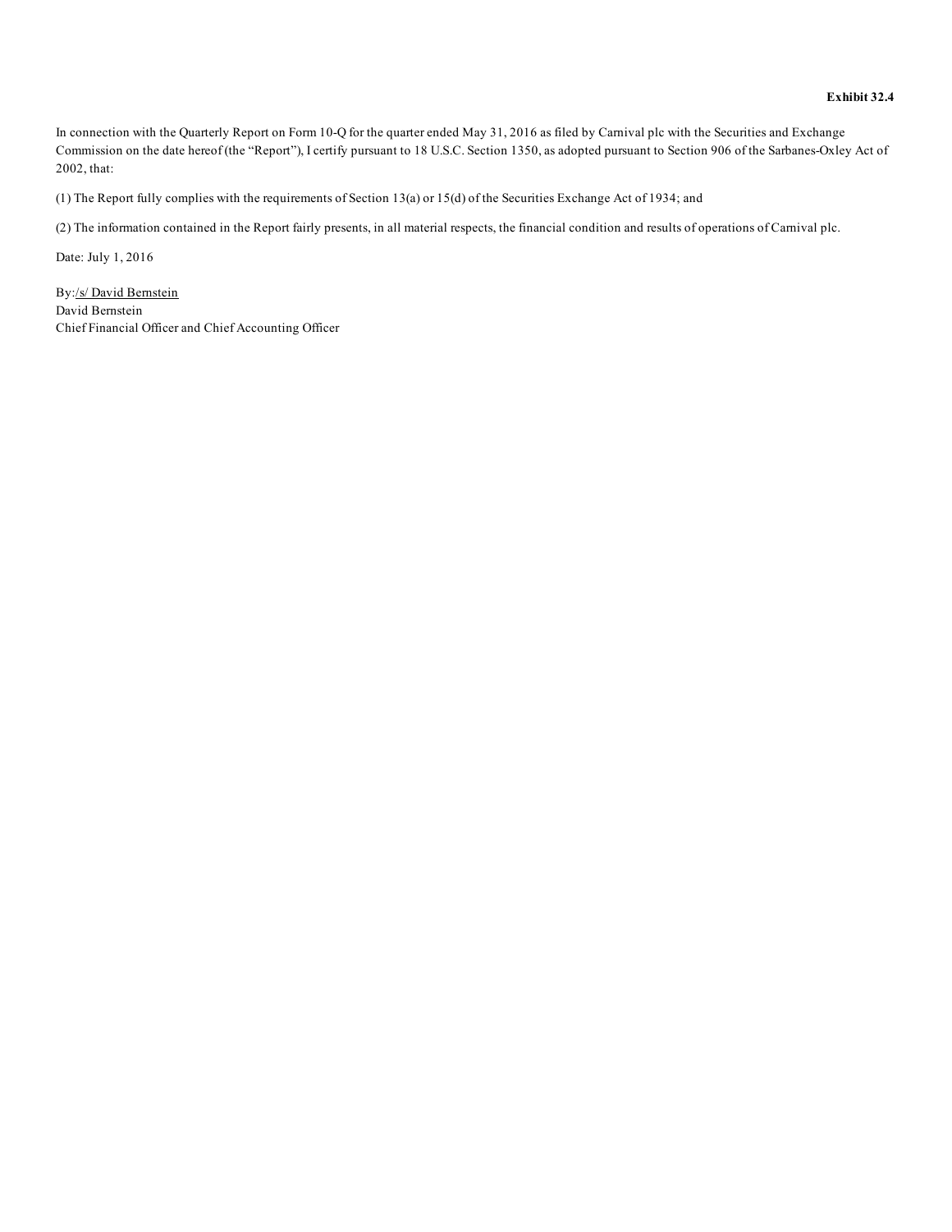**Exhibit 32.4**

In connection with the Quarterly Report on Form 10-Q for the quarter ended May 31, 2016 as filed by Carnival plc with the Securities and Exchange Commission on the date hereof (the "Report"), I certify pursuant to 18 U.S.C. Section 1350, as adopted pursuant to Section 906 of the Sarbanes-Oxley Act of 2002, that:

(1) The Report fully complies with the requirements of Section 13(a) or 15(d) of the Securities Exchange Act of 1934; and

(2) The information contained in the Report fairly presents, in all material respects, the financial condition and results of operations of Carnival plc.

Date: July 1, 2016

By:/s/ David Bernstein
David Bernstein
Chief Financial Officer and Chief Accounting Officer